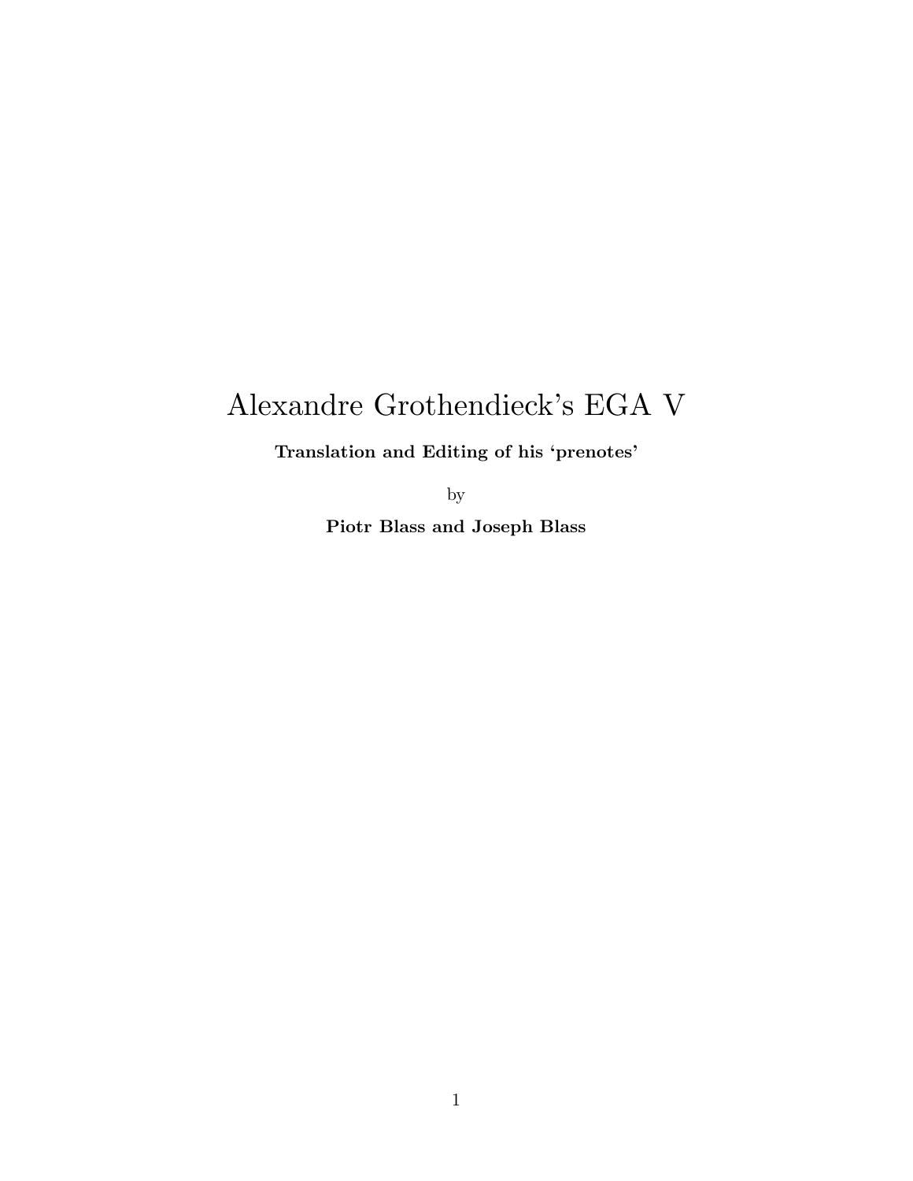# Alexandre Grothendieck's EGA V

**Translation and Editing of his 'prenotes'**

by

**Piotr Blass and Joseph Blass**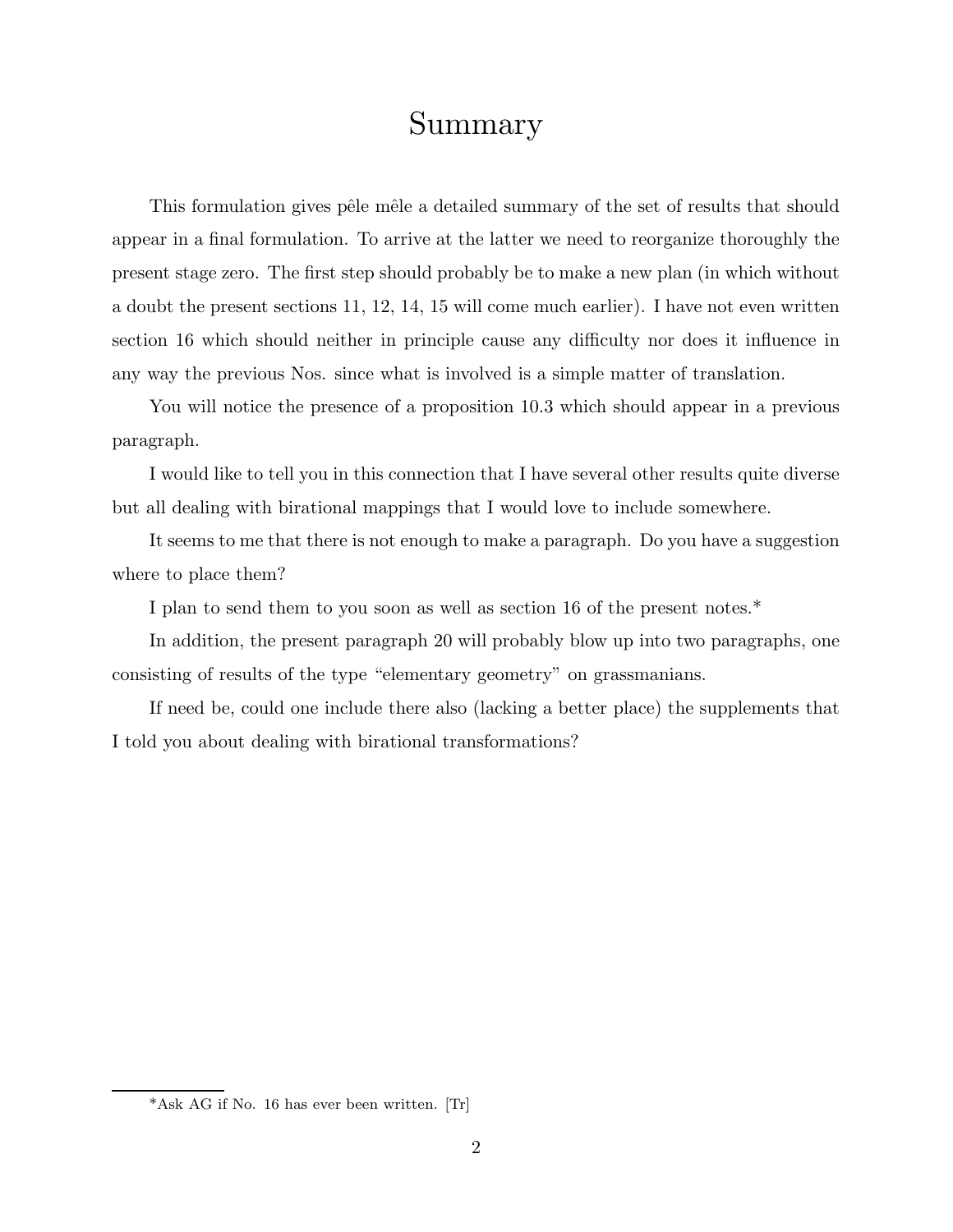# Summary

This formulation gives pêle mêle a detailed summary of the set of results that should appear in a final formulation. To arrive at the latter we need to reorganize thoroughly the present stage zero. The first step should probably be to make a new plan (in which without a doubt the present sections 11, 12, 14, 15 will come much earlier). I have not even written section 16 which should neither in principle cause any difficulty nor does it influence in any way the previous Nos. since what is involved is a simple matter of translation.

You will notice the presence of a proposition 10.3 which should appear in a previous paragraph.

I would like to tell you in this connection that I have several other results quite diverse but all dealing with birational mappings that I would love to include somewhere.

It seems to me that there is not enough to make a paragraph. Do you have a suggestion where to place them?

I plan to send them to you soon as well as section 16 of the present notes.*

In addition, the present paragraph 20 will probably blow up into two paragraphs, one consisting of results of the type "elementary geometry" on grassmanians.

If need be, could one include there also (lacking a better place) the supplements that I told you about dealing with birational transformations?

---

*Ask AG if No. 16 has ever been written. [Tr]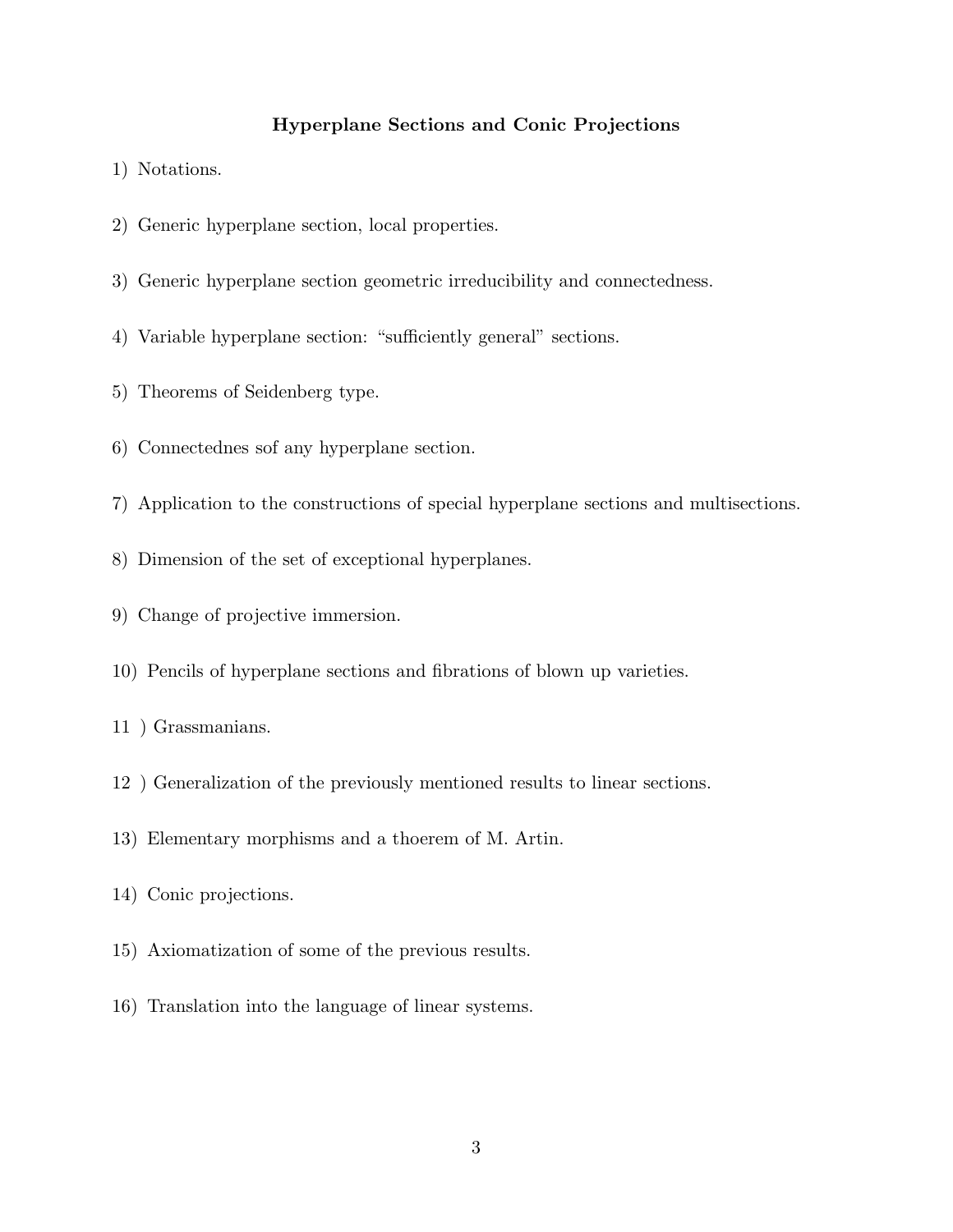**Hyperplane Sections and Conic Projections**

1) Notations.

2) Generic hyperplane section, local properties.

3) Generic hyperplane section geometric irreducibility and connectedness.

4) Variable hyperplane section: “sufficiently general” sections.

5) Theorems of Seidenberg type.

6) Connectednes sof any hyperplane section.

7) Application to the constructions of special hyperplane sections and multisections.

8) Dimension of the set of exceptional hyperplanes.

9) Change of projective immersion.

10) Pencils of hyperplane sections and fibrations of blown up varieties.

11 ) Grassmanians.

12 ) Generalization of the previously mentioned results to linear sections.

13) Elementary morphisms and a thoerem of M. Artin.

14) Conic projections.

15) Axiomatization of some of the previous results.

16) Translation into the language of linear systems.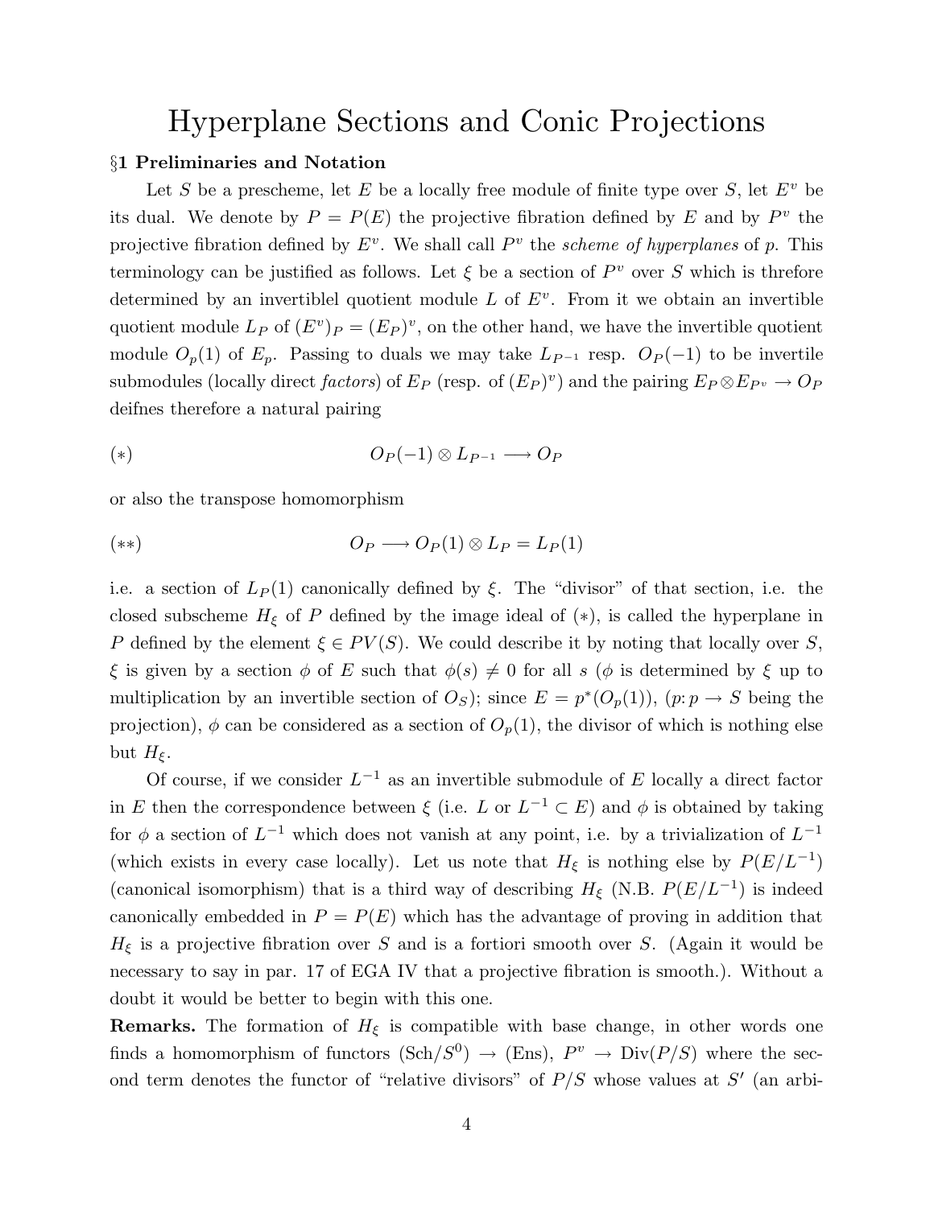# Hyperplane Sections and Conic Projections

**§1 Preliminaries and Notation**

Let $S$ be a prescheme, let $E$ be a locally free module of finite type over $S$, let $E^v$ be its dual. We denote by $P = P(E)$ the projective fibration defined by $E$ and by $P^v$ the projective fibration defined by $E^v$. We shall call $P^v$ the *scheme of hyperplanes* of $p$. This terminology can be justified as follows. Let $\xi$ be a section of $P^v$ over $S$ which is threfore determined by an invertiblel quotient module $L$ of $E^v$. From it we obtain an invertible quotient module $L_P$ of $(E^v)_P = (E_P)^v$, on the other hand, we have the invertible quotient module $O_p(1)$ of $E_p$. Passing to duals we may take $L_{P^{-1}}$ resp. $O_P(-1)$ to be invertile submodules (locally direct *factors*) of $E_P$ (resp. of $(E_P)^v$) and the pairing $E_P \otimes E_{P^v} \to O_P$ deifnes therefore a natural pairing

$$(*) \qquad O_P(-1) \otimes L_{P^{-1}} \longrightarrow O_P$$

or also the transpose homomorphism

$$(**) \qquad O_P \longrightarrow O_P(1) \otimes L_P = L_P(1)$$

i.e. a section of $L_P(1)$ canonically defined by $\xi$. The "divisor" of that section, i.e. the closed subscheme $H_\xi$ of $P$ defined by the image ideal of $(*)$, is called the hyperplane in $P$ defined by the element $\xi \in PV(S)$. We could describe it by noting that locally over $S$, $\xi$ is given by a section $\phi$ of $E$ such that $\phi(s) \neq 0$ for all $s$ ($\phi$ is determined by $\xi$ up to multiplication by an invertible section of $O_S$); since $E = p^*(O_p(1))$, ($p\colon p \to S$ being the projection), $\phi$ can be considered as a section of $O_p(1)$, the divisor of which is nothing else but $H_\xi$.

Of course, if we consider $L^{-1}$ as an invertible submodule of $E$ locally a direct factor in $E$ then the correspondence between $\xi$ (i.e. $L$ or $L^{-1} \subset E$) and $\phi$ is obtained by taking for $\phi$ a section of $L^{-1}$ which does not vanish at any point, i.e. by a trivialization of $L^{-1}$ (which exists in every case locally). Let us note that $H_\xi$ is nothing else by $P(E/L^{-1})$ (canonical isomorphism) that is a third way of describing $H_\xi$ (N.B. $P(E/L^{-1})$ is indeed canonically embedded in $P = P(E)$ which has the advantage of proving in addition that $H_\xi$ is a projective fibration over $S$ and is a fortiori smooth over $S$. (Again it would be necessary to say in par. 17 of EGA IV that a projective fibration is smooth.). Without a doubt it would be better to begin with this one.

**Remarks.** The formation of $H_\xi$ is compatible with base change, in other words one finds a homomorphism of functors $(\mathrm{Sch}/S^0) \to (\mathrm{Ens})$, $P^v \to \mathrm{Div}(P/S)$ where the second term denotes the functor of "relative divisors" of $P/S$ whose values at $S'$ (an arbi-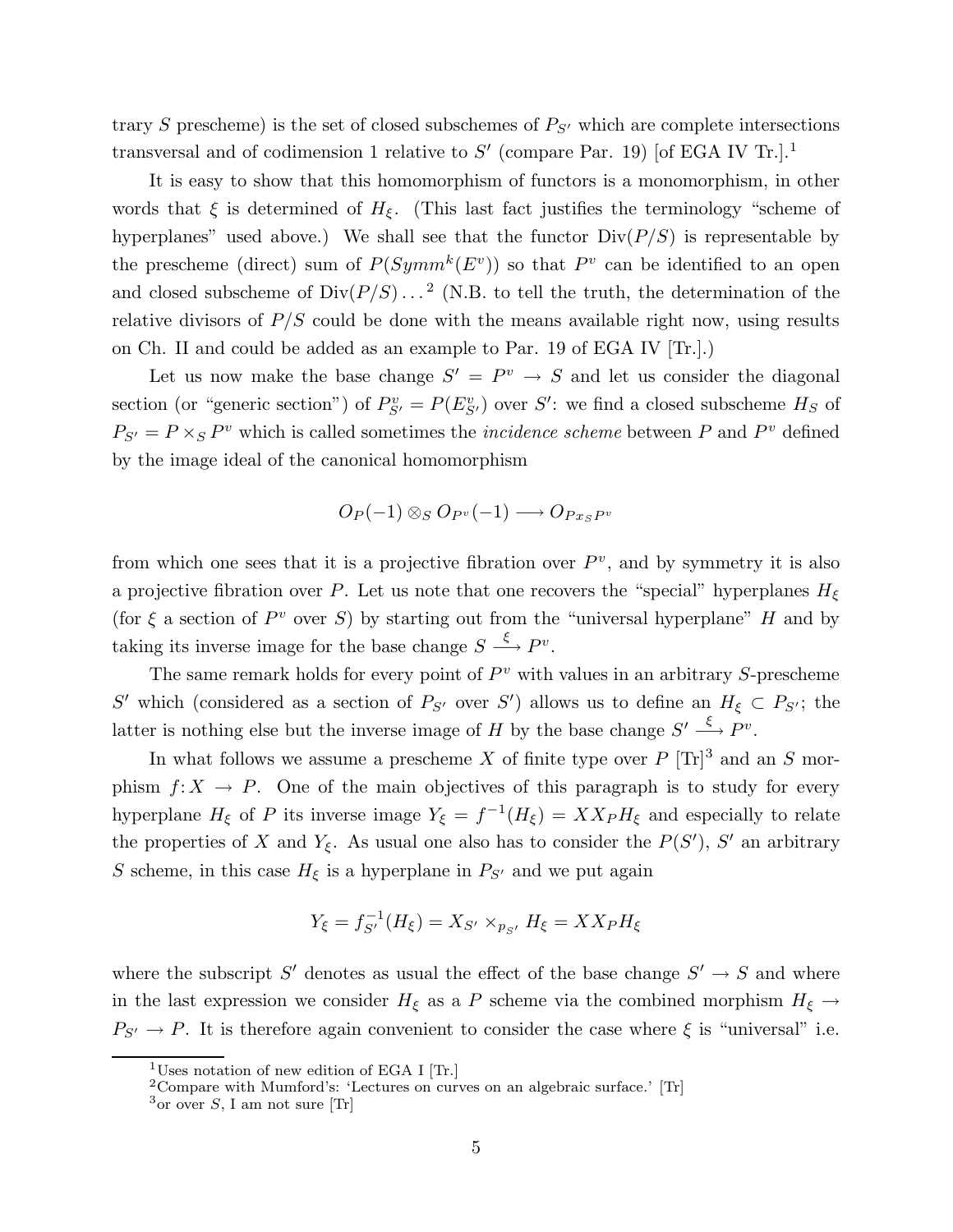trary $S$ prescheme) is the set of closed subschemes of $P_{S'}$ which are complete intersections transversal and of codimension 1 relative to $S'$ (compare Par. 19) [of EGA IV Tr.].[1]

It is easy to show that this homomorphism of functors is a monomorphism, in other words that $\xi$ is determined of $H_\xi$. (This last fact justifies the terminology "scheme of hyperplanes" used above.) We shall see that the functor $\mathrm{Div}(P/S)$ is representable by the prescheme (direct) sum of $P(Symm^k(E^v))$ so that $P^v$ can be identified to an open and closed subscheme of $\mathrm{Div}(P/S)\ldots$[2] (N.B. to tell the truth, the determination of the relative divisors of $P/S$ could be done with the means available right now, using results on Ch. II and could be added as an example to Par. 19 of EGA IV [Tr.].)

Let us now make the base change $S' = P^v \to S$ and let us consider the diagonal section (or "generic section") of $P^v_{S'} = P(E^v_{S'})$ over $S'$: we find a closed subscheme $H_S$ of $P_{S'} = P \times_S P^v$ which is called sometimes the *incidence scheme* between $P$ and $P^v$ defined by the image ideal of the canonical homomorphism

$$O_P(-1) \otimes_S O_{P^v}(-1) \longrightarrow O_{Px_S P^v}$$

from which one sees that it is a projective fibration over $P^v$, and by symmetry it is also a projective fibration over $P$. Let us note that one recovers the "special" hyperplanes $H_\xi$ (for $\xi$ a section of $P^v$ over $S$) by starting out from the "universal hyperplane" $H$ and by taking its inverse image for the base change $S \xrightarrow{\xi} P^v$.

The same remark holds for every point of $P^v$ with values in an arbitrary $S$-prescheme $S'$ which (considered as a section of $P_{S'}$ over $S'$) allows us to define an $H_\xi \subset P_{S'}$; the latter is nothing else but the inverse image of $H$ by the base change $S' \xrightarrow{\xi} P^v$.

In what follows we assume a prescheme $X$ of finite type over $P$ [Tr][3] and an $S$ morphism $f\colon X \to P$. One of the main objectives of this paragraph is to study for every hyperplane $H_\xi$ of $P$ its inverse image $Y_\xi = f^{-1}(H_\xi) = XX_P H_\xi$ and especially to relate the properties of $X$ and $Y_\xi$. As usual one also has to consider the $P(S')$, $S'$ an arbitrary $S$ scheme, in this case $H_\xi$ is a hyperplane in $P_{S'}$ and we put again

$$Y_\xi = f_{S'}^{-1}(H_\xi) = X_{S'} \times_{p_{S'}} H_\xi = XX_P H_\xi$$

where the subscript $S'$ denotes as usual the effect of the base change $S' \to S$ and where in the last expression we consider $H_\xi$ as a $P$ scheme via the combined morphism $H_\xi \to P_{S'} \to P$. It is therefore again convenient to consider the case where $\xi$ is "universal" i.e.

---

[1] Uses notation of new edition of EGA I [Tr.]

[2] Compare with Mumford's: 'Lectures on curves on an algebraic surface.' [Tr]

[3] or over $S$, I am not sure [Tr]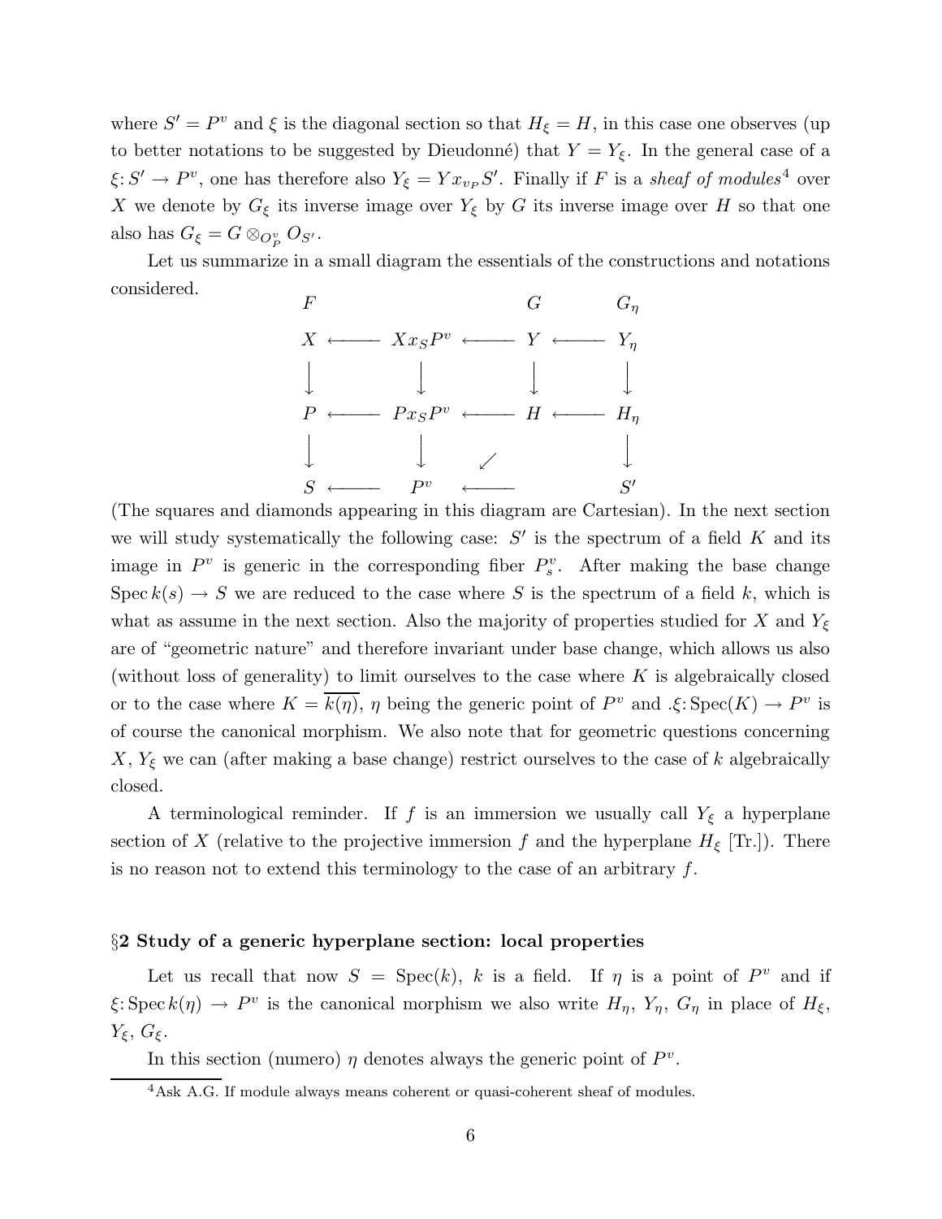where $S' = P^v$ and $\xi$ is the diagonal section so that $H_\xi = H$, in this case one observes (up to better notations to be suggested by Dieudonné) that $Y = Y_\xi$. In the general case of a $\xi: S' \to P^v$, one has therefore also $Y_\xi = Y x_{v_P} S'$. Finally if $F$ is a *sheaf of modules*[4] over $X$ we denote by $G_\xi$ its inverse image over $Y_\xi$ by $G$ its inverse image over $H$ so that one also has $G_\xi = G \otimes_{O_P^v} O_{S'}$.

Let us summarize in a small diagram the essentials of the constructions and notations considered.

$$
\begin{array}{ccccccc}
F & & & & G & & G_\eta \\
X & \longleftarrow & X x_S P^v & \longleftarrow & Y & \longleftarrow & Y_\eta \\
\downarrow & & \downarrow & & \downarrow & & \downarrow \\
P & \longleftarrow & P x_S P^v & \longleftarrow & H & \longleftarrow & H_\eta \\
\downarrow & & \downarrow & \swarrow & & & \downarrow \\
S & \longleftarrow & P^v & \longleftarrow & & & S'
\end{array}
$$

(The squares and diamonds appearing in this diagram are Cartesian). In the next section we will study systematically the following case: $S'$ is the spectrum of a field $K$ and its image in $P^v$ is generic in the corresponding fiber $P^v_s$. After making the base change $\operatorname{Spec} k(s) \to S$ we are reduced to the case where $S$ is the spectrum of a field $k$, which is what as assume in the next section. Also the majority of properties studied for $X$ and $Y_\xi$ are of "geometric nature" and therefore invariant under base change, which allows us also (without loss of generality) to limit ourselves to the case where $K$ is algebraically closed or to the case where $K = \overline{k(\eta)}$, $\eta$ being the generic point of $P^v$ and $.\xi: \operatorname{Spec}(K) \to P^v$ is of course the canonical morphism. We also note that for geometric questions concerning $X$, $Y_\xi$ we can (after making a base change) restrict ourselves to the case of $k$ algebraically closed.

A terminological reminder. If $f$ is an immersion we usually call $Y_\xi$ a hyperplane section of $X$ (relative to the projective immersion $f$ and the hyperplane $H_\xi$ [Tr.]). There is no reason not to extend this terminology to the case of an arbitrary $f$.

## §2 Study of a generic hyperplane section: local properties

Let us recall that now $S = \operatorname{Spec}(k)$, $k$ is a field. If $\eta$ is a point of $P^v$ and if $\xi: \operatorname{Spec} k(\eta) \to P^v$ is the canonical morphism we also write $H_\eta$, $Y_\eta$, $G_\eta$ in place of $H_\xi$, $Y_\xi$, $G_\xi$.

In this section (numero) $\eta$ denotes always the generic point of $P^v$.

[4] Ask A.G. If module always means coherent or quasi-coherent sheaf of modules.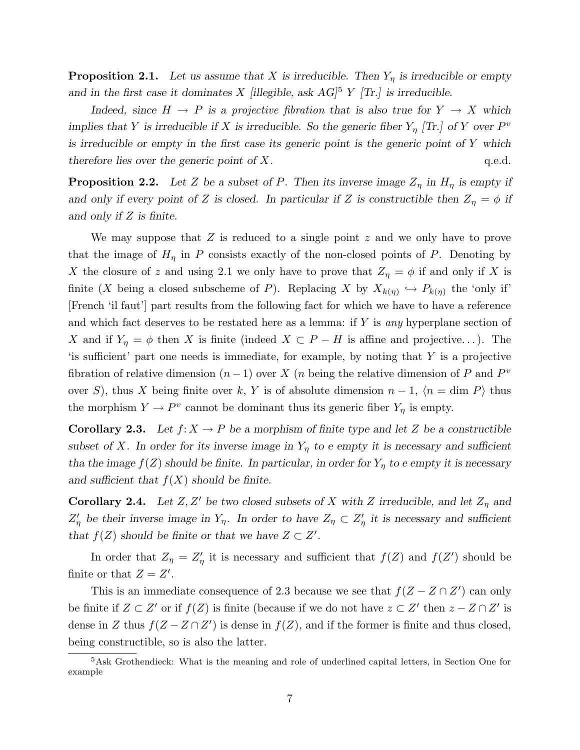**Proposition 2.1.** *Let us assume that $X$ is irreducible. Then $Y_\eta$ is irreducible or empty and in the first case it dominates $X$ [illegible, ask AG]*[5] *$Y$ [Tr.] is irreducible.*

*Indeed, since $H \to P$ is a projective fibration that is also true for $Y \to X$ which implies that $Y$ is irreducible if $X$ is irreducible. So the generic fiber $Y_\eta$ [Tr.] of $Y$ over $P^v$ is irreducible or empty in the first case its generic point is the generic point of $Y$ which therefore lies over the generic point of $X$.* q.e.d.

**Proposition 2.2.** *Let $Z$ be a subset of $P$. Then its inverse image $Z_\eta$ in $H_\eta$ is empty if and only if every point of $Z$ is closed. In particular if $Z$ is constructible then $Z_\eta = \phi$ if and only if $Z$ is finite.*

We may suppose that $Z$ is reduced to a single point $z$ and we only have to prove that the image of $H_\eta$ in $P$ consists exactly of the non-closed points of $P$. Denoting by $X$ the closure of $z$ and using 2.1 we only have to prove that $Z_\eta = \phi$ if and only if $X$ is finite ($X$ being a closed subscheme of $P$). Replacing $X$ by $X_{k(\eta)} \hookrightarrow P_{k(\eta)}$ the 'only if' [French 'il faut'] part results from the following fact for which we have to have a reference and which fact deserves to be restated here as a lemma: if $Y$ is *any* hyperplane section of $X$ and if $Y_\eta = \phi$ then $X$ is finite (indeed $X \subset P - H$ is affine and projective...). The 'is sufficient' part one needs is immediate, for example, by noting that $Y$ is a projective fibration of relative dimension $(n-1)$ over $X$ ($n$ being the relative dimension of $P$ and $P^v$ over $S$), thus $X$ being finite over $k$, $Y$ is of absolute dimension $n-1$, $\langle n = \dim P \rangle$ thus the morphism $Y \to P^v$ cannot be dominant thus its generic fiber $Y_\eta$ is empty.

**Corollary 2.3.** *Let $f \colon X \to P$ be a morphism of finite type and let $Z$ be a constructible subset of $X$. In order for its inverse image in $Y_\eta$ to e empty it is necessary and sufficient tha the image $f(Z)$ should be finite. In particular, in order for $Y_\eta$ to e empty it is necessary and sufficient that $f(X)$ should be finite.*

**Corollary 2.4.** *Let $Z, Z'$ be two closed subsets of $X$ with $Z$ irreducible, and let $Z_\eta$ and $Z'_\eta$ be their inverse image in $Y_\eta$. In order to have $Z_\eta \subset Z'_\eta$ it is necessary and sufficient that $f(Z)$ should be finite or that we have $Z \subset Z'$.*

In order that $Z_\eta = Z'_\eta$ it is necessary and sufficient that $f(Z)$ and $f(Z')$ should be finite or that $Z = Z'$.

This is an immediate consequence of 2.3 because we see that $f(Z - Z \cap Z')$ can only be finite if $Z \subset Z'$ or if $f(Z)$ is finite (because if we do not have $z \subset Z'$ then $z - Z \cap Z'$ is dense in $Z$ thus $f(Z - Z \cap Z')$ is dense in $f(Z)$, and if the former is finite and thus closed, being constructible, so is also the latter.

[5] Ask Grothendieck: What is the meaning and role of underlined capital letters, in Section One for example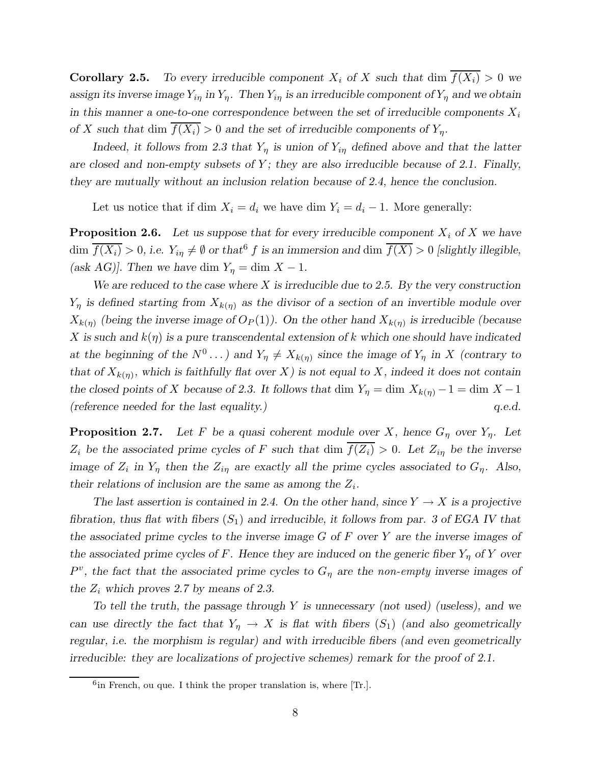**Corollary 2.5.** *To every irreducible component $X_i$ of $X$ such that* $\dim \overline{f(X_i)} > 0$ *we assign its inverse image $Y_{i\eta}$ in $Y_\eta$. Then $Y_{i\eta}$ is an irreducible component of $Y_\eta$ and we obtain in this manner a one-to-one correspondence between the set of irreducible components $X_i$ of $X$ such that* $\dim \overline{f(X_i)} > 0$ *and the set of irreducible components of $Y_\eta$.*

*Indeed, it follows from 2.3 that $Y_\eta$ is union of $Y_{i\eta}$ defined above and that the latter are closed and non-empty subsets of $Y$; they are also irreducible because of 2.1. Finally, they are mutually without an inclusion relation because of 2.4, hence the conclusion.*

Let us notice that if $\dim X_i = d_i$ we have $\dim Y_i = d_i - 1$. More generally:

**Proposition 2.6.** *Let us suppose that for every irreducible component $X_i$ of $X$ we have* $\dim \overline{f(X_i)} > 0$*, i.e. $Y_{i\eta} \neq \emptyset$ or that[6] $f$ is an immersion and* $\dim \overline{f(X)} > 0$ *[slightly illegible, (ask AG)]. Then we have* $\dim Y_\eta = \dim X - 1$.

*We are reduced to the case where $X$ is irreducible due to 2.5. By the very construction $Y_\eta$ is defined starting from $X_{k(\eta)}$ as the divisor of a section of an invertible module over $X_{k(\eta)}$ (being the inverse image of $O_P(1)$). On the other hand $X_{k(\eta)}$ is irreducible (because $X$ is such and $k(\eta)$ is a pure transcendental extension of $k$ which one should have indicated at the beginning of the $N^0 \ldots$) and $Y_\eta \neq X_{k(\eta)}$ since the image of $Y_\eta$ in $X$ (contrary to that of $X_{k(\eta)}$, which is faithfully flat over $X$) is not equal to $X$, indeed it does not contain the closed points of $X$ because of 2.3. It follows that* $\dim Y_\eta = \dim X_{k(\eta)} - 1 = \dim X - 1$ *(reference needed for the last equality.)* *q.e.d.*

**Proposition 2.7.** *Let $F$ be a quasi coherent module over $X$, hence $G_\eta$ over $Y_\eta$. Let $Z_i$ be the associated prime cycles of $F$ such that* $\dim \overline{f(Z_i)} > 0$*. Let $Z_{i\eta}$ be the inverse image of $Z_i$ in $Y_\eta$ then the $Z_{i\eta}$ are exactly all the prime cycles associated to $G_\eta$. Also, their relations of inclusion are the same as among the $Z_i$.*

*The last assertion is contained in 2.4. On the other hand, since $Y \to X$ is a projective fibration, thus flat with fibers $(S_1)$ and irreducible, it follows from par. 3 of EGA IV that the associated prime cycles to the inverse image $G$ of $F$ over $Y$ are the inverse images of the associated prime cycles of $F$. Hence they are induced on the generic fiber $Y_\eta$ of $Y$ over $P^v$, the fact that the associated prime cycles to $G_\eta$ are the* non-empty *inverse images of the $Z_i$ which proves 2.7 by means of 2.3.*

*To tell the truth, the passage through $Y$ is unnecessary (not used) (useless), and we can use directly the fact that $Y_\eta \to X$ is flat with fibers $(S_1)$ (and also geometrically regular, i.e. the morphism is regular) and with irreducible fibers (and even geometrically irreducible: they are localizations of projective schemes) remark for the proof of 2.1.*

[6] in French, ou que. I think the proper translation is, where [Tr.].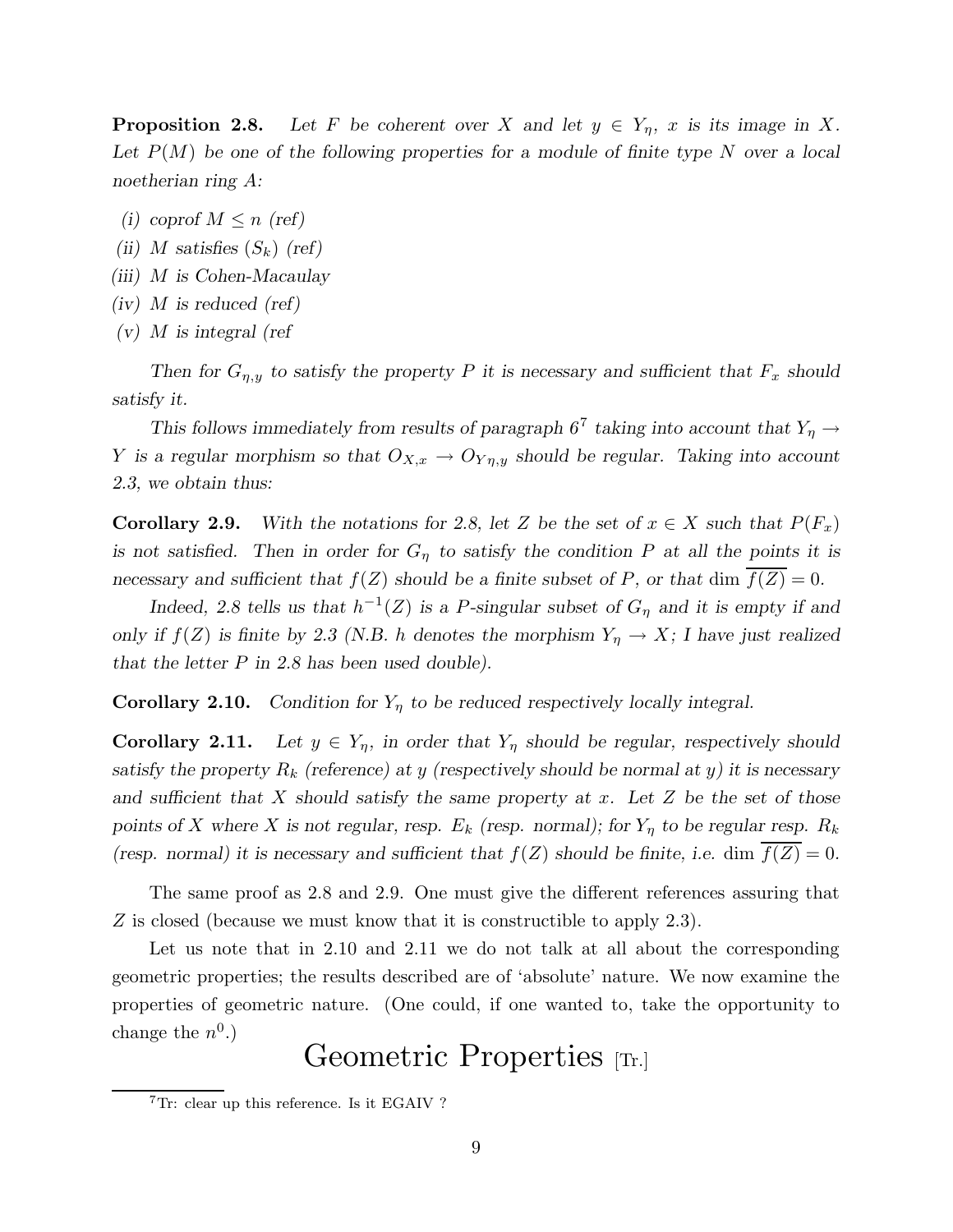**Proposition 2.8.** *Let $F$ be coherent over $X$ and let $y \in Y_\eta$, $x$ is its image in $X$. Let $P(M)$ be one of the following properties for a module of finite type $N$ over a local noetherian ring $A$:*

*(i) coprof $M \leq n$ (ref)*

*(ii) $M$ satisfies $(S_k)$ (ref)*

*(iii) $M$ is Cohen-Macaulay*

*(iv) $M$ is reduced (ref)*

*(v) $M$ is integral (ref*

*Then for $G_{\eta,y}$ to satisfy the property $P$ it is necessary and sufficient that $F_x$ should satisfy it.*

*This follows immediately from results of paragraph 6*[7] *taking into account that $Y_\eta \to Y$ is a regular morphism so that $O_{X,x} \to O_{Y\eta,y}$ should be regular. Taking into account 2.3, we obtain thus:*

**Corollary 2.9.** *With the notations for 2.8, let $Z$ be the set of $x \in X$ such that $P(F_x)$ is not satisfied. Then in order for $G_\eta$ to satisfy the condition $P$ at all the points it is necessary and sufficient that $f(Z)$ should be a finite subset of $P$, or that $\dim \overline{f(Z)} = 0$.*

*Indeed, 2.8 tells us that $h^{-1}(Z)$ is a $P$-singular subset of $G_\eta$ and it is empty if and only if $f(Z)$ is finite by 2.3 (N.B. $h$ denotes the morphism $Y_\eta \to X$; I have just realized that the letter $P$ in 2.8 has been used double).*

**Corollary 2.10.** *Condition for $Y_\eta$ to be reduced respectively locally integral.*

**Corollary 2.11.** *Let $y \in Y_\eta$, in order that $Y_\eta$ should be regular, respectively should satisfy the property $R_k$ (reference) at $y$ (respectively should be normal at $y$) it is necessary and sufficient that $X$ should satisfy the same property at $x$. Let $Z$ be the set of those points of $X$ where $X$ is not regular, resp. $E_k$ (resp. normal); for $Y_\eta$ to be regular resp. $R_k$ (resp. normal) it is necessary and sufficient that $f(Z)$ should be finite, i.e. $\dim \overline{f(Z)} = 0$.*

The same proof as 2.8 and 2.9. One must give the different references assuring that $Z$ is closed (because we must know that it is constructible to apply 2.3).

Let us note that in 2.10 and 2.11 we do not talk at all about the corresponding geometric properties; the results described are of 'absolute' nature. We now examine the properties of geometric nature. (One could, if one wanted to, take the opportunity to change the $n^0$.)

# Geometric Properties [Tr.]

[7] Tr: clear up this reference. Is it EGAIV ?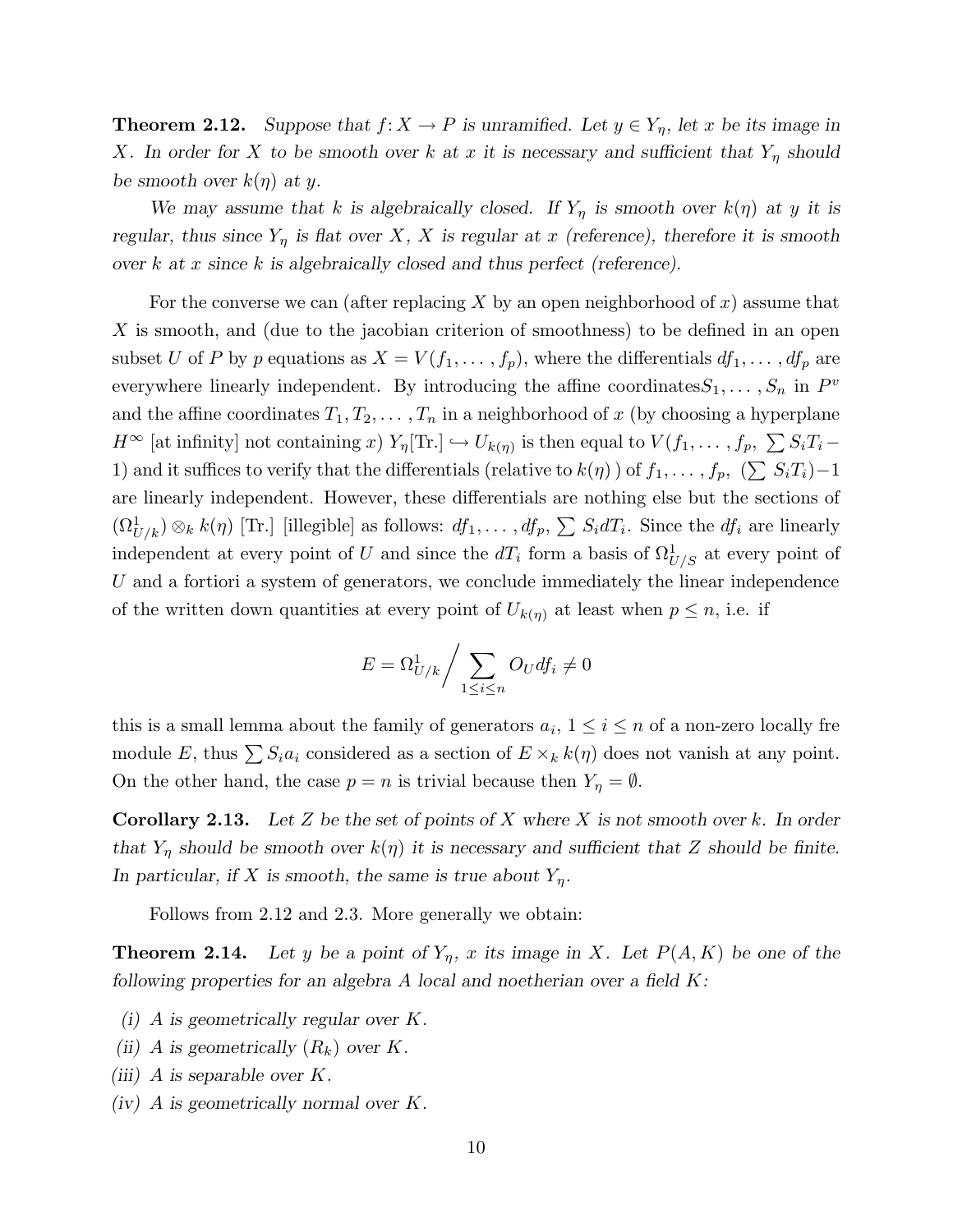**Theorem 2.12.** *Suppose that $f\colon X \to P$ is unramified. Let $y \in Y_\eta$, let $x$ be its image in $X$. In order for $X$ to be smooth over $k$ at $x$ it is necessary and sufficient that $Y_\eta$ should be smooth over $k(\eta)$ at $y$.*

*We may assume that $k$ is algebraically closed. If $Y_\eta$ is smooth over $k(\eta)$ at $y$ it is regular, thus since $Y_\eta$ is flat over $X$, $X$ is regular at $x$ (reference), therefore it is smooth over $k$ at $x$ since $k$ is algebraically closed and thus perfect (reference).*

For the converse we can (after replacing $X$ by an open neighborhood of $x$) assume that $X$ is smooth, and (due to the jacobian criterion of smoothness) to be defined in an open subset $U$ of $P$ by $p$ equations as $X = V(f_1, \dots, f_p)$, where the differentials $df_1, \dots, df_p$ are everywhere linearly independent. By introducing the affine coordinates$S_1, \dots, S_n$ in $P^v$ and the affine coordinates $T_1, T_2, \dots, T_n$ in a neighborhood of $x$ (by choosing a hyperplane $H^\infty$ [at infinity] not containing $x$) $Y_\eta$[Tr.] $\hookrightarrow U_{k(\eta)}$ is then equal to $V(f_1, \dots, f_p, \sum S_i T_i - 1)$ and it suffices to verify that the differentials (relative to $k(\eta)$ ) of $f_1, \dots, f_p$, $(\sum S_i T_i) - 1$ are linearly independent. However, these differentials are nothing else but the sections of $(\Omega^1_{U/k}) \otimes_k k(\eta)$ [Tr.] [illegible] as follows: $df_1, \dots, df_p$, $\sum S_i dT_i$. Since the $df_i$ are linearly independent at every point of $U$ and since the $dT_i$ form a basis of $\Omega^1_{U/S}$ at every point of $U$ and a fortiori a system of generators, we conclude immediately the linear independence of the written down quantities at every point of $U_{k(\eta)}$ at least when $p \leq n$, i.e. if

$$E = \Omega^1_{U/k} \Big/ \sum_{1 \leq i \leq n} O_U df_i \neq 0$$

this is a small lemma about the family of generators $a_i$, $1 \leq i \leq n$ of a non-zero locally fre module $E$, thus $\sum S_i a_i$ considered as a section of $E \times_k k(\eta)$ does not vanish at any point. On the other hand, the case $p = n$ is trivial because then $Y_\eta = \emptyset$.

**Corollary 2.13.** *Let $Z$ be the set of points of $X$ where $X$ is not smooth over $k$. In order that $Y_\eta$ should be smooth over $k(\eta)$ it is necessary and sufficient that $Z$ should be finite. In particular, if $X$ is smooth, the same is true about $Y_\eta$.*

Follows from 2.12 and 2.3. More generally we obtain:

**Theorem 2.14.** *Let $y$ be a point of $Y_\eta$, $x$ its image in $X$. Let $P(A, K)$ be one of the following properties for an algebra $A$ local and noetherian over a field $K$:*

*(i) $A$ is geometrically regular over $K$.*

*(ii) $A$ is geometrically $(R_k)$ over $K$.*

*(iii) $A$ is separable over $K$.*

*(iv) $A$ is geometrically normal over $K$.*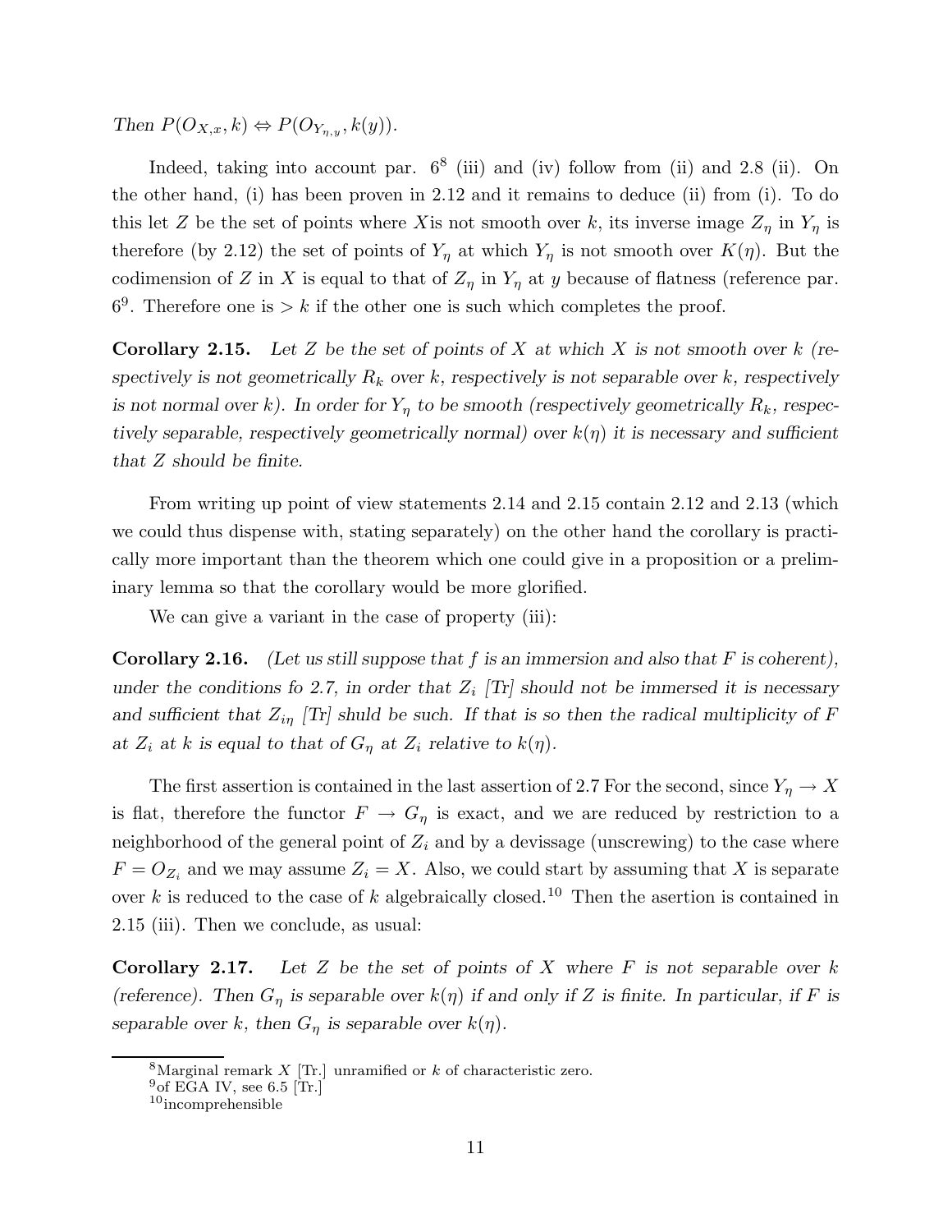*Then $P(O_{X,x}, k) \Leftrightarrow P(O_{Y_{\eta,y}}, k(y))$.*

Indeed, taking into account par. 6[8] (iii) and (iv) follow from (ii) and 2.8 (ii). On the other hand, (i) has been proven in 2.12 and it remains to deduce (ii) from (i). To do this let $Z$ be the set of points where $X$is not smooth over $k$, its inverse image $Z_\eta$ in $Y_\eta$ is therefore (by 2.12) the set of points of $Y_\eta$ at which $Y_\eta$ is not smooth over $K(\eta)$. But the codimension of $Z$ in $X$ is equal to that of $Z_\eta$ in $Y_\eta$ at $y$ because of flatness (reference par. 6[9]. Therefore one is $> k$ if the other one is such which completes the proof.

**Corollary 2.15.** *Let $Z$ be the set of points of $X$ at which $X$ is not smooth over $k$ (respectively is not geometrically $R_k$ over $k$, respectively is not separable over $k$, respectively is not normal over $k$). In order for $Y_\eta$ to be smooth (respectively geometrically $R_k$, respectively separable, respectively geometrically normal) over $k(\eta)$ it is necessary and sufficient that $Z$ should be finite.*

From writing up point of view statements 2.14 and 2.15 contain 2.12 and 2.13 (which we could thus dispense with, stating separately) on the other hand the corollary is practically more important than the theorem which one could give in a proposition or a preliminary lemma so that the corollary would be more glorified.

We can give a variant in the case of property (iii):

**Corollary 2.16.** *(Let us still suppose that $f$ is an immersion and also that $F$ is coherent), under the conditions fo 2.7, in order that $Z_i$ [Tr] should not be immersed it is necessary and sufficient that $Z_{i\eta}$ [Tr] shuld be such. If that is so then the radical multiplicity of $F$ at $Z_i$ at $k$ is equal to that of $G_\eta$ at $Z_i$ relative to $k(\eta)$.*

The first assertion is contained in the last assertion of 2.7 For the second, since $Y_\eta \to X$ is flat, therefore the functor $F \to G_\eta$ is exact, and we are reduced by restriction to a neighborhood of the general point of $Z_i$ and by a devissage (unscrewing) to the case where $F = O_{Z_i}$ and we may assume $Z_i = X$. Also, we could start by assuming that $X$ is separate over $k$ is reduced to the case of $k$ algebraically closed.[10] Then the asertion is contained in 2.15 (iii). Then we conclude, as usual:

**Corollary 2.17.** *Let $Z$ be the set of points of $X$ where $F$ is not separable over $k$ (reference). Then $G_\eta$ is separable over $k(\eta)$ if and only if $Z$ is finite. In particular, if $F$ is separable over $k$, then $G_\eta$ is separable over $k(\eta)$.*

---

[8] Marginal remark $X$ [Tr.] unramified or $k$ of characteristic zero.

[9] of EGA IV, see 6.5 [Tr.]

[10] incomprehensible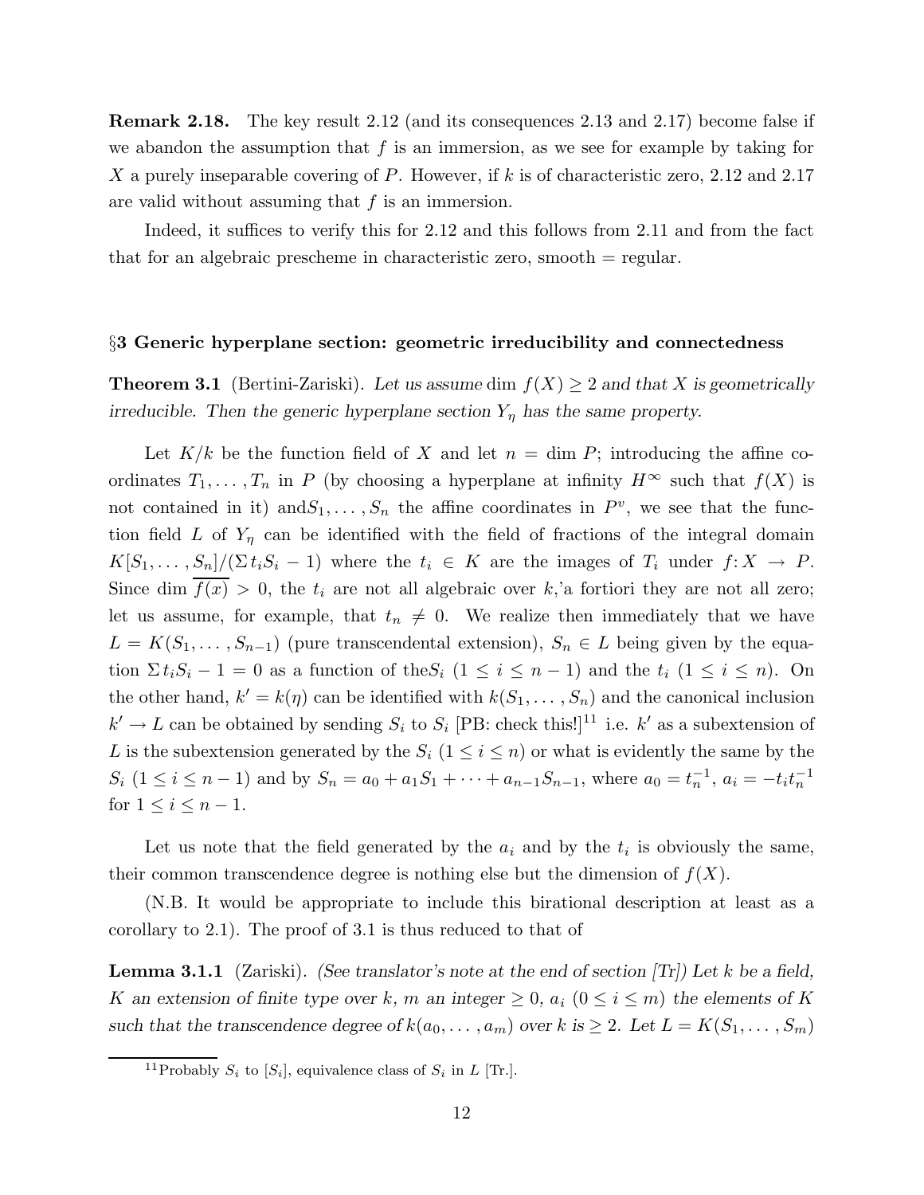**Remark 2.18.** The key result 2.12 (and its consequences 2.13 and 2.17) become false if we abandon the assumption that $f$ is an immersion, as we see for example by taking for $X$ a purely inseparable covering of $P$. However, if $k$ is of characteristic zero, 2.12 and 2.17 are valid without assuming that $f$ is an immersion.

Indeed, it suffices to verify this for 2.12 and this follows from 2.11 and from the fact that for an algebraic prescheme in characteristic zero, smooth = regular.

## §3 Generic hyperplane section: geometric irreducibility and connectedness

**Theorem 3.1** (Bertini-Zariski). *Let us assume* $\dim f(X) \geq 2$ *and that* $X$ *is geometrically irreducible. Then the generic hyperplane section* $Y_\eta$ *has the same property.*

Let $K/k$ be the function field of $X$ and let $n = \dim P$; introducing the affine coordinates $T_1, \ldots, T_n$ in $P$ (by choosing a hyperplane at infinity $H^\infty$ such that $f(X)$ is not contained in it) and$S_1, \ldots, S_n$ the affine coordinates in $P^v$, we see that the function field $L$ of $Y_\eta$ can be identified with the field of fractions of the integral domain $K[S_1, \ldots, S_n]/(\Sigma\, t_i S_i - 1)$ where the $t_i \in K$ are the images of $T_i$ under $f\colon X \to P$. Since $\dim \overline{f(x)} > 0$, the $t_i$ are not all algebraic over $k$,'a fortiori they are not all zero; let us assume, for example, that $t_n \neq 0$. We realize then immediately that we have $L = K(S_1, \ldots, S_{n-1})$ (pure transcendental extension), $S_n \in L$ being given by the equation $\Sigma\, t_i S_i - 1 = 0$ as a function of the$S_i$ $(1 \leq i \leq n-1)$ and the $t_i$ $(1 \leq i \leq n)$. On the other hand, $k' = k(\eta)$ can be identified with $k(S_1, \ldots, S_n)$ and the canonical inclusion $k' \to L$ can be obtained by sending $S_i$ to $S_i$ [PB: check this!][11] i.e. $k'$ as a subextension of $L$ is the subextension generated by the $S_i$ $(1 \leq i \leq n)$ or what is evidently the same by the $S_i$ $(1 \leq i \leq n-1)$ and by $S_n = a_0 + a_1 S_1 + \cdots + a_{n-1} S_{n-1}$, where $a_0 = t_n^{-1}$, $a_i = -t_i t_n^{-1}$ for $1 \leq i \leq n-1$.

Let us note that the field generated by the $a_i$ and by the $t_i$ is obviously the same, their common transcendence degree is nothing else but the dimension of $f(X)$.

(N.B. It would be appropriate to include this birational description at least as a corollary to 2.1). The proof of 3.1 is thus reduced to that of

**Lemma 3.1.1** (Zariski). *(See translator's note at the end of section [Tr]) Let* $k$ *be a field,* $K$ *an extension of finite type over* $k$*,* $m$ *an integer* $\geq 0$*,* $a_i$ $(0 \leq i \leq m)$ *the elements of* $K$ *such that the transcendence degree of* $k(a_0, \ldots, a_m)$ *over* $k$ *is* $\geq 2$*. Let* $L = K(S_1, \ldots, S_m)$

[11] Probably $S_i$ to $[S_i]$, equivalence class of $S_i$ in $L$ [Tr.].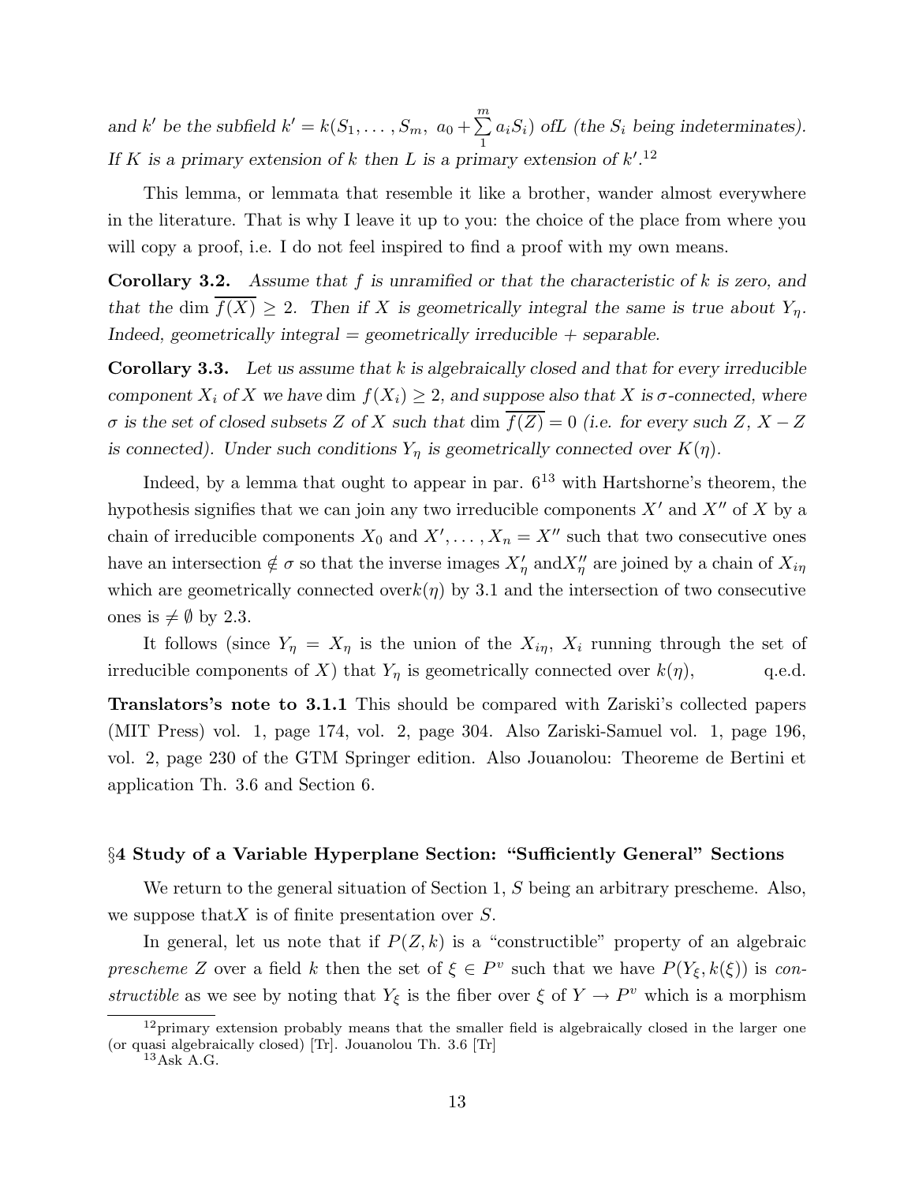*and $k'$ be the subfield $k' = k(S_1, \ldots, S_m,\ a_0 + \sum_1^m a_i S_i)$ of$L$ (the $S_i$ being indeterminates). If $K$ is a primary extension of $k$ then $L$ is a primary extension of $k'$.*[12]

This lemma, or lemmata that resemble it like a brother, wander almost everywhere in the literature. That is why I leave it up to you: the choice of the place from where you will copy a proof, i.e. I do not feel inspired to find a proof with my own means.

**Corollary 3.2.** *Assume that $f$ is unramified or that the characteristic of $k$ is zero, and that the $\dim \overline{f(X)} \geq 2$. Then if $X$ is geometrically integral the same is true about $Y_\eta$. Indeed, geometrically integral = geometrically irreducible + separable.*

**Corollary 3.3.** *Let us assume that $k$ is algebraically closed and that for every irreducible component $X_i$ of $X$ we have $\dim f(X_i) \geq 2$, and suppose also that $X$ is $\sigma$-connected, where $\sigma$ is the set of closed subsets $Z$ of $X$ such that $\dim \overline{f(Z)} = 0$ (i.e. for every such $Z$, $X - Z$ is connected). Under such conditions $Y_\eta$ is geometrically connected over $K(\eta)$.*

Indeed, by a lemma that ought to appear in par. 6[13] with Hartshorne's theorem, the hypothesis signifies that we can join any two irreducible components $X'$ and $X''$ of $X$ by a chain of irreducible components $X_0$ and $X', \ldots, X_n = X''$ such that two consecutive ones have an intersection $\notin \sigma$ so that the inverse images $X'_\eta$ and$X''_\eta$ are joined by a chain of $X_{i\eta}$ which are geometrically connected over$k(\eta)$ by 3.1 and the intersection of two consecutive ones is $\neq \emptyset$ by 2.3.

It follows (since $Y_\eta = X_\eta$ is the union of the $X_{i\eta}$, $X_i$ running through the set of irreducible components of $X$) that $Y_\eta$ is geometrically connected over $k(\eta)$, q.e.d.

**Translators's note to 3.1.1** This should be compared with Zariski's collected papers (MIT Press) vol. 1, page 174, vol. 2, page 304. Also Zariski-Samuel vol. 1, page 196, vol. 2, page 230 of the GTM Springer edition. Also Jouanolou: Theoreme de Bertini et application Th. 3.6 and Section 6.

## §4 Study of a Variable Hyperplane Section: "Sufficiently General" Sections

We return to the general situation of Section 1, $S$ being an arbitrary prescheme. Also, we suppose that$X$ is of finite presentation over $S$.

In general, let us note that if $P(Z, k)$ is a "constructible" property of an algebraic *prescheme* $Z$ over a field $k$ then the set of $\xi \in P^v$ such that we have $P(Y_\xi, k(\xi))$ is *constructible* as we see by noting that $Y_\xi$ is the fiber over $\xi$ of $Y \to P^v$ which is a morphism

---

[12] primary extension probably means that the smaller field is algebraically closed in the larger one (or quasi algebraically closed) [Tr]. Jouanolou Th. 3.6 [Tr]

[13] Ask A.G.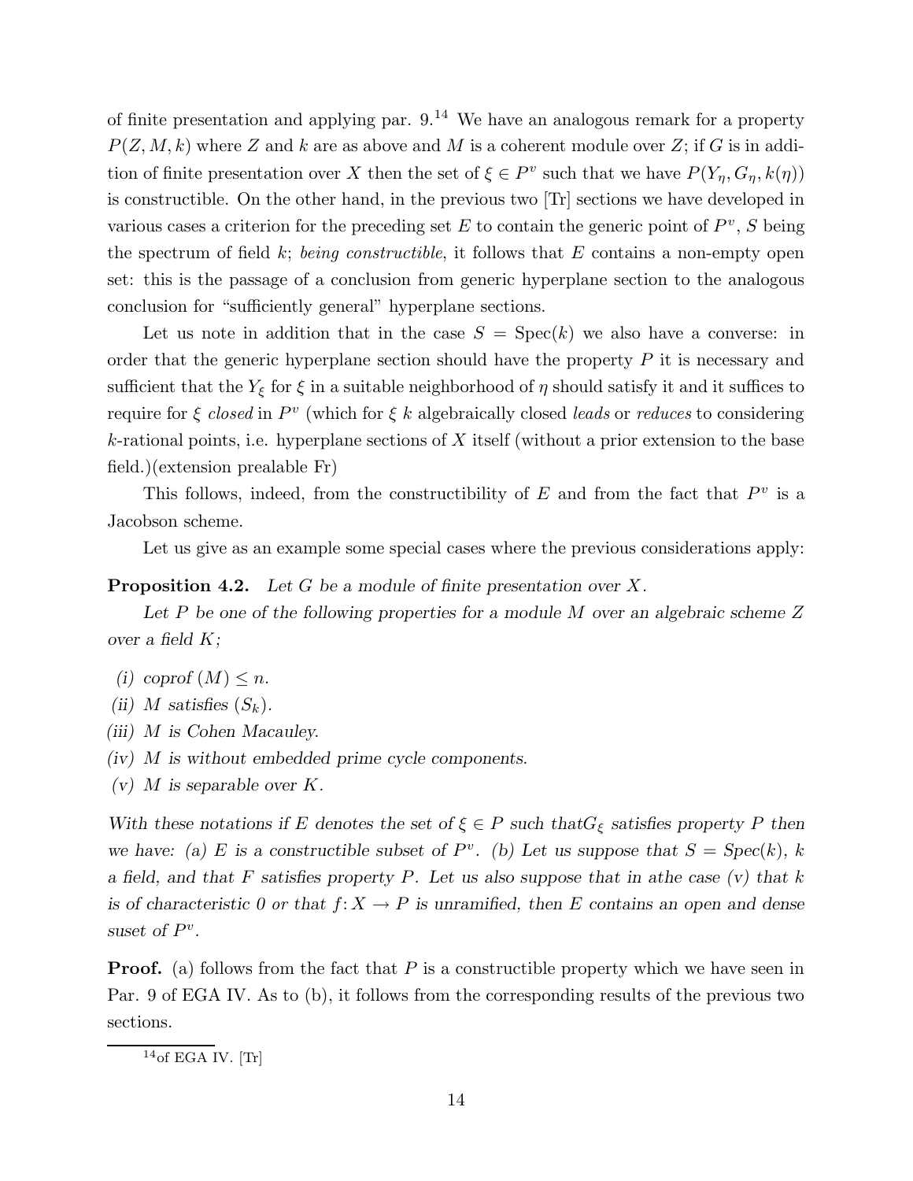of finite presentation and applying par. 9.[14] We have an analogous remark for a property $P(Z, M, k)$ where $Z$ and $k$ are as above and $M$ is a coherent module over $Z$; if $G$ is in addition of finite presentation over $X$ then the set of $\xi \in P^v$ such that we have $P(Y_\eta, G_\eta, k(\eta))$ is constructible. On the other hand, in the previous two [Tr] sections we have developed in various cases a criterion for the preceding set $E$ to contain the generic point of $P^v$, $S$ being the spectrum of field $k$; *being constructible*, it follows that $E$ contains a non-empty open set: this is the passage of a conclusion from generic hyperplane section to the analogous conclusion for "sufficiently general" hyperplane sections.

Let us note in addition that in the case $S = \mathrm{Spec}(k)$ we also have a converse: in order that the generic hyperplane section should have the property $P$ it is necessary and sufficient that the $Y_\xi$ for $\xi$ in a suitable neighborhood of $\eta$ should satisfy it and it suffices to require for $\xi$ *closed* in $P^v$ (which for $\xi$ $k$ algebraically closed *leads* or *reduces* to considering $k$-rational points, i.e. hyperplane sections of $X$ itself (without a prior extension to the base field.)(extension prealable Fr)

This follows, indeed, from the constructibility of $E$ and from the fact that $P^v$ is a Jacobson scheme.

Let us give as an example some special cases where the previous considerations apply:

**Proposition 4.2.** *Let $G$ be a module of finite presentation over $X$.*

*Let $P$ be one of the following properties for a module $M$ over an algebraic scheme $Z$ over a field $K$;*

*(i) coprof $(M) \leq n$.*

*(ii) $M$ satisfies $(S_k)$.*

*(iii) $M$ is Cohen Macauley.*

*(iv) $M$ is without embedded prime cycle components.*

*(v) $M$ is separable over $K$.*

*With these notations if $E$ denotes the set of $\xi \in P$ such that$G_\xi$ satisfies property $P$ then we have: (a) $E$ is a constructible subset of $P^v$. (b) Let us suppose that $S = Spec(k)$, $k$ a field, and that $F$ satisfies property $P$. Let us also suppose that in athe case (v) that $k$ is of characteristic 0 or that $f\colon X \to P$ is unramified, then $E$ contains an open and dense suset of $P^v$.*

**Proof.** (a) follows from the fact that $P$ is a constructible property which we have seen in Par. 9 of EGA IV. As to (b), it follows from the corresponding results of the previous two sections.

[14] of EGA IV. [Tr]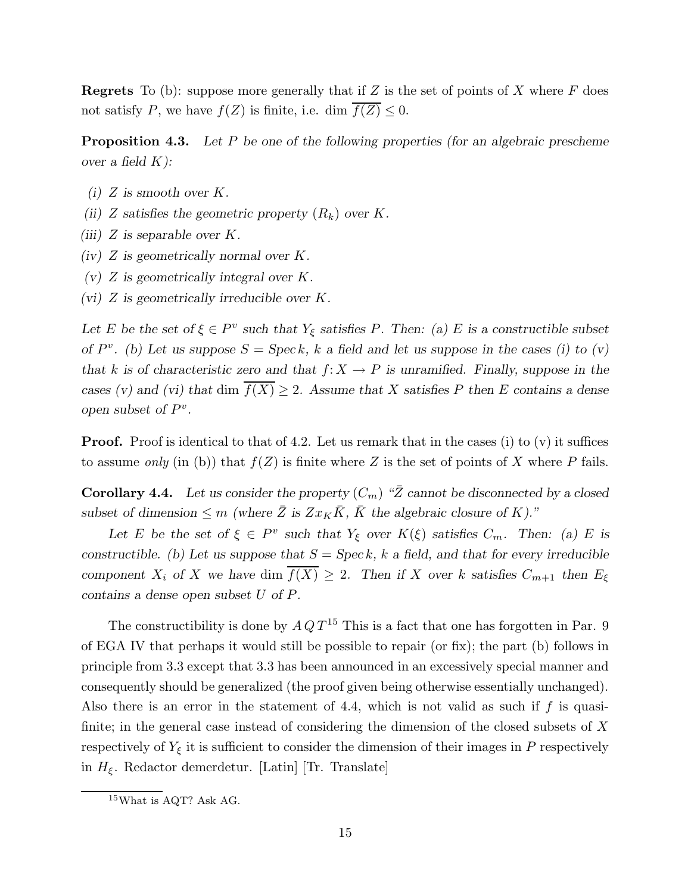**Regrets** To (b): suppose more generally that if $Z$ is the set of points of $X$ where $F$ does not satisfy $P$, we have $f(Z)$ is finite, i.e. $\dim \overline{f(Z)} \leq 0$.

**Proposition 4.3.** *Let $P$ be one of the following properties (for an algebraic prescheme over a field $K$):*

*(i) $Z$ is smooth over $K$.*

*(ii) $Z$ satisfies the geometric property $(R_k)$ over $K$.*

*(iii) $Z$ is separable over $K$.*

*(iv) $Z$ is geometrically normal over $K$.*

*(v) $Z$ is geometrically integral over $K$.*

*(vi) $Z$ is geometrically irreducible over $K$.*

*Let $E$ be the set of $\xi \in P^v$ such that $Y_\xi$ satisfies $P$. Then: (a) $E$ is a constructible subset of $P^v$. (b) Let us suppose $S = \operatorname{Spec} k$, $k$ a field and let us suppose in the cases (i) to (v) that $k$ is of characteristic zero and that $f\colon X \to P$ is unramified. Finally, suppose in the cases (v) and (vi) that $\dim \overline{f(X)} \geq 2$. Assume that $X$ satisfies $P$ then $E$ contains a dense open subset of $P^v$.*

**Proof.** Proof is identical to that of 4.2. Let us remark that in the cases (i) to (v) it suffices to assume *only* (in (b)) that $f(Z)$ is finite where $Z$ is the set of points of $X$ where $P$ fails.

**Corollary 4.4.** *Let us consider the property $(C_m)$ "$\bar{Z}$ cannot be disconnected by a closed subset of dimension $\leq m$ (where $\bar{Z}$ is $Z x_K \bar{K}$, $\bar{K}$ the algebraic closure of $K$)."*

*Let $E$ be the set of $\xi \in P^v$ such that $Y_\xi$ over $K(\xi)$ satisfies $C_m$. Then: (a) $E$ is constructible. (b) Let us suppose that $S = \operatorname{Spec} k$, $k$ a field, and that for every irreducible component $X_i$ of $X$ we have $\dim \overline{f(X)} \geq 2$. Then if $X$ over $k$ satisfies $C_{m+1}$ then $E_\xi$ contains a dense open subset $U$ of $P$.*

The constructibility is done by $AQT$[15] This is a fact that one has forgotten in Par. 9 of EGA IV that perhaps it would still be possible to repair (or fix); the part (b) follows in principle from 3.3 except that 3.3 has been announced in an excessively special manner and consequently should be generalized (the proof given being otherwise essentially unchanged). Also there is an error in the statement of 4.4, which is not valid as such if $f$ is quasi-finite; in the general case instead of considering the dimension of the closed subsets of $X$ respectively of $Y_\xi$ it is sufficient to consider the dimension of their images in $P$ respectively in $H_\xi$. Redactor demerdetur. [Latin] [Tr. Translate]

[15] What is AQT? Ask AG.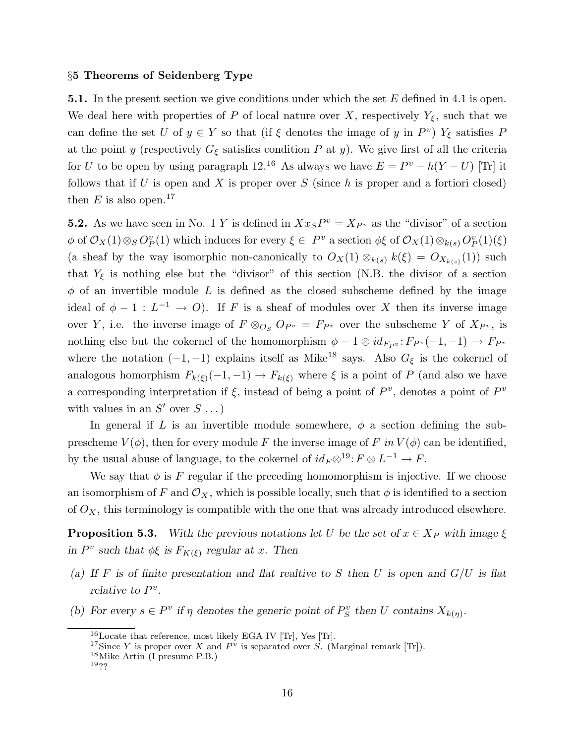### §5 Theorems of Seidenberg Type

**5.1.** In the present section we give conditions under which the set $E$ defined in 4.1 is open. We deal here with properties of $P$ of local nature over $X$, respectively $Y_\xi$, such that we can define the set $U$ of $y \in Y$ so that (if $\xi$ denotes the image of $y$ in $P^v$) $Y_\xi$ satisfies $P$ at the point $y$ (respectively $G_\xi$ satisfies condition $P$ at $y$). We give first of all the criteria for $U$ to be open by using paragraph 12.[16] As always we have $E = P^v - h(Y - U)$ [Tr] it follows that if $U$ is open and $X$ is proper over $S$ (since $h$ is proper and a fortiori closed) then $E$ is also open.[17]

**5.2.** As we have seen in No. 1 $Y$ is defined in $Xx_SP^v = X_{P^v}$ as the "divisor" of a section $\phi$ of $\mathcal{O}_X(1) \otimes_S O_P^v(1)$ which induces for every $\xi \in P^v$ a section $\phi\xi$ of $\mathcal{O}_X(1) \otimes_{k(s)} O_P^v(1)(\xi)$ (a sheaf by the way isomorphic non-canonically to $O_X(1) \otimes_{k(s)} k(\xi) = O_{X_{k(s)}}(1)$) such that $Y_\xi$ is nothing else but the "divisor" of this section (N.B. the divisor of a section $\phi$ of an invertible module $L$ is defined as the closed subscheme defined by the image ideal of $\phi - 1 : L^{-1} \to O$). If $F$ is a sheaf of modules over $X$ then its inverse image over $Y$, i.e. the inverse image of $F \otimes_{O_S} O_{P^v} = F_{P^v}$ over the subscheme $Y$ of $X_{P^v}$, is nothing else but the cokernel of the homomorphism $\phi - 1 \otimes id_{F_{P^v}} : F_{P^v}(-1,-1) \to F_{P^v}$ where the notation $(-1,-1)$ explains itself as Mike[18] says. Also $G_\xi$ is the cokernel of analogous homorphism $F_{k(\xi)}(-1,-1) \to F_{k(\xi)}$ where $\xi$ is a point of $P$ (and also we have a corresponding interpretation if $\xi$, instead of being a point of $P^v$, denotes a point of $P^v$ with values in an $S'$ over $S$ ...)

In general if $L$ is an invertible module somewhere, $\phi$ a section defining the subprescheme $V(\phi)$, then for every module $F$ the inverse image of $F$ *in* $V(\phi)$ can be identified, by the usual abuse of language, to the cokernel of $id_F \otimes$[19]$: F \otimes L^{-1} \to F$.

We say that $\phi$ is $F$ regular if the preceding homomorphism is injective. If we choose an isomorphism of $F$ and $\mathcal{O}_X$, which is possible locally, such that $\phi$ is identified to a section of $O_X$, this terminology is compatible with the one that was already introduced elsewhere.

**Proposition 5.3.** *With the previous notations let $U$ be the set of $x \in X_P$ with image $\xi$ in $P^v$ such that $\phi\xi$ is $F_{K(\xi)}$ regular at $x$. Then*

- *(a) If $F$ is of finite presentation and flat realtive to $S$ then $U$ is open and $G/U$ is flat relative to $P^v$.*
- *(b) For every $s \in P^v$ if $\eta$ denotes the generic point of $P_S^v$ then $U$ contains $X_{k(\eta)}$.*

---

[16] Locate that reference, most likely EGA IV [Tr], Yes [Tr].

[17] Since $Y$ is proper over $X$ and $P^v$ is separated over $S$. (Marginal remark [Tr]).

[18] Mike Artin (I presume P.B.)

[19] ??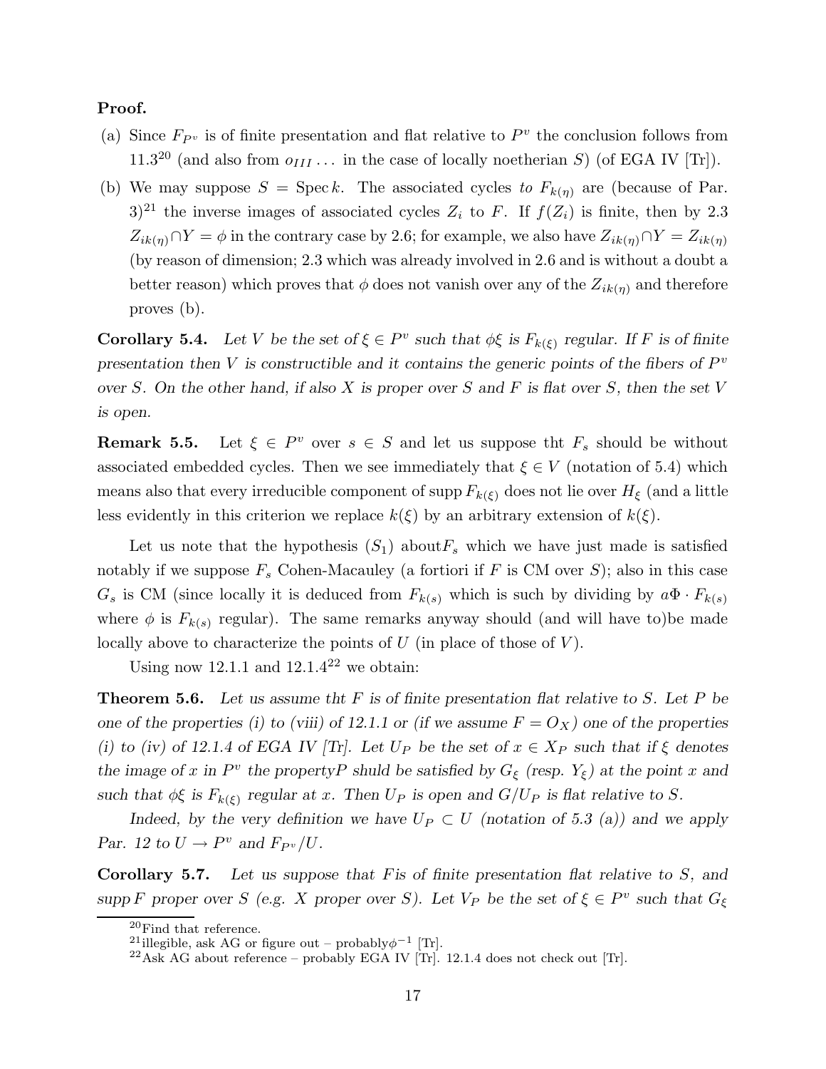**Proof.**

(a) Since $F_{P^v}$ is of finite presentation and flat relative to $P^v$ the conclusion follows from 11.3[20] (and also from $o_{III}\dots$ in the case of locally noetherian $S$) (of EGA IV [Tr]).

(b) We may suppose $S = \operatorname{Spec} k$. The associated cycles *to* $F_{k(\eta)}$ are (because of Par. 3)[21] the inverse images of associated cycles $Z_i$ to $F$. If $f(Z_i)$ is finite, then by 2.3 $Z_{ik(\eta)} \cap Y = \phi$ in the contrary case by 2.6; for example, we also have $Z_{ik(\eta)} \cap Y = Z_{ik(\eta)}$ (by reason of dimension; 2.3 which was already involved in 2.6 and is without a doubt a better reason) which proves that $\phi$ does not vanish over any of the $Z_{ik(\eta)}$ and therefore proves (b).

**Corollary 5.4.** *Let $V$ be the set of $\xi \in P^v$ such that $\phi\xi$ is $F_{k(\xi)}$ regular. If $F$ is of finite presentation then $V$ is constructible and it contains the generic points of the fibers of $P^v$ over $S$. On the other hand, if also $X$ is proper over $S$ and $F$ is flat over $S$, then the set $V$ is open.*

**Remark 5.5.** Let $\xi \in P^v$ over $s \in S$ and let us suppose tht $F_s$ should be without associated embedded cycles. Then we see immediately that $\xi \in V$ (notation of 5.4) which means also that every irreducible component of $\operatorname{supp} F_{k(\xi)}$ does not lie over $H_\xi$ (and a little less evidently in this criterion we replace $k(\xi)$ by an arbitrary extension of $k(\xi)$.

Let us note that the hypothesis $(S_1)$ about$F_s$ which we have just made is satisfied notably if we suppose $F_s$ Cohen-Macauley (a fortiori if $F$ is CM over $S$); also in this case $G_s$ is CM (since locally it is deduced from $F_{k(s)}$ which is such by dividing by $a\Phi \cdot F_{k(s)}$ where $\phi$ is $F_{k(s)}$ regular). The same remarks anyway should (and will have to)be made locally above to characterize the points of $U$ (in place of those of $V$).

Using now 12.1.1 and 12.1.4[22] we obtain:

**Theorem 5.6.** *Let us assume tht $F$ is of finite presentation flat relative to $S$. Let $P$ be one of the properties (i) to (viii) of 12.1.1 or (if we assume $F = O_X$) one of the properties (i) to (iv) of 12.1.4 of EGA IV [Tr]. Let $U_P$ be the set of $x \in X_P$ such that if $\xi$ denotes the image of $x$ in $P^v$ the propertyP shuld be satisfied by $G_\xi$ (resp. $Y_\xi$) at the point $x$ and such that $\phi\xi$ is $F_{k(\xi)}$ regular at $x$. Then $U_P$ is open and $G/U_P$ is flat relative to $S$.*

*Indeed, by the very definition we have $U_P \subset U$ (notation of 5.3 (a)) and we apply Par. 12 to $U \to P^v$ and $F_{P^v}/U$.*

**Corollary 5.7.** *Let us suppose that $F$is of finite presentation flat relative to $S$, and $\operatorname{supp} F$ proper over $S$ (e.g. $X$ proper over $S$). Let $V_P$ be the set of $\xi \in P^v$ such that $G_\xi$*

---

[20] Find that reference.

[21] illegible, ask AG or figure out – probably$\phi^{-1}$ [Tr].

[22] Ask AG about reference – probably EGA IV [Tr]. 12.1.4 does not check out [Tr].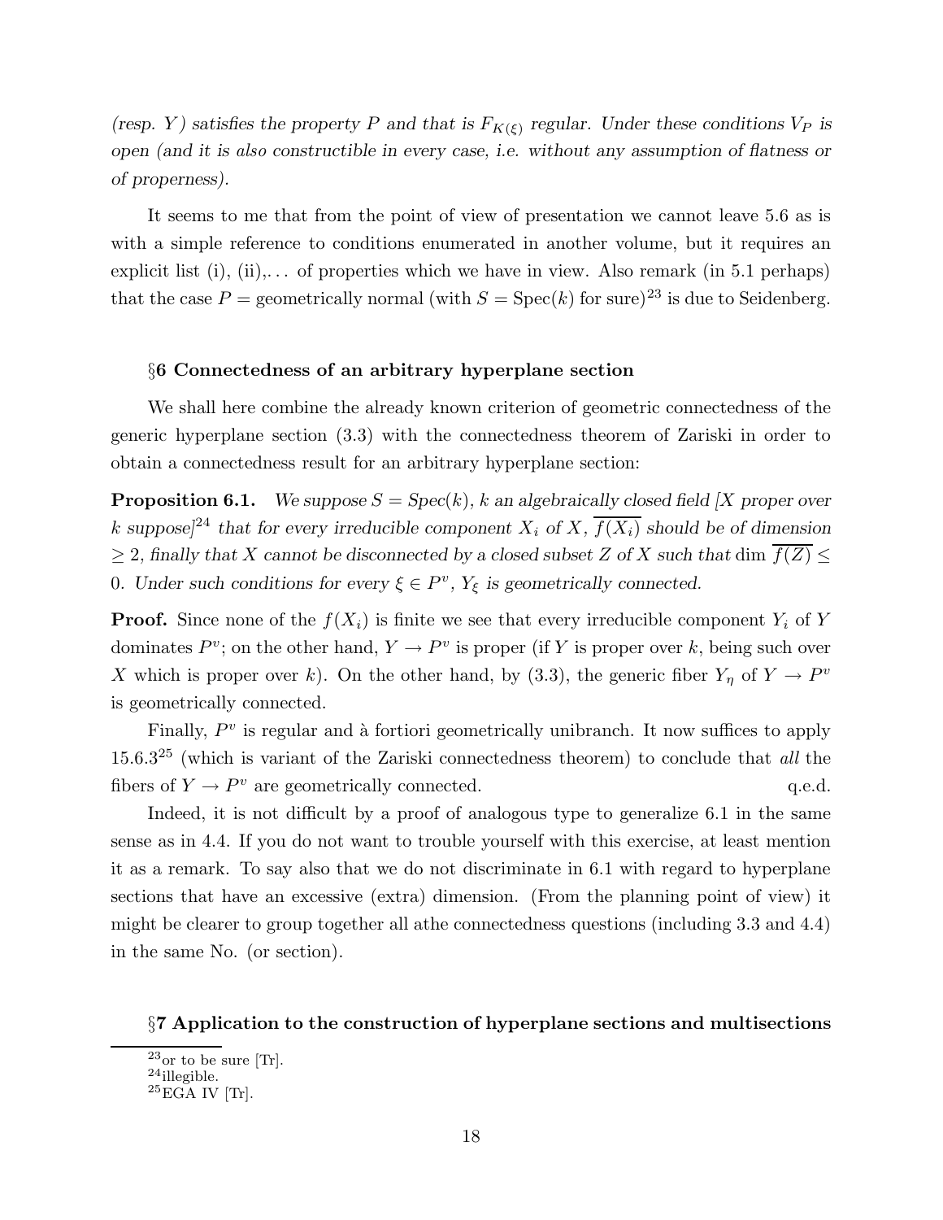*(resp. $Y$) satisfies the property $P$ and that is $F_{K(\xi)}$ regular. Under these conditions $V_P$ is open (and it is also constructible in every case, i.e. without any assumption of flatness or of properness).*

It seems to me that from the point of view of presentation we cannot leave 5.6 as is with a simple reference to conditions enumerated in another volume, but it requires an explicit list (i), (ii),... of properties which we have in view. Also remark (in 5.1 perhaps) that the case $P$ = geometrically normal (with $S = \mathrm{Spec}(k)$ for sure)[23] is due to Seidenberg.

### §6 Connectedness of an arbitrary hyperplane section

We shall here combine the already known criterion of geometric connectedness of the generic hyperplane section (3.3) with the connectedness theorem of Zariski in order to obtain a connectedness result for an arbitrary hyperplane section:

**Proposition 6.1.** *We suppose $S = Spec(k)$, $k$ an algebraically closed field [$X$ proper over $k$ suppose]*[24] *that for every irreducible component $X_i$ of $X$, $\overline{f(X_i)}$ should be of dimension $\geq 2$, finally that $X$ cannot be disconnected by a closed subset $Z$ of $X$ such that $\dim \overline{f(Z)} \leq 0$. Under such conditions for every $\xi \in P^v$, $Y_\xi$ is geometrically connected.*

**Proof.** Since none of the $f(X_i)$ is finite we see that every irreducible component $Y_i$ of $Y$ dominates $P^v$; on the other hand, $Y \to P^v$ is proper (if $Y$ is proper over $k$, being such over $X$ which is proper over $k$). On the other hand, by (3.3), the generic fiber $Y_\eta$ of $Y \to P^v$ is geometrically connected.

Finally, $P^v$ is regular and à fortiori geometrically unibranch. It now suffices to apply 15.6.3[25] (which is variant of the Zariski connectedness theorem) to conclude that *all* the fibers of $Y \to P^v$ are geometrically connected. q.e.d.

Indeed, it is not difficult by a proof of analogous type to generalize 6.1 in the same sense as in 4.4. If you do not want to trouble yourself with this exercise, at least mention it as a remark. To say also that we do not discriminate in 6.1 with regard to hyperplane sections that have an excessive (extra) dimension. (From the planning point of view) it might be clearer to group together all athe connectedness questions (including 3.3 and 4.4) in the same No. (or section).

### §7 Application to the construction of hyperplane sections and multisections

---

[23] or to be sure [Tr].

[24] illegible.

[25] EGA IV [Tr].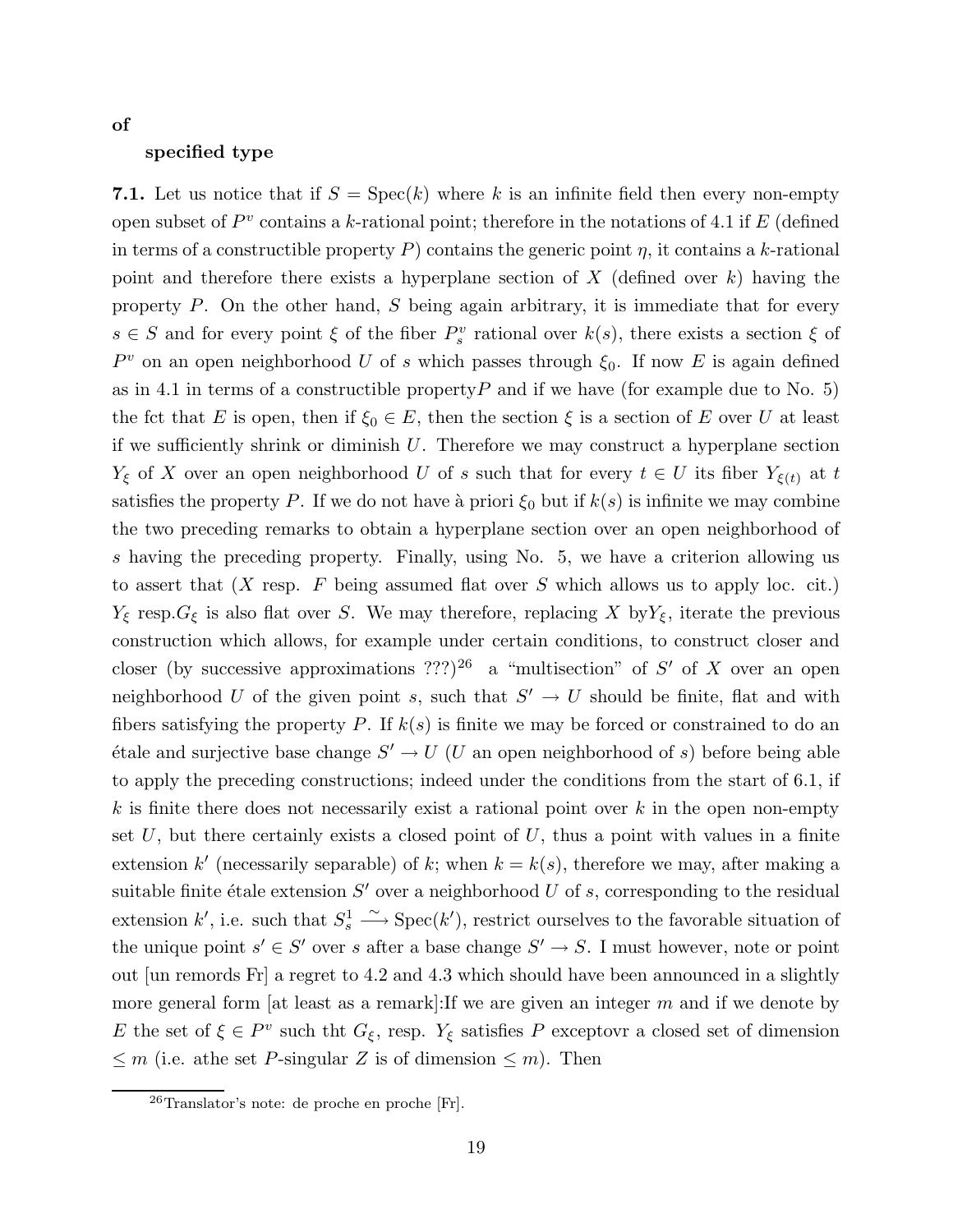**of**

**specified type**

**7.1.** Let us notice that if $S = \mathrm{Spec}(k)$ where $k$ is an infinite field then every non-empty open subset of $P^v$ contains a $k$-rational point; therefore in the notations of 4.1 if $E$ (defined in terms of a constructible property $P$) contains the generic point $\eta$, it contains a $k$-rational point and therefore there exists a hyperplane section of $X$ (defined over $k$) having the property $P$. On the other hand, $S$ being again arbitrary, it is immediate that for every $s \in S$ and for every point $\xi$ of the fiber $P^v_s$ rational over $k(s)$, there exists a section $\xi$ of $P^v$ on an open neighborhood $U$ of $s$ which passes through $\xi_0$. If now $E$ is again defined as in 4.1 in terms of a constructible property$P$ and if we have (for example due to No. 5) the fct that $E$ is open, then if $\xi_0 \in E$, then the section $\xi$ is a section of $E$ over $U$ at least if we sufficiently shrink or diminish $U$. Therefore we may construct a hyperplane section $Y_\xi$ of $X$ over an open neighborhood $U$ of $s$ such that for every $t \in U$ its fiber $Y_{\xi(t)}$ at $t$ satisfies the property $P$. If we do not have à priori $\xi_0$ but if $k(s)$ is infinite we may combine the two preceding remarks to obtain a hyperplane section over an open neighborhood of $s$ having the preceding property. Finally, using No. 5, we have a criterion allowing us to assert that ($X$ resp. $F$ being assumed flat over $S$ which allows us to apply loc. cit.) $Y_\xi$ resp.$G_\xi$ is also flat over $S$. We may therefore, replacing $X$ by$Y_\xi$, iterate the previous construction which allows, for example under certain conditions, to construct closer and closer (by successive approximations ???)[26] a "multisection" of $S'$ of $X$ over an open neighborhood $U$ of the given point $s$, such that $S' \to U$ should be finite, flat and with fibers satisfying the property $P$. If $k(s)$ is finite we may be forced or constrained to do an étale and surjective base change $S' \to U$ ($U$ an open neighborhood of $s$) before being able to apply the preceding constructions; indeed under the conditions from the start of 6.1, if $k$ is finite there does not necessarily exist a rational point over $k$ in the open non-empty set $U$, but there certainly exists a closed point of $U$, thus a point with values in a finite extension $k'$ (necessarily separable) of $k$; when $k = k(s)$, therefore we may, after making a suitable finite étale extension $S'$ over a neighborhood $U$ of $s$, corresponding to the residual extension $k'$, i.e. such that $S^1_s \xrightarrow{\sim} \mathrm{Spec}(k')$, restrict ourselves to the favorable situation of the unique point $s' \in S'$ over $s$ after a base change $S' \to S$. I must however, note or point out [un remords Fr] a regret to 4.2 and 4.3 which should have been announced in a slightly more general form [at least as a remark]:If we are given an integer $m$ and if we denote by $E$ the set of $\xi \in P^v$ such tht $G_\xi$, resp. $Y_\xi$ satisfies $P$ exceptovr a closed set of dimension $\leq m$ (i.e. athe set $P$-singular $Z$ is of dimension $\leq m$). Then

[26] Translator's note: de proche en proche [Fr].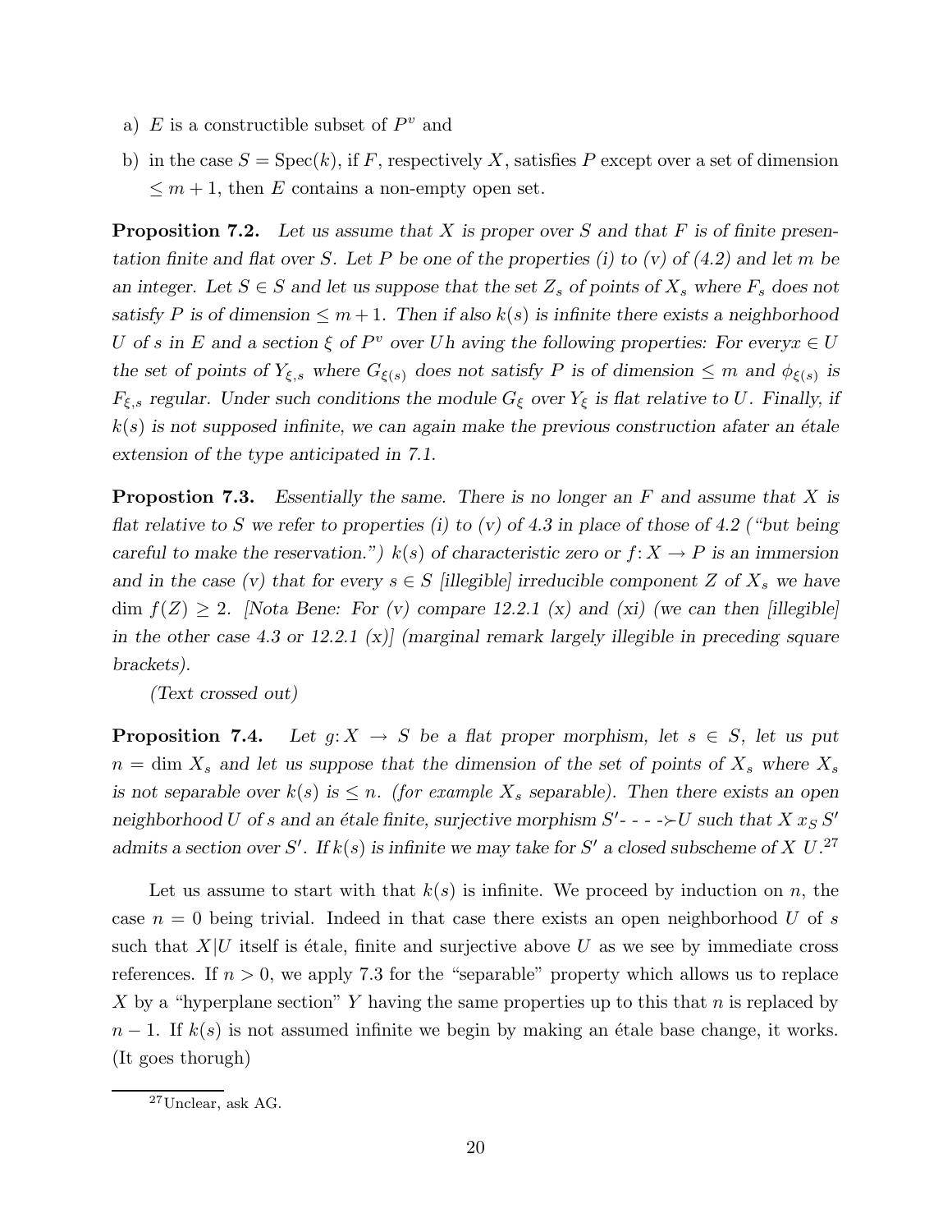a) $E$ is a constructible subset of $P^v$ and

b) in the case $S = \mathrm{Spec}(k)$, if $F$, respectively $X$, satisfies $P$ except over a set of dimension $\leq m+1$, then $E$ contains a non-empty open set.

**Proposition 7.2.** *Let us assume that $X$ is proper over $S$ and that $F$ is of finite presentation finite and flat over $S$. Let $P$ be one of the properties (i) to (v) of (4.2) and let $m$ be an integer. Let $S \in S$ and let us suppose that the set $Z_s$ of points of $X_s$ where $F_s$ does not satisfy $P$ is of dimension $\leq m+1$. Then if also $k(s)$ is infinite there exists a neighborhood $U$ of $s$ in $E$ and a section $\xi$ of $P^v$ over $U$h aving the following properties: For every$x \in U$ the set of points of $Y_{\xi,s}$ where $G_{\xi(s)}$ does not satisfy $P$ is of dimension $\leq m$ and $\phi_{\xi(s)}$ is $F_{\xi,s}$ regular. Under such conditions the module $G_\xi$ over $Y_\xi$ is flat relative to $U$. Finally, if $k(s)$ is not supposed infinite, we can again make the previous construction afater an étale extension of the type anticipated in 7.1.*

**Propostion 7.3.** *Essentially the same. There is no longer an $F$ and assume that $X$ is flat relative to $S$ we refer to properties (i) to (v) of 4.3 in place of those of 4.2 ("but being careful to make the reservation.") $k(s)$ of characteristic zero or $f\colon X \to P$ is an immersion and in the case (v) that for every $s \in S$ [illegible] irreducible component $Z$ of $X_s$ we have $\dim f(Z) \geq 2$. [Nota Bene: For (v) compare 12.2.1 (x) and (xi) (we can then [illegible] in the other case 4.3 or 12.2.1 (x)] (marginal remark largely illegible in preceding square brackets).*

*(Text crossed out)*

**Proposition 7.4.** *Let $g\colon X \to S$ be a flat proper morphism, let $s \in S$, let us put $n = \dim X_s$ and let us suppose that the dimension of the set of points of $X_s$ where $X_s$ is not separable over $k(s)$ is $\leq n$. (for example $X_s$ separable). Then there exists an open neighborhood $U$ of $s$ and an étale finite, surjective morphism $S'$- - - -$\succ U$ such that $X\, x_S\, S'$ admits a section over $S'$. If $k(s)$ is infinite we may take for $S'$ a closed subscheme of $X$ $U$.*[27]

Let us assume to start with that $k(s)$ is infinite. We proceed by induction on $n$, the case $n = 0$ being trivial. Indeed in that case there exists an open neighborhood $U$ of $s$ such that $X|U$ itself is étale, finite and surjective above $U$ as we see by immediate cross references. If $n > 0$, we apply 7.3 for the "separable" property which allows us to replace $X$ by a "hyperplane section" $Y$ having the same properties up to this that $n$ is replaced by $n-1$. If $k(s)$ is not assumed infinite we begin by making an étale base change, it works. (It goes thorugh)

[27] Unclear, ask AG.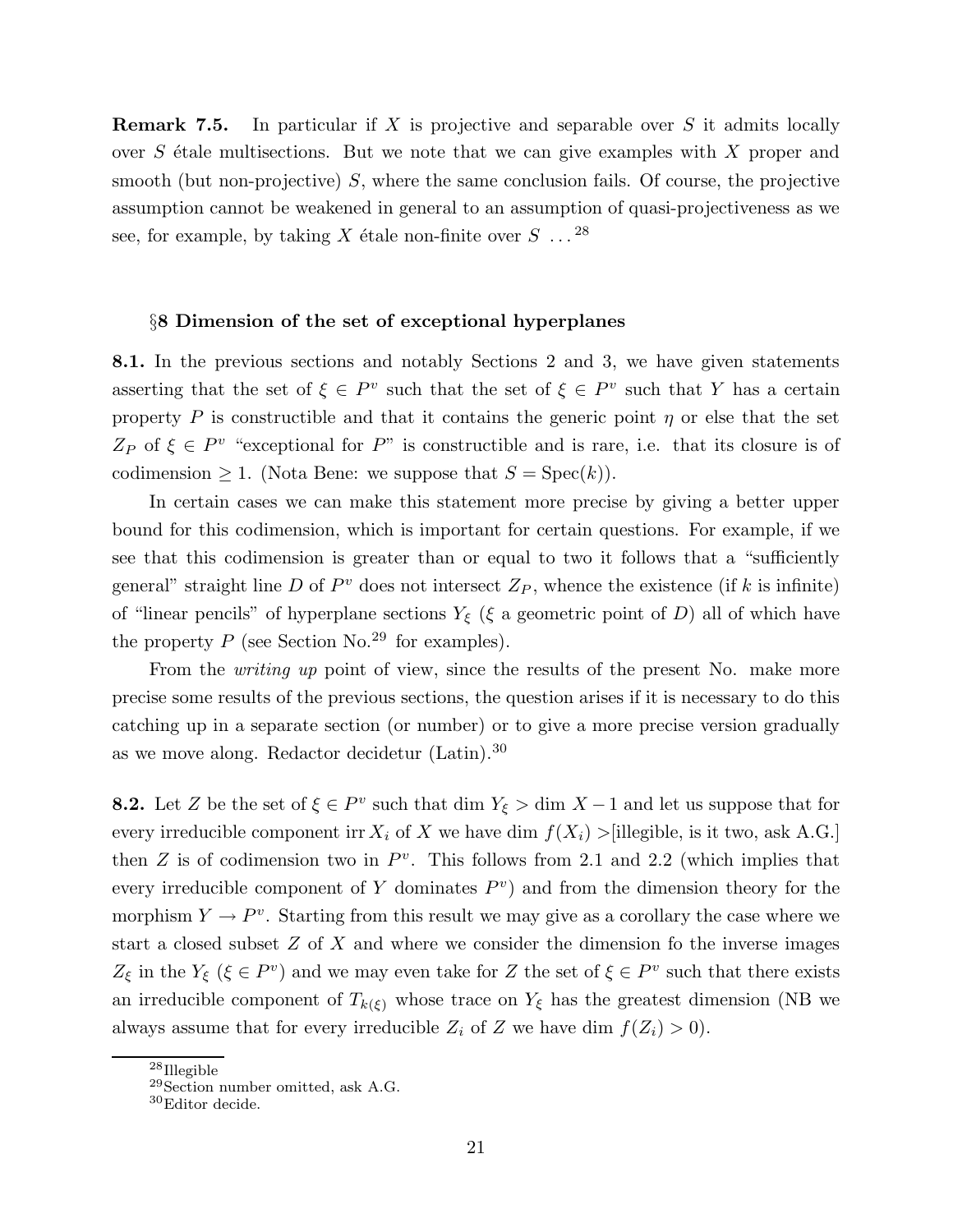**Remark 7.5.** In particular if $X$ is projective and separable over $S$ it admits locally over $S$ étale multisections. But we note that we can give examples with $X$ proper and smooth (but non-projective) $S$, where the same conclusion fails. Of course, the projective assumption cannot be weakened in general to an assumption of quasi-projectiveness as we see, for example, by taking $X$ étale non-finite over $S$ ...[28]

## §8 Dimension of the set of exceptional hyperplanes

**8.1.** In the previous sections and notably Sections 2 and 3, we have given statements asserting that the set of $\xi \in P^v$ such that the set of $\xi \in P^v$ such that $Y$ has a certain property $P$ is constructible and that it contains the generic point $\eta$ or else that the set $Z_P$ of $\xi \in P^v$ "exceptional for $P$" is constructible and is rare, i.e. that its closure is of codimension $\geq 1$. (Nota Bene: we suppose that $S = \mathrm{Spec}(k)$).

In certain cases we can make this statement more precise by giving a better upper bound for this codimension, which is important for certain questions. For example, if we see that this codimension is greater than or equal to two it follows that a "sufficiently general" straight line $D$ of $P^v$ does not intersect $Z_P$, whence the existence (if $k$ is infinite) of "linear pencils" of hyperplane sections $Y_\xi$ ($\xi$ a geometric point of $D$) all of which have the property $P$ (see Section No.[29] for examples).

From the *writing up* point of view, since the results of the present No. make more precise some results of the previous sections, the question arises if it is necessary to do this catching up in a separate section (or number) or to give a more precise version gradually as we move along. Redactor decidetur (Latin).[30]

**8.2.** Let $Z$ be the set of $\xi \in P^v$ such that $\dim Y_\xi > \dim X - 1$ and let us suppose that for every irreducible component irr $X_i$ of $X$ we have $\dim f(X_i) >$[illegible, is it two, ask A.G.] then $Z$ is of codimension two in $P^v$. This follows from 2.1 and 2.2 (which implies that every irreducible component of $Y$ dominates $P^v$) and from the dimension theory for the morphism $Y \to P^v$. Starting from this result we may give as a corollary the case where we start a closed subset $Z$ of $X$ and where we consider the dimension fo the inverse images $Z_\xi$ in the $Y_\xi$ ($\xi \in P^v$) and we may even take for $Z$ the set of $\xi \in P^v$ such that there exists an irreducible component of $T_{k(\xi)}$ whose trace on $Y_\xi$ has the greatest dimension (NB we always assume that for every irreducible $Z_i$ of $Z$ we have $\dim f(Z_i) > 0$).

[28] Illegible

[29] Section number omitted, ask A.G.

[30] Editor decide.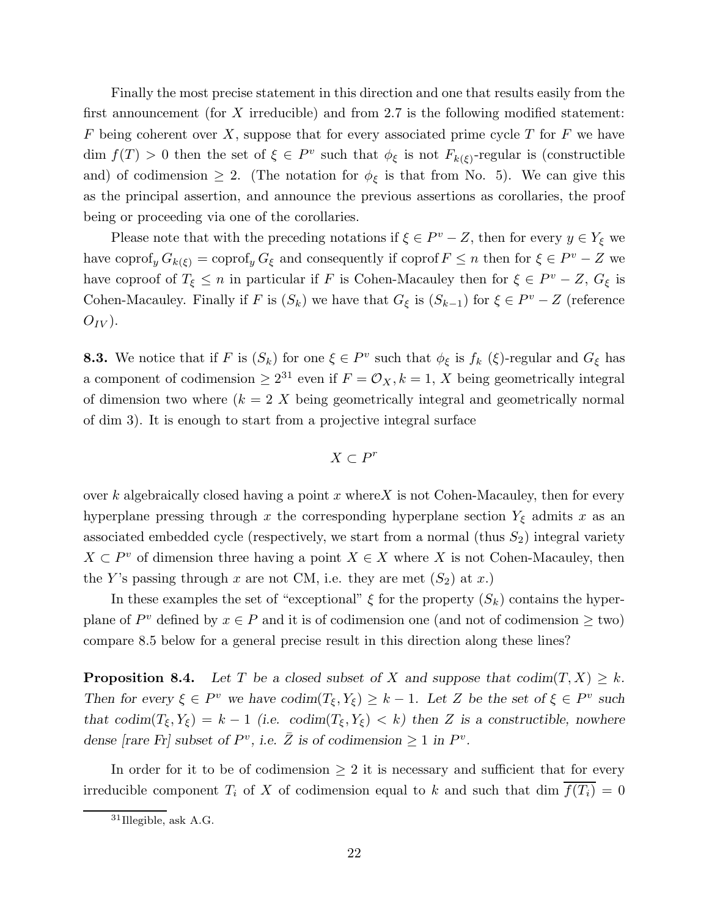Finally the most precise statement in this direction and one that results easily from the first announcement (for $X$ irreducible) and from 2.7 is the following modified statement: $F$ being coherent over $X$, suppose that for every associated prime cycle $T$ for $F$ we have dim $f(T) > 0$ then the set of $\xi \in P^v$ such that $\phi_\xi$ is not $F_{k(\xi)}$-regular is (constructible and) of codimension $\geq 2$. (The notation for $\phi_\xi$ is that from No. 5). We can give this as the principal assertion, and announce the previous assertions as corollaries, the proof being or proceeding via one of the corollaries.

Please note that with the preceding notations if $\xi \in P^v - Z$, then for every $y \in Y_\xi$ we have $\text{coprof}_y\, G_{k(\xi)} = \text{coprof}_y\, G_\xi$ and consequently if coprof $F \leq n$ then for $\xi \in P^v - Z$ we have coproof of $T_\xi \leq n$ in particular if $F$ is Cohen-Macauley then for $\xi \in P^v - Z$, $G_\xi$ is Cohen-Macauley. Finally if $F$ is $(S_k)$ we have that $G_\xi$ is $(S_{k-1})$ for $\xi \in P^v - Z$ (reference $O_{IV}$).

**8.3.** We notice that if $F$ is $(S_k)$ for one $\xi \in P^v$ such that $\phi_\xi$ is $f_k$ $(\xi)$-regular and $G_\xi$ has a component of codimension $\geq 2$[31] even if $F = \mathcal{O}_X, k = 1$, $X$ being geometrically integral of dimension two where ($k = 2$ $X$ being geometrically integral and geometrically normal of dim 3). It is enough to start from a projective integral surface

$$X \subset P^r$$

over $k$ algebraically closed having a point $x$ where$X$ is not Cohen-Macauley, then for every hyperplane pressing through $x$ the corresponding hyperplane section $Y_\xi$ admits $x$ as an associated embedded cycle (respectively, we start from a normal (thus $S_2$) integral variety $X \subset P^v$ of dimension three having a point $X \in X$ where $X$ is not Cohen-Macauley, then the $Y$'s passing through $x$ are not CM, i.e. they are met $(S_2)$ at $x$.)

In these examples the set of "exceptional" $\xi$ for the property $(S_k)$ contains the hyperplane of $P^v$ defined by $x \in P$ and it is of codimension one (and not of codimension $\geq$ two) compare 8.5 below for a general precise result in this direction along these lines?

**Proposition 8.4.** *Let $T$ be a closed subset of $X$ and suppose that $codim(T, X) \geq k$. Then for every $\xi \in P^v$ we have $codim(T_\xi, Y_\xi) \geq k - 1$. Let $Z$ be the set of $\xi \in P^v$ such that $codim(T_\xi, Y_\xi) = k - 1$ (i.e. $codim(T_\xi, Y_\xi) < k$) then $Z$ is a constructible, nowhere dense [rare Fr] subset of $P^v$, i.e. $\bar{Z}$ is of codimension $\geq 1$ in $P^v$.*

In order for it to be of codimension $\geq 2$ it is necessary and sufficient that for every irreducible component $T_i$ of $X$ of codimension equal to $k$ and such that dim $\overline{f(T_i)} = 0$

[31] Illegible, ask A.G.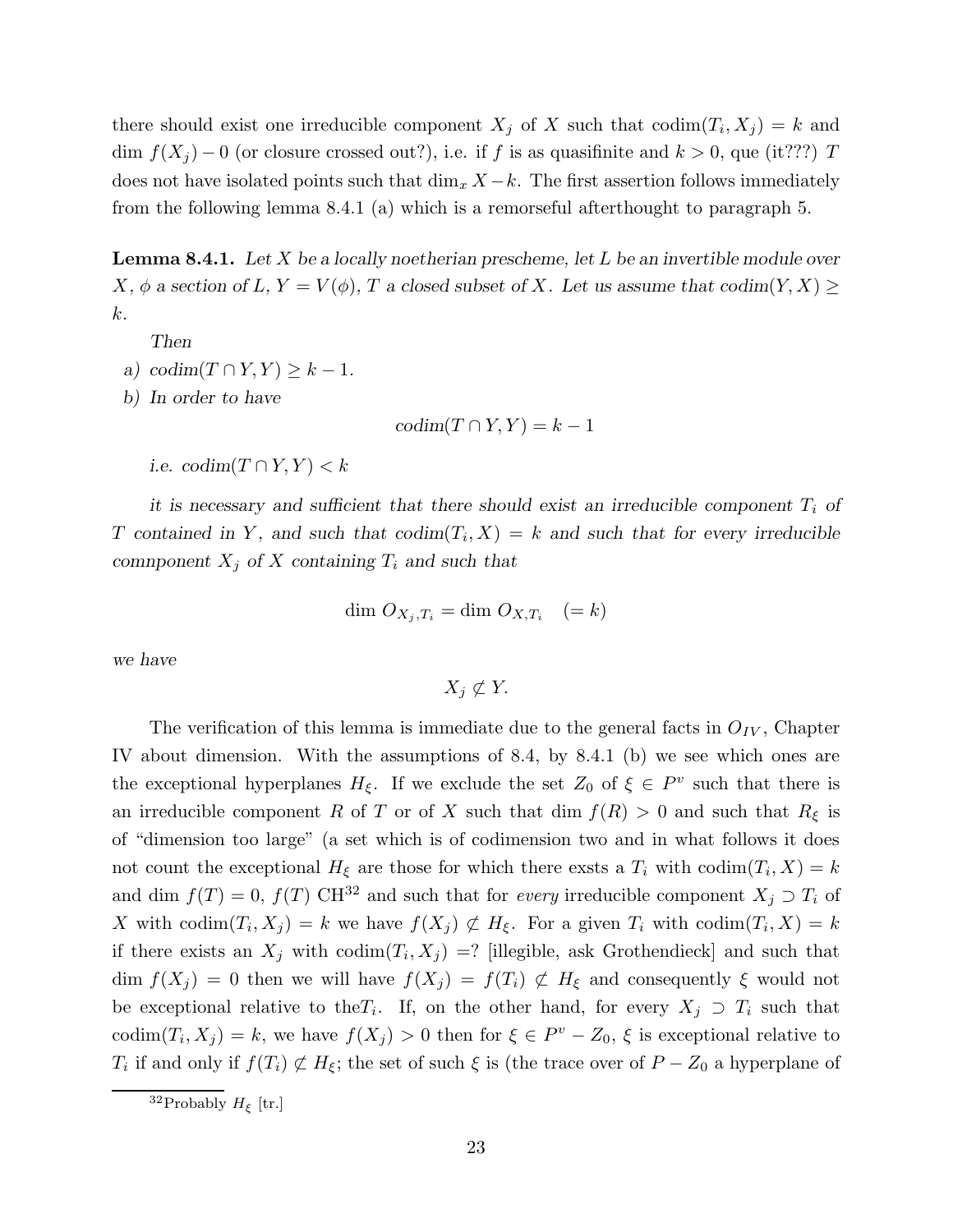there should exist one irreducible component $X_j$ of $X$ such that $\mathrm{codim}(T_i, X_j) = k$ and $\dim f(X_j) - 0$ (or closure crossed out?), i.e. if $f$ is as quasifinite and $k > 0$, que (it???) $T$ does not have isolated points such that $\dim_x X - k$. The first assertion follows immediately from the following lemma 8.4.1 (a) which is a remorseful afterthought to paragraph 5.

**Lemma 8.4.1.** *Let $X$ be a locally noetherian prescheme, let $L$ be an invertible module over $X$, $\phi$ a section of $L$, $Y = V(\phi)$, $T$ a closed subset of $X$. Let us assume that codim$(Y, X) \geq k$.*

*Then*

a) *codim$(T \cap Y, Y) \geq k - 1$.*

b) *In order to have*

$$\mathit{codim}(T \cap Y, Y) = k - 1$$

*i.e. codim$(T \cap Y, Y) < k$*

*it is necessary and sufficient that there should exist an irreducible component $T_i$ of $T$ contained in $Y$, and such that codim$(T_i, X) = k$ and such that for every irreducible comnponent $X_j$ of $X$ containing $T_i$ and such that*

$$\dim O_{X_j, T_i} = \dim O_{X, T_i} \quad (= k)$$

*we have*

$$X_j \not\subset Y.$$

The verification of this lemma is immediate due to the general facts in $O_{IV}$, Chapter IV about dimension. With the assumptions of 8.4, by 8.4.1 (b) we see which ones are the exceptional hyperplanes $H_\xi$. If we exclude the set $Z_0$ of $\xi \in P^v$ such that there is an irreducible component $R$ of $T$ or of $X$ such that $\dim f(R) > 0$ and such that $R_\xi$ is of "dimension too large" (a set which is of codimension two and in what follows it does not count the exceptional $H_\xi$ are those for which there exsts a $T_i$ with $\mathrm{codim}(T_i, X) = k$ and $\dim f(T) = 0$, $f(T)$ CH[32] and such that for *every* irreducible component $X_j \supset T_i$ of $X$ with $\mathrm{codim}(T_i, X_j) = k$ we have $f(X_j) \not\subset H_\xi$. For a given $T_i$ with $\mathrm{codim}(T_i, X) = k$ if there exists an $X_j$ with $\mathrm{codim}(T_i, X_j) =$? [illegible, ask Grothendieck] and such that $\dim f(X_j) = 0$ then we will have $f(X_j) = f(T_i) \not\subset H_\xi$ and consequently $\xi$ would not be exceptional relative to the$T_i$. If, on the other hand, for every $X_j \supset T_i$ such that $\mathrm{codim}(T_i, X_j) = k$, we have $f(X_j) > 0$ then for $\xi \in P^v - Z_0$, $\xi$ is exceptional relative to $T_i$ if and only if $f(T_i) \not\subset H_\xi$; the set of such $\xi$ is (the trace over of $P - Z_0$ a hyperplane of

[32] Probably $H_\xi$ [tr.]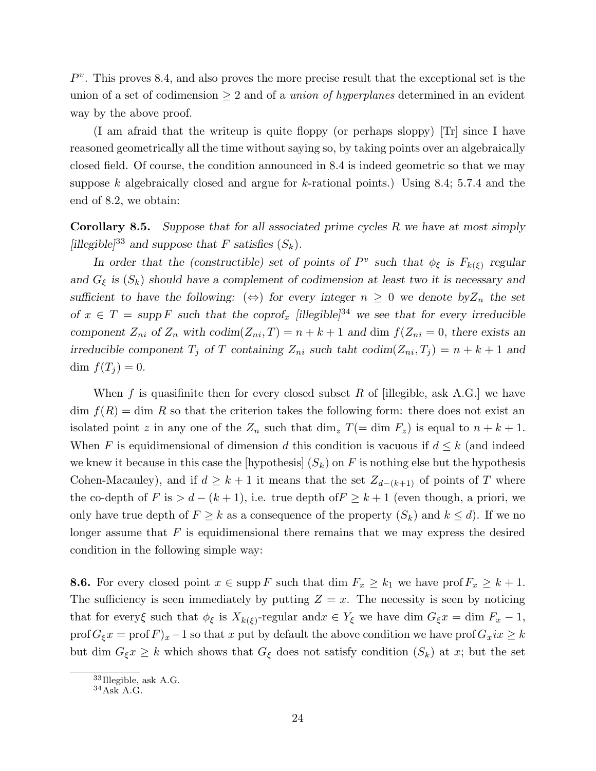$P^v$. This proves 8.4, and also proves the more precise result that the exceptional set is the union of a set of codimension $\geq 2$ and of a *union of hyperplanes* determined in an evident way by the above proof.

(I am afraid that the writeup is quite floppy (or perhaps sloppy) [Tr] since I have reasoned geometrically all the time without saying so, by taking points over an algebraically closed field. Of course, the condition announced in 8.4 is indeed geometric so that we may suppose $k$ algebraically closed and argue for $k$-rational points.) Using 8.4; 5.7.4 and the end of 8.2, we obtain:

**Corollary 8.5.** *Suppose that for all associated prime cycles $R$ we have at most simply [illegible][33] and suppose that $F$ satisfies $(S_k)$.*

*In order that the (constructible) set of points of $P^v$ such that $\phi_\xi$ is $F_{k(\xi)}$ regular and $G_\xi$ is $(S_k)$ should have a complement of codimension at least two it is necessary and sufficient to have the following: $(\Leftrightarrow)$ for every integer $n \geq 0$ we denote by$Z_n$ the set of $x \in T = \operatorname{supp} F$ such that the coprof$_x$ [illegible][34] we see that for every irreducible component $Z_{ni}$ of $Z_n$ with $\operatorname{codim}(Z_{ni}, T) = n + k + 1$ and $\dim f(Z_{ni} = 0$, there exists an irreducible component $T_j$ of $T$ containing $Z_{ni}$ such taht $\operatorname{codim}(Z_{ni}, T_j) = n + k + 1$ and $\dim f(T_j) = 0$.*

When $f$ is quasifinite then for every closed subset $R$ of [illegible, ask A.G.] we have $\dim f(R) = \dim R$ so that the criterion takes the following form: there does not exist an isolated point $z$ in any one of the $Z_n$ such that $\dim_z T (= \dim F_z)$ is equal to $n + k + 1$. When $F$ is equidimensional of dimension $d$ this condition is vacuous if $d \leq k$ (and indeed we knew it because in this case the [hypothesis] $(S_k)$ on $F$ is nothing else but the hypothesis Cohen-Macauley), and if $d \geq k + 1$ it means that the set $Z_{d-(k+1)}$ of points of $T$ where the co-depth of $F$ is $> d - (k + 1)$, i.e. true depth of$F \geq k + 1$ (even though, a priori, we only have true depth of $F \geq k$ as a consequence of the property $(S_k)$ and $k \leq d$). If we no longer assume that $F$ is equidimensional there remains that we may express the desired condition in the following simple way:

**8.6.** For every closed point $x \in \operatorname{supp} F$ such that $\dim F_x \geq k_1$ we have $\operatorname{prof} F_x \geq k + 1$. The sufficiency is seen immediately by putting $Z = x$. The necessity is seen by noticing that for every$\xi$ such that $\phi_\xi$ is $X_{k(\xi)}$-regular and$x \in Y_\xi$ we have $\dim G_\xi x = \dim F_x - 1$, $\operatorname{prof} G_\xi x = \operatorname{prof} F)_x - 1$ so that $x$ put by default the above condition we have $\operatorname{prof} G_x ix \geq k$ but $\dim G_\xi x \geq k$ which shows that $G_\xi$ does not satisfy condition $(S_k)$ at $x$; but the set

[33] Illegible, ask A.G.

[34] Ask A.G.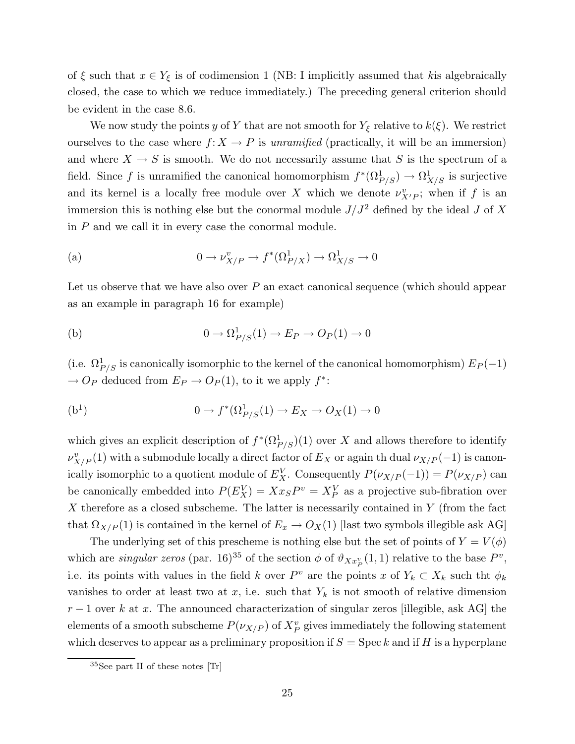of $\xi$ such that $x \in Y_\xi$ is of codimension 1 (NB: I implicitly assumed that $k$is algebraically closed, the case to which we reduce immediately.) The preceding general criterion should be evident in the case 8.6.

We now study the points $y$ of $Y$ that are not smooth for $Y_\xi$ relative to $k(\xi)$. We restrict ourselves to the case where $f\colon X \to P$ is *unramified* (practically, it will be an immersion) and where $X \to S$ is smooth. We do not necessarily assume that $S$ is the spectrum of a field. Since $f$ is unramified the canonical homomorphism $f^*(\Omega^1_{P/S}) \to \Omega^1_{X/S}$ is surjective and its kernel is a locally free module over $X$ which we denote $\nu^v_{X'P}$; when if $f$ is an immersion this is nothing else but the conormal module $J/J^2$ defined by the ideal $J$ of $X$ in $P$ and we call it in every case the conormal module.

$$\text{(a)} \qquad 0 \to \nu^v_{X/P} \to f^*(\Omega^1_{P/X}) \to \Omega^1_{X/S} \to 0$$

Let us observe that we have also over $P$ an exact canonical sequence (which should appear as an example in paragraph 16 for example)

$$\text{(b)} \qquad 0 \to \Omega^1_{P/S}(1) \to E_P \to O_P(1) \to 0$$

(i.e. $\Omega^1_{P/S}$ is canonically isomorphic to the kernel of the canonical homomorphism) $E_P(-1)$ $\to O_P$ deduced from $E_P \to O_P(1)$, to it we apply $f^*$:

$$\text{(b}^1\text{)} \qquad 0 \to f^*(\Omega^1_{P/S}(1) \to E_X \to O_X(1) \to 0$$

which gives an explicit description of $f^*(\Omega^1_{P/S})(1)$ over $X$ and allows therefore to identify $\nu^v_{X/P}(1)$ with a submodule locally a direct factor of $E_X$ or again th dual $\nu_{X/P}(-1)$ is canonically isomorphic to a quotient module of $E^V_X$. Consequently $P(\nu_{X/P}(-1)) = P(\nu_{X/P})$ can be canonically embedded into $P(E^V_X) = Xx_SP^v = X^V_P$ as a projective sub-fibration over $X$ therefore as a closed subscheme. The latter is necessarily contained in $Y$ (from the fact that $\Omega_{X/P}(1)$ is contained in the kernel of $E_x \to O_X(1)$ [last two symbols illegible ask AG]

The underlying set of this prescheme is nothing else but the set of points of $Y = V(\phi)$ which are *singular zeros* (par. 16)[35] of the section $\phi$ of $\vartheta_{Xx^v_P}(1,1)$ relative to the base $P^v$, i.e. its points with values in the field $k$ over $P^v$ are the points $x$ of $Y_k \subset X_k$ such tht $\phi_k$ vanishes to order at least two at $x$, i.e. such that $Y_k$ is not smooth of relative dimension $r-1$ over $k$ at $x$. The announced characterization of singular zeros [illegible, ask AG] the elements of a smooth subscheme $P(\nu_{X/P})$ of $X^v_P$ gives immediately the following statement which deserves to appear as a preliminary proposition if $S = \operatorname{Spec} k$ and if $H$ is a hyperplane

[35] See part II of these notes [Tr]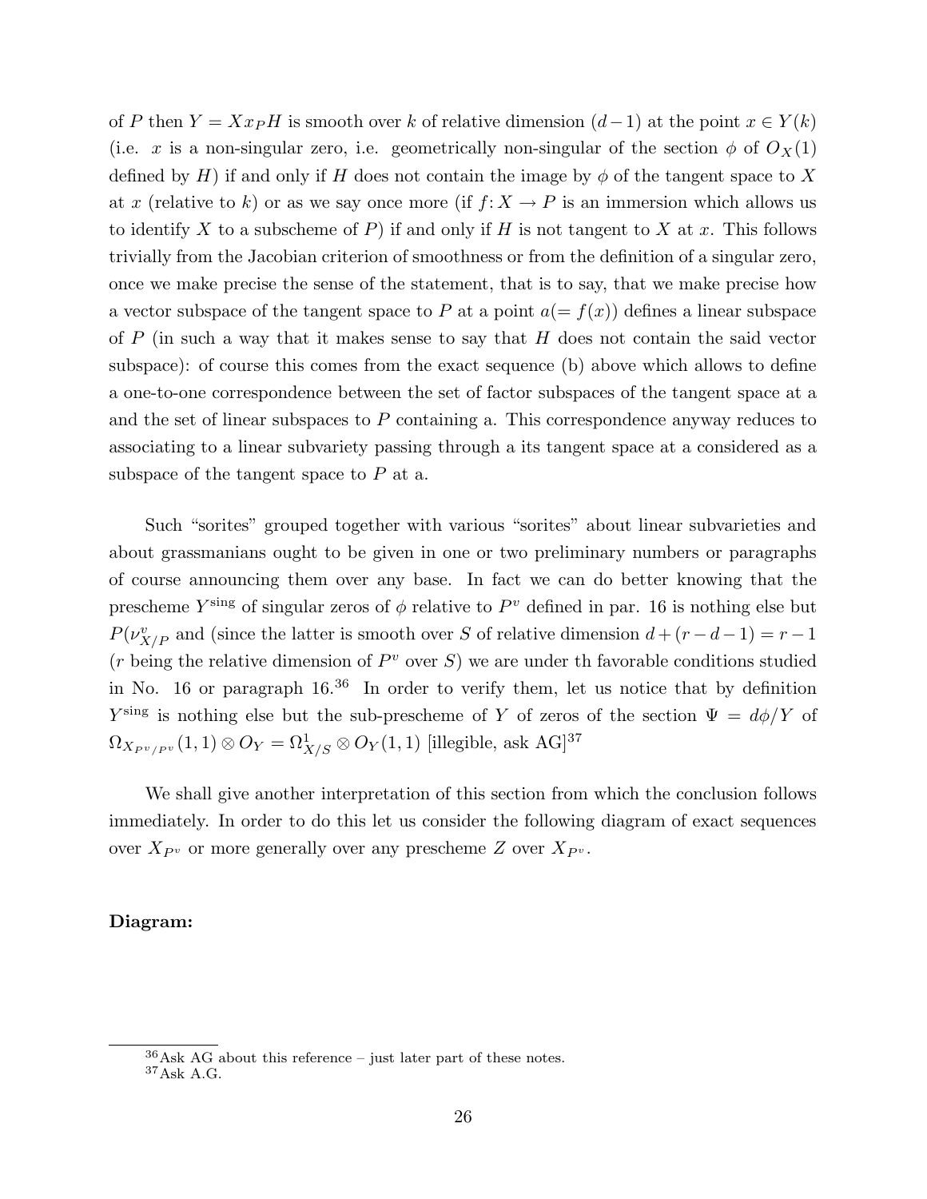of $P$ then $Y = X x_P H$ is smooth over $k$ of relative dimension $(d-1)$ at the point $x \in Y(k)$ (i.e. $x$ is a non-singular zero, i.e. geometrically non-singular of the section $\phi$ of $O_X(1)$ defined by $H$) if and only if $H$ does not contain the image by $\phi$ of the tangent space to $X$ at $x$ (relative to $k$) or as we say once more (if $f\colon X \to P$ is an immersion which allows us to identify $X$ to a subscheme of $P$) if and only if $H$ is not tangent to $X$ at $x$. This follows trivially from the Jacobian criterion of smoothness or from the definition of a singular zero, once we make precise the sense of the statement, that is to say, that we make precise how a vector subspace of the tangent space to $P$ at a point $a (= f(x))$ defines a linear subspace of $P$ (in such a way that it makes sense to say that $H$ does not contain the said vector subspace): of course this comes from the exact sequence (b) above which allows to define a one-to-one correspondence between the set of factor subspaces of the tangent space at a and the set of linear subspaces to $P$ containing a. This correspondence anyway reduces to associating to a linear subvariety passing through a its tangent space at a considered as a subspace of the tangent space to $P$ at a.

Such "sorites" grouped together with various "sorites" about linear subvarieties and about grassmanians ought to be given in one or two preliminary numbers or paragraphs of course announcing them over any base. In fact we can do better knowing that the prescheme $Y^{\text{sing}}$ of singular zeros of $\phi$ relative to $P^v$ defined in par. 16 is nothing else but $P(\nu^v_{X/P}$ and (since the latter is smooth over $S$ of relative dimension $d + (r - d - 1) = r - 1$ ($r$ being the relative dimension of $P^v$ over $S$) we are under th favorable conditions studied in No. 16 or paragraph 16.[36] In order to verify them, let us notice that by definition $Y^{\text{sing}}$ is nothing else but the sub-prescheme of $Y$ of zeros of the section $\Psi = d\phi/Y$ of $\Omega_{X_{P^v}/P^v}(1,1) \otimes O_Y = \Omega^1_{X/S} \otimes O_Y(1,1)$ [illegible, ask AG][37]

We shall give another interpretation of this section from which the conclusion follows immediately. In order to do this let us consider the following diagram of exact sequences over $X_{P^v}$ or more generally over any prescheme $Z$ over $X_{P^v}$.

**Diagram:**

[36] Ask AG about this reference – just later part of these notes.

[37] Ask A.G.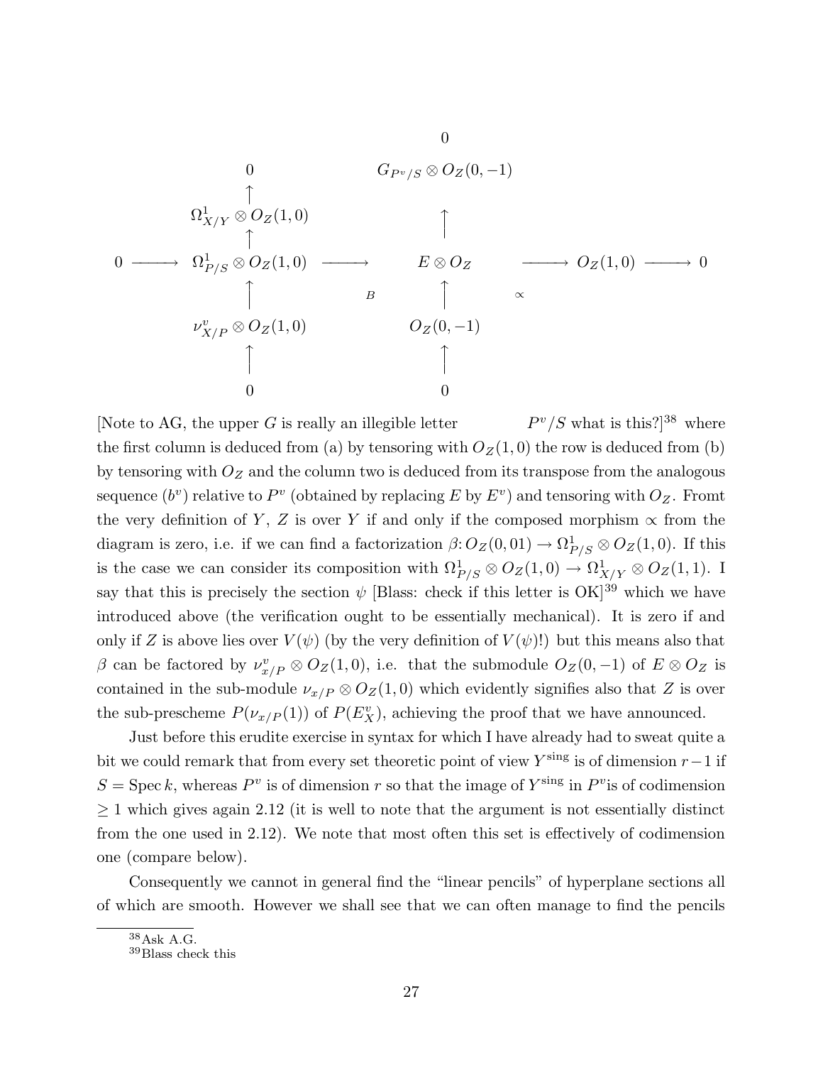$$
\begin{array}{ccccccccc}
 & & & & 0 & & & & \\
 & & 0 & & G_{P^v/S}\otimes O_Z(0,-1) & & & & \\
 & & \uparrow & & & & & & \\
 & & \Omega^1_{X/Y}\otimes O_Z(1,0) & & \uparrow & & & & \\
 & & \uparrow & & & & & & \\
0 & \longrightarrow & \Omega^1_{P/S}\otimes O_Z(1,0) & \longrightarrow & E\otimes O_Z & \longrightarrow & O_Z(1,0) & \longrightarrow & 0 \\
 & & \uparrow & B & \uparrow & \propto & & & \\
 & & \nu^v_{X/P}\otimes O_Z(1,0) & & O_Z(0,-1) & & & & \\
 & & \uparrow & & \uparrow & & & & \\
 & & 0 & & 0 & & & &
\end{array}
$$

[Note to AG, the upper $G$ is really an illegible letter $P^v/S$ what is this?][38] where the first column is deduced from (a) by tensoring with $O_Z(1,0)$ the row is deduced from (b) by tensoring with $O_Z$ and the column two is deduced from its transpose from the analogous sequence $(b^v)$ relative to $P^v$ (obtained by replacing $E$ by $E^v$) and tensoring with $O_Z$. Fromt the very definition of $Y$, $Z$ is over $Y$ if and only if the composed morphism $\propto$ from the diagram is zero, i.e. if we can find a factorization $\beta\colon O_Z(0,01) \to \Omega^1_{P/S} \otimes O_Z(1,0)$. If this is the case we can consider its composition with $\Omega^1_{P/S} \otimes O_Z(1,0) \to \Omega^1_{X/Y} \otimes O_Z(1,1)$. I say that this is precisely the section $\psi$ [Blass: check if this letter is OK][39] which we have introduced above (the verification ought to be essentially mechanical). It is zero if and only if $Z$ is above lies over $V(\psi)$ (by the very definition of $V(\psi)$!) but this means also that $\beta$ can be factored by $\nu^v_{x/P} \otimes O_Z(1,0)$, i.e. that the submodule $O_Z(0,-1)$ of $E \otimes O_Z$ is contained in the sub-module $\nu_{x/P} \otimes O_Z(1,0)$ which evidently signifies also that $Z$ is over the sub-prescheme $P(\nu_{x/P}(1))$ of $P(E^v_X)$, achieving the proof that we have announced.

Just before this erudite exercise in syntax for which I have already had to sweat quite a bit we could remark that from every set theoretic point of view $Y^{\text{sing}}$ is of dimension $r-1$ if $S = \operatorname{Spec} k$, whereas $P^v$ is of dimension $r$ so that the image of $Y^{\text{sing}}$ in $P^v$is of codimension $\geq 1$ which gives again 2.12 (it is well to note that the argument is not essentially distinct from the one used in 2.12). We note that most often this set is effectively of codimension one (compare below).

Consequently we cannot in general find the "linear pencils" of hyperplane sections all of which are smooth. However we shall see that we can often manage to find the pencils

[38] Ask A.G.

[39] Blass check this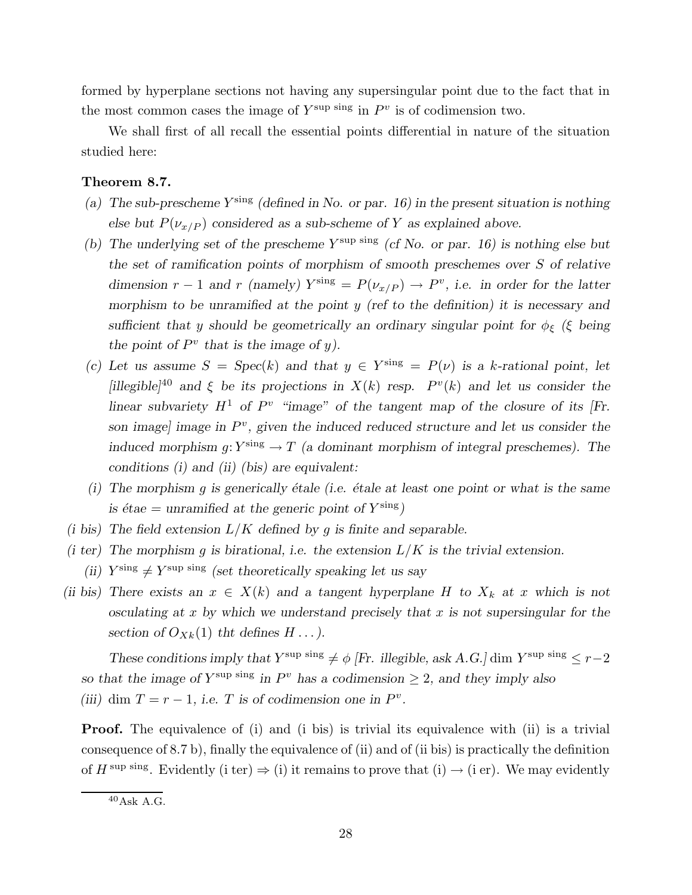formed by hyperplane sections not having any supersingular point due to the fact that in the most common cases the image of $Y^{\text{sup sing}}$ in $P^v$ is of codimension two.

We shall first of all recall the essential points differential in nature of the situation studied here:

**Theorem 8.7.**

*(a) The sub-prescheme $Y^{\text{sing}}$ (defined in No. or par. 16) in the present situation is nothing else but $P(\nu_{x/P})$ considered as a sub-scheme of $Y$ as explained above.*

*(b) The underlying set of the prescheme $Y^{\text{sup sing}}$ (cf No. or par. 16) is nothing else but the set of ramification points of morphism of smooth preschemes over $S$ of relative dimension $r-1$ and $r$ (namely) $Y^{\text{sing}} = P(\nu_{x/P}) \to P^v$, i.e. in order for the latter morphism to be unramified at the point $y$ (ref to the definition) it is necessary and sufficient that $y$ should be geometrically an ordinary singular point for $\phi_\xi$ ($\xi$ being the point of $P^v$ that is the image of $y$).*

*(c) Let us assume $S = Spec(k)$ and that $y \in Y^{\text{sing}} = P(\nu)$ is a $k$-rational point, let [illegible][40] and $\xi$ be its projections in $X(k)$ resp. $P^v(k)$ and let us consider the linear subvariety $H^1$ of $P^v$ "image" of the tangent map of the closure of its [Fr. son image] image in $P^v$, given the induced reduced structure and let us consider the induced morphism $g\colon Y^{\text{sing}} \to T$ (a dominant morphism of integral preschemes). The conditions (i) and (ii) (bis) are equivalent:*

*(i) The morphism $g$ is generically étale (i.e. étale at least one point or what is the same is étae = unramified at the generic point of $Y^{\text{sing}}$)*

*(i bis) The field extension $L/K$ defined by $g$ is finite and separable.*

*(i ter) The morphism $g$ is birational, i.e. the extension $L/K$ is the trivial extension.*

*(ii) $Y^{\text{sing}} \neq Y^{\text{sup sing}}$ (set theoretically speaking let us say*

*(ii bis) There exists an $x \in X(k)$ and a tangent hyperplane $H$ to $X_k$ at $x$ which is not osculating at $x$ by which we understand precisely that $x$ is not supersingular for the section of $O_{Xk}(1)$ tht defines $H \ldots$).*

*These conditions imply that $Y^{\text{sup sing}} \neq \phi$ [Fr. illegible, ask A.G.] $\dim Y^{\text{sup sing}} \leq r-2$ so that the image of $Y^{\text{sup sing}}$ in $P^v$ has a codimension $\geq 2$, and they imply also*

*(iii) $\dim T = r-1$, i.e. $T$ is of codimension one in $P^v$.*

**Proof.** The equivalence of (i) and (i bis) is trivial its equivalence with (ii) is a trivial consequence of 8.7 b), finally the equivalence of (ii) and of (ii bis) is practically the definition of $H^{\text{sup sing}}$. Evidently (i ter) $\Rightarrow$ (i) it remains to prove that (i) $\rightarrow$ (i er). We may evidently

[40] Ask A.G.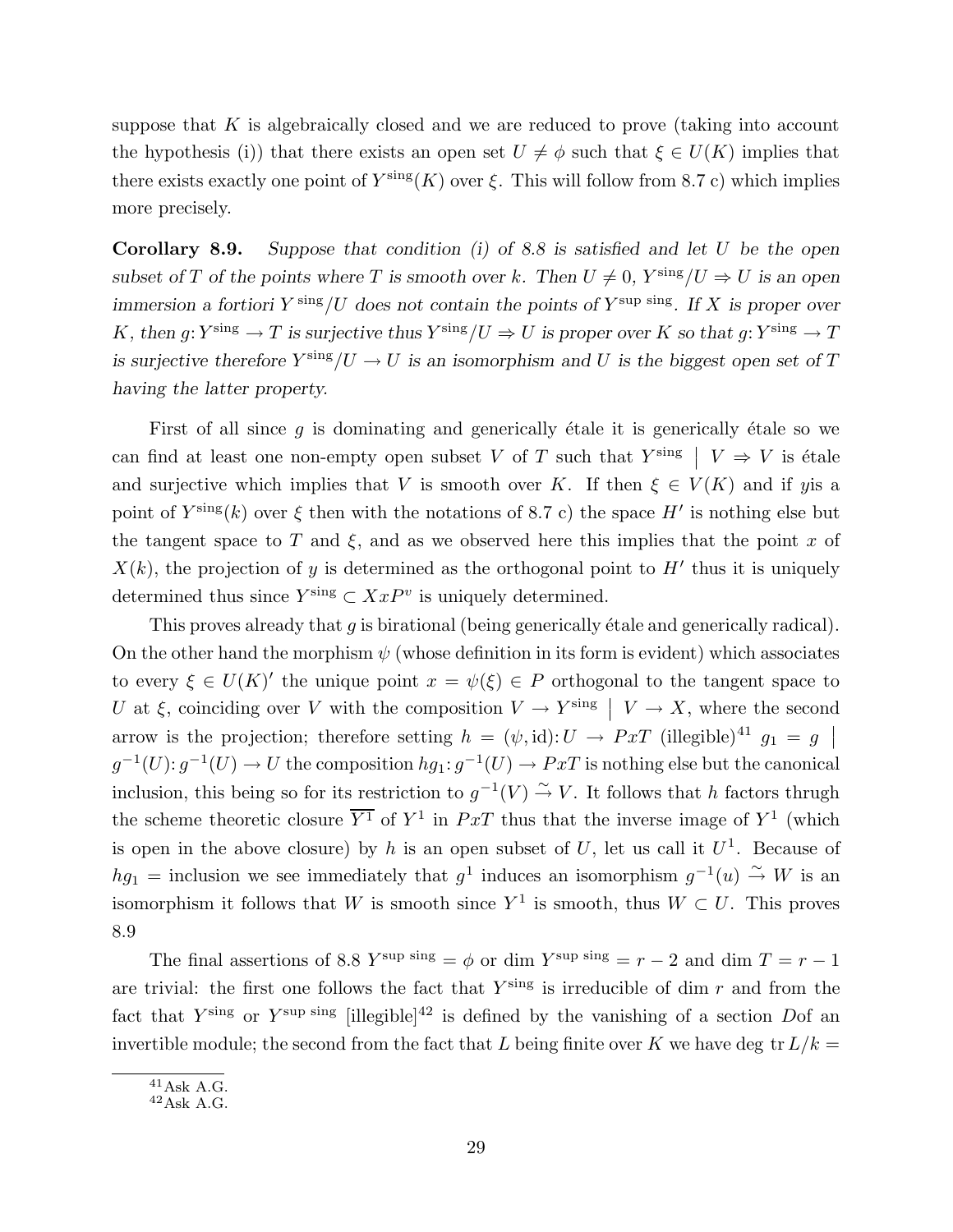suppose that $K$ is algebraically closed and we are reduced to prove (taking into account the hypothesis (i)) that there exists an open set $U \neq \phi$ such that $\xi \in U(K)$ implies that there exists exactly one point of $Y^{\text{sing}}(K)$ over $\xi$. This will follow from 8.7 c) which implies more precisely.

**Corollary 8.9.** *Suppose that condition (i) of 8.8 is satisfied and let $U$ be the open subset of $T$ of the points where $T$ is smooth over $k$. Then $U \neq 0$, $Y^{\text{sing}}/U \Rightarrow U$ is an open immersion a fortiori $Y^{\text{sing}}/U$ does not contain the points of $Y^{\text{sup sing}}$. If $X$ is proper over $K$, then $g\colon Y^{\text{sing}} \to T$ is surjective thus $Y^{\text{sing}}/U \Rightarrow U$ is proper over $K$ so that $g\colon Y^{\text{sing}} \to T$ is surjective therefore $Y^{\text{sing}}/U \to U$ is an isomorphism and $U$ is the biggest open set of $T$ having the latter property.*

First of all since $g$ is dominating and generically étale it is generically étale so we can find at least one non-empty open subset $V$ of $T$ such that $Y^{\text{sing}} \mid V \Rightarrow V$ is étale and surjective which implies that $V$ is smooth over $K$. If then $\xi \in V(K)$ and if $y$is a point of $Y^{\text{sing}}(k)$ over $\xi$ then with the notations of 8.7 c) the space $H'$ is nothing else but the tangent space to $T$ and $\xi$, and as we observed here this implies that the point $x$ of $X(k)$, the projection of $y$ is determined as the orthogonal point to $H'$ thus it is uniquely determined thus since $Y^{\text{sing}} \subset XxP^v$ is uniquely determined.

This proves already that $g$ is birational (being generically étale and generically radical). On the other hand the morphism $\psi$ (whose definition in its form is evident) which associates to every $\xi \in U(K)'$ the unique point $x = \psi(\xi) \in P$ orthogonal to the tangent space to $U$ at $\xi$, coinciding over $V$ with the composition $V \to Y^{\text{sing}} \mid V \to X$, where the second arrow is the projection; therefore setting $h = (\psi, \text{id})\colon U \to PxT$ (illegible)[41] $g_1 = g \mid g^{-1}(U)\colon g^{-1}(U) \to U$ the composition $hg_1\colon g^{-1}(U) \to PxT$ is nothing else but the canonical inclusion, this being so for its restriction to $g^{-1}(V) \xrightarrow{\sim} V$. It follows that $h$ factors thrugh the scheme theoretic closure $\overline{Y^1}$ of $Y^1$ in $PxT$ thus that the inverse image of $Y^1$ (which is open in the above closure) by $h$ is an open subset of $U$, let us call it $U^1$. Because of $hg_1 =$ inclusion we see immediately that $g^1$ induces an isomorphism $g^{-1}(u) \xrightarrow{\sim} W$ is an isomorphism it follows that $W$ is smooth since $Y^1$ is smooth, thus $W \subset U$. This proves 8.9

The final assertions of 8.8 $Y^{\text{sup sing}} = \phi$ or $\dim Y^{\text{sup sing}} = r-2$ and $\dim T = r-1$ are trivial: the first one follows the fact that $Y^{\text{sing}}$ is irreducible of dim $r$ and from the fact that $Y^{\text{sing}}$ or $Y^{\text{sup sing}}$ [illegible][42] is defined by the vanishing of a section $D$of an invertible module; the second from the fact that $L$ being finite over $K$ we have deg tr $L/k =$

---

[41] Ask A.G.

[42] Ask A.G.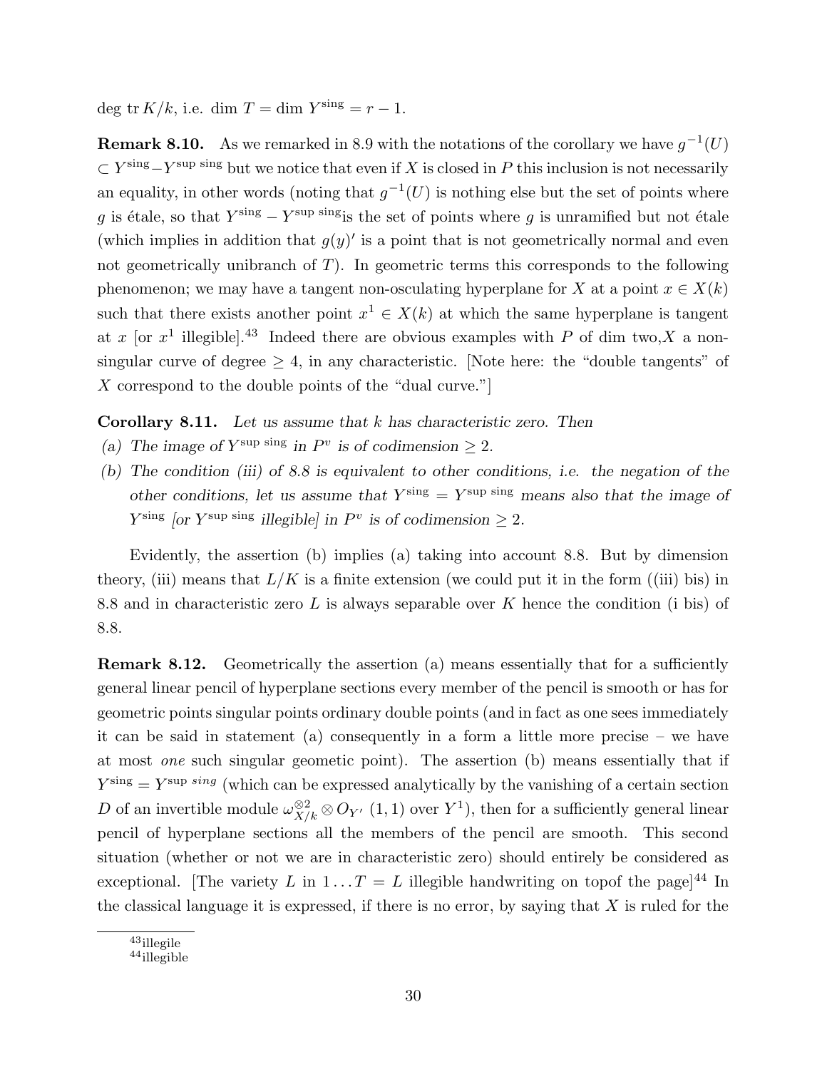deg tr $K/k$, i.e. $\dim T = \dim Y^{\text{sing}} = r - 1$.

**Remark 8.10.** As we remarked in 8.9 with the notations of the corollary we have $g^{-1}(U) \subset Y^{\text{sing}} - Y^{\text{sup sing}}$ but we notice that even if $X$ is closed in $P$ this inclusion is not necessarily an equality, in other words (noting that $g^{-1}(U)$ is nothing else but the set of points where $g$ is étale, so that $Y^{\text{sing}} - Y^{\text{sup sing}}$is the set of points where $g$ is unramified but not étale (which implies in addition that $g(y)'$ is a point that is not geometrically normal and even not geometrically unibranch of $T$). In geometric terms this corresponds to the following phenomenon; we may have a tangent non-osculating hyperplane for $X$ at a point $x \in X(k)$ such that there exists another point $x^1 \in X(k)$ at which the same hyperplane is tangent at $x$ [or $x^1$ illegible].[43] Indeed there are obvious examples with $P$ of dim two,$X$ a non-singular curve of degree $\geq 4$, in any characteristic. [Note here: the "double tangents" of $X$ correspond to the double points of the "dual curve."]

**Corollary 8.11.** *Let us assume that $k$ has characteristic zero. Then*

*(a) The image of $Y^{\text{sup sing}}$ in $P^v$ is of codimension $\geq 2$.*

*(b) The condition (iii) of 8.8 is equivalent to other conditions, i.e. the negation of the other conditions, let us assume that $Y^{\text{sing}} = Y^{\text{sup sing}}$ means also that the image of $Y^{\text{sing}}$ [or $Y^{\text{sup sing}}$ illegible] in $P^v$ is of codimension $\geq 2$.*

Evidently, the assertion (b) implies (a) taking into account 8.8. But by dimension theory, (iii) means that $L/K$ is a finite extension (we could put it in the form ((iii) bis) in 8.8 and in characteristic zero $L$ is always separable over $K$ hence the condition (i bis) of 8.8.

**Remark 8.12.** Geometrically the assertion (a) means essentially that for a sufficiently general linear pencil of hyperplane sections every member of the pencil is smooth or has for geometric points singular points ordinary double points (and in fact as one sees immediately it can be said in statement (a) consequently in a form a little more precise – we have at most *one* such singular geometic point). The assertion (b) means essentially that if $Y^{\text{sing}} = Y^{\text{sup}\ sing}$ (which can be expressed analytically by the vanishing of a certain section $D$ of an invertible module $\omega_{X/k}^{\otimes 2} \otimes O_{Y'}(1,1)$ over $Y^1$), then for a sufficiently general linear pencil of hyperplane sections all the members of the pencil are smooth. This second situation (whether or not we are in characteristic zero) should entirely be considered as exceptional. [The variety $L$ in $1 \ldots T = L$ illegible handwriting on topof the page][44] In the classical language it is expressed, if there is no error, by saying that $X$ is ruled for the

[43]illegile

[44]illegible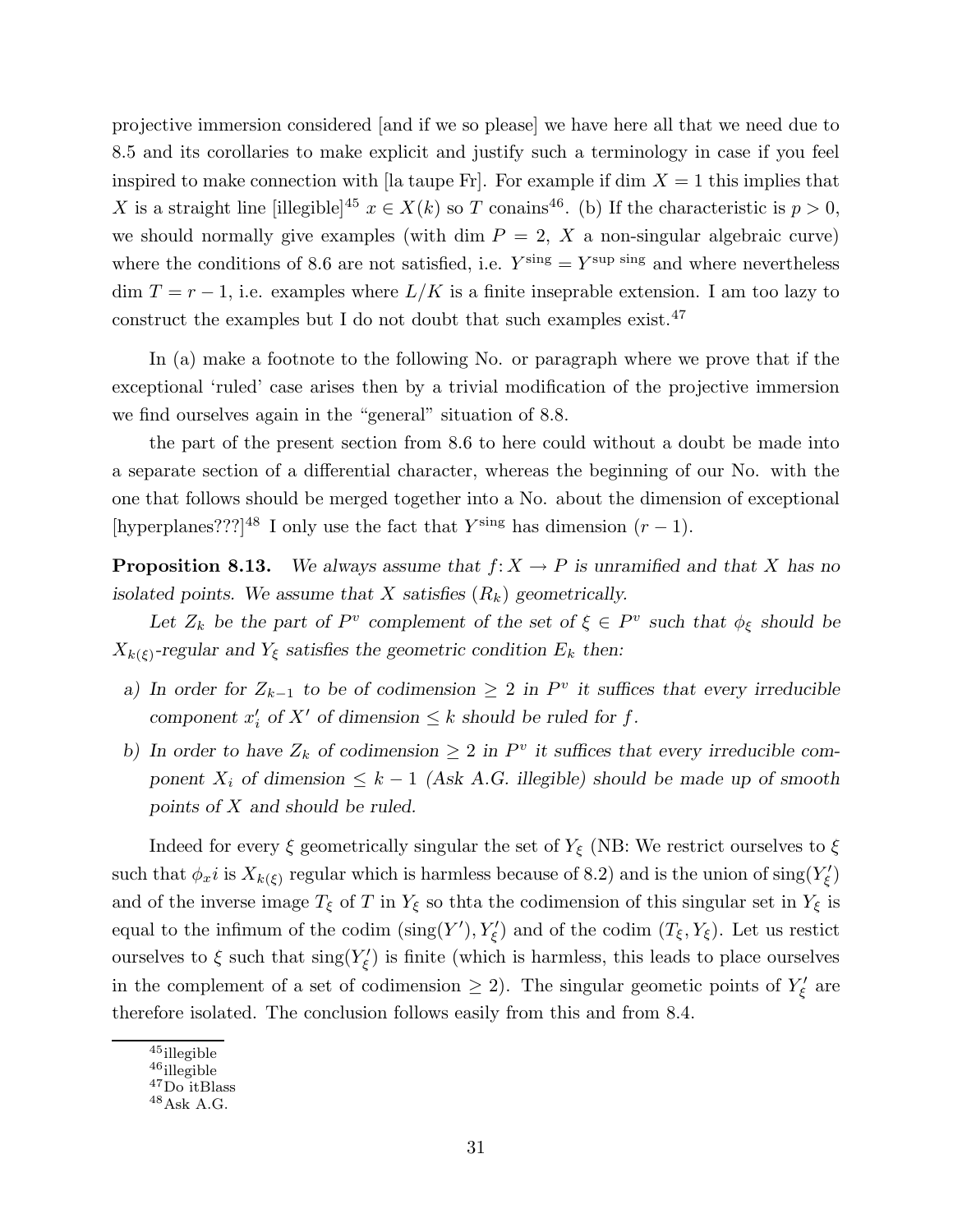projective immersion considered [and if we so please] we have here all that we need due to 8.5 and its corollaries to make explicit and justify such a terminology in case if you feel inspired to make connection with [la taupe Fr]. For example if $\dim X = 1$ this implies that $X$ is a straight line [illegible][45] $x \in X(k)$ so $T$ conains[46]. (b) If the characteristic is $p > 0$, we should normally give examples (with $\dim P = 2$, $X$ a non-singular algebraic curve) where the conditions of 8.6 are not satisfied, i.e. $Y^{\text{sing}} = Y^{\text{sup sing}}$ and where nevertheless $\dim T = r - 1$, i.e. examples where $L/K$ is a finite inseparable extension. I am too lazy to construct the examples but I do not doubt that such examples exist.[47]

In (a) make a footnote to the following No. or paragraph where we prove that if the exceptional 'ruled' case arises then by a trivial modification of the projective immersion we find ourselves again in the "general" situation of 8.8.

the part of the present section from 8.6 to here could without a doubt be made into a separate section of a differential character, whereas the beginning of our No. with the one that follows should be merged together into a No. about the dimension of exceptional [hyperplanes???][48] I only use the fact that $Y^{\text{sing}}$ has dimension $(r - 1)$.

**Proposition 8.13.** *We always assume that $f: X \to P$ is unramified and that $X$ has no isolated points. We assume that $X$ satisfies $(R_k)$ geometrically.*

*Let $Z_k$ be the part of $P^v$ complement of the set of $\xi \in P^v$ such that $\phi_\xi$ should be $X_{k(\xi)}$-regular and $Y_\xi$ satisfies the geometric condition $E_k$ then:*

- *a) In order for $Z_{k-1}$ to be of codimension $\geq 2$ in $P^v$ it suffices that every irreducible component $x'_i$ of $X'$ of dimension $\leq k$ should be ruled for $f$.*
- *b) In order to have $Z_k$ of codimension $\geq 2$ in $P^v$ it suffices that every irreducible component $X_i$ of dimension $\leq k - 1$ (Ask A.G. illegible) should be made up of smooth points of $X$ and should be ruled.*

Indeed for every $\xi$ geometrically singular the set of $Y_\xi$ (NB: We restrict ourselves to $\xi$ such that $\phi_x i$ is $X_{k(\xi)}$ regular which is harmless because of 8.2) and is the union of $\text{sing}(Y'_\xi)$ and of the inverse image $T_\xi$ of $T$ in $Y_\xi$ so thta the codimension of this singular set in $Y_\xi$ is equal to the infimum of the codim $(\text{sing}(Y'), Y'_\xi)$ and of the codim $(T_\xi, Y_\xi)$. Let us restict ourselves to $\xi$ such that $\text{sing}(Y'_\xi)$ is finite (which is harmless, this leads to place ourselves in the complement of a set of codimension $\geq 2$). The singular geometic points of $Y'_\xi$ are therefore isolated. The conclusion follows easily from this and from 8.4.

[45] illegible
[46] illegible
[47] Do itBlass
[48] Ask A.G.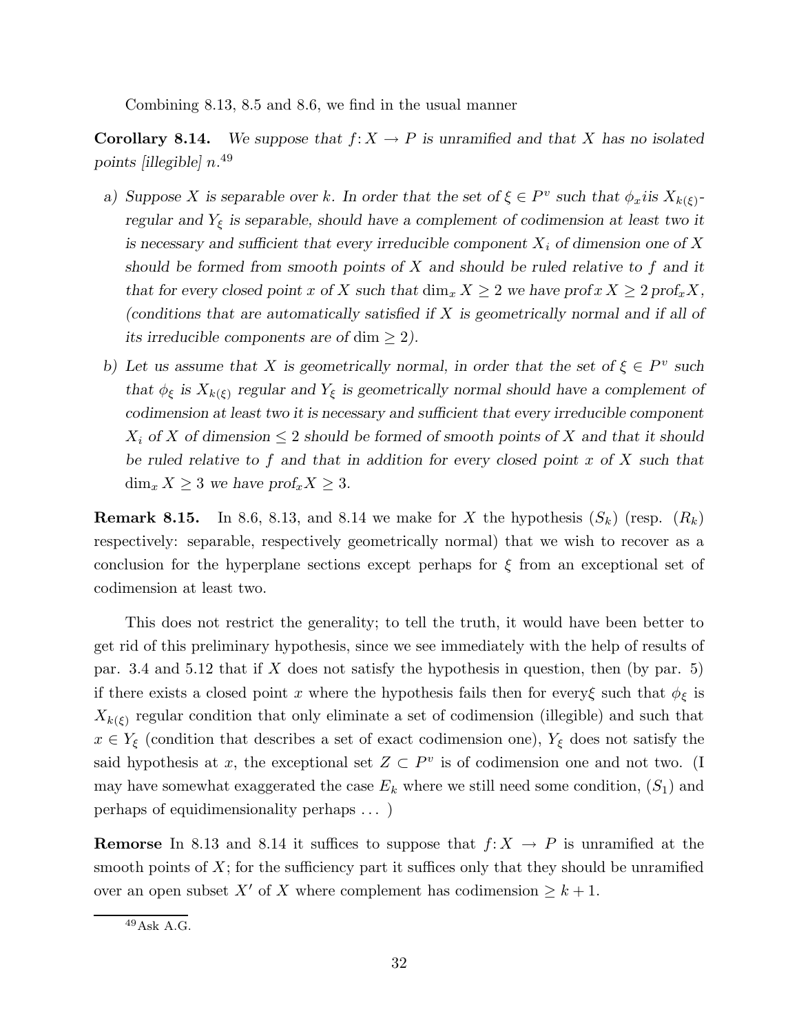Combining 8.13, 8.5 and 8.6, we find in the usual manner

**Corollary 8.14.** *We suppose that $f: X \to P$ is unramified and that $X$ has no isolated points [illegible] $n$.*[49]

a) *Suppose $X$ is separable over $k$. In order that the set of $\xi \in P^v$ such that $\phi_x i$is $X_{k(\xi)}$-regular and $Y_\xi$ is separable, should have a complement of codimension at least two it is necessary and sufficient that every irreducible component $X_i$ of dimension one of $X$ should be formed from smooth points of $X$ and should be ruled relative to $f$ and it that for every closed point $x$ of $X$ such that $\dim_x X \geq 2$ we have prof$x\, X \geq 2\,$prof$_x X$, (conditions that are automatically satisfied if $X$ is geometrically normal and if all of its irreducible components are of $\dim \geq 2$).*

b) *Let us assume that $X$ is geometrically normal, in order that the set of $\xi \in P^v$ such that $\phi_\xi$ is $X_{k(\xi)}$ regular and $Y_\xi$ is geometrically normal should have a complement of codimension at least two it is necessary and sufficient that every irreducible component $X_i$ of $X$ of dimension $\leq 2$ should be formed of smooth points of $X$ and that it should be ruled relative to $f$ and that in addition for every closed point $x$ of $X$ such that $\dim_x X \geq 3$ we have prof$_x X \geq 3$.*

**Remark 8.15.** In 8.6, 8.13, and 8.14 we make for $X$ the hypothesis $(S_k)$ (resp. $(R_k)$ respectively: separable, respectively geometrically normal) that we wish to recover as a conclusion for the hyperplane sections except perhaps for $\xi$ from an exceptional set of codimension at least two.

This does not restrict the generality; to tell the truth, it would have been better to get rid of this preliminary hypothesis, since we see immediately with the help of results of par. 3.4 and 5.12 that if $X$ does not satisfy the hypothesis in question, then (by par. 5) if there exists a closed point $x$ where the hypothesis fails then for every$\xi$ such that $\phi_\xi$ is $X_{k(\xi)}$ regular condition that only eliminate a set of codimension (illegible) and such that $x \in Y_\xi$ (condition that describes a set of exact codimension one), $Y_\xi$ does not satisfy the said hypothesis at $x$, the exceptional set $Z \subset P^v$ is of codimension one and not two. (I may have somewhat exaggerated the case $E_k$ where we still need some condition, $(S_1)$ and perhaps of equidimensionality perhaps ... )

**Remorse** In 8.13 and 8.14 it suffices to suppose that $f: X \to P$ is unramified at the smooth points of $X$; for the sufficiency part it suffices only that they should be unramified over an open subset $X'$ of $X$ where complement has codimension $\geq k + 1$.

[49] Ask A.G.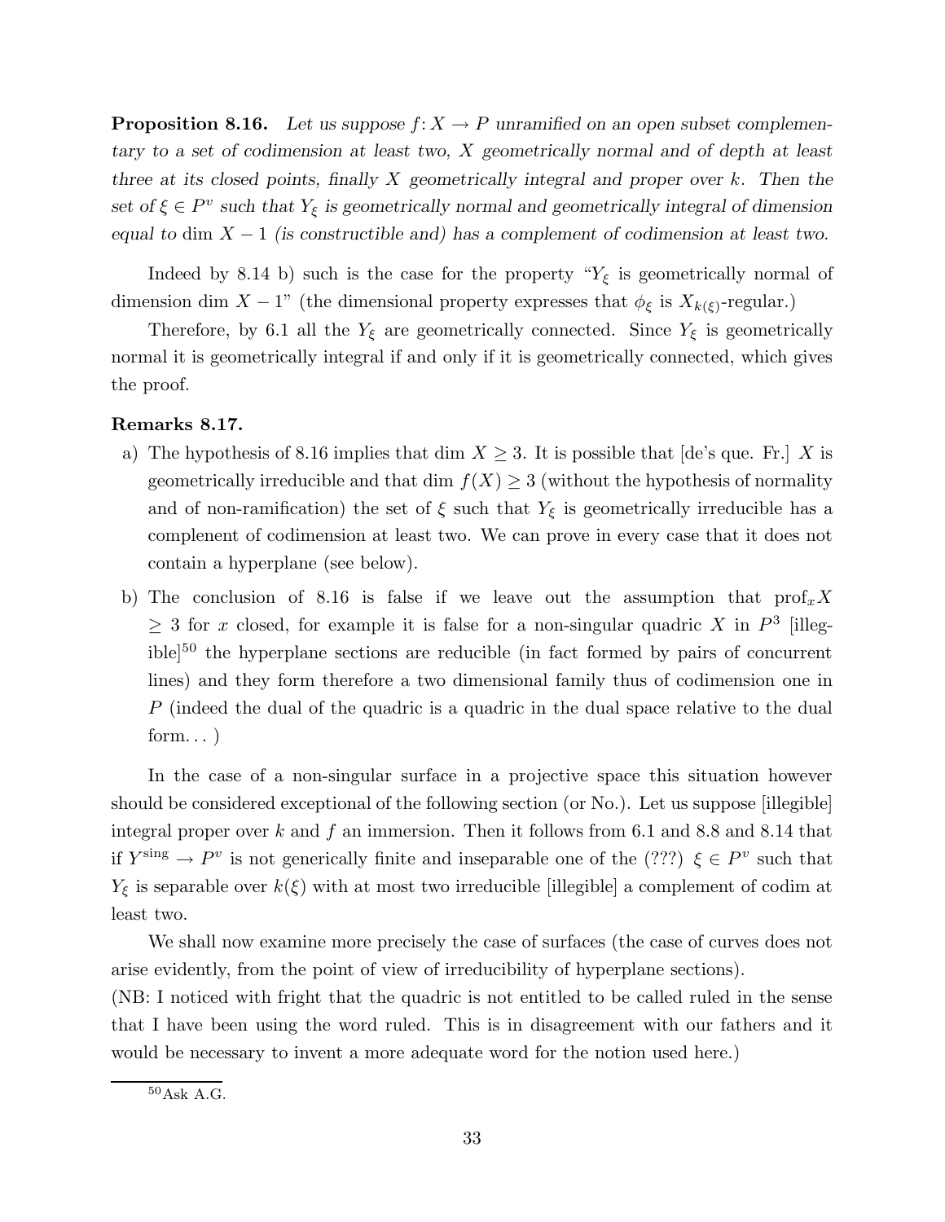**Proposition 8.16.** *Let us suppose $f\colon X \to P$ unramified on an open subset complementary to a set of codimension at least two, $X$ geometrically normal and of depth at least three at its closed points, finally $X$ geometrically integral and proper over $k$. Then the set of $\xi \in P^v$ such that $Y_\xi$ is geometrically normal and geometrically integral of dimension equal to* $\dim X - 1$ *(is constructible and) has a complement of codimension at least two.*

Indeed by 8.14 b) such is the case for the property "$Y_\xi$ is geometrically normal of dimension $\dim X - 1$" (the dimensional property expresses that $\phi_\xi$ is $X_{k(\xi)}$-regular.)

Therefore, by 6.1 all the $Y_\xi$ are geometrically connected. Since $Y_\xi$ is geometrically normal it is geometrically integral if and only if it is geometrically connected, which gives the proof.

**Remarks 8.17.**

a) The hypothesis of 8.16 implies that $\dim X \geq 3$. It is possible that [de's que. Fr.] $X$ is geometrically irreducible and that $\dim f(X) \geq 3$ (without the hypothesis of normality and of non-ramification) the set of $\xi$ such that $Y_\xi$ is geometrically irreducible has a complenent of codimension at least two. We can prove in every case that it does not contain a hyperplane (see below).

b) The conclusion of 8.16 is false if we leave out the assumption that $\mathrm{prof}_x X \geq 3$ for $x$ closed, for example it is false for a non-singular quadric $X$ in $P^3$ [illegible][50] the hyperplane sections are reducible (in fact formed by pairs of concurrent lines) and they form therefore a two dimensional family thus of codimension one in $P$ (indeed the dual of the quadric is a quadric in the dual space relative to the dual form… )

In the case of a non-singular surface in a projective space this situation however should be considered exceptional of the following section (or No.). Let us suppose [illegible] integral proper over $k$ and $f$ an immersion. Then it follows from 6.1 and 8.8 and 8.14 that if $Y^{\text{sing}} \to P^v$ is not generically finite and inseparable one of the (???) $\xi \in P^v$ such that $Y_\xi$ is separable over $k(\xi)$ with at most two irreducible [illegible] a complement of codim at least two.

We shall now examine more precisely the case of surfaces (the case of curves does not arise evidently, from the point of view of irreducibility of hyperplane sections).
(NB: I noticed with fright that the quadric is not entitled to be called ruled in the sense that I have been using the word ruled. This is in disagreement with our fathers and it would be necessary to invent a more adequate word for the notion used here.)

[50] Ask A.G.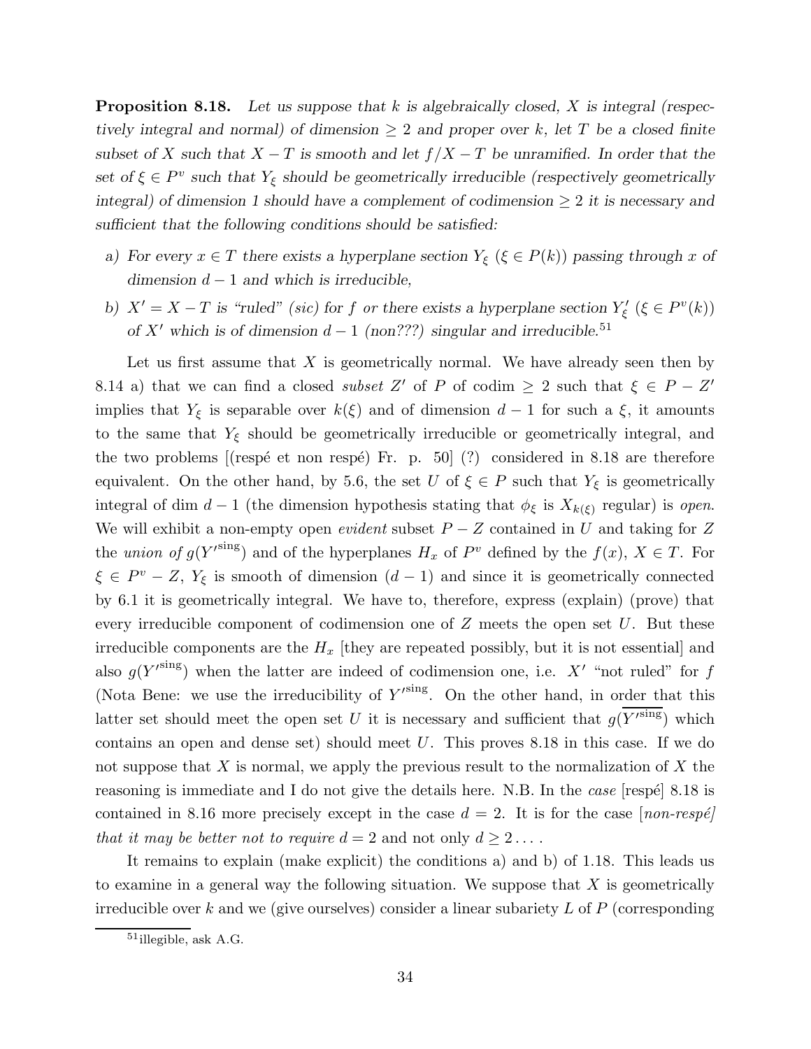**Proposition 8.18.** *Let us suppose that $k$ is algebraically closed, $X$ is integral (respectively integral and normal) of dimension $\geq 2$ and proper over $k$, let $T$ be a closed finite subset of $X$ such that $X - T$ is smooth and let $f/X - T$ be unramified. In order that the set of $\xi \in P^v$ such that $Y_\xi$ should be geometrically irreducible (respectively geometrically integral) of dimension 1 should have a complement of codimension $\geq 2$ it is necessary and sufficient that the following conditions should be satisfied:*

- *a) For every $x \in T$ there exists a hyperplane section $Y_\xi$ ($\xi \in P(k)$) passing through $x$ of dimension $d - 1$ and which is irreducible,*
- *b) $X' = X - T$ is "ruled" (sic) for $f$ or there exists a hyperplane section $Y'_\xi$ ($\xi \in P^v(k)$) of $X'$ which is of dimension $d - 1$ (non???) singular and irreducible.*[51]

Let us first assume that $X$ is geometrically normal. We have already seen then by 8.14 a) that we can find a closed *subset* $Z'$ of $P$ of codim $\geq 2$ such that $\xi \in P - Z'$ implies that $Y_\xi$ is separable over $k(\xi)$ and of dimension $d - 1$ for such a $\xi$, it amounts to the same that $Y_\xi$ should be geometrically irreducible or geometrically integral, and the two problems [(respé et non respé) Fr. p. 50] (?) considered in 8.18 are therefore equivalent. On the other hand, by 5.6, the set $U$ of $\xi \in P$ such that $Y_\xi$ is geometrically integral of dim $d - 1$ (the dimension hypothesis stating that $\phi_\xi$ is $X_{k(\xi)}$ regular) is *open*. We will exhibit a non-empty open *evident* subset $P - Z$ contained in $U$ and taking for $Z$ the *union of* $g(Y'^{\text{sing}})$ and of the hyperplanes $H_x$ of $P^v$ defined by the $f(x)$, $X \in T$. For $\xi \in P^v - Z$, $Y_\xi$ is smooth of dimension $(d - 1)$ and since it is geometrically connected by 6.1 it is geometrically integral. We have to, therefore, express (explain) (prove) that every irreducible component of codimension one of $Z$ meets the open set $U$. But these irreducible components are the $H_x$ [they are repeated possibly, but it is not essential] and also $g(Y'^{\text{sing}})$ when the latter are indeed of codimension one, i.e. $X'$ "not ruled" for $f$ (Nota Bene: we use the irreducibility of $Y'^{\text{sing}}$. On the other hand, in order that this latter set should meet the open set $U$ it is necessary and sufficient that $g(\overline{Y'^{\text{sing}}})$ which contains an open and dense set) should meet $U$. This proves 8.18 in this case. If we do not suppose that $X$ is normal, we apply the previous result to the normalization of $X$ the reasoning is immediate and I do not give the details here. N.B. In the *case* [respé] 8.18 is contained in 8.16 more precisely except in the case $d = 2$. It is for the case [*non-respé*] *that it may be better not to require* $d = 2$ and not only $d \geq 2 \ldots$.

It remains to explain (make explicit) the conditions a) and b) of 1.18. This leads us to examine in a general way the following situation. We suppose that $X$ is geometrically irreducible over $k$ and we (give ourselves) consider a linear subariety $L$ of $P$ (corresponding

[51] illegible, ask A.G.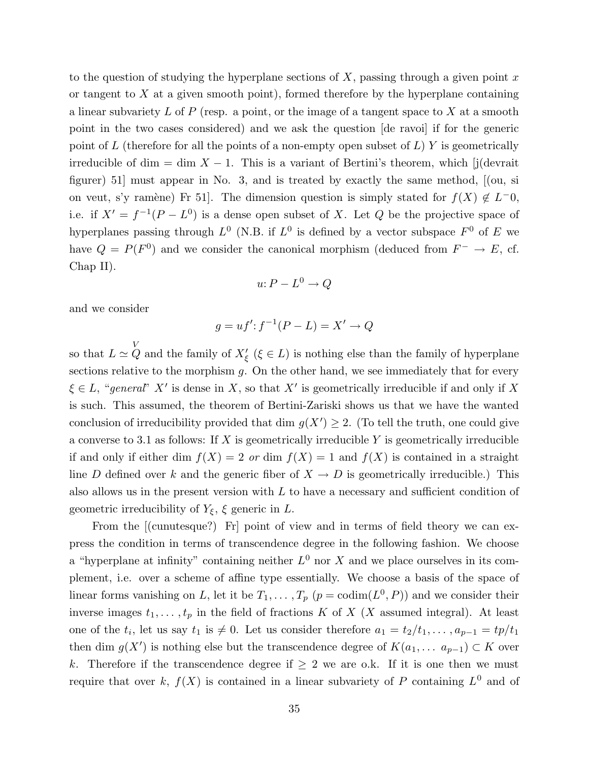to the question of studying the hyperplane sections of $X$, passing through a given point $x$ or tangent to $X$ at a given smooth point), formed therefore by the hyperplane containing a linear subvariety $L$ of $P$ (resp. a point, or the image of a tangent space to $X$ at a smooth point in the two cases considered) and we ask the question [de ravoi] if for the generic point of $L$ (therefore for all the points of a non-empty open subset of $L$) $Y$ is geometrically irreducible of dim = dim $X - 1$. This is a variant of Bertini's theorem, which [j(devrait figurer) 51] must appear in No. 3, and is treated by exactly the same method, [(ou, si on veut, s'y ramène) Fr 51]. The dimension question is simply stated for $f(X) \notin L^{-}0$, i.e. if $X' = f^{-1}(P - L^0)$ is a dense open subset of $X$. Let $Q$ be the projective space of hyperplanes passing through $L^0$ (N.B. if $L^0$ is defined by a vector subspace $F^0$ of $E$ we have $Q = P(F^0)$ and we consider the canonical morphism (deduced from $F^- \to E$, cf. Chap II).

$$u \colon P - L^0 \to Q$$

and we consider

$$g = uf' \colon f^{-1}(P - L) = X' \to Q$$

so that $L \simeq \overset{V}{Q}$ and the family of $X'_\xi$ ($\xi \in L$) is nothing else than the family of hyperplane sections relative to the morphism $g$. On the other hand, we see immediately that for every $\xi \in L$, "*general*" $X'$ is dense in $X$, so that $X'$ is geometrically irreducible if and only if $X$ is such. This assumed, the theorem of Bertini-Zariski shows us that we have the wanted conclusion of irreducibility provided that dim $g(X') \geq 2$. (To tell the truth, one could give a converse to 3.1 as follows: If $X$ is geometrically irreducible $Y$ is geometrically irreducible if and only if either dim $f(X) = 2$ *or* dim $f(X) = 1$ and $f(X)$ is contained in a straight line $D$ defined over $k$ and the generic fiber of $X \to D$ is geometrically irreducible.) This also allows us in the present version with $L$ to have a necessary and sufficient condition of geometric irreducibility of $Y_\xi$, $\xi$ generic in $L$.

From the [(cunutesque?) Fr] point of view and in terms of field theory we can express the condition in terms of transcendence degree in the following fashion. We choose a "hyperplane at infinity" containing neither $L^0$ nor $X$ and we place ourselves in its complement, i.e. over a scheme of affine type essentially. We choose a basis of the space of linear forms vanishing on $L$, let it be $T_1, \ldots, T_p$ ($p = \operatorname{codim}(L^0, P)$) and we consider their inverse images $t_1, \ldots, t_p$ in the field of fractions $K$ of $X$ ($X$ assumed integral). At least one of the $t_i$, let us say $t_1$ is $\neq 0$. Let us consider therefore $a_1 = t_2/t_1, \ldots, a_{p-1} = tp/t_1$ then dim $g(X')$ is nothing else but the transcendence degree of $K(a_1, \ldots\ a_{p-1}) \subset K$ over $k$. Therefore if the transcendence degree if $\geq 2$ we are o.k. If it is one then we must require that over $k$, $f(X)$ is contained in a linear subvariety of $P$ containing $L^0$ and of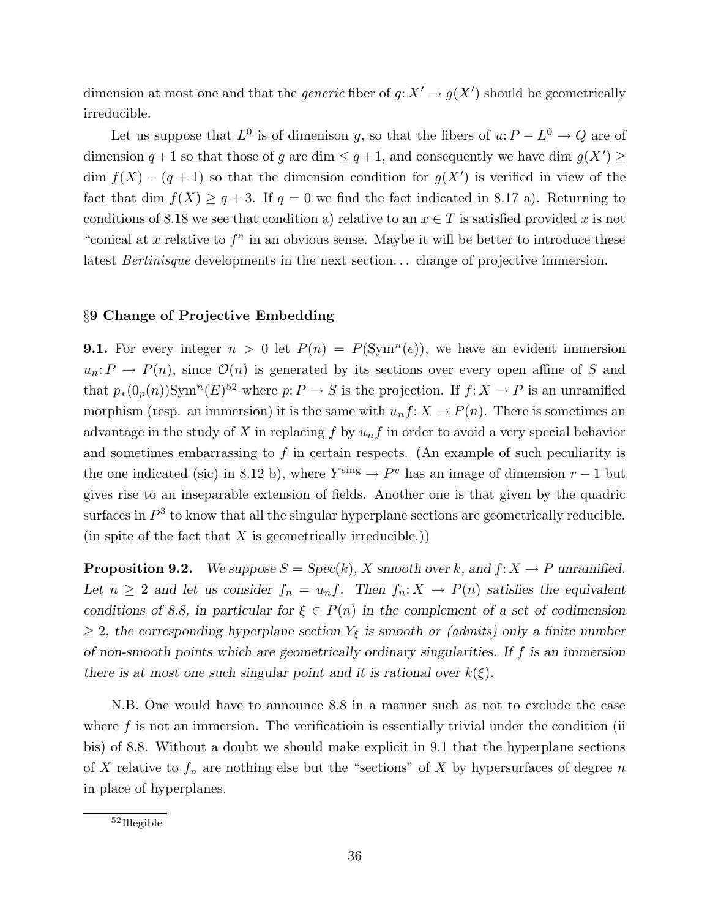dimension at most one and that the *generic* fiber of $g: X' \to g(X')$ should be geometrically irreducible.

Let us suppose that $L^0$ is of dimenison $g$, so that the fibers of $u: P - L^0 \to Q$ are of dimension $q+1$ so that those of $g$ are dim $\leq q+1$, and consequently we have dim $g(X') \geq$ dim $f(X) - (q+1)$ so that the dimension condition for $g(X')$ is verified in view of the fact that dim $f(X) \geq q+3$. If $q = 0$ we find the fact indicated in 8.17 a). Returning to conditions of 8.18 we see that condition a) relative to an $x \in T$ is satisfied provided $x$ is not "conical at $x$ relative to $f$" in an obvious sense. Maybe it will be better to introduce these latest *Bertinisque* developments in the next section... change of projective immersion.

## §9 Change of Projective Embedding

**9.1.** For every integer $n > 0$ let $P(n) = P(\mathrm{Sym}^n(e))$, we have an evident immersion $u_n: P \to P(n)$, since $\mathcal{O}(n)$ is generated by its sections over every open affine of $S$ and that $p_*(0_p(n))\mathrm{Sym}^n(E)$[52] where $p: P \to S$ is the projection. If $f: X \to P$ is an unramified morphism (resp. an immersion) it is the same with $u_n f: X \to P(n)$. There is sometimes an advantage in the study of $X$ in replacing $f$ by $u_n f$ in order to avoid a very special behavior and sometimes embarrassing to $f$ in certain respects. (An example of such peculiarity is the one indicated (sic) in 8.12 b), where $Y^{\mathrm{sing}} \to P^v$ has an image of dimension $r-1$ but gives rise to an inseparable extension of fields. Another one is that given by the quadric surfaces in $P^3$ to know that all the singular hyperplane sections are geometrically reducible. (in spite of the fact that $X$ is geometrically irreducible.))

**Proposition 9.2.** *We suppose $S = Spec(k)$, $X$ smooth over $k$, and $f: X \to P$ unramified. Let $n \geq 2$ and let us consider $f_n = u_n f$. Then $f_n: X \to P(n)$ satisfies the equivalent conditions of 8.8, in particular for $\xi \in P(n)$ in the complement of a set of codimension $\geq 2$, the corresponding hyperplane section $Y_\xi$ is smooth or (admits) only a finite number of non-smooth points which are geometrically ordinary singularities. If $f$ is an immersion there is at most one such singular point and it is rational over $k(\xi)$.*

N.B. One would have to announce 8.8 in a manner such as not to exclude the case where $f$ is not an immersion. The verificatioin is essentially trivial under the condition (ii bis) of 8.8. Without a doubt we should make explicit in 9.1 that the hyperplane sections of $X$ relative to $f_n$ are nothing else but the "sections" of $X$ by hypersurfaces of degree $n$ in place of hyperplanes.

[52] Illegible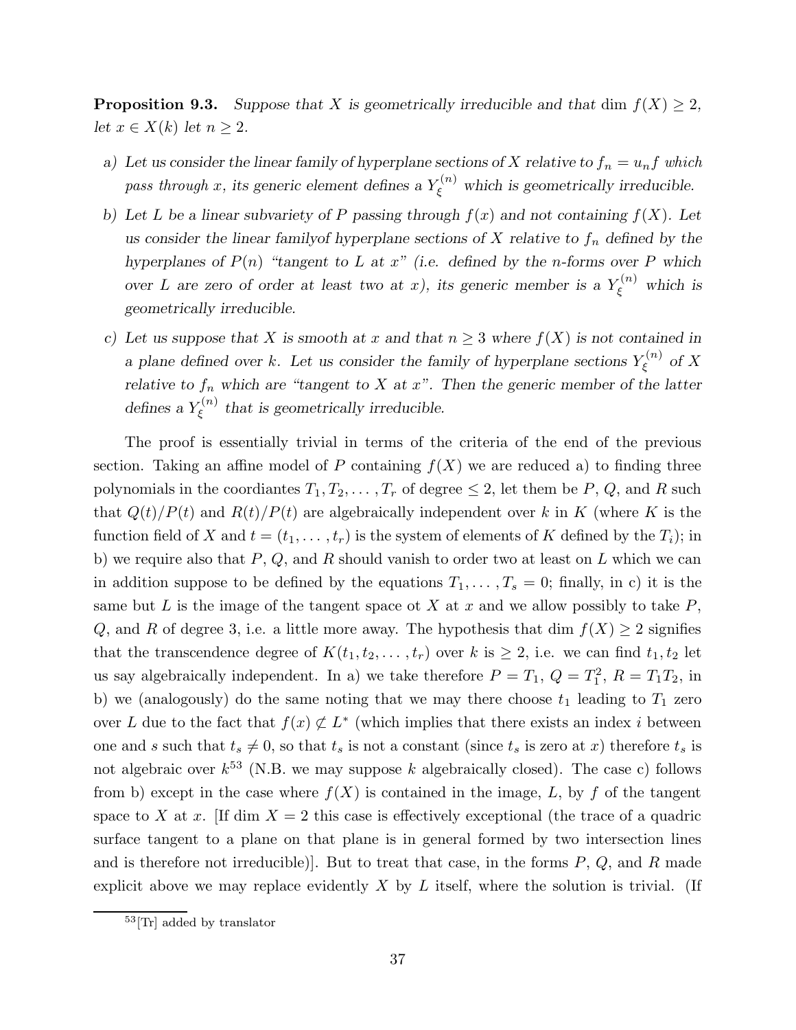**Proposition 9.3.** *Suppose that $X$ is geometrically irreducible and that* $\dim f(X) \geq 2$, *let* $x \in X(k)$ *let* $n \geq 2$.

a) *Let us consider the linear family of hyperplane sections of $X$ relative to $f_n = u_n f$ which pass through $x$, its generic element defines a $Y_\xi^{(n)}$ which is geometrically irreducible.*

b) *Let $L$ be a linear subvariety of $P$ passing through $f(x)$ and not containing $f(X)$. Let us consider the linear familyof hyperplane sections of $X$ relative to $f_n$ defined by the hyperplanes of $P(n)$ "tangent to $L$ at $x$" (i.e. defined by the $n$-forms over $P$ which over $L$ are zero of order at least two at $x$), its generic member is a $Y_\xi^{(n)}$ which is geometrically irreducible.*

c) *Let us suppose that $X$ is smooth at $x$ and that $n \geq 3$ where $f(X)$ is not contained in a plane defined over $k$. Let us consider the family of hyperplane sections $Y_\xi^{(n)}$ of $X$ relative to $f_n$ which are "tangent to $X$ at $x$". Then the generic member of the latter defines a $Y_\xi^{(n)}$ that is geometrically irreducible.*

The proof is essentially trivial in terms of the criteria of the end of the previous section. Taking an affine model of $P$ containing $f(X)$ we are reduced a) to finding three polynomials in the coordiantes $T_1, T_2, \ldots, T_r$ of degree $\leq 2$, let them be $P$, $Q$, and $R$ such that $Q(t)/P(t)$ and $R(t)/P(t)$ are algebraically independent over $k$ in $K$ (where $K$ is the function field of $X$ and $t = (t_1, \ldots, t_r)$ is the system of elements of $K$ defined by the $T_i$); in b) we require also that $P$, $Q$, and $R$ should vanish to order two at least on $L$ which we can in addition suppose to be defined by the equations $T_1, \ldots, T_s = 0$; finally, in c) it is the same but $L$ is the image of the tangent space ot $X$ at $x$ and we allow possibly to take $P$, $Q$, and $R$ of degree 3, i.e. a little more away. The hypothesis that $\dim f(X) \geq 2$ signifies that the transcendence degree of $K(t_1, t_2, \ldots, t_r)$ over $k$ is $\geq 2$, i.e. we can find $t_1, t_2$ let us say algebraically independent. In a) we take therefore $P = T_1$, $Q = T_1^2$, $R = T_1 T_2$, in b) we (analogously) do the same noting that we may there choose $t_1$ leading to $T_1$ zero over $L$ due to the fact that $f(x) \not\subset L^*$ (which implies that there exists an index $i$ between one and $s$ such that $t_s \neq 0$, so that $t_s$ is not a constant (since $t_s$ is zero at $x$) therefore $t_s$ is not algebraic over $k$[53] (N.B. we may suppose $k$ algebraically closed). The case c) follows from b) except in the case where $f(X)$ is contained in the image, $L$, by $f$ of the tangent space to $X$ at $x$. [If $\dim X = 2$ this case is effectively exceptional (the trace of a quadric surface tangent to a plane on that plane is in general formed by two intersection lines and is therefore not irreducible)]. But to treat that case, in the forms $P$, $Q$, and $R$ made explicit above we may replace evidently $X$ by $L$ itself, where the solution is trivial. (If

[53] [Tr] added by translator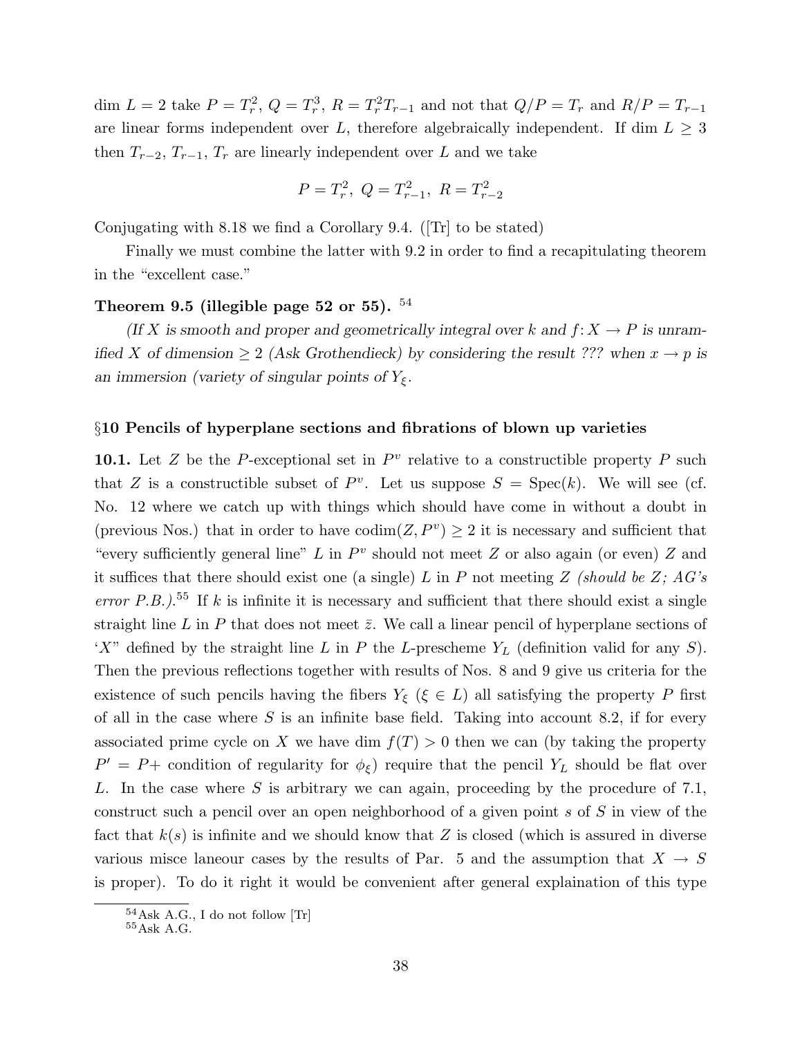dim $L = 2$ take $P = T_r^2$, $Q = T_r^3$, $R = T_r^2 T_{r-1}$ and not that $Q/P = T_r$ and $R/P = T_{r-1}$ are linear forms independent over $L$, therefore algebraically independent. If dim $L \geq 3$ then $T_{r-2}$, $T_{r-1}$, $T_r$ are linearly independent over $L$ and we take

$$P = T_r^2,\ Q = T_{r-1}^2,\ R = T_{r-2}^2$$

Conjugating with 8.18 we find a Corollary 9.4. ([Tr] to be stated)

Finally we must combine the latter with 9.2 in order to find a recapitulating theorem in the "excellent case."

**Theorem 9.5 (illegible page 52 or 55).** [54]

*(If X is smooth and proper and geometrically integral over k and $f\colon X \to P$ is unramified X of dimension $\geq 2$ (Ask Grothendieck) by considering the result ??? when $x \to p$ is an immersion (variety of singular points of $Y_\xi$.*

## §10 Pencils of hyperplane sections and fibrations of blown up varieties

**10.1.** Let $Z$ be the $P$-exceptional set in $P^v$ relative to a constructible property $P$ such that $Z$ is a constructible subset of $P^v$. Let us suppose $S = \mathrm{Spec}(k)$. We will see (cf. No. 12 where we catch up with things which should have come in without a doubt in (previous Nos.) that in order to have $\mathrm{codim}(Z, P^v) \geq 2$ it is necessary and sufficient that "every sufficiently general line" $L$ in $P^v$ should not meet $Z$ or also again (or even) $Z$ and it suffices that there should exist one (a single) $L$ in $P$ not meeting $Z$ *(should be Z; AG's error P.B.).*[55] If $k$ is infinite it is necessary and sufficient that there should exist a single straight line $L$ in $P$ that does not meet $\bar{z}$. We call a linear pencil of hyperplane sections of '$X$" defined by the straight line $L$ in $P$ the $L$-prescheme $Y_L$ (definition valid for any $S$). Then the previous reflections together with results of Nos. 8 and 9 give us criteria for the existence of such pencils having the fibers $Y_\xi$ ($\xi \in L$) all satisfying the property $P$ first of all in the case where $S$ is an infinite base field. Taking into account 8.2, if for every associated prime cycle on $X$ we have dim $f(T) > 0$ then we can (by taking the property $P' = P+$ condition of regularity for $\phi_\xi$) require that the pencil $Y_L$ should be flat over $L$. In the case where $S$ is arbitrary we can again, proceeding by the procedure of 7.1, construct such a pencil over an open neighborhood of a given point $s$ of $S$ in view of the fact that $k(s)$ is infinite and we should know that $Z$ is closed (which is assured in diverse various misce laneour cases by the results of Par. 5 and the assumption that $X \to S$ is proper). To do it right it would be convenient after general explaination of this type

[54] Ask A.G., I do not follow [Tr]

[55] Ask A.G.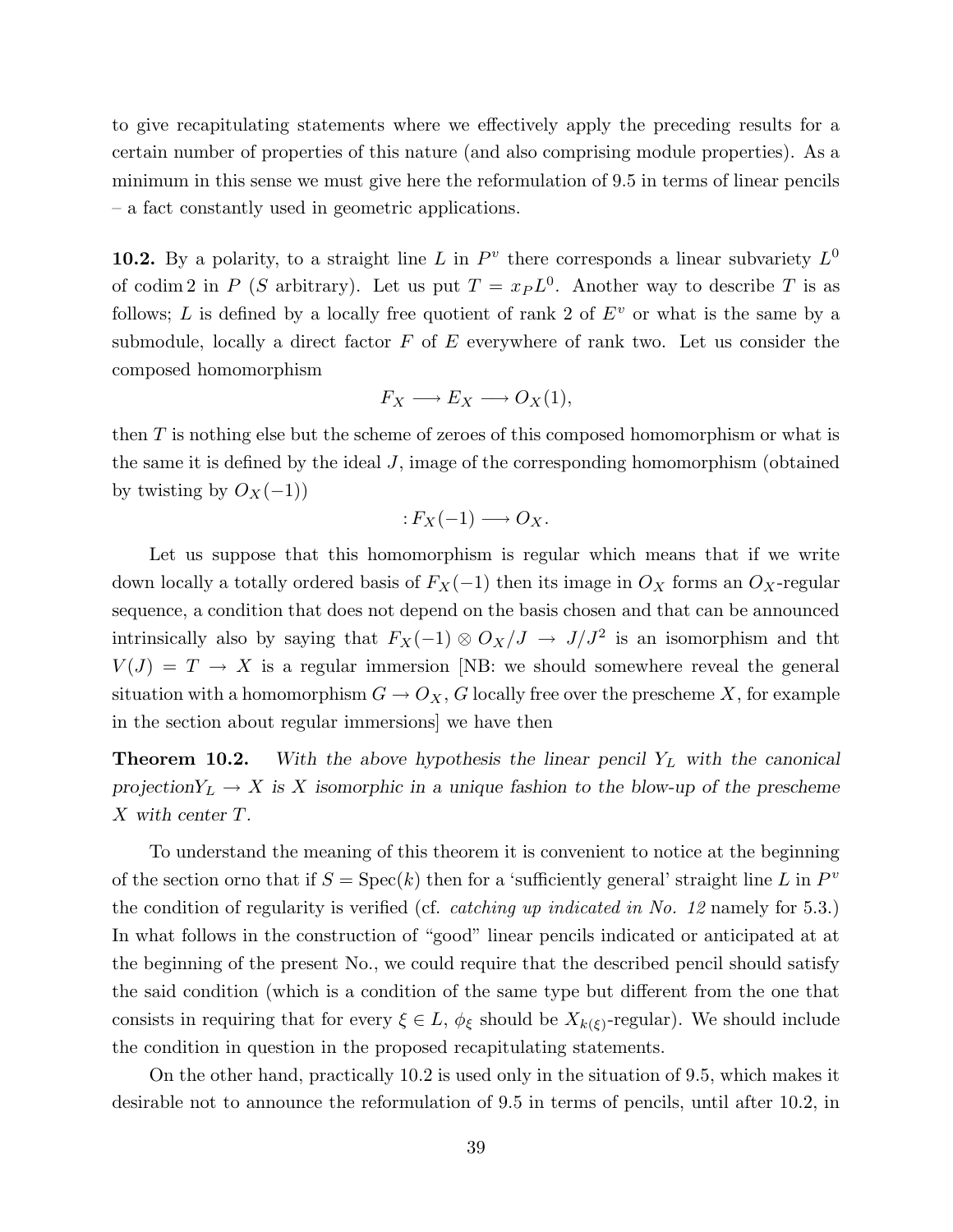to give recapitulating statements where we effectively apply the preceding results for a certain number of properties of this nature (and also comprising module properties). As a minimum in this sense we must give here the reformulation of 9.5 in terms of linear pencils – a fact constantly used in geometric applications.

**10.2.** By a polarity, to a straight line $L$ in $P^v$ there corresponds a linear subvariety $L^0$ of codim 2 in $P$ ($S$ arbitrary). Let us put $T = x_P L^0$. Another way to describe $T$ is as follows; $L$ is defined by a locally free quotient of rank 2 of $E^v$ or what is the same by a submodule, locally a direct factor $F$ of $E$ everywhere of rank two. Let us consider the composed homomorphism

$$F_X \longrightarrow E_X \longrightarrow O_X(1),$$

then $T$ is nothing else but the scheme of zeroes of this composed homomorphism or what is the same it is defined by the ideal $J$, image of the corresponding homomorphism (obtained by twisting by $O_X(-1)$)

$$: F_X(-1) \longrightarrow O_X.$$

Let us suppose that this homomorphism is regular which means that if we write down locally a totally ordered basis of $F_X(-1)$ then its image in $O_X$ forms an $O_X$-regular sequence, a condition that does not depend on the basis chosen and that can be announced intrinsically also by saying that $F_X(-1) \otimes O_X/J \to J/J^2$ is an isomorphism and tht $V(J) = T \to X$ is a regular immersion [NB: we should somewhere reveal the general situation with a homomorphism $G \to O_X$, $G$ locally free over the prescheme $X$, for example in the section about regular immersions] we have then

**Theorem 10.2.** *With the above hypothesis the linear pencil $Y_L$ with the canonical projection$Y_L \to X$ is $X$ isomorphic in a unique fashion to the blow-up of the prescheme $X$ with center $T$.*

To understand the meaning of this theorem it is convenient to notice at the beginning of the section orno that if $S = \mathrm{Spec}(k)$ then for a 'sufficiently general' straight line $L$ in $P^v$ the condition of regularity is verified (cf. *catching up indicated in No. 12* namely for 5.3.) In what follows in the construction of "good" linear pencils indicated or anticipated at at the beginning of the present No., we could require that the described pencil should satisfy the said condition (which is a condition of the same type but different from the one that consists in requiring that for every $\xi \in L$, $\phi_\xi$ should be $X_{k(\xi)}$-regular). We should include the condition in question in the proposed recapitulating statements.

On the other hand, practically 10.2 is used only in the situation of 9.5, which makes it desirable not to announce the reformulation of 9.5 in terms of pencils, until after 10.2, in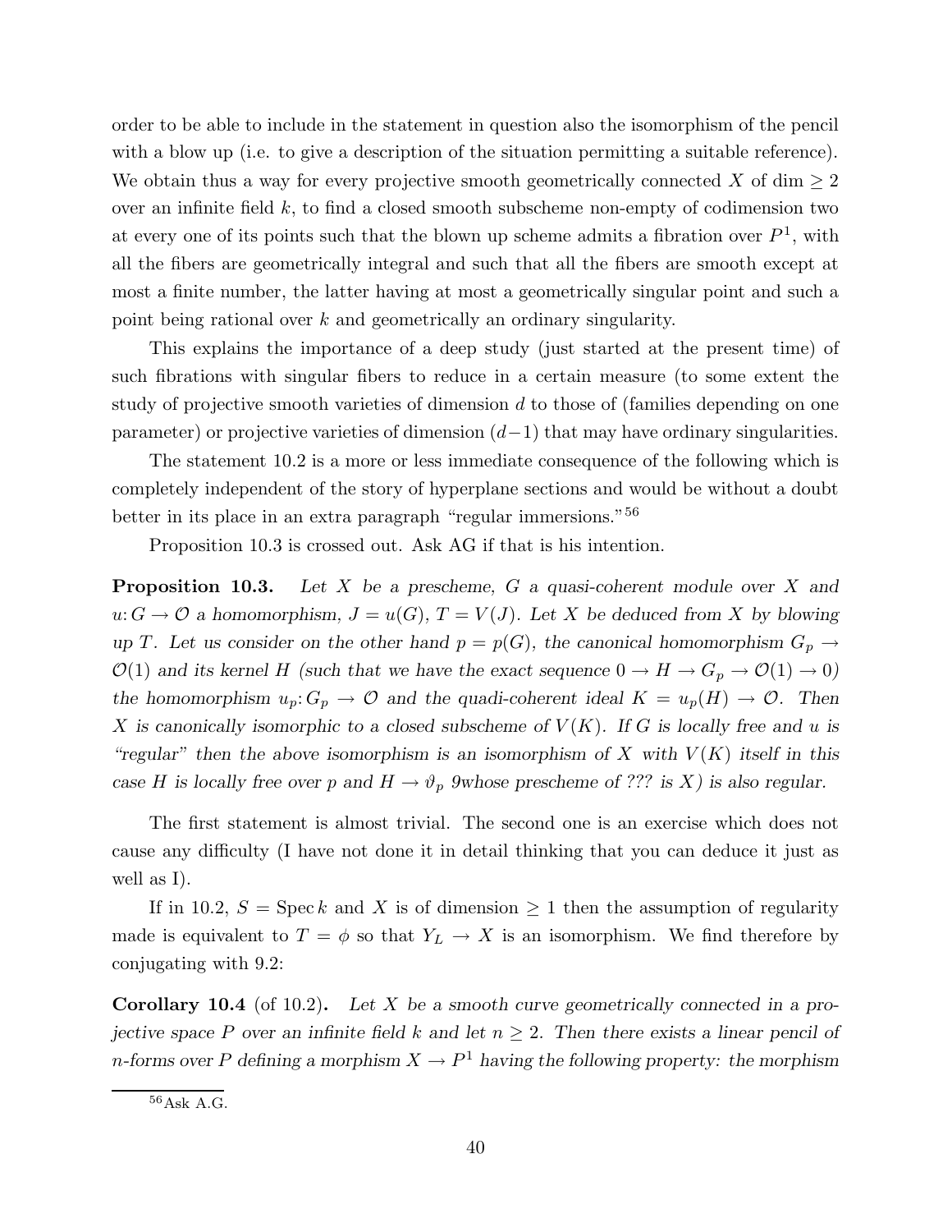order to be able to include in the statement in question also the isomorphism of the pencil with a blow up (i.e. to give a description of the situation permitting a suitable reference). We obtain thus a way for every projective smooth geometrically connected $X$ of $\dim \geq 2$ over an infinite field $k$, to find a closed smooth subscheme non-empty of codimension two at every one of its points such that the blown up scheme admits a fibration over $P^1$, with all the fibers are geometrically integral and such that all the fibers are smooth except at most a finite number, the latter having at most a geometrically singular point and such a point being rational over $k$ and geometrically an ordinary singularity.

This explains the importance of a deep study (just started at the present time) of such fibrations with singular fibers to reduce in a certain measure (to some extent the study of projective smooth varieties of dimension $d$ to those of (families depending on one parameter) or projective varieties of dimension $(d-1)$ that may have ordinary singularities.

The statement 10.2 is a more or less immediate consequence of the following which is completely independent of the story of hyperplane sections and would be without a doubt better in its place in an extra paragraph "regular immersions."[56]

Proposition 10.3 is crossed out. Ask AG if that is his intention.

**Proposition 10.3.** *Let $X$ be a prescheme, $G$ a quasi-coherent module over $X$ and $u: G \to \mathcal{O}$ a homomorphism, $J = u(G)$, $T = V(J)$. Let $X$ be deduced from $X$ by blowing up $T$. Let us consider on the other hand $p = p(G)$, the canonical homomorphism $G_p \to \mathcal{O}(1)$ and its kernel $H$ (such that we have the exact sequence $0 \to H \to G_p \to \mathcal{O}(1) \to 0$) the homomorphism $u_p: G_p \to \mathcal{O}$ and the quadi-coherent ideal $K = u_p(H) \to \mathcal{O}$. Then $X$ is canonically isomorphic to a closed subscheme of $V(K)$. If $G$ is locally free and $u$ is "regular" then the above isomorphism is an isomorphism of $X$ with $V(K)$ itself in this case $H$ is locally free over $p$ and $H \to \vartheta_p$ 9whose prescheme of ??? is $X$) is also regular.*

The first statement is almost trivial. The second one is an exercise which does not cause any difficulty (I have not done it in detail thinking that you can deduce it just as well as I).

If in 10.2, $S = \operatorname{Spec} k$ and $X$ is of dimension $\geq 1$ then the assumption of regularity made is equivalent to $T = \phi$ so that $Y_L \to X$ is an isomorphism. We find therefore by conjugating with 9.2:

**Corollary 10.4** (of 10.2)**.** *Let $X$ be a smooth curve geometrically connected in a projective space $P$ over an infinite field $k$ and let $n \geq 2$. Then there exists a linear pencil of $n$-forms over $P$ defining a morphism $X \to P^1$ having the following property: the morphism*

[56] Ask A.G.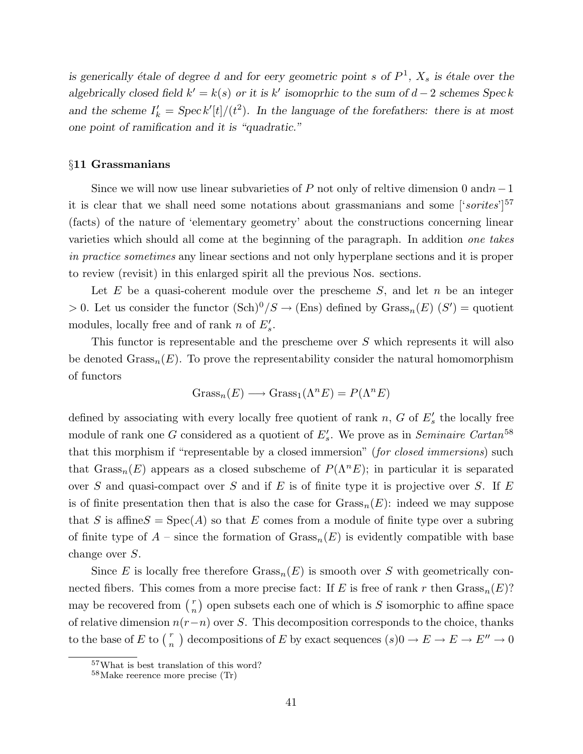*is generically étale of degree $d$ and for eery geometric point $s$ of $P^1$, $X_s$ is étale over the algebrically closed field $k' = k(s)$ or it is $k'$ isomoprhic to the sum of $d-2$ schemes Spec $k$ and the scheme $I'_k = \text{Spec}\, k'[t]/(t^2)$. In the language of the forefathers: there is at most one point of ramification and it is "quadratic."*

## §11 Grassmanians

Since we will now use linear subvarieties of $P$ not only of reltive dimension 0 and$n-1$ it is clear that we shall need some notations about grassmanians and some ['*sorites*'][57] (facts) of the nature of 'elementary geometry' about the constructions concerning linear varieties which should all come at the beginning of the paragraph. In addition *one takes in practice sometimes* any linear sections and not only hyperplane sections and it is proper to review (revisit) in this enlarged spirit all the previous Nos. sections.

Let $E$ be a quasi-coherent module over the prescheme $S$, and let $n$ be an integer $> 0$. Let us consider the functor $(\text{Sch})^0/S \to (\text{Ens})$ defined by $\text{Grass}_n(E)\ (S')$ = quotient modules, locally free and of rank $n$ of $E'_s$.

This functor is representable and the prescheme over $S$ which represents it will also be denoted $\text{Grass}_n(E)$. To prove the representability consider the natural homomorphism of functors

$$\text{Grass}_n(E) \longrightarrow \text{Grass}_1(\Lambda^n E) = P(\Lambda^n E)$$

defined by associating with every locally free quotient of rank $n$, $G$ of $E'_s$ the locally free module of rank one $G$ considered as a quotient of $E'_s$. We prove as in *Seminaire Cartan*[58] that this morphism if "representable by a closed immersion" (*for closed immersions*) such that $\text{Grass}_n(E)$ appears as a closed subscheme of $P(\Lambda^n E)$; in particular it is separated over $S$ and quasi-compact over $S$ and if $E$ is of finite type it is projective over $S$. If $E$ is of finite presentation then that is also the case for $\text{Grass}_n(E)$: indeed we may suppose that $S$ is affine$S = \text{Spec}(A)$ so that $E$ comes from a module of finite type over a subring of finite type of $A$ – since the formation of $\text{Grass}_n(E)$ is evidently compatible with base change over $S$.

Since $E$ is locally free therefore $\text{Grass}_n(E)$ is smooth over $S$ with geometrically connected fibers. This comes from a more precise fact: If $E$ is free of rank $r$ then $\text{Grass}_n(E)$? may be recovered from $\binom{r}{n}$ open subsets each one of which is $S$ isomorphic to affine space of relative dimension $n(r-n)$ over $S$. This decomposition corresponds to the choice, thanks to the base of $E$ to $\binom{r}{n}$ decompositions of $E$ by exact sequences $(s)0 \to E \to E \to E'' \to 0$

[57] What is best translation of this word?

[58] Make reerence more precise (Tr)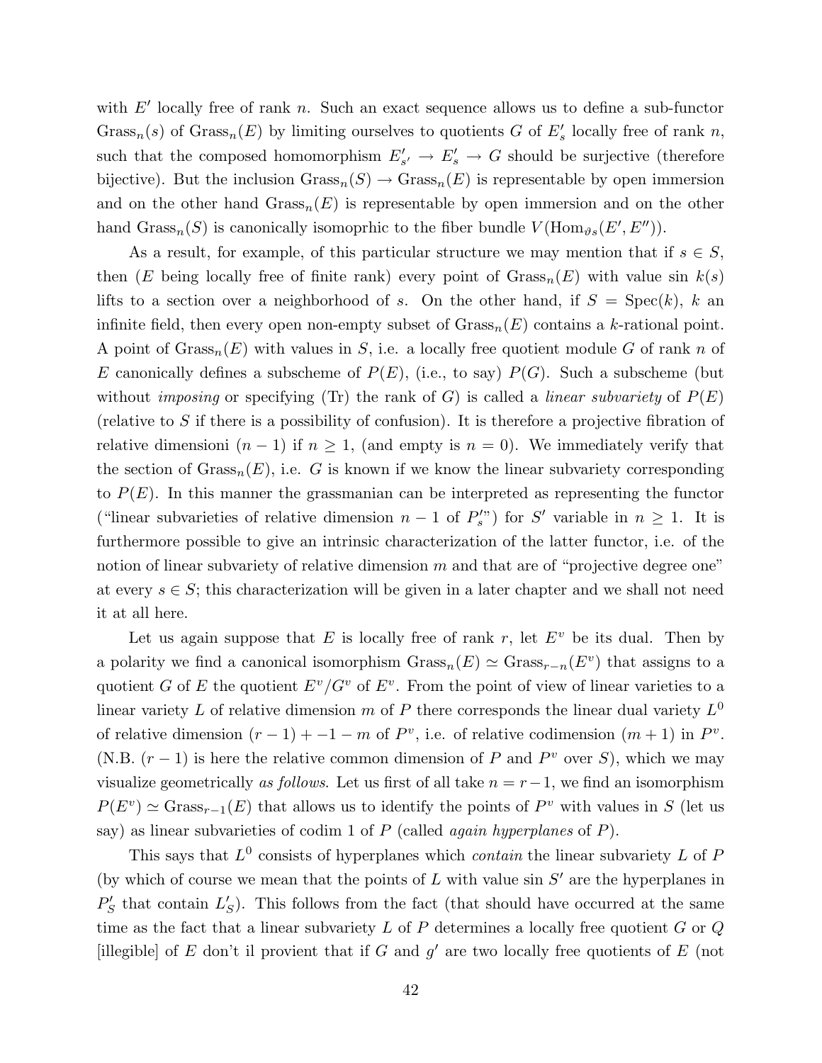with $E'$ locally free of rank $n$. Such an exact sequence allows us to define a sub-functor $\text{Grass}_n(s)$ of $\text{Grass}_n(E)$ by limiting ourselves to quotients $G$ of $E'_s$ locally free of rank $n$, such that the composed homomorphism $E'_{s'} \to E'_s \to G$ should be surjective (therefore bijective). But the inclusion $\text{Grass}_n(S) \to \text{Grass}_n(E)$ is representable by open immersion and on the other hand $\text{Grass}_n(E)$ is representable by open immersion and on the other hand $\text{Grass}_n(S)$ is canonically isomoprhic to the fiber bundle $V(\text{Hom}_{\vartheta_S}(E', E''))$.

As a result, for example, of this particular structure we may mention that if $s \in S$, then ($E$ being locally free of finite rank) every point of $\text{Grass}_n(E)$ with value sin $k(s)$ lifts to a section over a neighborhood of $s$. On the other hand, if $S = \text{Spec}(k)$, $k$ an infinite field, then every open non-empty subset of $\text{Grass}_n(E)$ contains a $k$-rational point. A point of $\text{Grass}_n(E)$ with values in $S$, i.e. a locally free quotient module $G$ of rank $n$ of $E$ canonically defines a subscheme of $P(E)$, (i.e., to say) $P(G)$. Such a subscheme (but without *imposing* or specifying (Tr) the rank of $G$) is called a *linear subvariety* of $P(E)$ (relative to $S$ if there is a possibility of confusion). It is therefore a projective fibration of relative dimensioni $(n-1)$ if $n \geq 1$, (and empty is $n = 0$). We immediately verify that the section of $\text{Grass}_n(E)$, i.e. $G$ is known if we know the linear subvariety corresponding to $P(E)$. In this manner the grassmanian can be interpreted as representing the functor ("linear subvarieties of relative dimension $n-1$ of $P'_s$") for $S'$ variable in $n \geq 1$. It is furthermore possible to give an intrinsic characterization of the latter functor, i.e. of the notion of linear subvariety of relative dimension $m$ and that are of "projective degree one" at every $s \in S$; this characterization will be given in a later chapter and we shall not need it at all here.

Let us again suppose that $E$ is locally free of rank $r$, let $E^v$ be its dual. Then by a polarity we find a canonical isomorphism $\text{Grass}_n(E) \simeq \text{Grass}_{r-n}(E^v)$ that assigns to a quotient $G$ of $E$ the quotient $E^v/G^v$ of $E^v$. From the point of view of linear varieties to a linear variety $L$ of relative dimension $m$ of $P$ there corresponds the linear dual variety $L^0$ of relative dimension $(r-1) + -1 - m$ of $P^v$, i.e. of relative codimension $(m+1)$ in $P^v$. (N.B. $(r-1)$ is here the relative common dimension of $P$ and $P^v$ over $S$), which we may visualize geometrically *as follows*. Let us first of all take $n = r-1$, we find an isomorphism $P(E^v) \simeq \text{Grass}_{r-1}(E)$ that allows us to identify the points of $P^v$ with values in $S$ (let us say) as linear subvarieties of codim 1 of $P$ (called *again hyperplanes* of $P$).

This says that $L^0$ consists of hyperplanes which *contain* the linear subvariety $L$ of $P$ (by which of course we mean that the points of $L$ with value sin $S'$ are the hyperplanes in $P'_S$ that contain $L'_S$). This follows from the fact (that should have occurred at the same time as the fact that a linear subvariety $L$ of $P$ determines a locally free quotient $G$ or $Q$ [illegible] of $E$ don't il provient that if $G$ and $g'$ are two locally free quotients of $E$ (not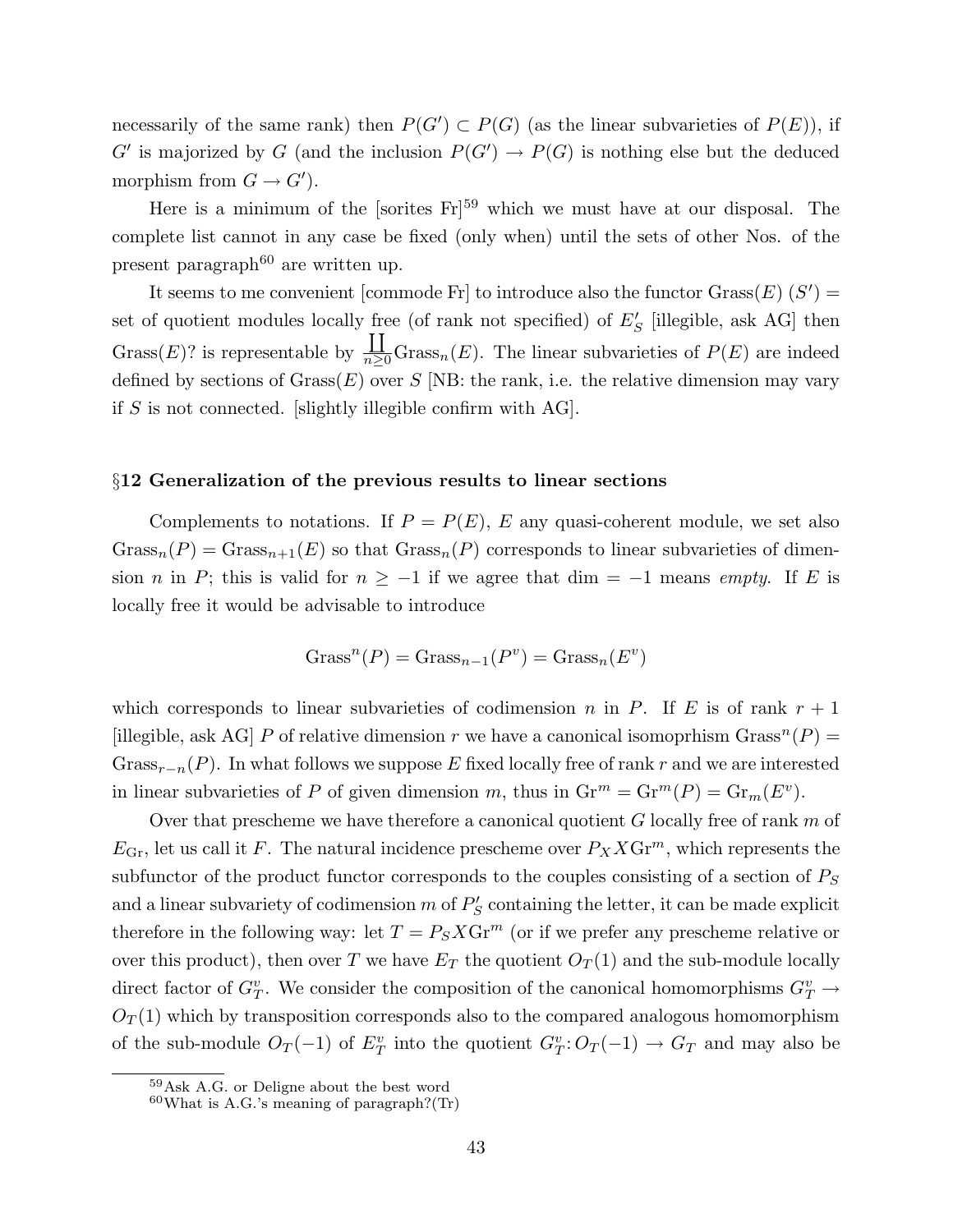necessarily of the same rank) then $P(G') \subset P(G)$ (as the linear subvarieties of $P(E)$), if $G'$ is majorized by $G$ (and the inclusion $P(G') \to P(G)$ is nothing else but the deduced morphism from $G \to G'$).

Here is a minimum of the [sorites Fr][59] which we must have at our disposal. The complete list cannot in any case be fixed (only when) until the sets of other Nos. of the present paragraph[60] are written up.

It seems to me convenient [commode Fr] to introduce also the functor $\mathrm{Grass}(E)\ (S') =$ set of quotient modules locally free (of rank not specified) of $E'_S$ [illegible, ask AG] then $\mathrm{Grass}(E)$? is representable by $\coprod_{n\geq 0} \mathrm{Grass}_n(E)$. The linear subvarieties of $P(E)$ are indeed defined by sections of $\mathrm{Grass}(E)$ over $S$ [NB: the rank, i.e. the relative dimension may vary if $S$ is not connected. [slightly illegible confirm with AG].

### §12 Generalization of the previous results to linear sections

Complements to notations. If $P = P(E)$, $E$ any quasi-coherent module, we set also $\mathrm{Grass}_n(P) = \mathrm{Grass}_{n+1}(E)$ so that $\mathrm{Grass}_n(P)$ corresponds to linear subvarieties of dimension $n$ in $P$; this is valid for $n \geq -1$ if we agree that dim $= -1$ means *empty*. If $E$ is locally free it would be advisable to introduce

$$\mathrm{Grass}^n(P) = \mathrm{Grass}_{n-1}(P^v) = \mathrm{Grass}_n(E^v)$$

which corresponds to linear subvarieties of codimension $n$ in $P$. If $E$ is of rank $r+1$ [illegible, ask AG] $P$ of relative dimension $r$ we have a canonical isomoprhism $\mathrm{Grass}^n(P) = \mathrm{Grass}_{r-n}(P)$. In what follows we suppose $E$ fixed locally free of rank $r$ and we are interested in linear subvarieties of $P$ of given dimension $m$, thus in $\mathrm{Gr}^m = \mathrm{Gr}^m(P) = \mathrm{Gr}_m(E^v)$.

Over that prescheme we have therefore a canonical quotient $G$ locally free of rank $m$ of $E_{\mathrm{Gr}}$, let us call it $F$. The natural incidence prescheme over $P_X X \mathrm{Gr}^m$, which represents the subfunctor of the product functor corresponds to the couples consisting of a section of $P_S$ and a linear subvariety of codimension $m$ of $P'_S$ containing the letter, it can be made explicit therefore in the following way: let $T = P_S X \mathrm{Gr}^m$ (or if we prefer any prescheme relative or over this product), then over $T$ we have $E_T$ the quotient $O_T(1)$ and the sub-module locally direct factor of $G_T^v$. We consider the composition of the canonical homomorphisms $G_T^v \to O_T(1)$ which by transposition corresponds also to the compared analogous homomorphism of the sub-module $O_T(-1)$ of $E_T^v$ into the quotient $G_T^v$: $O_T(-1) \to G_T$ and may also be

[59] Ask A.G. or Deligne about the best word

[60] What is A.G.'s meaning of paragraph?(Tr)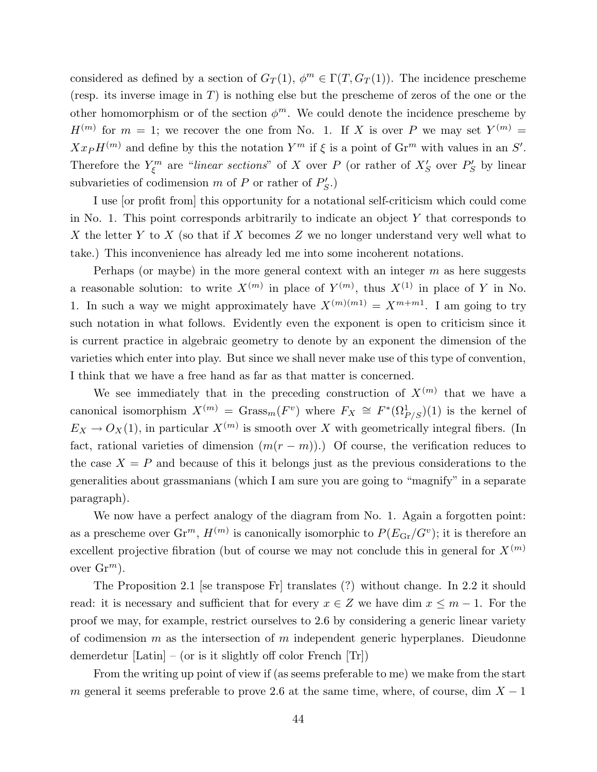considered as defined by a section of $G_T(1)$, $\phi^m \in \Gamma(T, G_T(1))$. The incidence prescheme (resp. its inverse image in $T$) is nothing else but the prescheme of zeros of the one or the other homomorphism or of the section $\phi^m$. We could denote the incidence prescheme by $H^{(m)}$ for $m = 1$; we recover the one from No. 1. If $X$ is over $P$ we may set $Y^{(m)} = Xx_P H^{(m)}$ and define by this the notation $Y^m$ if $\xi$ is a point of $\mathrm{Gr}^m$ with values in an $S'$. Therefore the $Y^m_\xi$ are "*linear sections*" of $X$ over $P$ (or rather of $X'_S$ over $P'_S$ by linear subvarieties of codimension $m$ of $P$ or rather of $P'_S$.)

I use [or profit from] this opportunity for a notational self-criticism which could come in No. 1. This point corresponds arbitrarily to indicate an object $Y$ that corresponds to $X$ the letter $Y$ to $X$ (so that if $X$ becomes $Z$ we no longer understand very well what to take.) This inconvenience has already led me into some incoherent notations.

Perhaps (or maybe) in the more general context with an integer $m$ as here suggests a reasonable solution: to write $X^{(m)}$ in place of $Y^{(m)}$, thus $X^{(1)}$ in place of $Y$ in No. 1. In such a way we might approximately have $X^{(m)(m1)} = X^{m+m1}$. I am going to try such notation in what follows. Evidently even the exponent is open to criticism since it is current practice in algebraic geometry to denote by an exponent the dimension of the varieties which enter into play. But since we shall never make use of this type of convention, I think that we have a free hand as far as that matter is concerned.

We see immediately that in the preceding construction of $X^{(m)}$ that we have a canonical isomorphism $X^{(m)} = \mathrm{Grass}_m(F^v)$ where $F_X \cong F^*(\Omega^1_{P/S})(1)$ is the kernel of $E_X \to O_X(1)$, in particular $X^{(m)}$ is smooth over $X$ with geometrically integral fibers. (In fact, rational varieties of dimension $(m(r-m))$.) Of course, the verification reduces to the case $X = P$ and because of this it belongs just as the previous considerations to the generalities about grassmanians (which I am sure you are going to "magnify" in a separate paragraph).

We now have a perfect analogy of the diagram from No. 1. Again a forgotten point: as a prescheme over $\mathrm{Gr}^m$, $H^{(m)}$ is canonically isomorphic to $P(E_{\mathrm{Gr}}/G^v)$; it is therefore an excellent projective fibration (but of course we may not conclude this in general for $X^{(m)}$ over $\mathrm{Gr}^m$).

The Proposition 2.1 [se transpose Fr] translates (?) without change. In 2.2 it should read: it is necessary and sufficient that for every $x \in Z$ we have $\dim x \leq m - 1$. For the proof we may, for example, restrict ourselves to 2.6 by considering a generic linear variety of codimension $m$ as the intersection of $m$ independent generic hyperplanes. Dieudonne demerdetur [Latin] – (or is it slightly off color French [Tr])

From the writing up point of view if (as seems preferable to me) we make from the start $m$ general it seems preferable to prove 2.6 at the same time, where, of course, $\dim X - 1$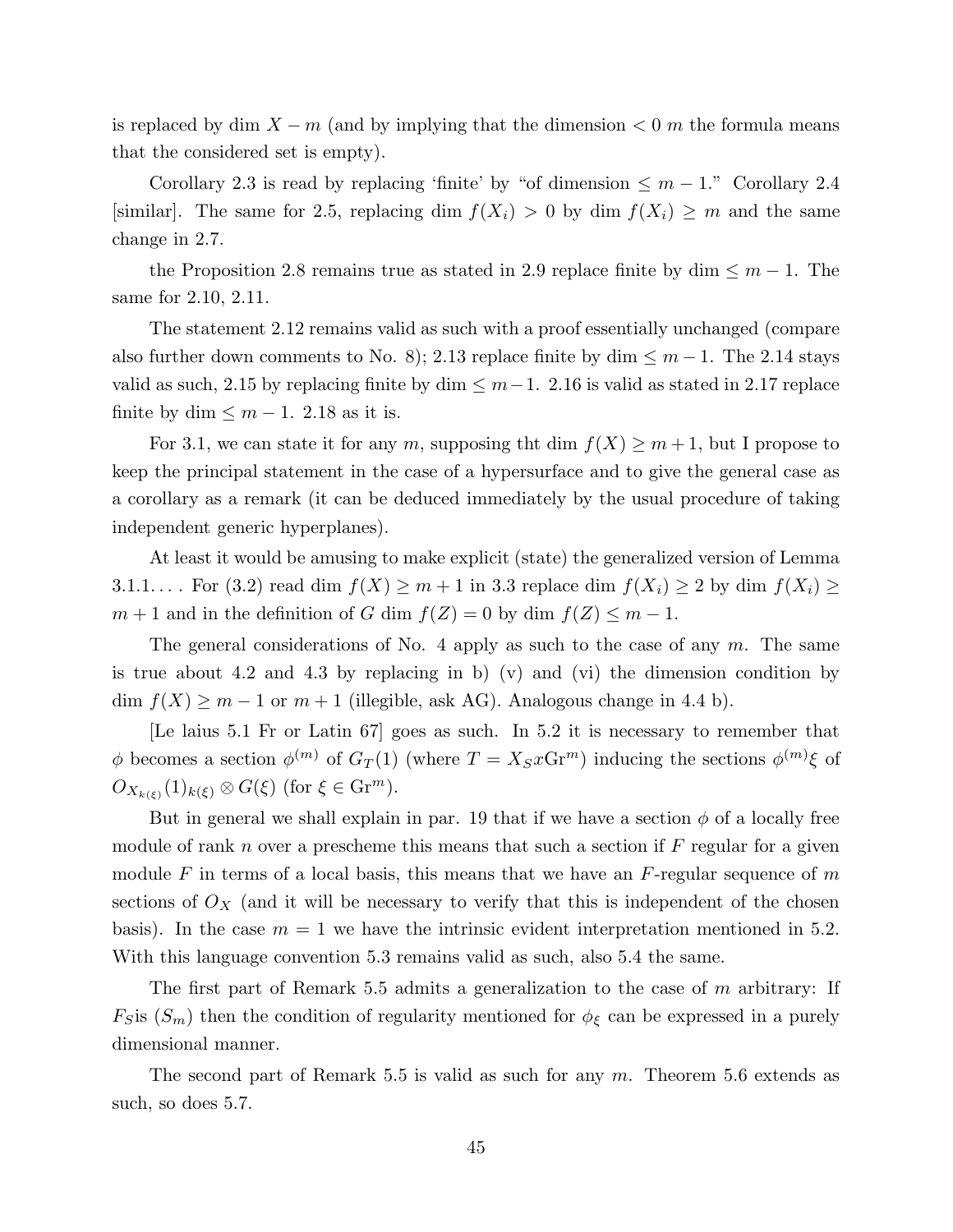is replaced by dim $X - m$ (and by implying that the dimension $< 0$ $m$ the formula means that the considered set is empty).

Corollary 2.3 is read by replacing 'finite' by "of dimension $\leq m-1$." Corollary 2.4 [similar]. The same for 2.5, replacing dim $f(X_i) > 0$ by dim $f(X_i) \geq m$ and the same change in 2.7.

the Proposition 2.8 remains true as stated in 2.9 replace finite by dim $\leq m-1$. The same for 2.10, 2.11.

The statement 2.12 remains valid as such with a proof essentially unchanged (compare also further down comments to No. 8); 2.13 replace finite by dim $\leq m-1$. The 2.14 stays valid as such, 2.15 by replacing finite by dim $\leq m-1$. 2.16 is valid as stated in 2.17 replace finite by dim $\leq m-1$. 2.18 as it is.

For 3.1, we can state it for any $m$, supposing tht dim $f(X) \geq m+1$, but I propose to keep the principal statement in the case of a hypersurface and to give the general case as a corollary as a remark (it can be deduced immediately by the usual procedure of taking independent generic hyperplanes).

At least it would be amusing to make explicit (state) the generalized version of Lemma 3.1.1.... For (3.2) read dim $f(X) \geq m+1$ in 3.3 replace dim $f(X_i) \geq 2$ by dim $f(X_i) \geq m+1$ and in the definition of $G$ dim $f(Z) = 0$ by dim $f(Z) \leq m-1$.

The general considerations of No. 4 apply as such to the case of any $m$. The same is true about 4.2 and 4.3 by replacing in b) (v) and (vi) the dimension condition by dim $f(X) \geq m-1$ or $m+1$ (illegible, ask AG). Analogous change in 4.4 b).

[Le laius 5.1 Fr or Latin 67] goes as such. In 5.2 it is necessary to remember that $\phi$ becomes a section $\phi^{(m)}$ of $G_T(1)$ (where $T = X_S x \mathrm{Gr}^m$) inducing the sections $\phi^{(m)}\xi$ of $O_{X_{k(\xi)}}(1)_{k(\xi)} \otimes G(\xi)$ (for $\xi \in \mathrm{Gr}^m$).

But in general we shall explain in par. 19 that if we have a section $\phi$ of a locally free module of rank $n$ over a prescheme this means that such a section if $F$ regular for a given module $F$ in terms of a local basis, this means that we have an $F$-regular sequence of $m$ sections of $O_X$ (and it will be necessary to verify that this is independent of the chosen basis). In the case $m = 1$ we have the intrinsic evident interpretation mentioned in 5.2. With this language convention 5.3 remains valid as such, also 5.4 the same.

The first part of Remark 5.5 admits a generalization to the case of $m$ arbitrary: If $F_S$is $(S_m)$ then the condition of regularity mentioned for $\phi_\xi$ can be expressed in a purely dimensional manner.

The second part of Remark 5.5 is valid as such for any $m$. Theorem 5.6 extends as such, so does 5.7.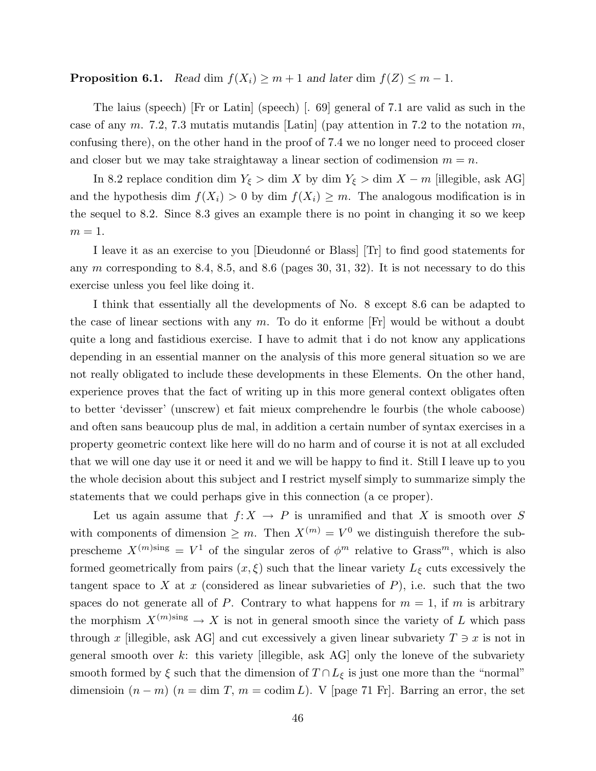**Proposition 6.1.** *Read* $\dim\, f(X_i) \geq m+1$ *and later* $\dim\, f(Z) \leq m-1$.

The laius (speech) [Fr or Latin] (speech) [. 69] general of 7.1 are valid as such in the case of any $m$. 7.2, 7.3 mutatis mutandis [Latin] (pay attention in 7.2 to the notation $m$, confusing there), on the other hand in the proof of 7.4 we no longer need to proceed closer and closer but we may take straightaway a linear section of codimension $m = n$.

In 8.2 replace condition $\dim Y_\xi > \dim X$ by $\dim Y_\xi > \dim X - m$ [illegible, ask AG] and the hypothesis $\dim f(X_i) > 0$ by $\dim f(X_i) \geq m$. The analogous modification is in the sequel to 8.2. Since 8.3 gives an example there is no point in changing it so we keep $m = 1$.

I leave it as an exercise to you [Dieudonné or Blass] [Tr] to find good statements for any $m$ corresponding to 8.4, 8.5, and 8.6 (pages 30, 31, 32). It is not necessary to do this exercise unless you feel like doing it.

I think that essentially all the developments of No. 8 except 8.6 can be adapted to the case of linear sections with any $m$. To do it enforme [Fr] would be without a doubt quite a long and fastidious exercise. I have to admit that i do not know any applications depending in an essential manner on the analysis of this more general situation so we are not really obligated to include these developments in these Elements. On the other hand, experience proves that the fact of writing up in this more general context obligates often to better 'devisser' (unscrew) et fait mieux comprehendre le fourbis (the whole caboose) and often sans beaucoup plus de mal, in addition a certain number of syntax exercises in a property geometric context like here will do no harm and of course it is not at all excluded that we will one day use it or need it and we will be happy to find it. Still I leave up to you the whole decision about this subject and I restrict myself simply to summarize simply the statements that we could perhaps give in this connection (a ce proper).

Let us again assume that $f\colon X \to P$ is unramified and that $X$ is smooth over $S$ with components of dimension $\geq m$. Then $X^{(m)} = V^0$ we distinguish therefore the sub-prescheme $X^{(m)\mathrm{sing}} = V^1$ of the singular zeros of $\phi^m$ relative to $\mathrm{Grass}^m$, which is also formed geometrically from pairs $(x, \xi)$ such that the linear variety $L_\xi$ cuts excessively the tangent space to $X$ at $x$ (considered as linear subvarieties of $P$), i.e. such that the two spaces do not generate all of $P$. Contrary to what happens for $m = 1$, if $m$ is arbitrary the morphism $X^{(m)\mathrm{sing}} \to X$ is not in general smooth since the variety of $L$ which pass through $x$ [illegible, ask AG] and cut excessively a given linear subvariety $T \ni x$ is not in general smooth over $k$: this variety [illegible, ask AG] only the loneve of the subvariety smooth formed by $\xi$ such that the dimension of $T \cap L_\xi$ is just one more than the "normal" dimensioin $(n-m)$ ($n = \dim T$, $m = \operatorname{codim} L$). V [page 71 Fr]. Barring an error, the set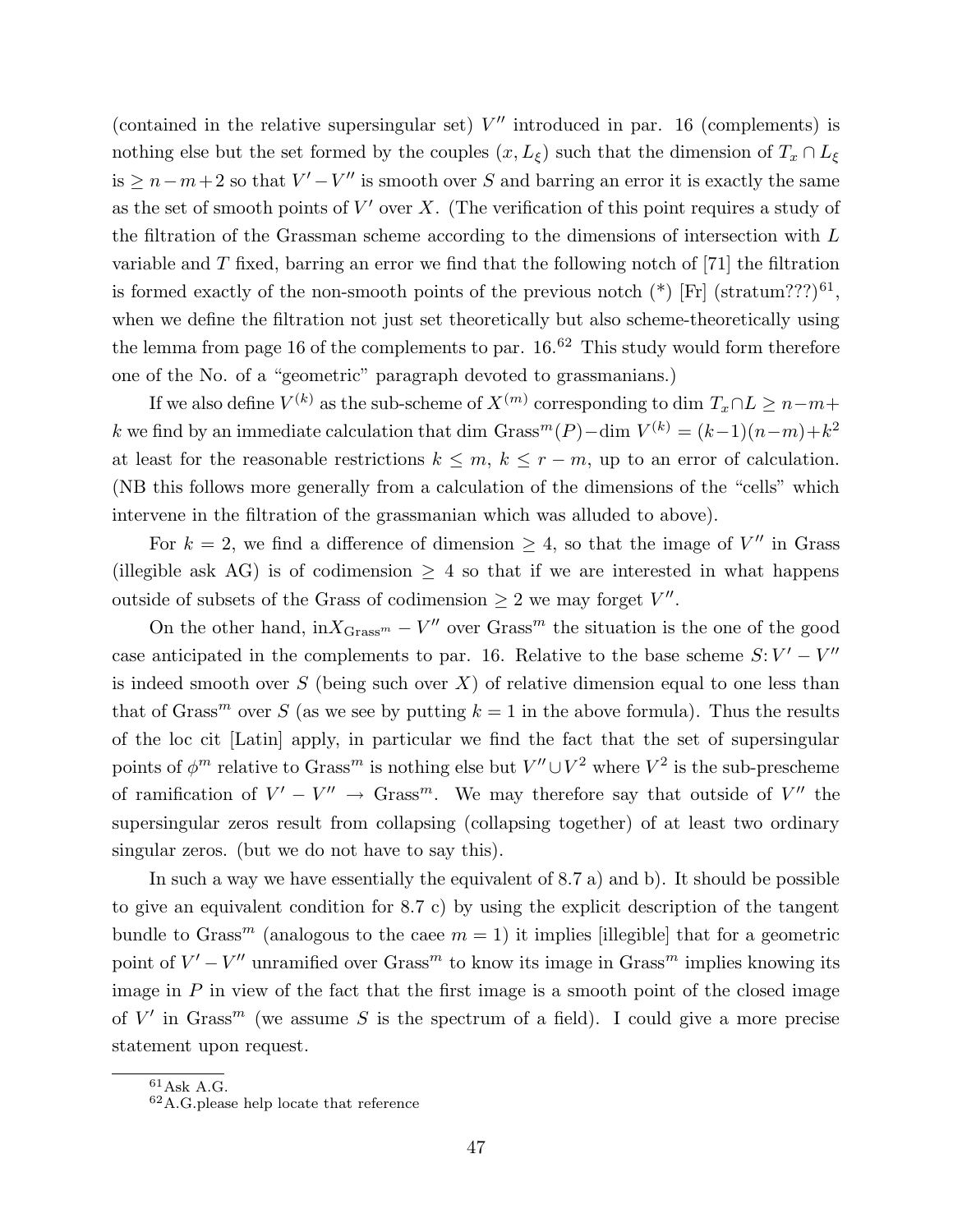(contained in the relative supersingular set) $V''$ introduced in par. 16 (complements) is nothing else but the set formed by the couples $(x, L_\xi)$ such that the dimension of $T_x \cap L_\xi$ is $\geq n-m+2$ so that $V'-V''$ is smooth over $S$ and barring an error it is exactly the same as the set of smooth points of $V'$ over $X$. (The verification of this point requires a study of the filtration of the Grassman scheme according to the dimensions of intersection with $L$ variable and $T$ fixed, barring an error we find that the following notch of [71] the filtration is formed exactly of the non-smooth points of the previous notch (*) [Fr] (stratum???)[61], when we define the filtration not just set theoretically but also scheme-theoretically using the lemma from page 16 of the complements to par. 16.[62] This study would form therefore one of the No. of a "geometric" paragraph devoted to grassmanians.)

If we also define $V^{(k)}$ as the sub-scheme of $X^{(m)}$ corresponding to $\dim T_x \cap L \geq n-m+k$ we find by an immediate calculation that $\dim \mathrm{Grass}^m(P) - \dim V^{(k)} = (k-1)(n-m)+k^2$ at least for the reasonable restrictions $k \leq m$, $k \leq r-m$, up to an error of calculation. (NB this follows more generally from a calculation of the dimensions of the "cells" which intervene in the filtration of the grassmanian which was alluded to above).

For $k=2$, we find a difference of dimension $\geq 4$, so that the image of $V''$ in Grass (illegible ask AG) is of codimension $\geq 4$ so that if we are interested in what happens outside of subsets of the Grass of codimension $\geq 2$ we may forget $V''$.

On the other hand, in$X_{\mathrm{Grass}^m} - V''$ over $\mathrm{Grass}^m$ the situation is the one of the good case anticipated in the complements to par. 16. Relative to the base scheme $S$: $V'-V''$ is indeed smooth over $S$ (being such over $X$) of relative dimension equal to one less than that of $\mathrm{Grass}^m$ over $S$ (as we see by putting $k=1$ in the above formula). Thus the results of the loc cit [Latin] apply, in particular we find the fact that the set of supersingular points of $\phi^m$ relative to $\mathrm{Grass}^m$ is nothing else but $V'' \cup V^2$ where $V^2$ is the sub-prescheme of ramification of $V'-V'' \to \mathrm{Grass}^m$. We may therefore say that outside of $V''$ the supersingular zeros result from collapsing (collapsing together) of at least two ordinary singular zeros. (but we do not have to say this).

In such a way we have essentially the equivalent of 8.7 a) and b). It should be possible to give an equivalent condition for 8.7 c) by using the explicit description of the tangent bundle to $\mathrm{Grass}^m$ (analogous to the caee $m=1$) it implies [illegible] that for a geometric point of $V'-V''$ unramified over $\mathrm{Grass}^m$ to know its image in $\mathrm{Grass}^m$ implies knowing its image in $P$ in view of the fact that the first image is a smooth point of the closed image of $V'$ in $\mathrm{Grass}^m$ (we assume $S$ is the spectrum of a field). I could give a more precise statement upon request.

[61] Ask A.G.

[62] A.G.please help locate that reference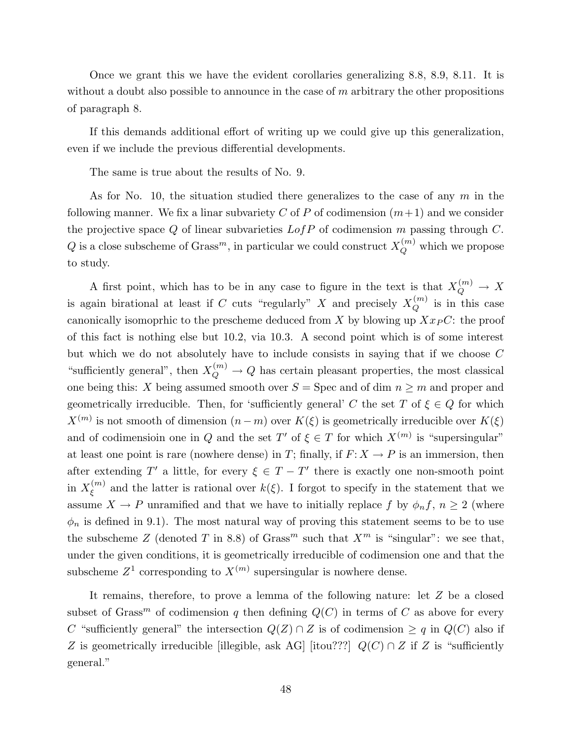Once we grant this we have the evident corollaries generalizing 8.8, 8.9, 8.11. It is without a doubt also possible to announce in the case of $m$ arbitrary the other propositions of paragraph 8.

If this demands additional effort of writing up we could give up this generalization, even if we include the previous differential developments.

The same is true about the results of No. 9.

As for No. 10, the situation studied there generalizes to the case of any $m$ in the following manner. We fix a linar subvariety $C$ of $P$ of codimension $(m+1)$ and we consider the projective space $Q$ of linear subvarieties $Lof P$ of codimension $m$ passing through $C$. $Q$ is a close subscheme of $\mathrm{Grass}^m$, in particular we could construct $X_Q^{(m)}$ which we propose to study.

A first point, which has to be in any case to figure in the text is that $X_Q^{(m)} \to X$ is again birational at least if $C$ cuts "regularly" $X$ and precisely $X_Q^{(m)}$ is in this case canonically isomoprhic to the prescheme deduced from $X$ by blowing up $Xx_PC$: the proof of this fact is nothing else but 10.2, via 10.3. A second point which is of some interest but which we do not absolutely have to include consists in saying that if we choose $C$ "sufficiently general", then $X_Q^{(m)} \to Q$ has certain pleasant properties, the most classical one being this: $X$ being assumed smooth over $S = \mathrm{Spec}$ and of dim $n \geq m$ and proper and geometrically irreducible. Then, for 'sufficiently general' $C$ the set $T$ of $\xi \in Q$ for which $X^{(m)}$ is not smooth of dimension $(n-m)$ over $K(\xi)$ is geometrically irreducible over $K(\xi)$ and of codimensioin one in $Q$ and the set $T'$ of $\xi \in T$ for which $X^{(m)}$ is "supersingular" at least one point is rare (nowhere dense) in $T$; finally, if $F\colon X \to P$ is an immersion, then after extending $T'$ a little, for every $\xi \in T - T'$ there is exactly one non-smooth point in $X_\xi^{(m)}$ and the latter is rational over $k(\xi)$. I forgot to specify in the statement that we assume $X \to P$ unramified and that we have to initially replace $f$ by $\phi_n f$, $n \geq 2$ (where $\phi_n$ is defined in 9.1). The most natural way of proving this statement seems to be to use the subscheme $Z$ (denoted $T$ in 8.8) of $\mathrm{Grass}^m$ such that $X^m$ is "singular": we see that, under the given conditions, it is geometrically irreducible of codimension one and that the subscheme $Z^1$ corresponding to $X^{(m)}$ supersingular is nowhere dense.

It remains, therefore, to prove a lemma of the following nature: let $Z$ be a closed subset of $\mathrm{Grass}^m$ of codimension $q$ then defining $Q(C)$ in terms of $C$ as above for every $C$ "sufficiently general" the intersection $Q(Z) \cap Z$ is of codimension $\geq q$ in $Q(C)$ also if $Z$ is geometrically irreducible [illegible, ask AG] [itou???] $Q(C) \cap Z$ if $Z$ is "sufficiently general."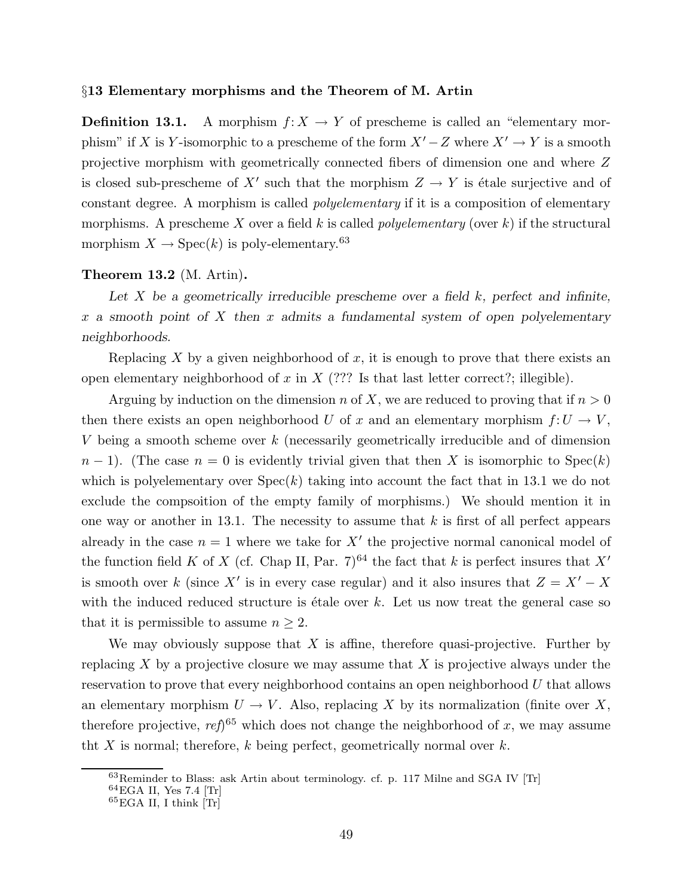## §13 Elementary morphisms and the Theorem of M. Artin

**Definition 13.1.** A morphism $f\colon X \to Y$ of prescheme is called an "elementary morphism" if $X$ is $Y$-isomorphic to a prescheme of the form $X' - Z$ where $X' \to Y$ is a smooth projective morphism with geometrically connected fibers of dimension one and where $Z$ is closed sub-prescheme of $X'$ such that the morphism $Z \to Y$ is étale surjective and of constant degree. A morphism is called *polyelementary* if it is a composition of elementary morphisms. A prescheme $X$ over a field $k$ is called *polyelementary* (over $k$) if the structural morphism $X \to \operatorname{Spec}(k)$ is poly-elementary.[63]

**Theorem 13.2** (M. Artin)**.**

*Let $X$ be a geometrically irreducible prescheme over a field $k$, perfect and infinite, $x$ a smooth point of $X$ then $x$ admits a fundamental system of open polyelementary neighborhoods.*

Replacing $X$ by a given neighborhood of $x$, it is enough to prove that there exists an open elementary neighborhood of $x$ in $X$ (??? Is that last letter correct?; illegible).

Arguing by induction on the dimension $n$ of $X$, we are reduced to proving that if $n > 0$ then there exists an open neighborhood $U$ of $x$ and an elementary morphism $f\colon U \to V$, $V$ being a smooth scheme over $k$ (necessarily geometrically irreducible and of dimension $n-1$). (The case $n = 0$ is evidently trivial given that then $X$ is isomorphic to $\operatorname{Spec}(k)$ which is polyelementary over $\operatorname{Spec}(k)$ taking into account the fact that in 13.1 we do not exclude the compsoition of the empty family of morphisms.) We should mention it in one way or another in 13.1. The necessity to assume that $k$ is first of all perfect appears already in the case $n = 1$ where we take for $X'$ the projective normal canonical model of the function field $K$ of $X$ (cf. Chap II, Par. 7)[64] the fact that $k$ is perfect insures that $X'$ is smooth over $k$ (since $X'$ is in every case regular) and it also insures that $Z = X' - X$ with the induced reduced structure is étale over $k$. Let us now treat the general case so that it is permissible to assume $n \geq 2$.

We may obviously suppose that $X$ is affine, therefore quasi-projective. Further by replacing $X$ by a projective closure we may assume that $X$ is projective always under the reservation to prove that every neighborhood contains an open neighborhood $U$ that allows an elementary morphism $U \to V$. Also, replacing $X$ by its normalization (finite over $X$, therefore projective, *ref*)[65] which does not change the neighborhood of $x$, we may assume tht $X$ is normal; therefore, $k$ being perfect, geometrically normal over $k$.

---

[63] Reminder to Blass: ask Artin about terminology. cf. p. 117 Milne and SGA IV [Tr]

[64] EGA II, Yes 7.4 [Tr]

[65] EGA II, I think [Tr]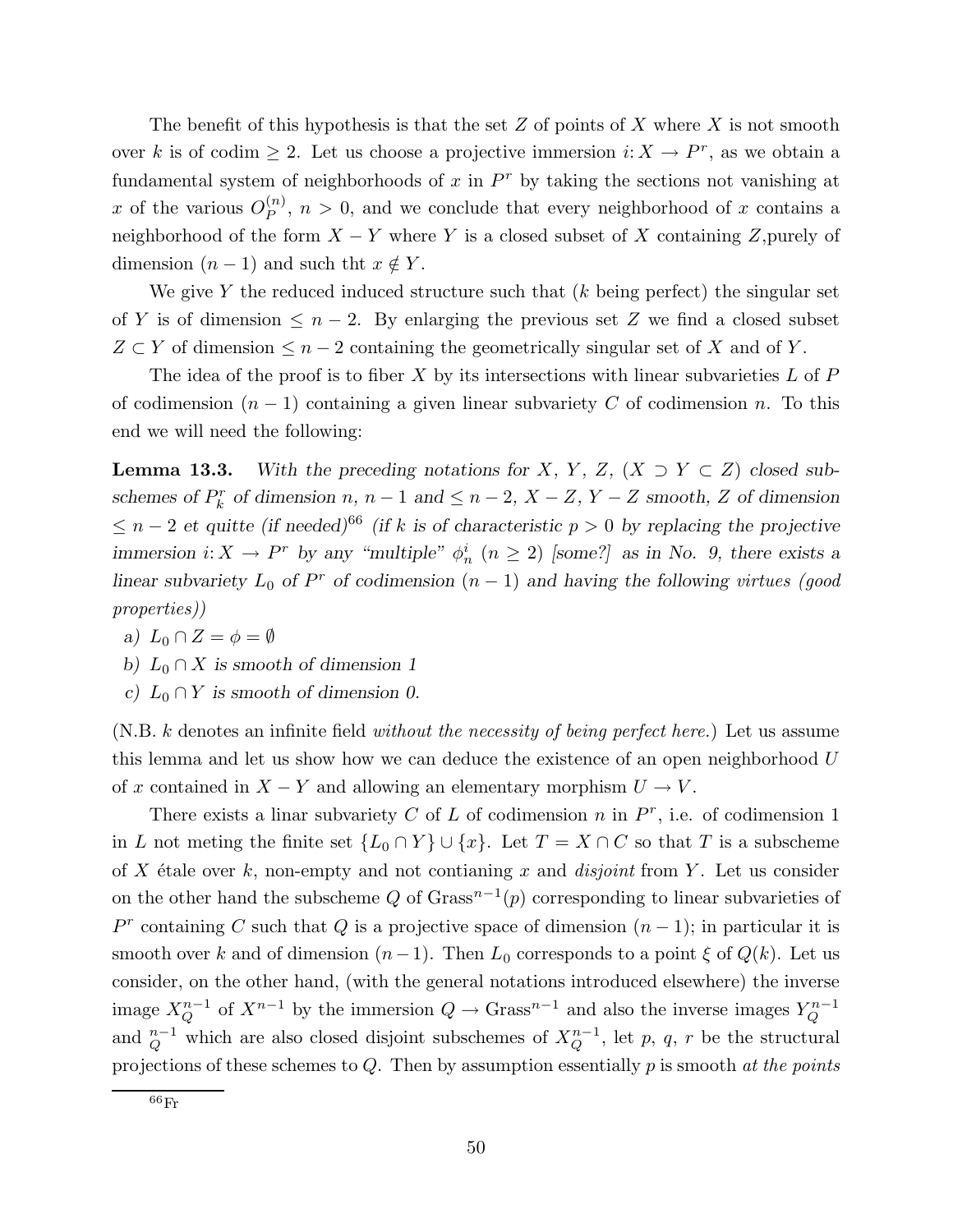The benefit of this hypothesis is that the set $Z$ of points of $X$ where $X$ is not smooth over $k$ is of codim $\geq 2$. Let us choose a projective immersion $i\colon X \to P^r$, as we obtain a fundamental system of neighborhoods of $x$ in $P^r$ by taking the sections not vanishing at $x$ of the various $O_P^{(n)}$, $n > 0$, and we conclude that every neighborhood of $x$ contains a neighborhood of the form $X - Y$ where $Y$ is a closed subset of $X$ containing $Z$,purely of dimension $(n-1)$ and such tht $x \notin Y$.

We give $Y$ the reduced induced structure such that ($k$ being perfect) the singular set of $Y$ is of dimension $\leq n-2$. By enlarging the previous set $Z$ we find a closed subset $Z \subset Y$ of dimension $\leq n-2$ containing the geometrically singular set of $X$ and of $Y$.

The idea of the proof is to fiber $X$ by its intersections with linear subvarieties $L$ of $P$ of codimension $(n-1)$ containing a given linear subvariety $C$ of codimension $n$. To this end we will need the following:

**Lemma 13.3.** *With the preceding notations for $X$, $Y$, $Z$, $(X \supset Y \subset Z)$ closed subschemes of $P_k^r$ of dimension $n$, $n-1$ and $\leq n-2$, $X - Z$, $Y - Z$ smooth, $Z$ of dimension $\leq n-2$ et quitte (if needed)*[66] *(if $k$ is of characteristic $p > 0$ by replacing the projective immersion $i\colon X \to P^r$ by any "multiple" $\phi_n^i$ $(n \geq 2)$ [some?] as in No. 9, there exists a linear subvariety $L_0$ of $P^r$ of codimension $(n-1)$ and having the following virtues (good properties))*

*a)* $L_0 \cap Z = \phi = \emptyset$

*b)* $L_0 \cap X$ *is smooth of dimension 1*

*c)* $L_0 \cap Y$ *is smooth of dimension 0.*

(N.B. $k$ denotes an infinite field *without the necessity of being perfect here.*) Let us assume this lemma and let us show how we can deduce the existence of an open neighborhood $U$ of $x$ contained in $X - Y$ and allowing an elementary morphism $U \to V$.

There exists a linar subvariety $C$ of $L$ of codimension $n$ in $P^r$, i.e. of codimension 1 in $L$ not meting the finite set $\{L_0 \cap Y\} \cup \{x\}$. Let $T = X \cap C$ so that $T$ is a subscheme of $X$ étale over $k$, non-empty and not contianing $x$ and *disjoint* from $Y$. Let us consider on the other hand the subscheme $Q$ of $\mathrm{Grass}^{n-1}(p)$ corresponding to linear subvarieties of $P^r$ containing $C$ such that $Q$ is a projective space of dimension $(n-1)$; in particular it is smooth over $k$ and of dimension $(n-1)$. Then $L_0$ corresponds to a point $\xi$ of $Q(k)$. Let us consider, on the other hand, (with the general notations introduced elsewhere) the inverse image $X_Q^{n-1}$ of $X^{n-1}$ by the immersion $Q \to \mathrm{Grass}^{n-1}$ and also the inverse images $Y_Q^{n-1}$ and ${}_Q^{n-1}$ which are also closed disjoint subschemes of $X_Q^{n-1}$, let $p$, $q$, $r$ be the structural projections of these schemes to $Q$. Then by assumption essentially $p$ is smooth *at the points*

[66] Fr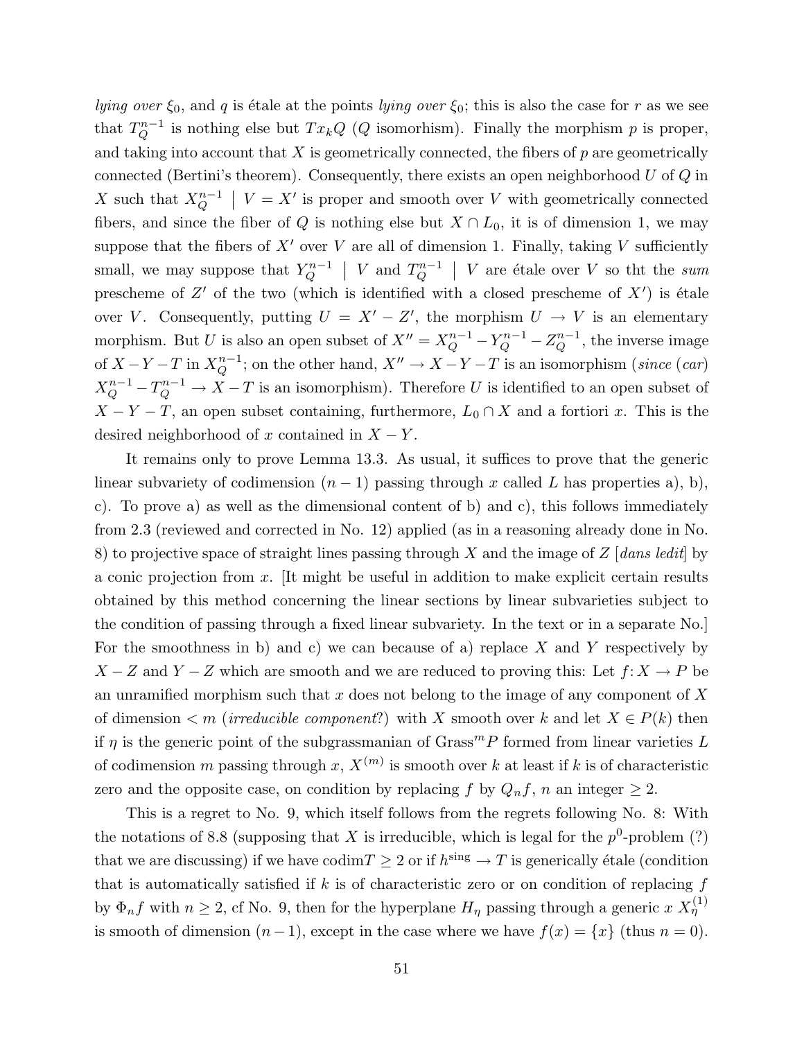*lying over* $\xi_0$, and $q$ is étale at the points *lying over* $\xi_0$; this is also the case for $r$ as we see that $T_Q^{n-1}$ is nothing else but $Tx_kQ$ ($Q$ isomorhism). Finally the morphism $p$ is proper, and taking into account that $X$ is geometrically connected, the fibers of $p$ are geometrically connected (Bertini's theorem). Consequently, there exists an open neighborhood $U$ of $Q$ in $X$ such that $X_Q^{n-1} \mid V = X'$ is proper and smooth over $V$ with geometrically connected fibers, and since the fiber of $Q$ is nothing else but $X \cap L_0$, it is of dimension 1, we may suppose that the fibers of $X'$ over $V$ are all of dimension 1. Finally, taking $V$ sufficiently small, we may suppose that $Y_Q^{n-1} \mid V$ and $T_Q^{n-1} \mid V$ are étale over $V$ so tht the *sum* prescheme of $Z'$ of the two (which is identified with a closed prescheme of $X'$) is étale over $V$. Consequently, putting $U = X' - Z'$, the morphism $U \to V$ is an elementary morphism. But $U$ is also an open subset of $X'' = X_Q^{n-1} - Y_Q^{n-1} - Z_Q^{n-1}$, the inverse image of $X - Y - T$ in $X_Q^{n-1}$; on the other hand, $X'' \to X - Y - T$ is an isomorphism (*since* (*car*) $X_Q^{n-1} - T_Q^{n-1} \to X - T$ is an isomorphism). Therefore $U$ is identified to an open subset of $X - Y - T$, an open subset containing, furthermore, $L_0 \cap X$ and a fortiori $x$. This is the desired neighborhood of $x$ contained in $X - Y$.

It remains only to prove Lemma 13.3. As usual, it suffices to prove that the generic linear subvariety of codimension $(n-1)$ passing through $x$ called $L$ has properties a), b), c). To prove a) as well as the dimensional content of b) and c), this follows immediately from 2.3 (reviewed and corrected in No. 12) applied (as in a reasoning already done in No. 8) to projective space of straight lines passing through $X$ and the image of $Z$ [*dans ledit*] by a conic projection from $x$. [It might be useful in addition to make explicit certain results obtained by this method concerning the linear sections by linear subvarieties subject to the condition of passing through a fixed linear subvariety. In the text or in a separate No.] For the smoothness in b) and c) we can because of a) replace $X$ and $Y$ respectively by $X - Z$ and $Y - Z$ which are smooth and we are reduced to proving this: Let $f\colon X \to P$ be an unramified morphism such that $x$ does not belong to the image of any component of $X$ of dimension $< m$ (*irreducible component*?) with $X$ smooth over $k$ and let $X \in P(k)$ then if $\eta$ is the generic point of the subgrassmanian of $\mathrm{Grass}^m P$ formed from linear varieties $L$ of codimension $m$ passing through $x$, $X^{(m)}$ is smooth over $k$ at least if $k$ is of characteristic zero and the opposite case, on condition by replacing $f$ by $Q_n f$, $n$ an integer $\geq 2$.

This is a regret to No. 9, which itself follows from the regrets following No. 8: With the notations of 8.8 (supposing that $X$ is irreducible, which is legal for the $p^0$-problem (?) that we are discussing) if we have $\mathrm{codim} T \geq 2$ or if $h^{\mathrm{sing}} \to T$ is generically étale (condition that is automatically satisfied if $k$ is of characteristic zero or on condition of replacing $f$ by $\Phi_n f$ with $n \geq 2$, cf No. 9, then for the hyperplane $H_\eta$ passing through a generic $x$ $X_\eta^{(1)}$ is smooth of dimension $(n-1)$, except in the case where we have $f(x) = \{x\}$ (thus $n = 0$).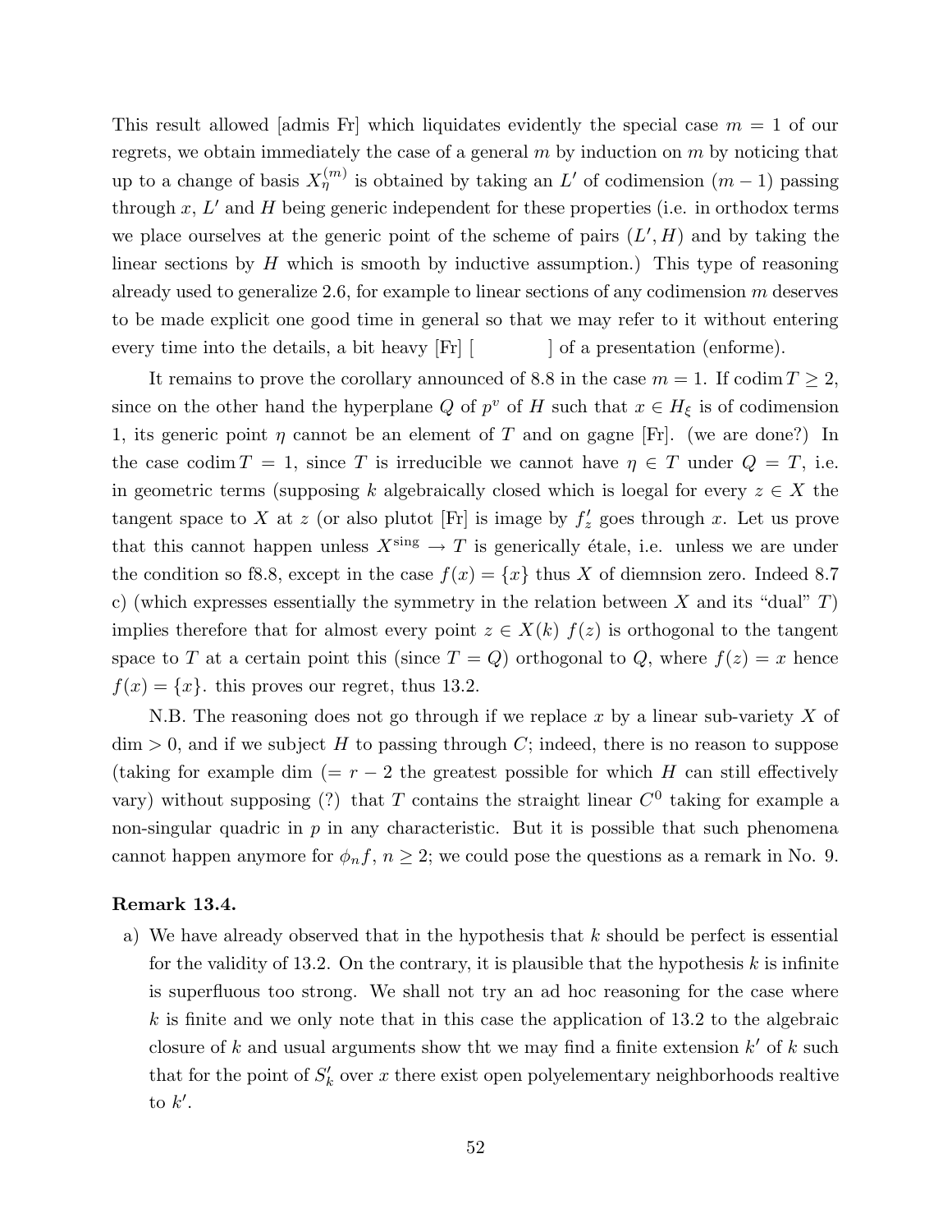This result allowed [admis Fr] which liquidates evidently the special case $m = 1$ of our regrets, we obtain immediately the case of a general $m$ by induction on $m$ by noticing that up to a change of basis $X_\eta^{(m)}$ is obtained by taking an $L'$ of codimension $(m-1)$ passing through $x$, $L'$ and $H$ being generic independent for these properties (i.e. in orthodox terms we place ourselves at the generic point of the scheme of pairs $(L', H)$ and by taking the linear sections by $H$ which is smooth by inductive assumption.) This type of reasoning already used to generalize 2.6, for example to linear sections of any codimension $m$ deserves to be made explicit one good time in general so that we may refer to it without entering every time into the details, a bit heavy [Fr] [ ] of a presentation (enforme).

It remains to prove the corollary announced of 8.8 in the case $m = 1$. If $\operatorname{codim} T \geq 2$, since on the other hand the hyperplane $Q$ of $p^v$ of $H$ such that $x \in H_\xi$ is of codimension 1, its generic point $\eta$ cannot be an element of $T$ and on gagne [Fr]. (we are done?) In the case $\operatorname{codim} T = 1$, since $T$ is irreducible we cannot have $\eta \in T$ under $Q = T$, i.e. in geometric terms (supposing $k$ algebraically closed which is loegal for every $z \in X$ the tangent space to $X$ at $z$ (or also plutot [Fr] is image by $f'_z$ goes through $x$. Let us prove that this cannot happen unless $X^{\text{sing}} \to T$ is generically étale, i.e. unless we are under the condition so f8.8, except in the case $f(x) = \{x\}$ thus $X$ of diemnsion zero. Indeed 8.7 c) (which expresses essentially the symmetry in the relation between $X$ and its "dual" $T$) implies therefore that for almost every point $z \in X(k)$ $f(z)$ is orthogonal to the tangent space to $T$ at a certain point this (since $T = Q$) orthogonal to $Q$, where $f(z) = x$ hence $f(x) = \{x\}$. this proves our regret, thus 13.2.

N.B. The reasoning does not go through if we replace $x$ by a linear sub-variety $X$ of $\dim > 0$, and if we subject $H$ to passing through $C$; indeed, there is no reason to suppose (taking for example dim $(= r-2$ the greatest possible for which $H$ can still effectively vary) without supposing (?) that $T$ contains the straight linear $C^0$ taking for example a non-singular quadric in $p$ in any characteristic. But it is possible that such phenomena cannot happen anymore for $\phi_n f$, $n \geq 2$; we could pose the questions as a remark in No. 9.

**Remark 13.4.**

a) We have already observed that in the hypothesis that $k$ should be perfect is essential for the validity of 13.2. On the contrary, it is plausible that the hypothesis $k$ is infinite is superfluous too strong. We shall not try an ad hoc reasoning for the case where $k$ is finite and we only note that in this case the application of 13.2 to the algebraic closure of $k$ and usual arguments show tht we may find a finite extension $k'$ of $k$ such that for the point of $S'_k$ over $x$ there exist open polyelementary neighborhoods realtive to $k'$.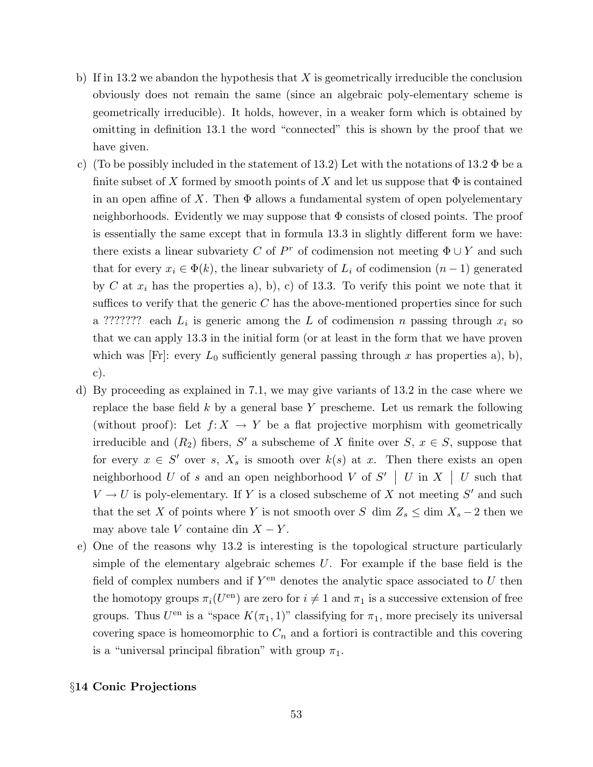b) If in 13.2 we abandon the hypothesis that $X$ is geometrically irreducible the conclusion obviously does not remain the same (since an algebraic poly-elementary scheme is geometrically irreducible). It holds, however, in a weaker form which is obtained by omitting in definition 13.1 the word "connected" this is shown by the proof that we have given.

c) (To be possibly included in the statement of 13.2) Let with the notations of 13.2 $\Phi$ be a finite subset of $X$ formed by smooth points of $X$ and let us suppose that $\Phi$ is contained in an open affine of $X$. Then $\Phi$ allows a fundamental system of open polyelementary neighborhoods. Evidently we may suppose that $\Phi$ consists of closed points. The proof is essentially the same except that in formula 13.3 in slightly different form we have: there exists a linear subvariety $C$ of $P^r$ of codimension not meeting $\Phi \cup Y$ and such that for every $x_i \in \Phi(k)$, the linear subvariety of $L_i$ of codimension $(n-1)$ generated by $C$ at $x_i$ has the properties a), b), c) of 13.3. To verify this point we note that it suffices to verify that the generic $C$ has the above-mentioned properties since for such a ??????? each $L_i$ is generic among the $L$ of codimension $n$ passing through $x_i$ so that we can apply 13.3 in the initial form (or at least in the form that we have proven which was [Fr]: every $L_0$ sufficiently general passing through $x$ has properties a), b), c).

d) By proceeding as explained in 7.1, we may give variants of 13.2 in the case where we replace the base field $k$ by a general base $Y$ prescheme. Let us remark the following (without proof): Let $f: X \to Y$ be a flat projective morphism with geometrically irreducible and $(R_2)$ fibers, $S'$ a subscheme of $X$ finite over $S$, $x \in S$, suppose that for every $x \in S'$ over $s$, $X_s$ is smooth over $k(s)$ at $x$. Then there exists an open neighborhood $U$ of $s$ and an open neighborhood $V$ of $S' \mid U$ in $X \mid U$ such that $V \to U$ is poly-elementary. If $Y$ is a closed subscheme of $X$ not meeting $S'$ and such that the set $X$ of points where $Y$ is not smooth over $S$ $\dim Z_s \leq \dim X_s - 2$ then we may above tale $V$ containe din $X - Y$.

e) One of the reasons why 13.2 is interesting is the topological structure particularly simple of the elementary algebraic schemes $U$. For example if the base field is the field of complex numbers and if $Y^{\text{en}}$ denotes the analytic space associated to $U$ then the homotopy groups $\pi_i(U^{\text{en}})$ are zero for $i \neq 1$ and $\pi_1$ is a successive extension of free groups. Thus $U^{\text{en}}$ is a "space $K(\pi_1, 1)$" classifying for $\pi_1$, more precisely its universal covering space is homeomorphic to $C_n$ and a fortiori is contractible and this covering is a "universal principal fibration" with group $\pi_1$.

## §14 Conic Projections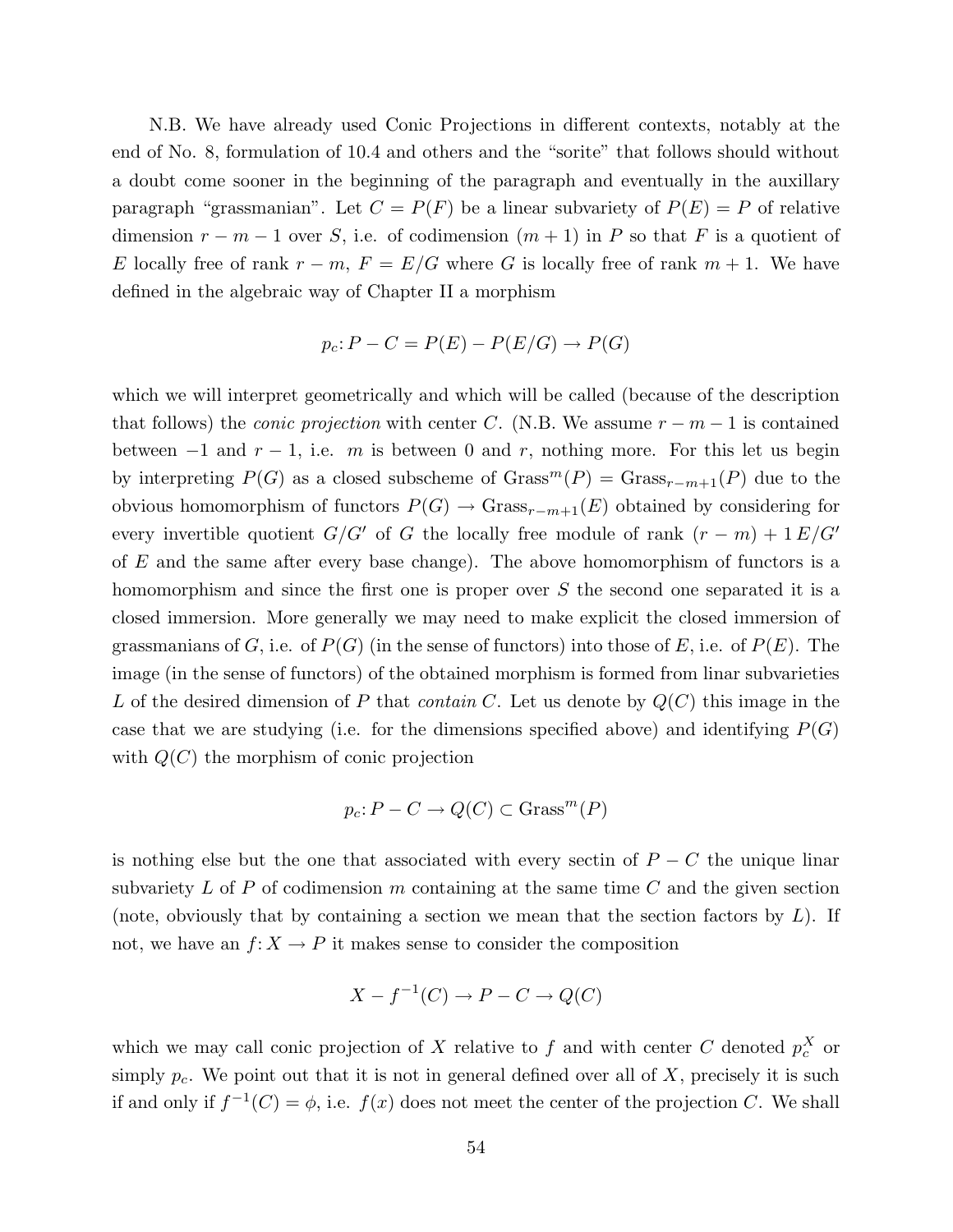N.B. We have already used Conic Projections in different contexts, notably at the end of No. 8, formulation of 10.4 and others and the "sorite" that follows should without a doubt come sooner in the beginning of the paragraph and eventually in the auxillary paragraph "grassmanian". Let $C = P(F)$ be a linear subvariety of $P(E) = P$ of relative dimension $r - m - 1$ over $S$, i.e. of codimension $(m + 1)$ in $P$ so that $F$ is a quotient of $E$ locally free of rank $r - m$, $F = E/G$ where $G$ is locally free of rank $m + 1$. We have defined in the algebraic way of Chapter II a morphism

$$p_c: P - C = P(E) - P(E/G) \to P(G)$$

which we will interpret geometrically and which will be called (because of the description that follows) the *conic projection* with center $C$. (N.B. We assume $r - m - 1$ is contained between $-1$ and $r - 1$, i.e. $m$ is between $0$ and $r$, nothing more. For this let us begin by interpreting $P(G)$ as a closed subscheme of $\mathrm{Grass}^m(P) = \mathrm{Grass}_{r-m+1}(P)$ due to the obvious homomorphism of functors $P(G) \to \mathrm{Grass}_{r-m+1}(E)$ obtained by considering for every invertible quotient $G/G'$ of $G$ the locally free module of rank $(r - m) + 1$ $E/G'$ of $E$ and the same after every base change). The above homomorphism of functors is a homomorphism and since the first one is proper over $S$ the second one separated it is a closed immersion. More generally we may need to make explicit the closed immersion of grassmanians of $G$, i.e. of $P(G)$ (in the sense of functors) into those of $E$, i.e. of $P(E)$. The image (in the sense of functors) of the obtained morphism is formed from linar subvarieties $L$ of the desired dimension of $P$ that *contain* $C$. Let us denote by $Q(C)$ this image in the case that we are studying (i.e. for the dimensions specified above) and identifying $P(G)$ with $Q(C)$ the morphism of conic projection

$$p_c: P - C \to Q(C) \subset \mathrm{Grass}^m(P)$$

is nothing else but the one that associated with every sectin of $P - C$ the unique linar subvariety $L$ of $P$ of codimension $m$ containing at the same time $C$ and the given section (note, obviously that by containing a section we mean that the section factors by $L$). If not, we have an $f: X \to P$ it makes sense to consider the composition

$$X - f^{-1}(C) \to P - C \to Q(C)$$

which we may call conic projection of $X$ relative to $f$ and with center $C$ denoted $p_c^X$ or simply $p_c$. We point out that it is not in general defined over all of $X$, precisely it is such if and only if $f^{-1}(C) = \phi$, i.e. $f(x)$ does not meet the center of the projection $C$. We shall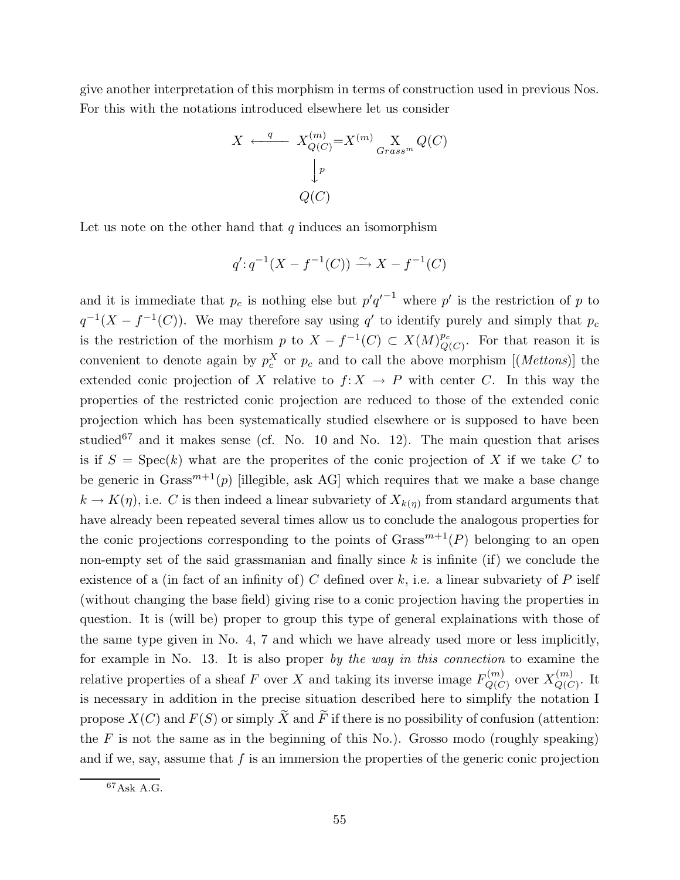give another interpretation of this morphism in terms of construction used in previous Nos. For this with the notations introduced elsewhere let us consider

$$\begin{array}{ccc} X & \xleftarrow{\;q\;} & X^{(m)}_{Q(C)} = X^{(m)} \underset{Grass^m}{\times} Q(C) \\ & & \Big\downarrow p \\ & & Q(C) \end{array}$$

Let us note on the other hand that $q$ induces an isomorphism

$$q' \colon q^{-1}(X - f^{-1}(C)) \xrightarrow{\sim} X - f^{-1}(C)$$

and it is immediate that $p_c$ is nothing else but $p'q'^{-1}$ where $p'$ is the restriction of $p$ to $q^{-1}(X - f^{-1}(C))$. We may therefore say using $q'$ to identify purely and simply that $p_c$ is the restriction of the morhism $p$ to $X - f^{-1}(C) \subset X(M)^{p_c}_{Q(C)}$. For that reason it is convenient to denote again by $p^X_c$ or $p_c$ and to call the above morphism [(*Mettons*)] the extended conic projection of $X$ relative to $f \colon X \to P$ with center $C$. In this way the properties of the restricted conic projection are reduced to those of the extended conic projection which has been systematically studied elsewhere or is supposed to have been studied[67] and it makes sense (cf. No. 10 and No. 12). The main question that arises is if $S = \mathrm{Spec}(k)$ what are the properites of the conic projection of $X$ if we take $C$ to be generic in $\mathrm{Grass}^{m+1}(p)$ [illegible, ask AG] which requires that we make a base change $k \to K(\eta)$, i.e. $C$ is then indeed a linear subvariety of $X_{k(\eta)}$ from standard arguments that have already been repeated several times allow us to conclude the analogous properties for the conic projections corresponding to the points of $\mathrm{Grass}^{m+1}(P)$ belonging to an open non-empty set of the said grassmanian and finally since $k$ is infinite (if) we conclude the existence of a (in fact of an infinity of) $C$ defined over $k$, i.e. a linear subvariety of $P$ iself (without changing the base field) giving rise to a conic projection having the properties in question. It is (will be) proper to group this type of general explainations with those of the same type given in No. 4, 7 and which we have already used more or less implicitly, for example in No. 13. It is also proper *by the way in this connection* to examine the relative properties of a sheaf $F$ over $X$ and taking its inverse image $F^{(m)}_{Q(C)}$ over $X^{(m)}_{Q(C)}$. It is necessary in addition in the precise situation described here to simplify the notation I propose $X(C)$ and $F(S)$ or simply $\widetilde{X}$ and $\widetilde{F}$ if there is no possibility of confusion (attention: the $F$ is not the same as in the beginning of this No.). Grosso modo (roughly speaking) and if we, say, assume that $f$ is an immersion the properties of the generic conic projection

[67] Ask A.G.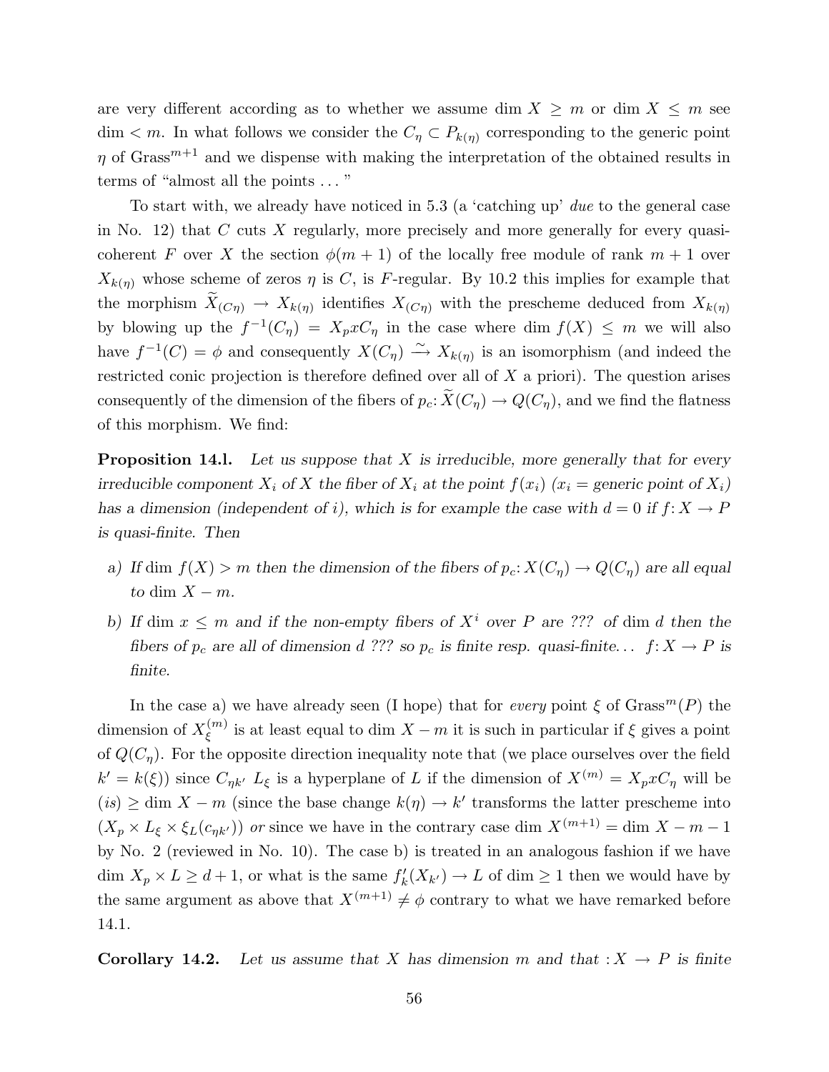are very different according as to whether we assume dim $X \geq m$ or dim $X \leq m$ see dim $< m$. In what follows we consider the $C_\eta \subset P_{k(\eta)}$ corresponding to the generic point $\eta$ of Grass$^{m+1}$ and we dispense with making the interpretation of the obtained results in terms of "almost all the points ... "

To start with, we already have noticed in 5.3 (a 'catching up' *due* to the general case in No. 12) that $C$ cuts $X$ regularly, more precisely and more generally for every quasi-coherent $F$ over $X$ the section $\phi(m+1)$ of the locally free module of rank $m+1$ over $X_{k(\eta)}$ whose scheme of zeros $\eta$ is $C$, is $F$-regular. By 10.2 this implies for example that the morphism $\widetilde{X}_{(C\eta)} \to X_{k(\eta)}$ identifies $X_{(C\eta)}$ with the prescheme deduced from $X_{k(\eta)}$ by blowing up the $f^{-1}(C_\eta) = X_p x C_\eta$ in the case where dim $f(X) \leq m$ we will also have $f^{-1}(C) = \phi$ and consequently $X(C_\eta) \xrightarrow{\sim} X_{k(\eta)}$ is an isomorphism (and indeed the restricted conic projection is therefore defined over all of $X$ a priori). The question arises consequently of the dimension of the fibers of $p_c \colon \widetilde{X}(C_\eta) \to Q(C_\eta)$, and we find the flatness of this morphism. We find:

**Proposition 14.l.** *Let us suppose that $X$ is irreducible, more generally that for every irreducible component $X_i$ of $X$ the fiber of $X_i$ at the point $f(x_i)$ ($x_i$ = generic point of $X_i$) has a dimension (independent of $i$), which is for example the case with $d = 0$ if $f \colon X \to P$ is quasi-finite. Then*

- *a) If* dim $f(X) > m$ *then the dimension of the fibers of $p_c \colon X(C_\eta) \to Q(C_\eta)$ are all equal to* dim $X - m$.
- *b) If* dim $x \leq m$ *and if the non-empty fibers of $X^i$ over $P$ are ??? of* dim $d$ *then the fibers of $p_c$ are all of dimension $d$ ??? so $p_c$ is finite resp. quasi-finite... $f \colon X \to P$ is finite.*

In the case a) we have already seen (I hope) that for *every* point $\xi$ of Grass$^m(P)$ the dimension of $X_\xi^{(m)}$ is at least equal to dim $X - m$ it is such in particular if $\xi$ gives a point of $Q(C_\eta)$. For the opposite direction inequality note that (we place ourselves over the field $k' = k(\xi)$) since $C_{\eta k'}$ $L_\xi$ is a hyperplane of $L$ if the dimension of $X^{(m)} = X_p x C_\eta$ will be (*is*) $\geq$ dim $X - m$ (since the base change $k(\eta) \to k'$ transforms the latter prescheme into $(X_p \times L_\xi \times \xi_L(c_{\eta k'}))$ *or* since we have in the contrary case dim $X^{(m+1)} =$ dim $X - m - 1$ by No. 2 (reviewed in No. 10). The case b) is treated in an analogous fashion if we have dim $X_p \times L \geq d+1$, or what is the same $f'_k(X_{k'}) \to L$ of dim $\geq 1$ then we would have by the same argument as above that $X^{(m+1)} \neq \phi$ contrary to what we have remarked before 14.1.

**Corollary 14.2.** *Let us assume that $X$ has dimension $m$ and that $: X \to P$ is finite*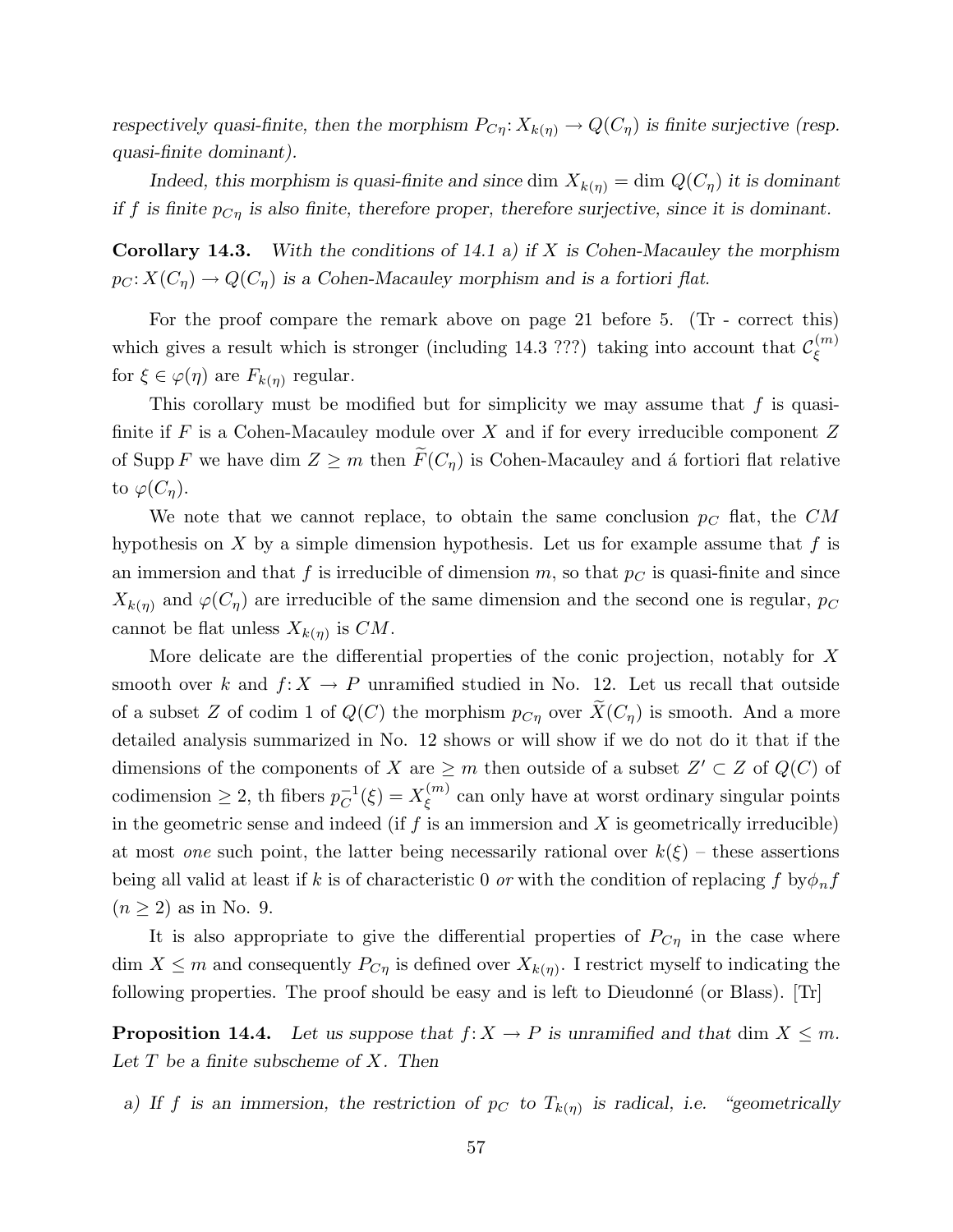*respectively quasi-finite, then the morphism $P_{C\eta}\colon X_{k(\eta)} \to Q(C_\eta)$ is finite surjective (resp. quasi-finite dominant).*

*Indeed, this morphism is quasi-finite and since* $\dim X_{k(\eta)} = \dim Q(C_\eta)$ *it is dominant if $f$ is finite $p_{C\eta}$ is also finite, therefore proper, therefore surjective, since it is dominant.*

**Corollary 14.3.** *With the conditions of 14.1 a) if $X$ is Cohen-Macauley the morphism $p_C\colon X(C_\eta) \to Q(C_\eta)$ is a Cohen-Macauley morphism and is a fortiori flat.*

For the proof compare the remark above on page 21 before 5. (Tr - correct this) which gives a result which is stronger (including 14.3 ???) taking into account that $\mathcal{C}_\xi^{(m)}$ for $\xi \in \varphi(\eta)$ are $F_{k(\eta)}$ regular.

This corollary must be modified but for simplicity we may assume that $f$ is quasi-finite if $F$ is a Cohen-Macauley module over $X$ and if for every irreducible component $Z$ of $\operatorname{Supp} F$ we have $\dim Z \geq m$ then $\widetilde{F}(C_\eta)$ is Cohen-Macauley and á fortiori flat relative to $\varphi(C_\eta)$.

We note that we cannot replace, to obtain the same conclusion $p_C$ flat, the $CM$ hypothesis on $X$ by a simple dimension hypothesis. Let us for example assume that $f$ is an immersion and that $f$ is irreducible of dimension $m$, so that $p_C$ is quasi-finite and since $X_{k(\eta)}$ and $\varphi(C_\eta)$ are irreducible of the same dimension and the second one is regular, $p_C$ cannot be flat unless $X_{k(\eta)}$ is $CM$.

More delicate are the differential properties of the conic projection, notably for $X$ smooth over $k$ and $f\colon X \to P$ unramified studied in No. 12. Let us recall that outside of a subset $Z$ of codim 1 of $Q(C)$ the morphism $p_{C\eta}$ over $\widetilde{X}(C_\eta)$ is smooth. And a more detailed analysis summarized in No. 12 shows or will show if we do not do it that if the dimensions of the components of $X$ are $\geq m$ then outside of a subset $Z' \subset Z$ of $Q(C)$ of codimension $\geq 2$, th fibers $p_C^{-1}(\xi) = X_\xi^{(m)}$ can only have at worst ordinary singular points in the geometric sense and indeed (if $f$ is an immersion and $X$ is geometrically irreducible) at most *one* such point, the latter being necessarily rational over $k(\xi)$ – these assertions being all valid at least if $k$ is of characteristic 0 *or* with the condition of replacing $f$ by$\phi_n f$ $(n \geq 2)$ as in No. 9.

It is also appropriate to give the differential properties of $P_{C\eta}$ in the case where $\dim X \leq m$ and consequently $P_{C\eta}$ is defined over $X_{k(\eta)}$. I restrict myself to indicating the following properties. The proof should be easy and is left to Dieudonné (or Blass). [Tr]

**Proposition 14.4.** *Let us suppose that $f\colon X \to P$ is unramified and that* $\dim X \leq m$*. Let $T$ be a finite subscheme of $X$. Then*

*a) If $f$ is an immersion, the restriction of $p_C$ to $T_{k(\eta)}$ is radical, i.e. "geometrically*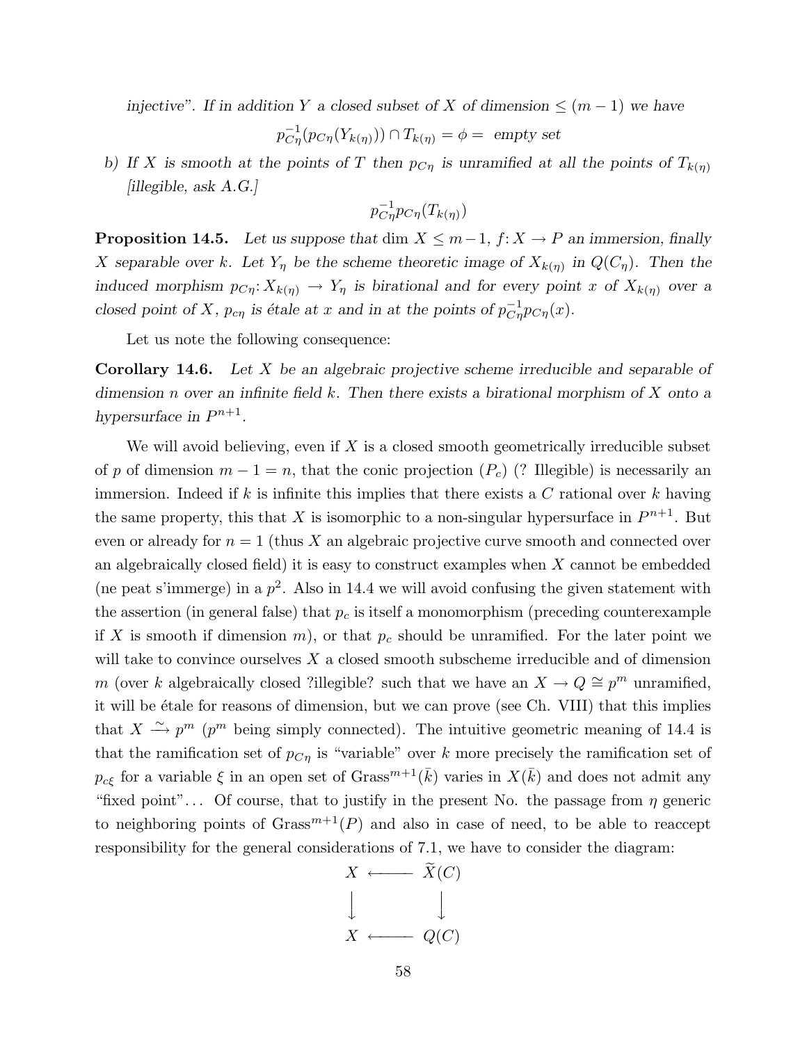*injective". If in addition $Y$ a closed subset of $X$ of dimension $\leq (m-1)$ we have*

$$p_{C\eta}^{-1}(p_{C\eta}(Y_{k(\eta)})) \cap T_{k(\eta)} = \phi = \text{ empty set}$$

*b) If $X$ is smooth at the points of $T$ then $p_{C\eta}$ is unramified at all the points of $T_{k(\eta)}$ [illegible, ask A.G.]*

$$p_{C\eta}^{-1} p_{C\eta}(T_{k(\eta)})$$

**Proposition 14.5.** *Let us suppose that* $\dim X \leq m-1$, $f\colon X \to P$ *an immersion, finally $X$ separable over $k$. Let $Y_\eta$ be the scheme theoretic image of $X_{k(\eta)}$ in $Q(C_\eta)$. Then the induced morphism $p_{C\eta}\colon X_{k(\eta)} \to Y_\eta$ is birational and for every point $x$ of $X_{k(\eta)}$ over a closed point of $X$, $p_{c\eta}$ is étale at $x$ and in at the points of $p_{C\eta}^{-1} p_{C\eta}(x)$.*

Let us note the following consequence:

**Corollary 14.6.** *Let $X$ be an algebraic projective scheme irreducible and separable of dimension $n$ over an infinite field $k$. Then there exists a birational morphism of $X$ onto a hypersurface in $P^{n+1}$.*

We will avoid believing, even if $X$ is a closed smooth geometrically irreducible subset of $p$ of dimension $m-1 = n$, that the conic projection $(P_c)$ (? Illegible) is necessarily an immersion. Indeed if $k$ is infinite this implies that there exists a $C$ rational over $k$ having the same property, this that $X$ is isomorphic to a non-singular hypersurface in $P^{n+1}$. But even or already for $n = 1$ (thus $X$ an algebraic projective curve smooth and connected over an algebraically closed field) it is easy to construct examples when $X$ cannot be embedded (ne peat s'immerge) in a $p^2$. Also in 14.4 we will avoid confusing the given statement with the assertion (in general false) that $p_c$ is itself a monomorphism (preceding counterexample if $X$ is smooth if dimension $m$), or that $p_c$ should be unramified. For the later point we will take to convince ourselves $X$ a closed smooth subscheme irreducible and of dimension $m$ (over $k$ algebraically closed ?illegible? such that we have an $X \to Q \cong p^m$ unramified, it will be étale for reasons of dimension, but we can prove (see Ch. VIII) that this implies that $X \xrightarrow{\sim} p^m$ ($p^m$ being simply connected). The intuitive geometric meaning of 14.4 is that the ramification set of $p_{C\eta}$ is "variable" over $k$ more precisely the ramification set of $p_{c\xi}$ for a variable $\xi$ in an open set of $\mathrm{Grass}^{m+1}(\bar{k})$ varies in $X(\bar{k})$ and does not admit any "fixed point"... Of course, that to justify in the present No. the passage from $\eta$ generic to neighboring points of $\mathrm{Grass}^{m+1}(P)$ and also in case of need, to be able to reaccept responsibility for the general considerations of 7.1, we have to consider the diagram:

$$\begin{array}{ccc} X & \longleftarrow & \widetilde{X}(C) \\ \downarrow & & \downarrow \\ X & \longleftarrow & Q(C) \end{array}$$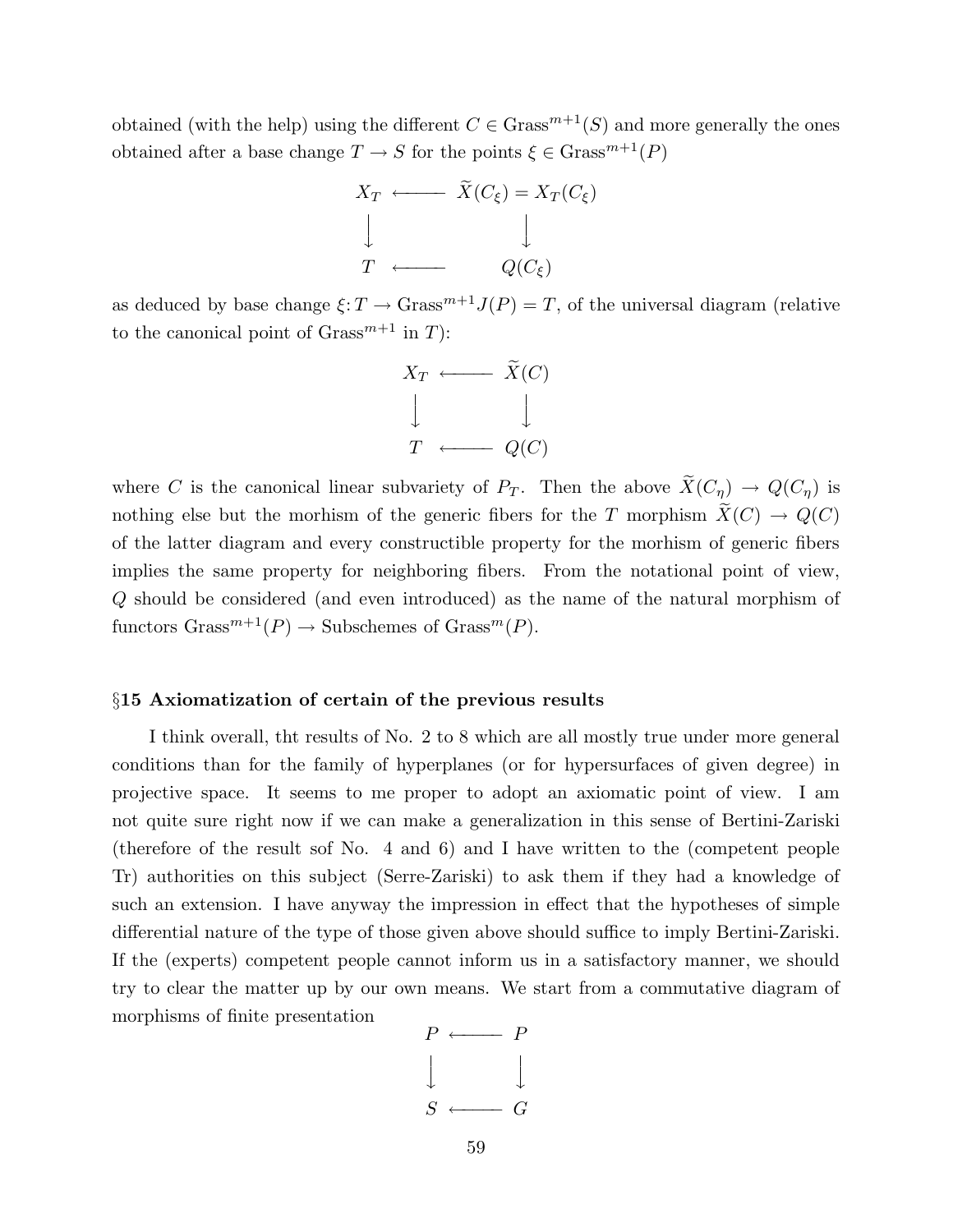obtained (with the help) using the different $C \in \mathrm{Grass}^{m+1}(S)$ and more generally the ones obtained after a base change $T \to S$ for the points $\xi \in \mathrm{Grass}^{m+1}(P)$

$$
\begin{array}{ccc}
X_T & \longleftarrow & \widetilde{X}(C_\xi) = X_T(C_\xi) \\
\big\downarrow & & \big\downarrow \\
T & \longleftarrow & Q(C_\xi)
\end{array}
$$

as deduced by base change $\xi\colon T \to \mathrm{Grass}^{m+1}J(P) = T$, of the universal diagram (relative to the canonical point of $\mathrm{Grass}^{m+1}$ in $T$):

$$
\begin{array}{ccc}
X_T & \longleftarrow & \widetilde{X}(C) \\
\big\downarrow & & \big\downarrow \\
T & \longleftarrow & Q(C)
\end{array}
$$

where $C$ is the canonical linear subvariety of $P_T$. Then the above $\widetilde{X}(C_\eta) \to Q(C_\eta)$ is nothing else but the morhism of the generic fibers for the $T$ morphism $\widetilde{X}(C) \to Q(C)$ of the latter diagram and every constructible property for the morhism of generic fibers implies the same property for neighboring fibers. From the notational point of view, $Q$ should be considered (and even introduced) as the name of the natural morphism of functors $\mathrm{Grass}^{m+1}(P) \to$ Subschemes of $\mathrm{Grass}^{m}(P)$.

## §15 Axiomatization of certain of the previous results

I think overall, tht results of No. 2 to 8 which are all mostly true under more general conditions than for the family of hyperplanes (or for hypersurfaces of given degree) in projective space. It seems to me proper to adopt an axiomatic point of view. I am not quite sure right now if we can make a generalization in this sense of Bertini-Zariski (therefore of the result sof No. 4 and 6) and I have written to the (competent people Tr) authorities on this subject (Serre-Zariski) to ask them if they had a knowledge of such an extension. I have anyway the impression in effect that the hypotheses of simple differential nature of the type of those given above should suffice to imply Bertini-Zariski. If the (experts) competent people cannot inform us in a satisfactory manner, we should try to clear the matter up by our own means. We start from a commutative diagram of morphisms of finite presentation

$$
\begin{array}{ccc}
P & \longleftarrow & P \\
\big\downarrow & & \big\downarrow \\
S & \longleftarrow & G
\end{array}
$$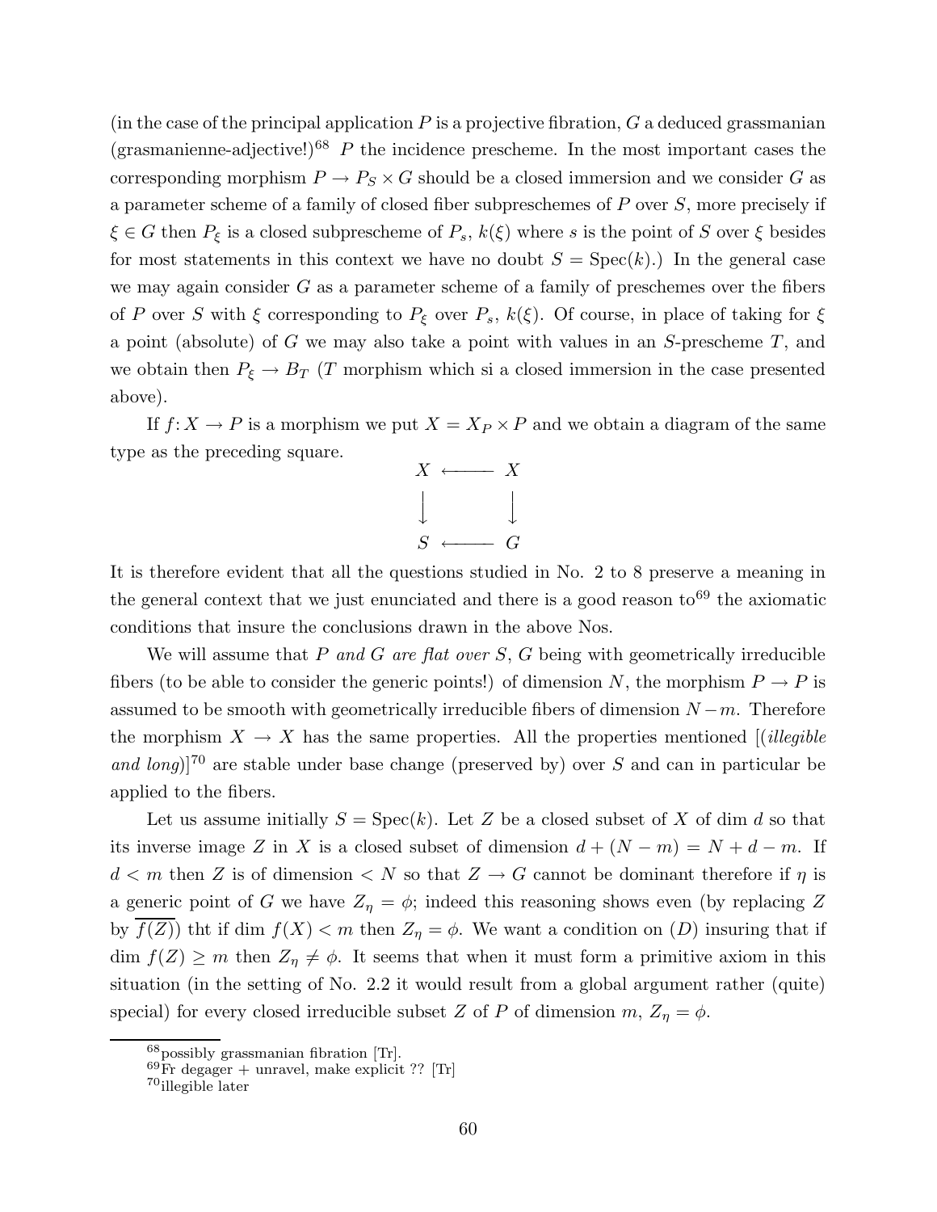(in the case of the principal application $P$ is a projective fibration, $G$ a deduced grassmanian (grasmanienne-adjective!)[68] $P$ the incidence prescheme. In the most important cases the corresponding morphism $P \to P_S \times G$ should be a closed immersion and we consider $G$ as a parameter scheme of a family of closed fiber subpreschemes of $P$ over $S$, more precisely if $\xi \in G$ then $P_\xi$ is a closed subprescheme of $P_s$, $k(\xi)$ where $s$ is the point of $S$ over $\xi$ besides for most statements in this context we have no doubt $S = \mathrm{Spec}(k)$.) In the general case we may again consider $G$ as a parameter scheme of a family of preschemes over the fibers of $P$ over $S$ with $\xi$ corresponding to $P_\xi$ over $P_s$, $k(\xi)$. Of course, in place of taking for $\xi$ a point (absolute) of $G$ we may also take a point with values in an $S$-prescheme $T$, and we obtain then $P_\xi \to B_T$ ($T$ morphism which si a closed immersion in the case presented above).

If $f\colon X \to P$ is a morphism we put $X = X_P \times P$ and we obtain a diagram of the same type as the preceding square.

$$\begin{array}{ccc} X & \longleftarrow & X \\ \downarrow & & \downarrow \\ S & \longleftarrow & G \end{array}$$

It is therefore evident that all the questions studied in No. 2 to 8 preserve a meaning in the general context that we just enunciated and there is a good reason to[69] the axiomatic conditions that insure the conclusions drawn in the above Nos.

We will assume that $P$ *and* $G$ *are flat over* $S$, $G$ being with geometrically irreducible fibers (to be able to consider the generic points!) of dimension $N$, the morphism $P \to P$ is assumed to be smooth with geometrically irreducible fibers of dimension $N - m$. Therefore the morphism $X \to X$ has the same properties. All the properties mentioned [(*illegible and long*)][70] are stable under base change (preserved by) over $S$ and can in particular be applied to the fibers.

Let us assume initially $S = \mathrm{Spec}(k)$. Let $Z$ be a closed subset of $X$ of dim $d$ so that its inverse image $Z$ in $X$ is a closed subset of dimension $d + (N - m) = N + d - m$. If $d < m$ then $Z$ is of dimension $< N$ so that $Z \to G$ cannot be dominant therefore if $\eta$ is a generic point of $G$ we have $Z_\eta = \phi$; indeed this reasoning shows even (by replacing $Z$ by $\overline{f(Z)}$) tht if dim $f(X) < m$ then $Z_\eta = \phi$. We want a condition on $(D)$ insuring that if dim $f(Z) \geq m$ then $Z_\eta \neq \phi$. It seems that when it must form a primitive axiom in this situation (in the setting of No. 2.2 it would result from a global argument rather (quite) special) for every closed irreducible subset $Z$ of $P$ of dimension $m$, $Z_\eta = \phi$.

---

[68] possibly grassmanian fibration [Tr].

[69] Fr degager + unravel, make explicit ?? [Tr]

[70] illegible later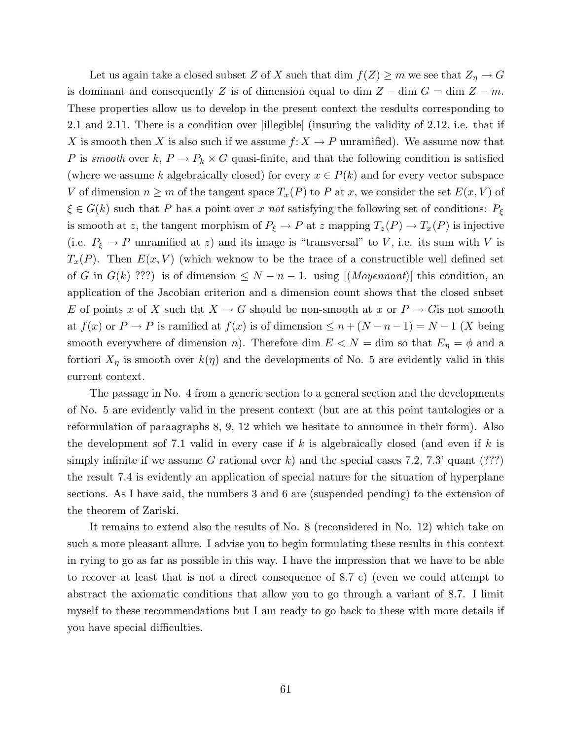Let us again take a closed subset $Z$ of $X$ such that dim $f(Z) \geq m$ we see that $Z_\eta \to G$ is dominant and consequently $Z$ is of dimension equal to dim $Z$ − dim $G$ = dim $Z - m$. These properties allow us to develop in the present context the resdults corresponding to 2.1 and 2.11. There is a condition over [illegible] (insuring the validity of 2.12, i.e. that if $X$ is smooth then $X$ is also such if we assume $f\colon X \to P$ unramified). We assume now that $P$ is *smooth* over $k$, $P \to P_k \times G$ quasi-finite, and that the following condition is satisfied (where we assume $k$ algebraically closed) for every $x \in P(k)$ and for every vector subspace $V$ of dimension $n \geq m$ of the tangent space $T_x(P)$ to $P$ at $x$, we consider the set $E(x, V)$ of $\xi \in G(k)$ such that $P$ has a point over $x$ *not* satisfying the following set of conditions: $P_\xi$ is smooth at $z$, the tangent morphism of $P_\xi \to P$ at $z$ mapping $T_z(P) \to T_x(P)$ is injective (i.e. $P_\xi \to P$ unramified at $z$) and its image is "transversal" to $V$, i.e. its sum with $V$ is $T_x(P)$. Then $E(x, V)$ (which weknow to be the trace of a constructible well defined set of $G$ in $G(k)$ ???) is of dimension $\leq N - n - 1$. using [(*Moyennant*)] this condition, an application of the Jacobian criterion and a dimension count shows that the closed subset $E$ of points $x$ of $X$ such tht $X \to G$ should be non-smooth at $x$ or $P \to G$is not smooth at $f(x)$ or $P \to P$ is ramified at $f(x)$ is of dimension $\leq n + (N - n - 1) = N - 1$ ($X$ being smooth everywhere of dimension $n$). Therefore dim $E < N$ = dim so that $E_\eta = \phi$ and a fortiori $X_\eta$ is smooth over $k(\eta)$ and the developments of No. 5 are evidently valid in this current context.

The passage in No. 4 from a generic section to a general section and the developments of No. 5 are evidently valid in the present context (but are at this point tautologies or a reformulation of paraagraphs 8, 9, 12 which we hesitate to announce in their form). Also the development sof 7.1 valid in every case if $k$ is algebraically closed (and even if $k$ is simply infinite if we assume $G$ rational over $k$) and the special cases 7.2, 7.3' quant (???) the result 7.4 is evidently an application of special nature for the situation of hyperplane sections. As I have said, the numbers 3 and 6 are (suspended pending) to the extension of the theorem of Zariski.

It remains to extend also the results of No. 8 (reconsidered in No. 12) which take on such a more pleasant allure. I advise you to begin formulating these results in this context in rying to go as far as possible in this way. I have the impression that we have to be able to recover at least that is not a direct consequence of 8.7 c) (even we could attempt to abstract the axiomatic conditions that allow you to go through a variant of 8.7. I limit myself to these recommendations but I am ready to go back to these with more details if you have special difficulties.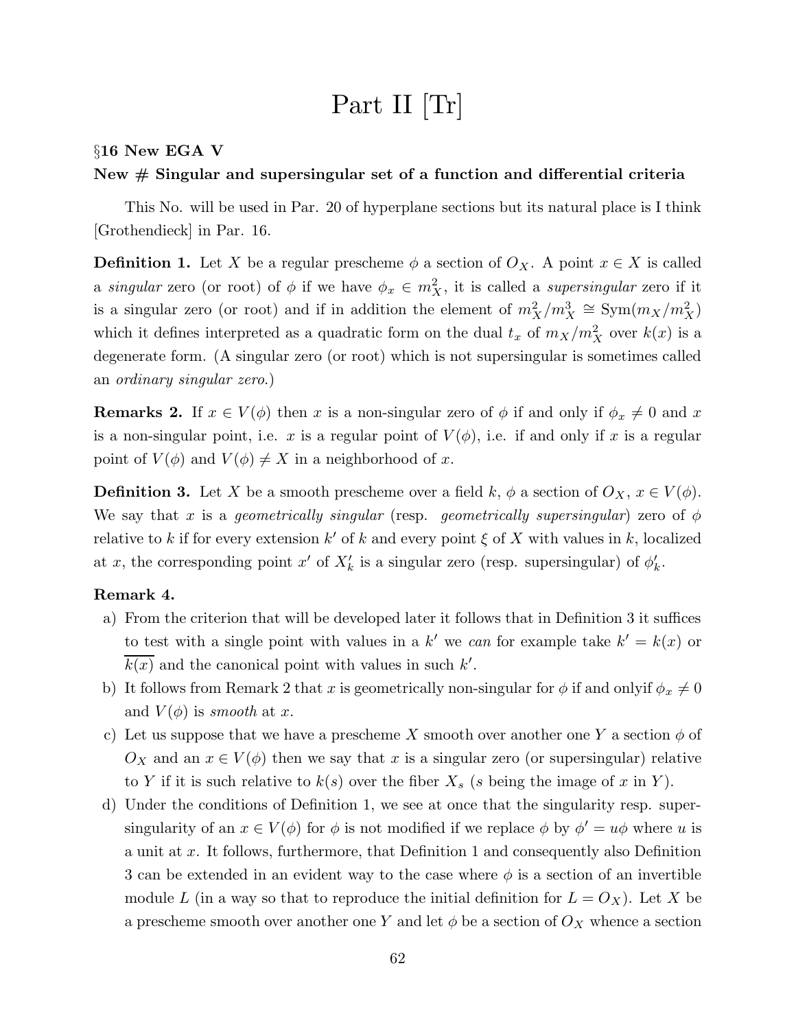# Part II [Tr]

**§16 New EGA V**

**New # Singular and supersingular set of a function and differential criteria**

This No. will be used in Par. 20 of hyperplane sections but its natural place is I think [Grothendieck] in Par. 16.

**Definition 1.** Let $X$ be a regular prescheme $\phi$ a section of $O_X$. A point $x \in X$ is called a *singular* zero (or root) of $\phi$ if we have $\phi_x \in m_X^2$, it is called a *supersingular* zero if it is a singular zero (or root) and if in addition the element of $m_X^2/m_X^3 \cong \mathrm{Sym}(m_X/m_X^2)$ which it defines interpreted as a quadratic form on the dual $t_x$ of $m_X/m_X^2$ over $k(x)$ is a degenerate form. (A singular zero (or root) which is not supersingular is sometimes called an *ordinary singular zero.*)

**Remarks 2.** If $x \in V(\phi)$ then $x$ is a non-singular zero of $\phi$ if and only if $\phi_x \neq 0$ and $x$ is a non-singular point, i.e. $x$ is a regular point of $V(\phi)$, i.e. if and only if $x$ is a regular point of $V(\phi)$ and $V(\phi) \neq X$ in a neighborhood of $x$.

**Definition 3.** Let $X$ be a smooth prescheme over a field $k$, $\phi$ a section of $O_X$, $x \in V(\phi)$. We say that $x$ is a *geometrically singular* (resp. *geometrically supersingular*) zero of $\phi$ relative to $k$ if for every extension $k'$ of $k$ and every point $\xi$ of $X$ with values in $k$, localized at $x$, the corresponding point $x'$ of $X'_k$ is a singular zero (resp. supersingular) of $\phi'_k$.

**Remark 4.**

a) From the criterion that will be developed later it follows that in Definition 3 it suffices to test with a single point with values in a $k'$ we *can* for example take $k' = k(x)$ or $\overline{k(x)}$ and the canonical point with values in such $k'$.

b) It follows from Remark 2 that $x$ is geometrically non-singular for $\phi$ if and onlyif $\phi_x \neq 0$ and $V(\phi)$ is *smooth* at $x$.

c) Let us suppose that we have a prescheme $X$ smooth over another one $Y$ a section $\phi$ of $O_X$ and an $x \in V(\phi)$ then we say that $x$ is a singular zero (or supersingular) relative to $Y$ if it is such relative to $k(s)$ over the fiber $X_s$ ($s$ being the image of $x$ in $Y$).

d) Under the conditions of Definition 1, we see at once that the singularity resp. supersingularity of an $x \in V(\phi)$ for $\phi$ is not modified if we replace $\phi$ by $\phi' = u\phi$ where $u$ is a unit at $x$. It follows, furthermore, that Definition 1 and consequently also Definition 3 can be extended in an evident way to the case where $\phi$ is a section of an invertible module $L$ (in a way so that to reproduce the initial definition for $L = O_X$). Let $X$ be a prescheme smooth over another one $Y$ and let $\phi$ be a section of $O_X$ whence a section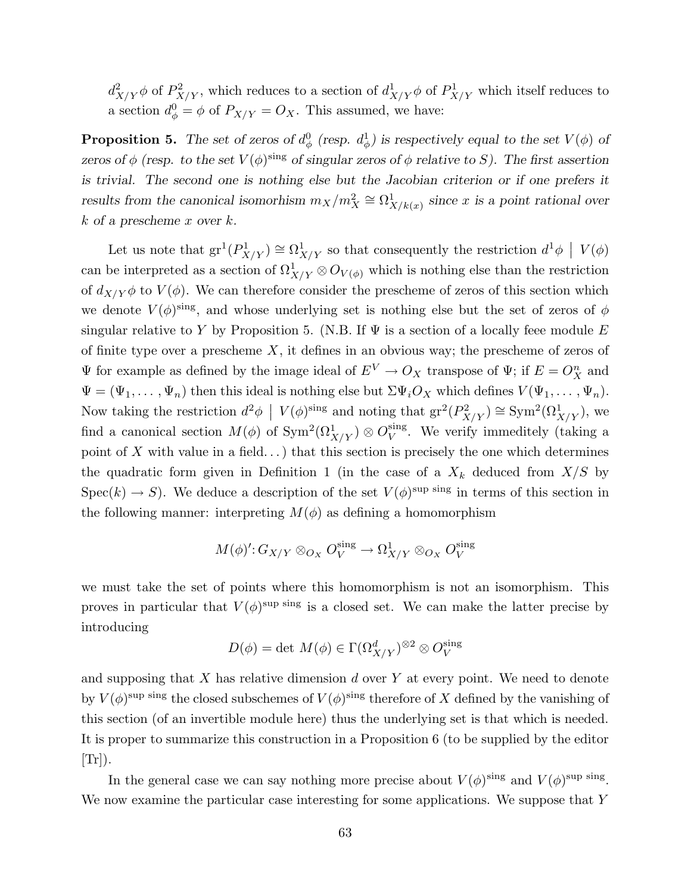$d^2_{X/Y}\phi$ of $P^2_{X/Y}$, which reduces to a section of $d^1_{X/Y}\phi$ of $P^1_{X/Y}$ which itself reduces to a section $d^0_\phi = \phi$ of $P_{X/Y} = O_X$. This assumed, we have:

**Proposition 5.** *The set of zeros of $d^0_\phi$ (resp. $d^1_\phi$) is respectively equal to the set $V(\phi)$ of zeros of $\phi$ (resp. to the set $V(\phi)^{\text{sing}}$ of singular zeros of $\phi$ relative to $S$). The first assertion is trivial. The second one is nothing else but the Jacobian criterion or if one prefers it results from the canonical isomorhism $m_X/m_X^2 \cong \Omega^1_{X/k(x)}$ since $x$ is a point rational over $k$ of a prescheme $x$ over $k$.*

Let us note that $\text{gr}^1(P^1_{X/Y}) \cong \Omega^1_{X/Y}$ so that consequently the restriction $d^1\phi \mid V(\phi)$ can be interpreted as a section of $\Omega^1_{X/Y} \otimes O_{V(\phi)}$ which is nothing else than the restriction of $d_{X/Y}\phi$ to $V(\phi)$. We can therefore consider the prescheme of zeros of this section which we denote $V(\phi)^{\text{sing}}$, and whose underlying set is nothing else but the set of zeros of $\phi$ singular relative to $Y$ by Proposition 5. (N.B. If $\Psi$ is a section of a locally feee module $E$ of finite type over a prescheme $X$, it defines in an obvious way; the prescheme of zeros of $\Psi$ for example as defined by the image ideal of $E^V \to O_X$ transpose of $\Psi$; if $E = O_X^n$ and $\Psi = (\Psi_1, \ldots, \Psi_n)$ then this ideal is nothing else but $\Sigma \Psi_i O_X$ which defines $V(\Psi_1, \ldots, \Psi_n)$. Now taking the restriction $d^2\phi \mid V(\phi)^{\text{sing}}$ and noting that $\text{gr}^2(P^2_{X/Y}) \cong \text{Sym}^2(\Omega^1_{X/Y})$, we find a canonical section $M(\phi)$ of $\text{Sym}^2(\Omega^1_{X/Y}) \otimes O_V^{\text{sing}}$. We verify immeditely (taking a point of $X$ with value in a field...) that this section is precisely the one which determines the quadratic form given in Definition 1 (in the case of a $X_k$ deduced from $X/S$ by $\text{Spec}(k) \to S$). We deduce a description of the set $V(\phi)^{\text{sup sing}}$ in terms of this section in the following manner: interpreting $M(\phi)$ as defining a homomorphism

$$M(\phi)' \colon G_{X/Y} \otimes_{O_X} O_V^{\text{sing}} \to \Omega^1_{X/Y} \otimes_{O_X} O_V^{\text{sing}}$$

we must take the set of points where this homomorphism is not an isomorphism. This proves in particular that $V(\phi)^{\text{sup sing}}$ is a closed set. We can make the latter precise by introducing

$$D(\phi) = \det\, M(\phi) \in \Gamma(\Omega^d_{X/Y})^{\otimes 2} \otimes O_V^{\text{sing}}$$

and supposing that $X$ has relative dimension $d$ over $Y$ at every point. We need to denote by $V(\phi)^{\text{sup sing}}$ the closed subschemes of $V(\phi)^{\text{sing}}$ therefore of $X$ defined by the vanishing of this section (of an invertible module here) thus the underlying set is that which is needed. It is proper to summarize this construction in a Proposition 6 (to be supplied by the editor [Tr]).

In the general case we can say nothing more precise about $V(\phi)^{\text{sing}}$ and $V(\phi)^{\text{sup sing}}$. We now examine the particular case interesting for some applications. We suppose that $Y$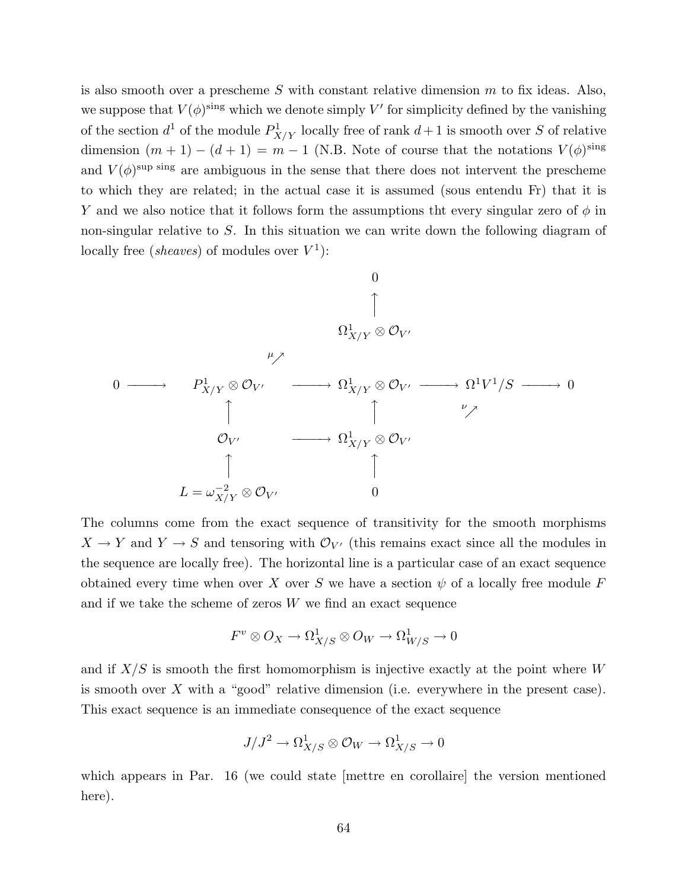is also smooth over a prescheme $S$ with constant relative dimension $m$ to fix ideas. Also, we suppose that $V(\phi)^{\text{sing}}$ which we denote simply $V'$ for simplicity defined by the vanishing of the section $d^1$ of the module $P^1_{X/Y}$ locally free of rank $d+1$ is smooth over $S$ of relative dimension $(m+1)-(d+1) = m-1$ (N.B. Note of course that the notations $V(\phi)^{\text{sing}}$ and $V(\phi)^{\text{sup sing}}$ are ambiguous in the sense that there does not intervent the prescheme to which they are related; in the actual case it is assumed (sous entendu Fr) that it is $Y$ and we also notice that it follows form the assumptions tht every singular zero of $\phi$ in non-singular relative to $S$. In this situation we can write down the following diagram of locally free (*sheaves*) of modules over $V^1$):

$$
\begin{array}{ccccccccc}
 & & & & 0 & & & & \\
 & & & & \uparrow & & & & \\
 & & & & \Omega^1_{X/Y} \otimes \mathcal{O}_{V'} & & & & \\
 & & & {}^{\mu}\nearrow & & & & & \\
0 & \longrightarrow & P^1_{X/Y} \otimes \mathcal{O}_{V'} & \longrightarrow & \Omega^1_{X/Y} \otimes \mathcal{O}_{V'} & \longrightarrow & \Omega^1 V^1/S & \longrightarrow & 0 \\
 & & \uparrow & & \uparrow & & {}^{\nu}\nearrow & & \\
 & & \mathcal{O}_{V'} & \longrightarrow & \Omega^1_{X/Y} \otimes \mathcal{O}_{V'} & & & & \\
 & & \uparrow & & \uparrow & & & & \\
 & & L = \omega^{-2}_{X/Y} \otimes \mathcal{O}_{V'} & & 0 & & & &
\end{array}
$$

The columns come from the exact sequence of transitivity for the smooth morphisms $X \to Y$ and $Y \to S$ and tensoring with $\mathcal{O}_{V'}$ (this remains exact since all the modules in the sequence are locally free). The horizontal line is a particular case of an exact sequence obtained every time when over $X$ over $S$ we have a section $\psi$ of a locally free module $F$ and if we take the scheme of zeros $W$ we find an exact sequence

$$F^v \otimes O_X \to \Omega^1_{X/S} \otimes O_W \to \Omega^1_{W/S} \to 0$$

and if $X/S$ is smooth the first homomorphism is injective exactly at the point where $W$ is smooth over $X$ with a "good" relative dimension (i.e. everywhere in the present case). This exact sequence is an immediate consequence of the exact sequence

$$J/J^2 \to \Omega^1_{X/S} \otimes \mathcal{O}_W \to \Omega^1_{X/S} \to 0$$

which appears in Par. 16 (we could state [mettre en corollaire] the version mentioned here).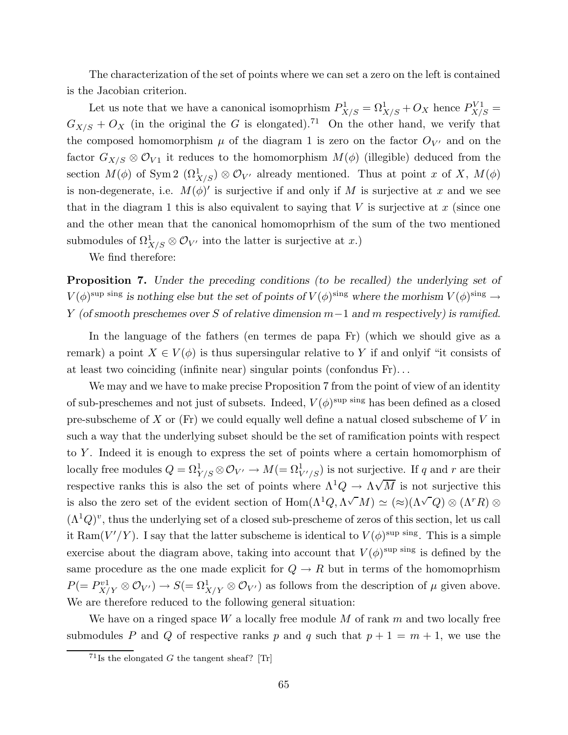The characterization of the set of points where we can set a zero on the left is contained is the Jacobian criterion.

Let us note that we have a canonical isomoprhism $P^1_{X/S} = \Omega^1_{X/S} + O_X$ hence $P^{V1}_{X/S} = G_{X/S} + O_X$ (in the original the $G$ is elongated).[71] On the other hand, we verify that the composed homomorphism $\mu$ of the diagram 1 is zero on the factor $O_{V'}$ and on the factor $G_{X/S} \otimes \mathcal{O}_{V1}$ it reduces to the homomorphism $M(\phi)$ (illegible) deduced from the section $M(\phi)$ of Sym 2 $(\Omega^1_{X/S}) \otimes \mathcal{O}_{V'}$ already mentioned. Thus at point $x$ of $X$, $M(\phi)$ is non-degenerate, i.e. $M(\phi)'$ is surjective if and only if $M$ is surjective at $x$ and we see that in the diagram 1 this is also equivalent to saying that $V$ is surjective at $x$ (since one and the other mean that the canonical homomoprhism of the sum of the two mentioned submodules of $\Omega^1_{X/S} \otimes \mathcal{O}_{V'}$ into the latter is surjective at $x$.)

We find therefore:

**Proposition 7.** *Under the preceding conditions (to be recalled) the underlying set of $V(\phi)^{\text{sup sing}}$ is nothing else but the set of points of $V(\phi)^{\text{sing}}$ where the morhism $V(\phi)^{\text{sing}} \to Y$ (of smooth preschemes over $S$ of relative dimension $m-1$ and $m$ respectively) is ramified.*

In the language of the fathers (en termes de papa Fr) (which we should give as a remark) a point $X \in V(\phi)$ is thus supersingular relative to $Y$ if and onlyif "it consists of at least two coinciding (infinite near) singular points (confondus Fr)...

We may and we have to make precise Proposition 7 from the point of view of an identity of sub-preschemes and not just of subsets. Indeed, $V(\phi)^{\text{sup sing}}$ has been defined as a closed pre-subscheme of $X$ or (Fr) we could equally well define a natual closed subscheme of $V$ in such a way that the underlying subset should be the set of ramification points with respect to $Y$. Indeed it is enough to express the set of points where a certain homomorphism of locally free modules $Q = \Omega^1_{Y/S} \otimes \mathcal{O}_{V'} \to M(= \Omega^1_{V'/S})$ is not surjective. If $q$ and $r$ are their respective ranks this is also the set of points where $\Lambda^1 Q \to \Lambda\sqrt{M}$ is not surjective this is also the zero set of the evident section of $\text{Hom}(\Lambda^1 Q, \Lambda\sqrt{\ } M) \simeq (\approx)(\Lambda\sqrt{\ } Q) \otimes (\Lambda^r R) \otimes (\Lambda^1 Q)^v$, thus the underlying set of a closed sub-prescheme of zeros of this section, let us call it $\text{Ram}(V'/Y)$. I say that the latter subscheme is identical to $V(\phi)^{\text{sup sing}}$. This is a simple exercise about the diagram above, taking into account that $V(\phi)^{\text{sup sing}}$ is defined by the same procedure as the one made explicit for $Q \to R$ but in terms of the homomoprhism $P(= P^{v1}_{X/Y} \otimes \mathcal{O}_{V'}) \to S(= \Omega^1_{X/Y} \otimes \mathcal{O}_{V'})$ as follows from the description of $\mu$ given above. We are therefore reduced to the following general situation:

We have on a ringed space $W$ a locally free module $M$ of rank $m$ and two locally free submodules $P$ and $Q$ of respective ranks $p$ and $q$ such that $p + 1 = m + 1$, we use the

[71] Is the elongated $G$ the tangent sheaf? [Tr]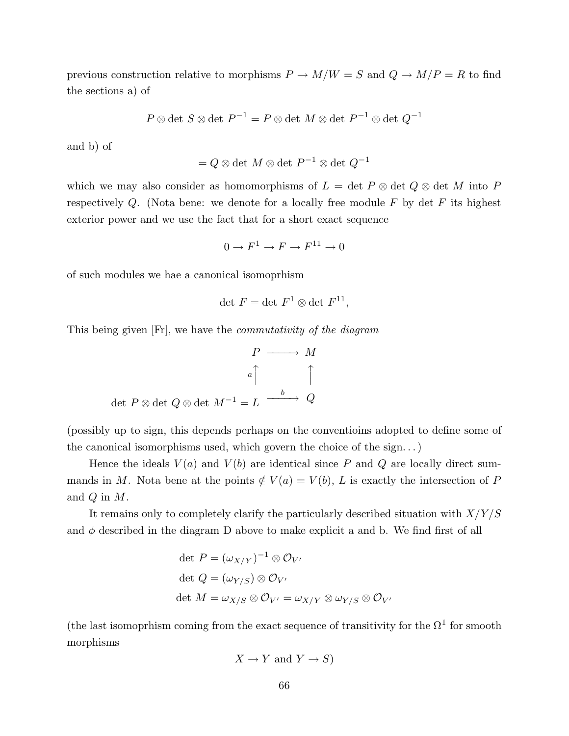previous construction relative to morphisms $P \to M/W = S$ and $Q \to M/P = R$ to find the sections a) of

$$P \otimes \det\, S \otimes \det\, P^{-1} = P \otimes \det\, M \otimes \det\, P^{-1} \otimes \det\, Q^{-1}$$

and b) of

$$= Q \otimes \det\, M \otimes \det\, P^{-1} \otimes \det\, Q^{-1}$$

which we may also consider as homomorphisms of $L = \det\, P \otimes \det\, Q \otimes \det\, M$ into $P$ respectively $Q$. (Nota bene: we denote for a locally free module $F$ by $\det F$ its highest exterior power and we use the fact that for a short exact sequence

$$0 \to F^1 \to F \to F^{11} \to 0$$

of such modules we hae a canonical isomoprhism

$$\det\, F = \det\, F^1 \otimes \det\, F^{11},$$

This being given [Fr], we have the *commutativity of the diagram*

$$\begin{array}{ccc} & P & \longrightarrow & M \\ & {\scriptstyle a}\uparrow & & \uparrow \\ \det\, P \otimes \det\, Q \otimes \det\, M^{-1} = & L & \xrightarrow{\ b\ } & Q \end{array}$$

(possibly up to sign, this depends perhaps on the conventioins adopted to define some of the canonical isomorphisms used, which govern the choice of the sign...)

Hence the ideals $V(a)$ and $V(b)$ are identical since $P$ and $Q$ are locally direct summands in $M$. Nota bene at the points $\notin V(a) = V(b)$, $L$ is exactly the intersection of $P$ and $Q$ in $M$.

It remains only to completely clarify the particularly described situation with $X/Y/S$ and $\phi$ described in the diagram D above to make explicit a and b. We find first of all

$$\begin{aligned} \det\, P &= (\omega_{X/Y})^{-1} \otimes \mathcal{O}_{V'} \\ \det\, Q &= (\omega_{Y/S}) \otimes \mathcal{O}_{V'} \\ \det\, M &= \omega_{X/S} \otimes \mathcal{O}_{V'} = \omega_{X/Y} \otimes \omega_{Y/S} \otimes \mathcal{O}_{V'} \end{aligned}$$

(the last isomoprhism coming from the exact sequence of transitivity for the $\Omega^1$ for smooth morphisms

$$X \to Y \text{ and } Y \to S)$$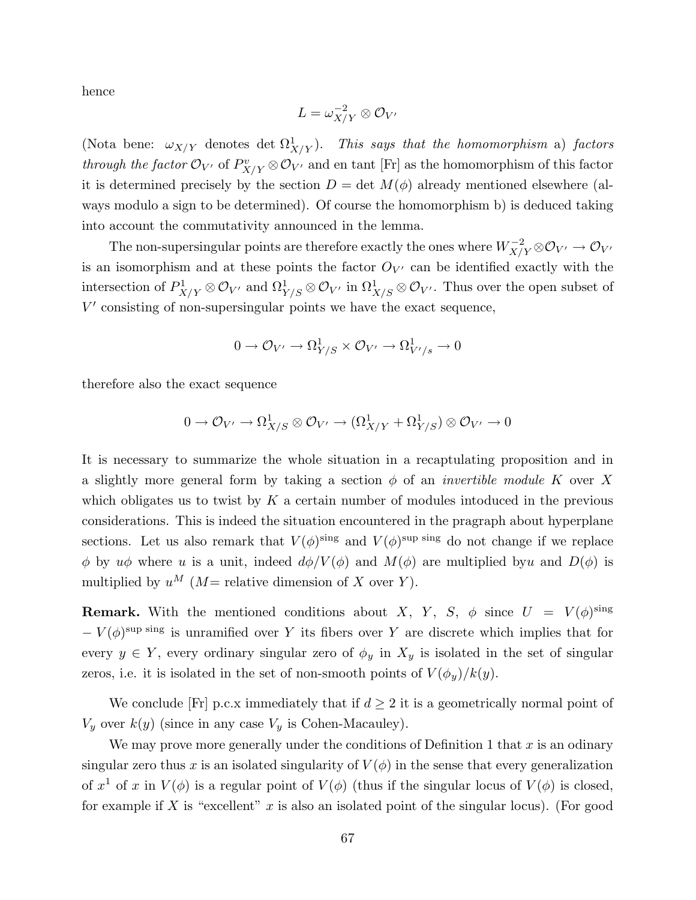hence

$$L = \omega_{X/Y}^{-2} \otimes \mathcal{O}_{V'}$$

(Nota bene: $\omega_{X/Y}$ denotes det $\Omega^1_{X/Y}$). *This says that the homomorphism* a) *factors through the factor* $\mathcal{O}_{V'}$ of $P^v_{X/Y} \otimes \mathcal{O}_{V'}$ and en tant [Fr] as the homomorphism of this factor it is determined precisely by the section $D = \det M(\phi)$ already mentioned elsewhere (always modulo a sign to be determined). Of course the homomorphism b) is deduced taking into account the commutativity announced in the lemma.

The non-supersingular points are therefore exactly the ones where $W^{-2}_{X/Y} \otimes \mathcal{O}_{V'} \to \mathcal{O}_{V'}$ is an isomorphism and at these points the factor $O_{V'}$ can be identified exactly with the intersection of $P^1_{X/Y} \otimes \mathcal{O}_{V'}$ and $\Omega^1_{Y/S} \otimes \mathcal{O}_{V'}$ in $\Omega^1_{X/S} \otimes \mathcal{O}_{V'}$. Thus over the open subset of $V'$ consisting of non-supersingular points we have the exact sequence,

$$0 \to \mathcal{O}_{V'} \to \Omega^1_{Y/S} \times \mathcal{O}_{V'} \to \Omega^1_{V'/s} \to 0$$

therefore also the exact sequence

$$0 \to \mathcal{O}_{V'} \to \Omega^1_{X/S} \otimes \mathcal{O}_{V'} \to (\Omega^1_{X/Y} + \Omega^1_{Y/S}) \otimes \mathcal{O}_{V'} \to 0$$

It is necessary to summarize the whole situation in a recaptulating proposition and in a slightly more general form by taking a section $\phi$ of an *invertible module* $K$ over $X$ which obligates us to twist by $K$ a certain number of modules intoduced in the previous considerations. This is indeed the situation encountered in the pragraph about hyperplane sections. Let us also remark that $V(\phi)^{\text{sing}}$ and $V(\phi)^{\text{sup sing}}$ do not change if we replace $\phi$ by $u\phi$ where $u$ is a unit, indeed $d\phi/V(\phi)$ and $M(\phi)$ are multiplied by$u$ and $D(\phi)$ is multiplied by $u^M$ ($M$= relative dimension of $X$ over $Y$).

**Remark.** With the mentioned conditions about $X$, $Y$, $S$, $\phi$ since $U = V(\phi)^{\text{sing}} - V(\phi)^{\text{sup sing}}$ is unramified over $Y$ its fibers over $Y$ are discrete which implies that for every $y \in Y$, every ordinary singular zero of $\phi_y$ in $X_y$ is isolated in the set of singular zeros, i.e. it is isolated in the set of non-smooth points of $V(\phi_y)/k(y)$.

We conclude [Fr] p.c.x immediately that if $d \geq 2$ it is a geometrically normal point of $V_y$ over $k(y)$ (since in any case $V_y$ is Cohen-Macauley).

We may prove more generally under the conditions of Definition 1 that $x$ is an odinary singular zero thus $x$ is an isolated singularity of $V(\phi)$ in the sense that every generalization of $x^1$ of $x$ in $V(\phi)$ is a regular point of $V(\phi)$ (thus if the singular locus of $V(\phi)$ is closed, for example if $X$ is "excellent" $x$ is also an isolated point of the singular locus). (For good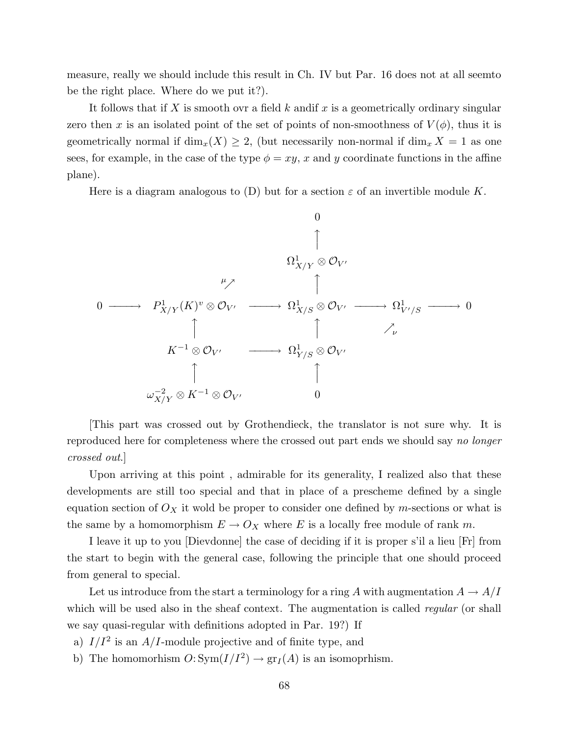measure, really we should include this result in Ch. IV but Par. 16 does not at all seemto be the right place. Where do we put it?).

It follows that if $X$ is smooth ovr a field $k$ andif $x$ is a geometrically ordinary singular zero then $x$ is an isolated point of the set of points of non-smoothness of $V(\phi)$, thus it is geometrically normal if $\dim_x(X) \geq 2$, (but necessarily non-normal if $\dim_x X = 1$ as one sees, for example, in the case of the type $\phi = xy$, $x$ and $y$ coordinate functions in the affine plane).

Here is a diagram analogous to (D) but for a section $\varepsilon$ of an invertible module $K$.

$$
\begin{array}{ccccccccc}
 & & & & 0 & & & & \\
 & & & & \uparrow & & & & \\
 & & & & \Omega^1_{X/Y} \otimes \mathcal{O}_{V'} & & & & \\
 & & {}^{\mu}\nearrow & & \uparrow & & & & \\
0 & \longrightarrow & P^1_{X/Y}(K)^v \otimes \mathcal{O}_{V'} & \longrightarrow & \Omega^1_{X/S} \otimes \mathcal{O}_{V'} & \longrightarrow & \Omega^1_{V'/S} & \longrightarrow & 0 \\
 & & \uparrow & & \uparrow & & \nearrow_{\nu} & & \\
 & & K^{-1} \otimes \mathcal{O}_{V'} & \longrightarrow & \Omega^1_{Y/S} \otimes \mathcal{O}_{V'} & & & & \\
 & & \uparrow & & \uparrow & & & & \\
 & & \omega^{-2}_{X/Y} \otimes K^{-1} \otimes \mathcal{O}_{V'} & & 0 & & & &
\end{array}
$$

[This part was crossed out by Grothendieck, the translator is not sure why. It is reproduced here for completeness where the crossed out part ends we should say *no longer crossed out*.]

Upon arriving at this point , admirable for its generality, I realized also that these developments are still too special and that in place of a prescheme defined by a single equation section of $O_X$ it wold be proper to consider one defined by $m$-sections or what is the same by a homomorphism $E \to O_X$ where $E$ is a locally free module of rank $m$.

I leave it up to you [Dievdonne] the case of deciding if it is proper s'il a lieu [Fr] from the start to begin with the general case, following the principle that one should proceed from general to special.

Let us introduce from the start a terminology for a ring $A$ with augmentation $A \to A/I$ which will be used also in the sheaf context. The augmentation is called *regular* (or shall we say quasi-regular with definitions adopted in Par. 19?) If

a) $I/I^2$ is an $A/I$-module projective and of finite type, and
b) The homomorhism $O\colon \mathrm{Sym}(I/I^2) \to \mathrm{gr}_I(A)$ is an isomoprhism.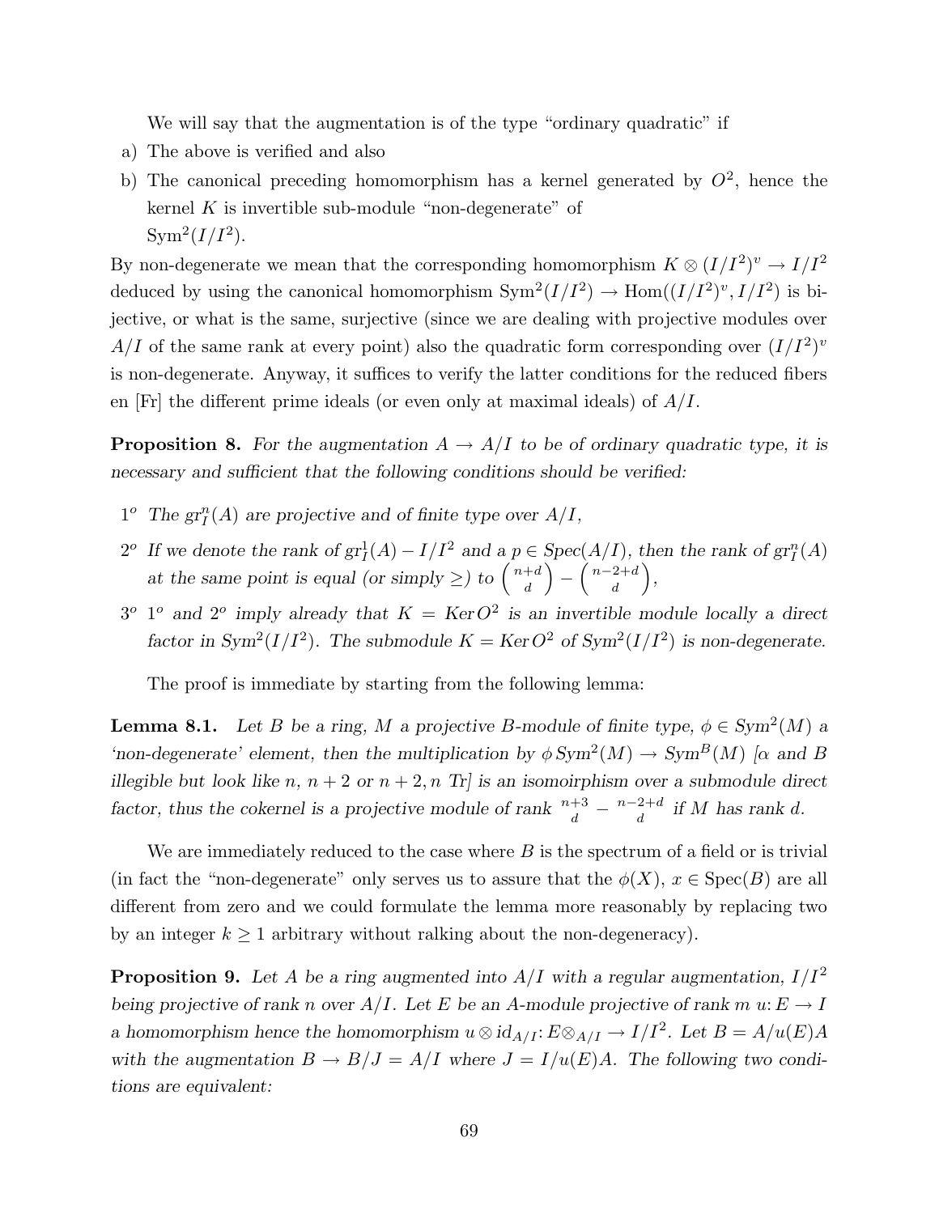We will say that the augmentation is of the type "ordinary quadratic" if

a) The above is verified and also
b) The canonical preceding homomorphism has a kernel generated by $O^2$, hence the kernel $K$ is invertible sub-module "non-degenerate" of $\mathrm{Sym}^2(I/I^2)$.

By non-degenerate we mean that the corresponding homomorphism $K \otimes (I/I^2)^v \to I/I^2$ deduced by using the canonical homomorphism $\mathrm{Sym}^2(I/I^2) \to \mathrm{Hom}((I/I^2)^v, I/I^2)$ is bijective, or what is the same, surjective (since we are dealing with projective modules over $A/I$ of the same rank at every point) also the quadratic form corresponding over $(I/I^2)^v$ is non-degenerate. Anyway, it suffices to verify the latter conditions for the reduced fibers en [Fr] the different prime ideals (or even only at maximal ideals) of $A/I$.

**Proposition 8.** *For the augmentation $A \to A/I$ to be of ordinary quadratic type, it is necessary and sufficient that the following conditions should be verified:*

$1^o$ *The $\mathrm{gr}^n_I(A)$ are projective and of finite type over $A/I$,*

$2^o$ *If we denote the rank of $\mathrm{gr}^1_I(A) - I/I^2$ and a $p \in \mathrm{Spec}(A/I)$, then the rank of $\mathrm{gr}^n_I(A)$ at the same point is equal (or simply $\geq$) to $\binom{n+d}{d} - \binom{n-2+d}{d}$,*

$3^o$ *$1^o$ and $2^o$ imply already that $K = \mathrm{Ker}\, O^2$ is an invertible module locally a direct factor in $\mathrm{Sym}^2(I/I^2)$. The submodule $K = \mathrm{Ker}\, O^2$ of $\mathrm{Sym}^2(I/I^2)$ is non-degenerate.*

The proof is immediate by starting from the following lemma:

**Lemma 8.1.** *Let $B$ be a ring, $M$ a projective $B$-module of finite type, $\phi \in \mathrm{Sym}^2(M)$ a 'non-degenerate' element, then the multiplication by $\phi\, \mathrm{Sym}^2(M) \to \mathrm{Sym}^B(M)$ [$\alpha$ and $B$ illegible but look like $n$, $n+2$ or $n+2, n$ Tr] is an isomoirphism over a submodule direct factor, thus the cokernel is a projective module of rank $\frac{n+3}{d} - \frac{n-2+d}{d}$ if $M$ has rank $d$.*

We are immediately reduced to the case where $B$ is the spectrum of a field or is trivial (in fact the "non-degenerate" only serves us to assure that the $\phi(X)$, $x \in \mathrm{Spec}(B)$ are all different from zero and we could formulate the lemma more reasonably by replacing two by an integer $k \geq 1$ arbitrary without ralking about the non-degeneracy).

**Proposition 9.** *Let $A$ be a ring augmented into $A/I$ with a regular augmentation, $I/I^2$ being projective of rank $n$ over $A/I$. Let $E$ be an $A$-module projective of rank $m$ $u\colon E \to I$ a homomorphism hence the homomorphism $u \otimes \mathrm{id}_{A/I}\colon E \otimes_{A/I} \to I/I^2$. Let $B = A/u(E)A$ with the augmentation $B \to B/J = A/I$ where $J = I/u(E)A$. The following two conditions are equivalent:*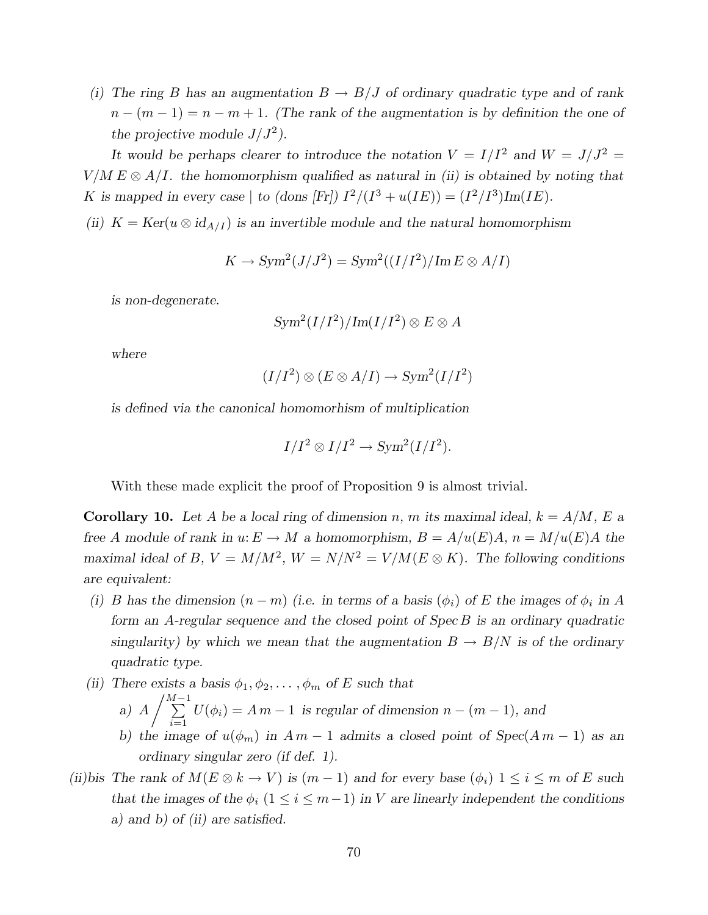(i) *The ring $B$ has an augmentation $B \to B/J$ of ordinary quadratic type and of rank $n-(m-1) = n-m+1$. (The rank of the augmentation is by definition the one of the projective module $J/J^2$).*

*It would be perhaps clearer to introduce the notation $V = I/I^2$ and $W = J/J^2 = V/M\, E \otimes A/I$. the homomorphism qualified as natural in (ii) is obtained by noting that $K$ is mapped in every case | to (dons [Fr]) $I^2/(I^3 + u(IE)) = (I^2/I^3)\mathrm{Im}(IE)$.*

(ii) *$K = \mathrm{Ker}(u \otimes \mathrm{id}_{A/I})$ is an invertible module and the natural homomorphism*

$$K \to Sym^2(J/J^2) = Sym^2((I/I^2)/\mathrm{Im}\, E \otimes A/I)$$

*is non-degenerate.*

$$Sym^2(I/I^2)/\mathrm{Im}(I/I^2) \otimes E \otimes A$$

*where*

$$(I/I^2) \otimes (E \otimes A/I) \to Sym^2(I/I^2)$$

*is defined via the canonical homomorhism of multiplication*

$$I/I^2 \otimes I/I^2 \to Sym^2(I/I^2).$$

With these made explicit the proof of Proposition 9 is almost trivial.

**Corollary 10.** *Let $A$ be a local ring of dimension $n$, $m$ its maximal ideal, $k = A/M$, $E$ a free $A$ module of rank in $u\colon E \to M$ a homomorphism, $B = A/u(E)A$, $n = M/u(E)A$ the maximal ideal of $B$, $V = M/M^2$, $W = N/N^2 = V/M(E \otimes K)$. The following conditions are equivalent:*

(i) *$B$ has the dimension $(n-m)$ (i.e. in terms of a basis $(\phi_i)$ of $E$ the images of $\phi_i$ in $A$ form an $A$-regular sequence and the closed point of $\mathrm{Spec}\, B$ is an ordinary quadratic singularity) by which we mean that the augmentation $B \to B/N$ is of the ordinary quadratic type.*

(ii) *There exists a basis $\phi_1, \phi_2, \ldots, \phi_m$ of $E$ such that*
   - a) *$A \Big/ \sum_{i=1}^{M-1} U(\phi_i) = A\, m-1$ is regular of dimension $n-(m-1)$, and*
   - b) *the image of $u(\phi_m)$ in $A\, m-1$ admits a closed point of $\mathrm{Spec}(A\, m-1)$ as an ordinary singular zero (if def. 1).*

(ii)bis *The rank of $M(E \otimes k \to V)$ is $(m-1)$ and for every base $(\phi_i)$ $1 \le i \le m$ of $E$ such that the images of the $\phi_i$ $(1 \le i \le m-1)$ in $V$ are linearly independent the conditions a) and b) of (ii) are satisfied.*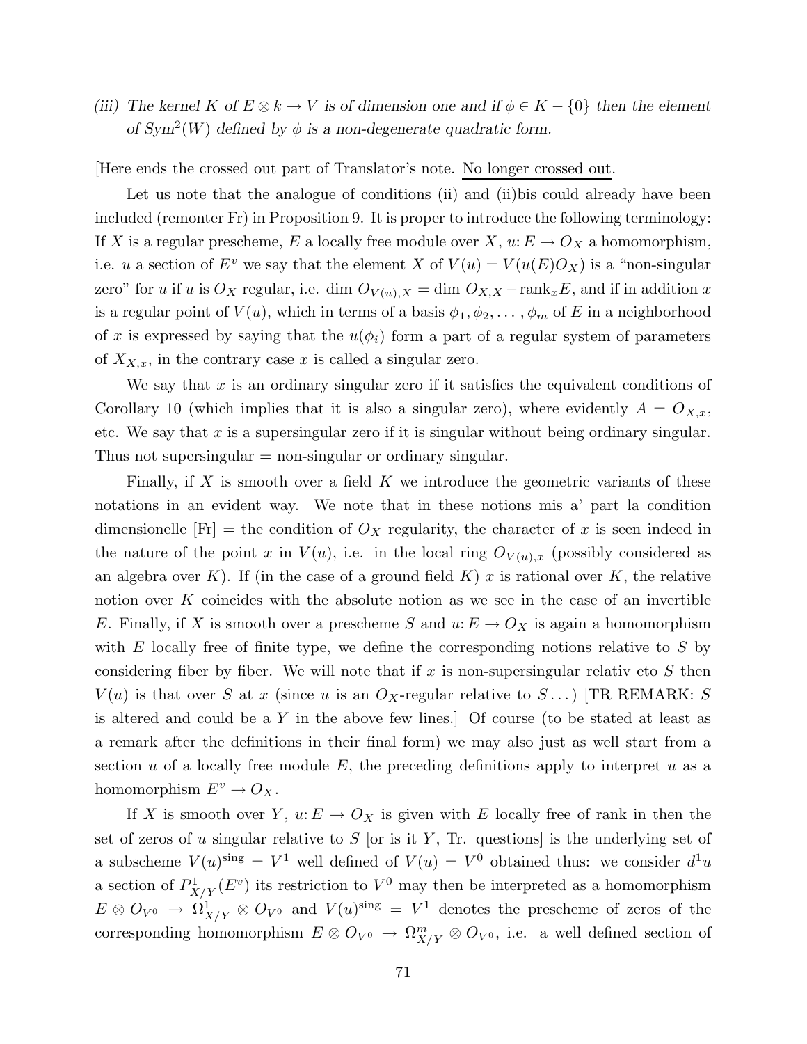(iii) *The kernel $K$ of $E \otimes k \to V$ is of dimension one and if $\phi \in K - \{0\}$ then the element of $Sym^2(W)$ defined by $\phi$ is a non-degenerate quadratic form.*

[Here ends the crossed out part of Translator's note. No longer crossed out.

Let us note that the analogue of conditions (ii) and (ii)bis could already have been included (remonter Fr) in Proposition 9. It is proper to introduce the following terminology: If $X$ is a regular prescheme, $E$ a locally free module over $X$, $u: E \to O_X$ a homomorphism, i.e. $u$ a section of $E^v$ we say that the element $X$ of $V(u) = V(u(E)O_X)$ is a "non-singular zero" for $u$ if $u$ is $O_X$ regular, i.e. $\dim O_{V(u),X} = \dim O_{X,X} - \mathrm{rank}_x E$, and if in addition $x$ is a regular point of $V(u)$, which in terms of a basis $\phi_1, \phi_2, \ldots, \phi_m$ of $E$ in a neighborhood of $x$ is expressed by saying that the $u(\phi_i)$ form a part of a regular system of parameters of $X_{X,x}$, in the contrary case $x$ is called a singular zero.

We say that $x$ is an ordinary singular zero if it satisfies the equivalent conditions of Corollary 10 (which implies that it is also a singular zero), where evidently $A = O_{X,x}$, etc. We say that $x$ is a supersingular zero if it is singular without being ordinary singular. Thus not supersingular = non-singular or ordinary singular.

Finally, if $X$ is smooth over a field $K$ we introduce the geometric variants of these notations in an evident way. We note that in these notions mis a' part la condition dimensionelle [Fr] = the condition of $O_X$ regularity, the character of $x$ is seen indeed in the nature of the point $x$ in $V(u)$, i.e. in the local ring $O_{V(u),x}$ (possibly considered as an algebra over $K$). If (in the case of a ground field $K$) $x$ is rational over $K$, the relative notion over $K$ coincides with the absolute notion as we see in the case of an invertible $E$. Finally, if $X$ is smooth over a prescheme $S$ and $u: E \to O_X$ is again a homomorphism with $E$ locally free of finite type, we define the corresponding notions relative to $S$ by considering fiber by fiber. We will note that if $x$ is non-supersingular relativ eto $S$ then $V(u)$ is that over $S$ at $x$ (since $u$ is an $O_X$-regular relative to $S \ldots$) [TR REMARK: $S$ is altered and could be a $Y$ in the above few lines.] Of course (to be stated at least as a remark after the definitions in their final form) we may also just as well start from a section $u$ of a locally free module $E$, the preceding definitions apply to interpret $u$ as a homomorphism $E^v \to O_X$.

If $X$ is smooth over $Y$, $u: E \to O_X$ is given with $E$ locally free of rank in then the set of zeros of $u$ singular relative to $S$ [or is it $Y$, Tr. questions] is the underlying set of a subscheme $V(u)^{\mathrm{sing}} = V^1$ well defined of $V(u) = V^0$ obtained thus: we consider $d^1 u$ a section of $P^1_{X/Y}(E^v)$ its restriction to $V^0$ may then be interpreted as a homomorphism $E \otimes O_{V^0} \to \Omega^1_{X/Y} \otimes O_{V^0}$ and $V(u)^{\mathrm{sing}} = V^1$ denotes the prescheme of zeros of the corresponding homomorphism $E \otimes O_{V^0} \to \Omega^m_{X/Y} \otimes O_{V^0}$, i.e. a well defined section of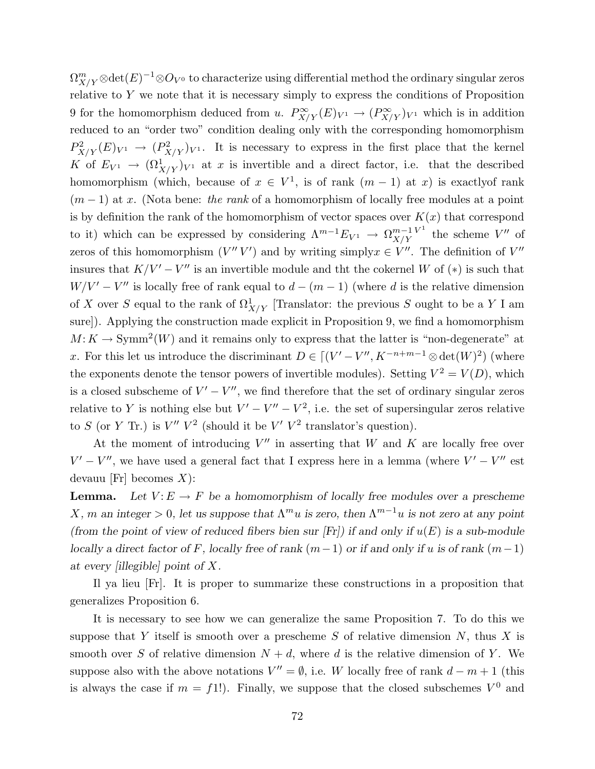$\Omega^m_{X/Y} \otimes \det(E)^{-1} \otimes O_{V^0}$ to characterize using differential method the ordinary singular zeros relative to $Y$ we note that it is necessary simply to express the conditions of Proposition 9 for the homomorphism deduced from $u$. $P^\infty_{X/Y}(E)_{V^1} \to (P^\infty_{X/Y})_{V^1}$ which is in addition reduced to an "order two" condition dealing only with the corresponding homomorphism $P^2_{X/Y}(E)_{V^1} \to (P^2_{X/Y})_{V^1}$. It is necessary to express in the first place that the kernel $K$ of $E_{V^1} \to (\Omega^1_{X/Y})_{V^1}$ at $x$ is invertible and a direct factor, i.e. that the described homomorphism (which, because of $x \in V^1$, is of rank $(m-1)$ at $x$) is exactlyof rank $(m-1)$ at $x$. (Nota bene: *the rank* of a homomorphism of locally free modules at a point is by definition the rank of the homomorphism of vector spaces over $K(x)$ that correspond to it) which can be expressed by considering $\Lambda^{m-1}E_{V^1} \to \Omega^{m-1}_{X/Y}{}^{V^1}$ the scheme $V''$ of zeros of this homomorphism ($V'' \, V'$) and by writing simply$x \in V''$. The definition of $V''$ insures that $K/V' - V''$ is an invertible module and tht the cokernel $W$ of $(*)$ is such that $W/V' - V''$ is locally free of rank equal to $d - (m-1)$ (where $d$ is the relative dimension of $X$ over $S$ equal to the rank of $\Omega^1_{X/Y}$ [Translator: the previous $S$ ought to be a $Y$ I am sure]). Applying the construction made explicit in Proposition 9, we find a homomorphism $M\colon K \to \mathrm{Symm}^2(W)$ and it remains only to express that the latter is "non-degenerate" at $x$. For this let us introduce the discriminant $D \in \lceil(V' - V'', K^{-n+m-1} \otimes \det(W)^2)$ (where the exponents denote the tensor powers of invertible modules). Setting $V^2 = V(D)$, which is a closed subscheme of $V' - V''$, we find therefore that the set of ordinary singular zeros relative to $Y$ is nothing else but $V' - V'' - V^2$, i.e. the set of supersingular zeros relative to $S$ (or $Y$ Tr.) is $V'' \, V^2$ (should it be $V' \, V^2$ translator's question).

At the moment of introducing $V''$ in asserting that $W$ and $K$ are locally free over $V' - V''$, we have used a general fact that I express here in a lemma (where $V' - V''$ est devauu [Fr] becomes $X$):

**Lemma.** *Let $V\colon E \to F$ be a homomorphism of locally free modules over a prescheme $X$, $m$ an integer $> 0$, let us suppose that $\Lambda^m u$ is zero, then $\Lambda^{m-1}u$ is not zero at any point (from the point of view of reduced fibers bien sur [Fr]) if and only if $u(E)$ is a sub-module locally a direct factor of $F$, locally free of rank $(m-1)$ or if and only if $u$ is of rank $(m-1)$ at every [illegible] point of $X$.*

Il ya lieu [Fr]. It is proper to summarize these constructions in a proposition that generalizes Proposition 6.

It is necessary to see how we can generalize the same Proposition 7. To do this we suppose that $Y$ itself is smooth over a prescheme $S$ of relative dimension $N$, thus $X$ is smooth over $S$ of relative dimension $N + d$, where $d$ is the relative dimension of $Y$. We suppose also with the above notations $V'' = \emptyset$, i.e. $W$ locally free of rank $d - m + 1$ (this is always the case if $m = f1!$). Finally, we suppose that the closed subschemes $V^0$ and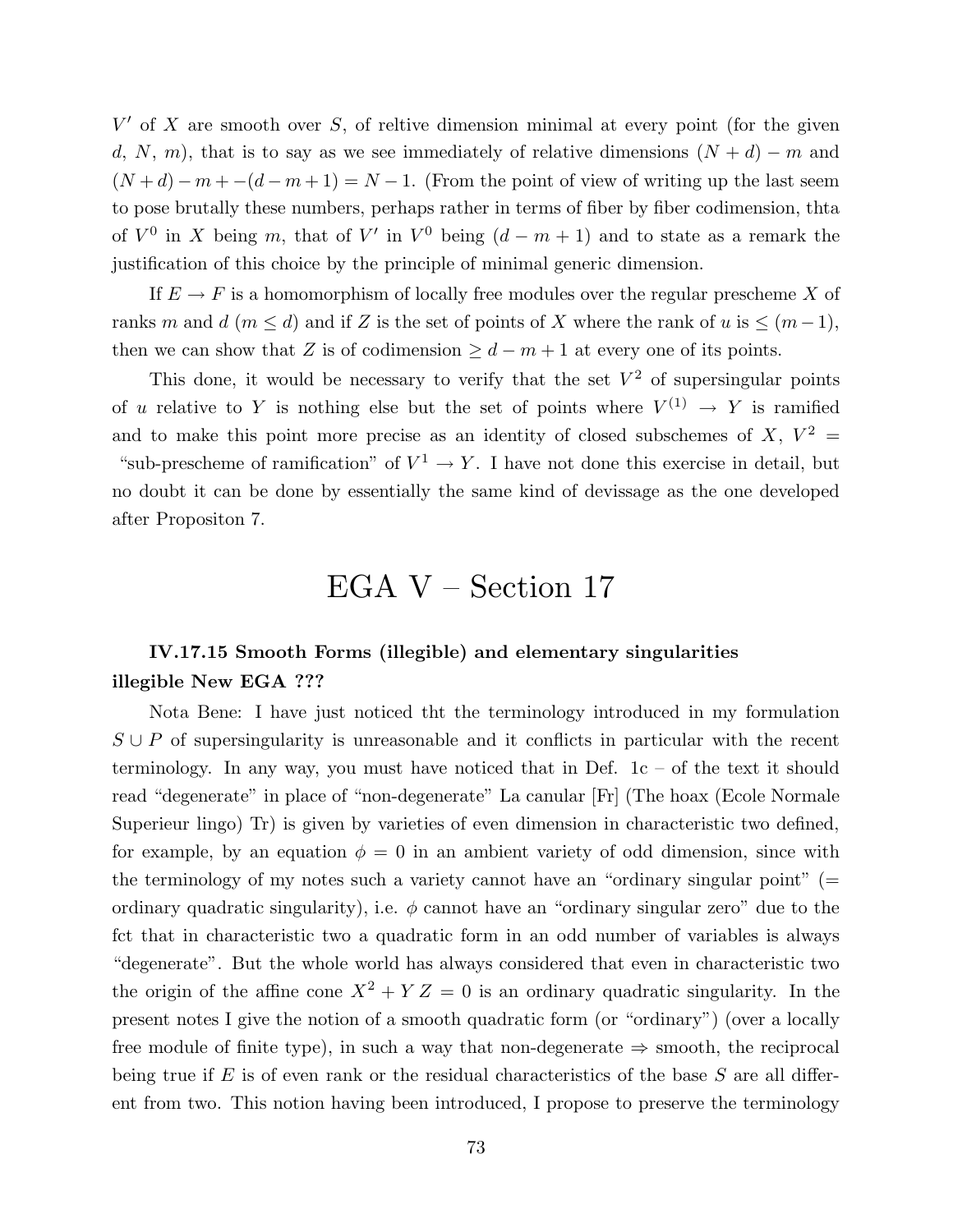$V'$ of $X$ are smooth over $S$, of reltive dimension minimal at every point (for the given $d$, $N$, $m$), that is to say as we see immediately of relative dimensions $(N+d)-m$ and $(N+d)-m+-(d-m+1) = N-1$. (From the point of view of writing up the last seem to pose brutally these numbers, perhaps rather in terms of fiber by fiber codimension, thta of $V^0$ in $X$ being $m$, that of $V'$ in $V^0$ being $(d-m+1)$ and to state as a remark the justification of this choice by the principle of minimal generic dimension.

If $E \to F$ is a homomorphism of locally free modules over the regular prescheme $X$ of ranks $m$ and $d$ ($m \leq d$) and if $Z$ is the set of points of $X$ where the rank of $u$ is $\leq (m-1)$, then we can show that $Z$ is of codimension $\geq d-m+1$ at every one of its points.

This done, it would be necessary to verify that the set $V^2$ of supersingular points of $u$ relative to $Y$ is nothing else but the set of points where $V^{(1)} \to Y$ is ramified and to make this point more precise as an identity of closed subschemes of $X$, $V^2 =$ "sub-prescheme of ramification" of $V^1 \to Y$. I have not done this exercise in detail, but no doubt it can be done by essentially the same kind of devissage as the one developed after Propositon 7.

# EGA V – Section 17

### IV.17.15 Smooth Forms (illegible) and elementary singularities illegible New EGA ???

Nota Bene: I have just noticed tht the terminology introduced in my formulation $S \cup P$ of supersingularity is unreasonable and it conflicts in particular with the recent terminology. In any way, you must have noticed that in Def. 1c – of the text it should read "degenerate" in place of "non-degenerate" La canular [Fr] (The hoax (Ecole Normale Superieur lingo) Tr) is given by varieties of even dimension in characteristic two defined, for example, by an equation $\phi = 0$ in an ambient variety of odd dimension, since with the terminology of my notes such a variety cannot have an "ordinary singular point" (= ordinary quadratic singularity), i.e. $\phi$ cannot have an "ordinary singular zero" due to the fct that in characteristic two a quadratic form in an odd number of variables is always "degenerate". But the whole world has always considered that even in characteristic two the origin of the affine cone $X^2 + YZ = 0$ is an ordinary quadratic singularity. In the present notes I give the notion of a smooth quadratic form (or "ordinary") (over a locally free module of finite type), in such a way that non-degenerate $\Rightarrow$ smooth, the reciprocal being true if $E$ is of even rank or the residual characteristics of the base $S$ are all different from two. This notion having been introduced, I propose to preserve the terminology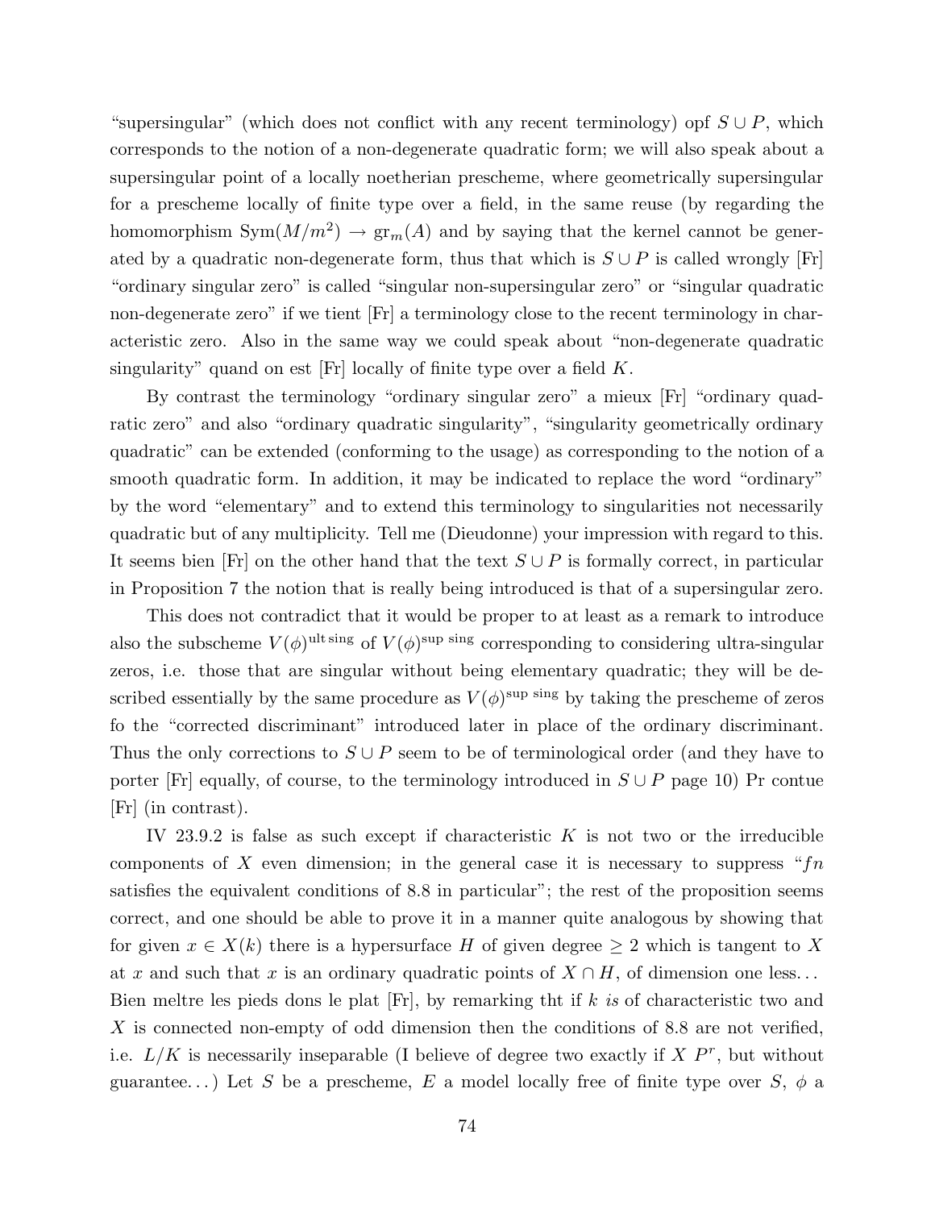"supersingular" (which does not conflict with any recent terminology) opf $S \cup P$, which corresponds to the notion of a non-degenerate quadratic form; we will also speak about a supersingular point of a locally noetherian prescheme, where geometrically supersingular for a prescheme locally of finite type over a field, in the same reuse (by regarding the homomorphism $\mathrm{Sym}(M/m^2) \to \mathrm{gr}_m(A)$ and by saying that the kernel cannot be generated by a quadratic non-degenerate form, thus that which is $S \cup P$ is called wrongly [Fr] "ordinary singular zero" is called "singular non-supersingular zero" or "singular quadratic non-degenerate zero" if we tient [Fr] a terminology close to the recent terminology in characteristic zero. Also in the same way we could speak about "non-degenerate quadratic singularity" quand on est [Fr] locally of finite type over a field $K$.

By contrast the terminology "ordinary singular zero" a mieux [Fr] "ordinary quadratic zero" and also "ordinary quadratic singularity", "singularity geometrically ordinary quadratic" can be extended (conforming to the usage) as corresponding to the notion of a smooth quadratic form. In addition, it may be indicated to replace the word "ordinary" by the word "elementary" and to extend this terminology to singularities not necessarily quadratic but of any multiplicity. Tell me (Dieudonne) your impression with regard to this. It seems bien [Fr] on the other hand that the text $S \cup P$ is formally correct, in particular in Proposition 7 the notion that is really being introduced is that of a supersingular zero.

This does not contradict that it would be proper to at least as a remark to introduce also the subscheme $V(\phi)^{\text{ult sing}}$ of $V(\phi)^{\text{sup sing}}$ corresponding to considering ultra-singular zeros, i.e. those that are singular without being elementary quadratic; they will be described essentially by the same procedure as $V(\phi)^{\text{sup sing}}$ by taking the prescheme of zeros fo the "corrected discriminant" introduced later in place of the ordinary discriminant. Thus the only corrections to $S \cup P$ seem to be of terminological order (and they have to porter [Fr] equally, of course, to the terminology introduced in $S \cup P$ page 10) Pr contue [Fr] (in contrast).

IV 23.9.2 is false as such except if characteristic $K$ is not two or the irreducible components of $X$ even dimension; in the general case it is necessary to suppress "$fn$ satisfies the equivalent conditions of 8.8 in particular"; the rest of the proposition seems correct, and one should be able to prove it in a manner quite analogous by showing that for given $x \in X(k)$ there is a hypersurface $H$ of given degree $\geq 2$ which is tangent to $X$ at $x$ and such that $x$ is an ordinary quadratic points of $X \cap H$, of dimension one less... Bien meltre les pieds dons le plat [Fr], by remarking tht if $k$ *is* of characteristic two and $X$ is connected non-empty of odd dimension then the conditions of 8.8 are not verified, i.e. $L/K$ is necessarily inseparable (I believe of degree two exactly if $X$ $P^r$, but without guarantee...) Let $S$ be a prescheme, $E$ a model locally free of finite type over $S$, $\phi$ a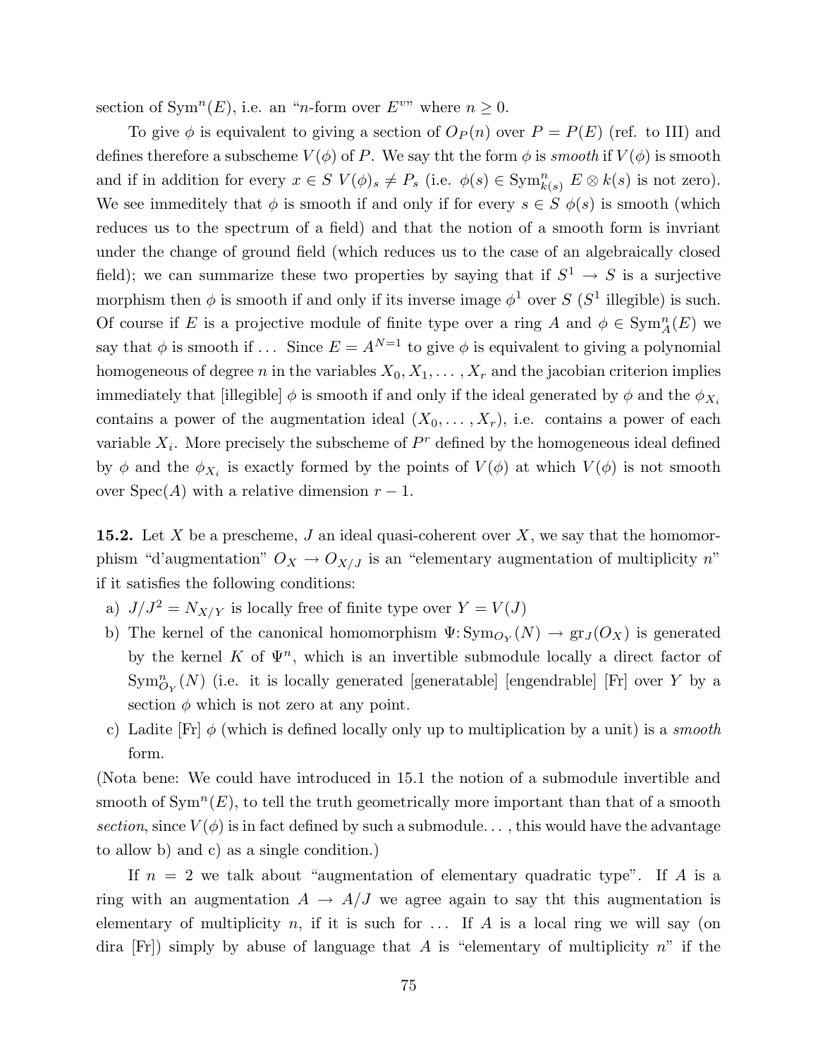section of $\mathrm{Sym}^n(E)$, i.e. an "$n$-form over $E^{v}$" where $n \geq 0$.

To give $\phi$ is equivalent to giving a section of $O_P(n)$ over $P = P(E)$ (ref. to III) and defines therefore a subscheme $V(\phi)$ of $P$. We say tht the form $\phi$ is *smooth* if $V(\phi)$ is smooth and if in addition for every $x \in S$ $V(\phi)_s \neq P_s$ (i.e. $\phi(s) \in \mathrm{Sym}^n_{k(s)}\ E \otimes k(s)$ is not zero). We see immeditely that $\phi$ is smooth if and only if for every $s \in S$ $\phi(s)$ is smooth (which reduces us to the spectrum of a field) and that the notion of a smooth form is invriant under the change of ground field (which reduces us to the case of an algebraically closed field); we can summarize these two properties by saying that if $S^1 \to S$ is a surjective morphism then $\phi$ is smooth if and only if its inverse image $\phi^1$ over $S$ ($S^1$ illegible) is such. Of course if $E$ is a projective module of finite type over a ring $A$ and $\phi \in \mathrm{Sym}^n_A(E)$ we say that $\phi$ is smooth if ... Since $E = A^{N=1}$ to give $\phi$ is equivalent to giving a polynomial homogeneous of degree $n$ in the variables $X_0, X_1, \ldots, X_r$ and the jacobian criterion implies immediately that [illegible] $\phi$ is smooth if and only if the ideal generated by $\phi$ and the $\phi_{X_i}$ contains a power of the augmentation ideal $(X_0, \ldots, X_r)$, i.e. contains a power of each variable $X_i$. More precisely the subscheme of $P^r$ defined by the homogeneous ideal defined by $\phi$ and the $\phi_{X_i}$ is exactly formed by the points of $V(\phi)$ at which $V(\phi)$ is not smooth over $\mathrm{Spec}(A)$ with a relative dimension $r-1$.

**15.2.** Let $X$ be a prescheme, $J$ an ideal quasi-coherent over $X$, we say that the homomorphism "d'augmentation" $O_X \to O_{X/J}$ is an "elementary augmentation of multiplicity $n$" if it satisfies the following conditions:

a) $J/J^2 = N_{X/Y}$ is locally free of finite type over $Y = V(J)$

b) The kernel of the canonical homomorphism $\Psi\colon \mathrm{Sym}_{O_Y}(N) \to \mathrm{gr}_J(O_X)$ is generated by the kernel $K$ of $\Psi^n$, which is an invertible submodule locally a direct factor of $\mathrm{Sym}^n_{O_Y}(N)$ (i.e. it is locally generated [generatable] [engendrable] [Fr] over $Y$ by a section $\phi$ which is not zero at any point.

c) Ladite [Fr] $\phi$ (which is defined locally only up to multiplication by a unit) is a *smooth* form.

(Nota bene: We could have introduced in 15.1 the notion of a submodule invertible and smooth of $\mathrm{Sym}^n(E)$, to tell the truth geometrically more important than that of a smooth *section*, since $V(\phi)$ is in fact defined by such a submodule... , this would have the advantage to allow b) and c) as a single condition.)

If $n = 2$ we talk about "augmentation of elementary quadratic type". If $A$ is a ring with an augmentation $A \to A/J$ we agree again to say tht this augmentation is elementary of multiplicity $n$, if it is such for ... If $A$ is a local ring we will say (on dira [Fr]) simply by abuse of language that $A$ is "elementary of multiplicity $n$" if the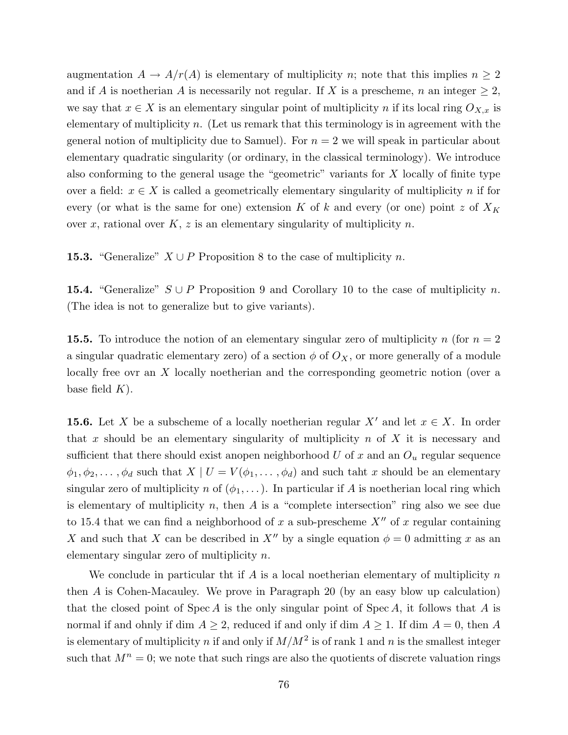augmentation $A \to A/r(A)$ is elementary of multiplicity $n$; note that this implies $n \geq 2$ and if $A$ is noetherian $A$ is necessarily not regular. If $X$ is a prescheme, $n$ an integer $\geq 2$, we say that $x \in X$ is an elementary singular point of multiplicity $n$ if its local ring $O_{X,x}$ is elementary of multiplicity $n$. (Let us remark that this terminology is in agreement with the general notion of multiplicity due to Samuel). For $n = 2$ we will speak in particular about elementary quadratic singularity (or ordinary, in the classical terminology). We introduce also conforming to the general usage the "geometric" variants for $X$ locally of finite type over a field: $x \in X$ is called a geometrically elementary singularity of multiplicity $n$ if for every (or what is the same for one) extension $K$ of $k$ and every (or one) point $z$ of $X_K$ over $x$, rational over $K$, $z$ is an elementary singularity of multiplicity $n$.

**15.3.** "Generalize" $X \cup P$ Proposition 8 to the case of multiplicity $n$.

**15.4.** "Generalize" $S \cup P$ Proposition 9 and Corollary 10 to the case of multiplicity $n$. (The idea is not to generalize but to give variants).

**15.5.** To introduce the notion of an elementary singular zero of multiplicity $n$ (for $n = 2$ a singular quadratic elementary zero) of a section $\phi$ of $O_X$, or more generally of a module locally free ovr an $X$ locally noetherian and the corresponding geometric notion (over a base field $K$).

**15.6.** Let $X$ be a subscheme of a locally noetherian regular $X'$ and let $x \in X$. In order that $x$ should be an elementary singularity of multiplicity $n$ of $X$ it is necessary and sufficient that there should exist anopen neighborhood $U$ of $x$ and an $O_u$ regular sequence $\phi_1, \phi_2, \ldots, \phi_d$ such that $X \mid U = V(\phi_1, \ldots, \phi_d)$ and such taht $x$ should be an elementary singular zero of multiplicity $n$ of $(\phi_1, \ldots)$. In particular if $A$ is noetherian local ring which is elementary of multiplicity $n$, then $A$ is a "complete intersection" ring also we see due to 15.4 that we can find a neighborhood of $x$ a sub-prescheme $X''$ of $x$ regular containing $X$ and such that $X$ can be described in $X''$ by a single equation $\phi = 0$ admitting $x$ as an elementary singular zero of multiplicity $n$.

We conclude in particular tht if $A$ is a local noetherian elementary of multiplicity $n$ then $A$ is Cohen-Macauley. We prove in Paragraph 20 (by an easy blow up calculation) that the closed point of $\operatorname{Spec} A$ is the only singular point of $\operatorname{Spec} A$, it follows that $A$ is normal if and ohnly if $\dim A \geq 2$, reduced if and only if $\dim A \geq 1$. If $\dim A = 0$, then $A$ is elementary of multiplicity $n$ if and only if $M/M^2$ is of rank 1 and $n$ is the smallest integer such that $M^n = 0$; we note that such rings are also the quotients of discrete valuation rings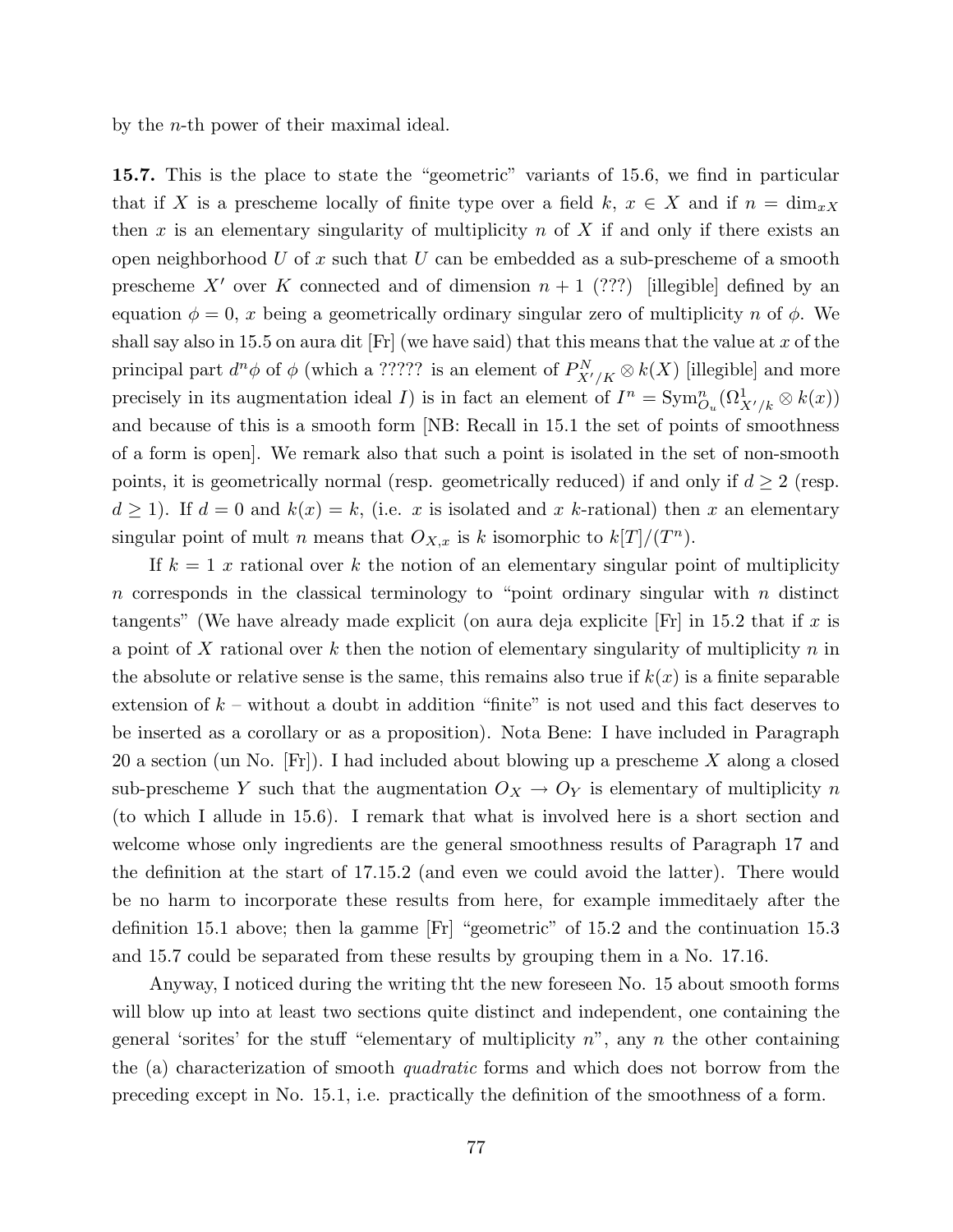by the $n$-th power of their maximal ideal.

**15.7.** This is the place to state the "geometric" variants of 15.6, we find in particular that if $X$ is a prescheme locally of finite type over a field $k$, $x \in X$ and if $n = \dim_{xX}$ then $x$ is an elementary singularity of multiplicity $n$ of $X$ if and only if there exists an open neighborhood $U$ of $x$ such that $U$ can be embedded as a sub-prescheme of a smooth prescheme $X'$ over $K$ connected and of dimension $n+1$ (???) [illegible] defined by an equation $\phi = 0$, $x$ being a geometrically ordinary singular zero of multiplicity $n$ of $\phi$. We shall say also in 15.5 on aura dit [Fr] (we have said) that this means that the value at $x$ of the principal part $d^n\phi$ of $\phi$ (which a ????? is an element of $P^N_{X'/K} \otimes k(X)$ [illegible] and more precisely in its augmentation ideal $I$) is in fact an element of $I^n = \mathrm{Sym}^n_{O_u}(\Omega^1_{X'/k} \otimes k(x))$ and because of this is a smooth form [NB: Recall in 15.1 the set of points of smoothness of a form is open]. We remark also that such a point is isolated in the set of non-smooth points, it is geometrically normal (resp. geometrically reduced) if and only if $d \geq 2$ (resp. $d \geq 1$). If $d = 0$ and $k(x) = k$, (i.e. $x$ is isolated and $x$ $k$-rational) then $x$ an elementary singular point of mult $n$ means that $O_{X,x}$ is $k$ isomorphic to $k[T]/(T^n)$.

If $k = 1$ $x$ rational over $k$ the notion of an elementary singular point of multiplicity $n$ corresponds in the classical terminology to "point ordinary singular with $n$ distinct tangents" (We have already made explicit (on aura deja explicite [Fr] in 15.2 that if $x$ is a point of $X$ rational over $k$ then the notion of elementary singularity of multiplicity $n$ in the absolute or relative sense is the same, this remains also true if $k(x)$ is a finite separable extension of $k$ – without a doubt in addition "finite" is not used and this fact deserves to be inserted as a corollary or as a proposition). Nota Bene: I have included in Paragraph 20 a section (un No. [Fr]). I had included about blowing up a prescheme $X$ along a closed sub-prescheme $Y$ such that the augmentation $O_X \to O_Y$ is elementary of multiplicity $n$ (to which I allude in 15.6). I remark that what is involved here is a short section and welcome whose only ingredients are the general smoothness results of Paragraph 17 and the definition at the start of 17.15.2 (and even we could avoid the latter). There would be no harm to incorporate these results from here, for example immediateely after the definition 15.1 above; then la gamme [Fr] "geometric" of 15.2 and the continuation 15.3 and 15.7 could be separated from these results by grouping them in a No. 17.16.

Anyway, I noticed during the writing tht the new foreseen No. 15 about smooth forms will blow up into at least two sections quite distinct and independent, one containing the general 'sorites' for the stuff "elementary of multiplicity $n$", any $n$ the other containing the (a) characterization of smooth *quadratic* forms and which does not borrow from the preceding except in No. 15.1, i.e. practically the definition of the smoothness of a form.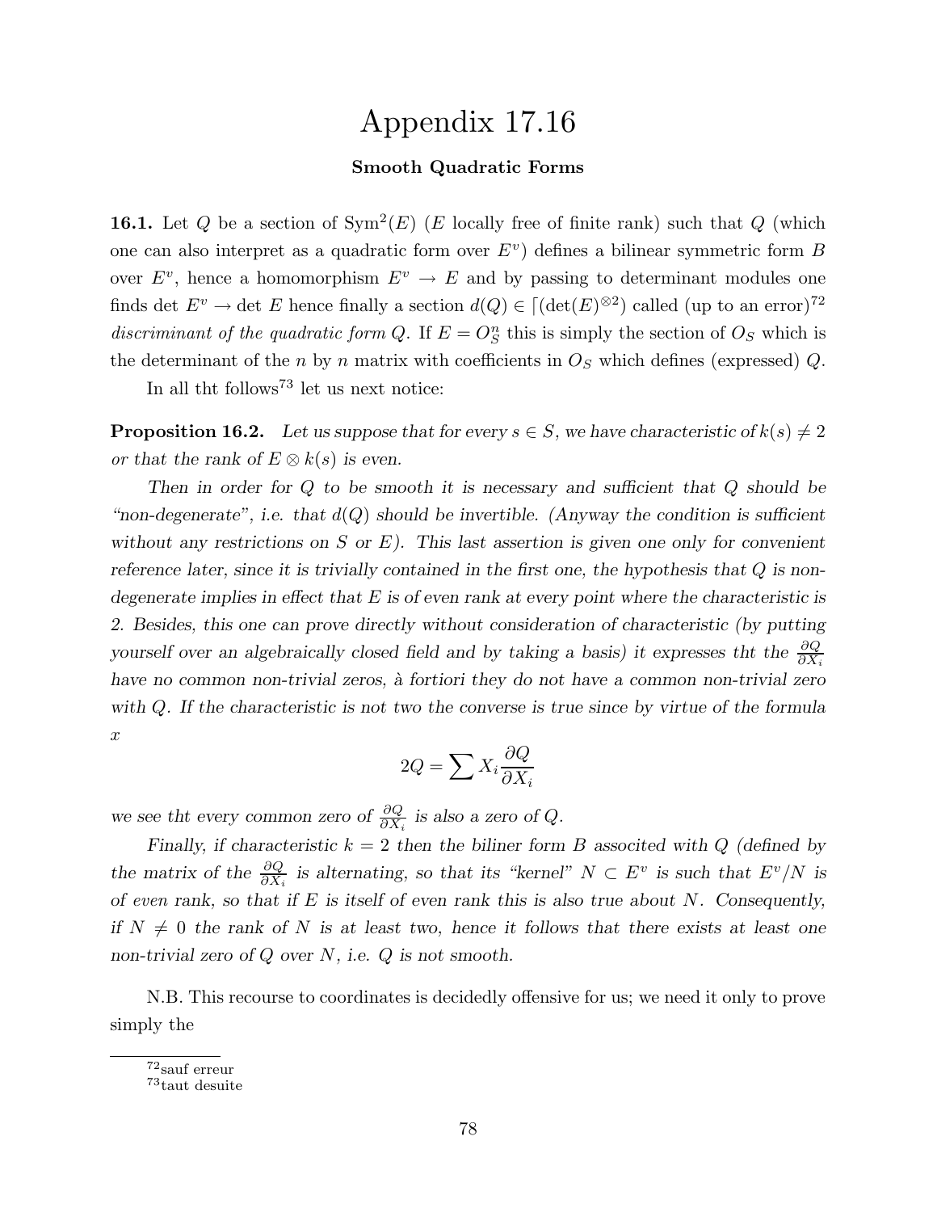# Appendix 17.16

### Smooth Quadratic Forms

**16.1.** Let $Q$ be a section of $\mathrm{Sym}^2(E)$ ($E$ locally free of finite rank) such that $Q$ (which one can also interpret as a quadratic form over $E^v$) defines a bilinear symmetric form $B$ over $E^v$, hence a homomorphism $E^v \to E$ and by passing to determinant modules one finds det $E^v \to$ det $E$ hence finally a section $d(Q) \in \lceil(\det(E)^{\otimes 2})$ called (up to an error)[72] *discriminant of the quadratic form* $Q$. If $E = O_S^n$ this is simply the section of $O_S$ which is the determinant of the $n$ by $n$ matrix with coefficients in $O_S$ which defines (expressed) $Q$.

In all tht follows[73] let us next notice:

**Proposition 16.2.** *Let us suppose that for every $s \in S$, we have characteristic of $k(s) \neq 2$ or that the rank of $E \otimes k(s)$ is even.*

*Then in order for $Q$ to be smooth it is necessary and sufficient that $Q$ should be "non-degenerate", i.e. that $d(Q)$ should be invertible. (Anyway the condition is sufficient without any restrictions on $S$ or $E$). This last assertion is given one only for convenient reference later, since it is trivially contained in the first one, the hypothesis that $Q$ is non-degenerate implies in effect that $E$ is of even rank at every point where the characteristic is 2. Besides, this one can prove directly without consideration of characteristic (by putting yourself over an algebraically closed field and by taking a basis) it expresses tht the $\frac{\partial Q}{\partial X_i}$ have no common non-trivial zeros, à fortiori they do not have a common non-trivial zero with $Q$. If the characteristic is not two the converse is true since by virtue of the formula x*

$$2Q = \sum X_i \frac{\partial Q}{\partial X_i}$$

*we see tht every common zero of $\frac{\partial Q}{\partial X_i}$ is also a zero of $Q$.*

*Finally, if characteristic $k = 2$ then the biliner form $B$ associted with $Q$ (defined by the matrix of the $\frac{\partial Q}{\partial X_i}$ is alternating, so that its "kernel" $N \subset E^v$ is such that $E^v/N$ is of even rank, so that if $E$ is itself of even rank this is also true about $N$. Consequently, if $N \neq 0$ the rank of $N$ is at least two, hence it follows that there exists at least one non-trivial zero of $Q$ over $N$, i.e. $Q$ is not smooth.*

N.B. This recourse to coordinates is decidedly offensive for us; we need it only to prove simply the

[72] sauf erreur

[73] taut desuite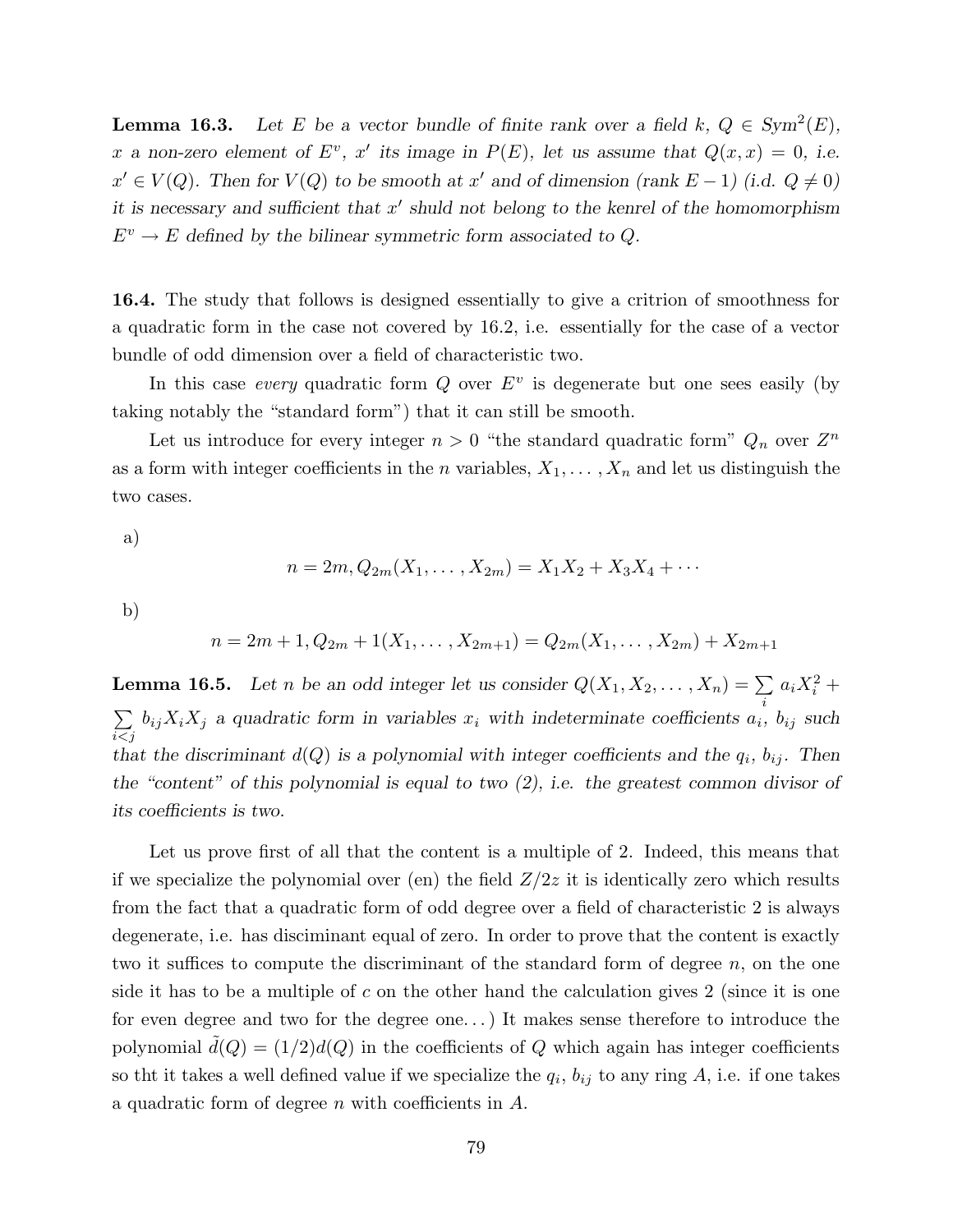**Lemma 16.3.** *Let $E$ be a vector bundle of finite rank over a field $k$, $Q \in Sym^2(E)$, $x$ a non-zero element of $E^v$, $x'$ its image in $P(E)$, let us assume that $Q(x,x) = 0$, i.e. $x' \in V(Q)$. Then for $V(Q)$ to be smooth at $x'$ and of dimension (rank $E - 1$) (i.d. $Q \neq 0$) it is necessary and sufficient that $x'$ shuld not belong to the kenrel of the homomorphism $E^v \to E$ defined by the bilinear symmetric form associated to $Q$.*

**16.4.** The study that follows is designed essentially to give a critrion of smoothness for a quadratic form in the case not covered by 16.2, i.e. essentially for the case of a vector bundle of odd dimension over a field of characteristic two.

In this case *every* quadratic form $Q$ over $E^v$ is degenerate but one sees easily (by taking notably the "standard form") that it can still be smooth.

Let us introduce for every integer $n > 0$ "the standard quadratic form" $Q_n$ over $Z^n$ as a form with integer coefficients in the $n$ variables, $X_1, \ldots, X_n$ and let us distinguish the two cases.

a)

$$n = 2m, Q_{2m}(X_1, \ldots, X_{2m}) = X_1X_2 + X_3X_4 + \cdots$$

b)

$$n = 2m+1, Q_{2m} + 1(X_1, \ldots, X_{2m+1}) = Q_{2m}(X_1, \ldots, X_{2m}) + X_{2m+1}$$

**Lemma 16.5.** *Let $n$ be an odd integer let us consider $Q(X_1, X_2, \ldots, X_n) = \sum_i a_iX_i^2 + \sum_{i<j} b_{ij}X_iX_j$ a quadratic form in variables $x_i$ with indeterminate coefficients $a_i$, $b_{ij}$ such that the discriminant $d(Q)$ is a polynomial with integer coefficients and the $q_i$, $b_{ij}$. Then the "content" of this polynomial is equal to two (2), i.e. the greatest common divisor of its coefficients is two.*

Let us prove first of all that the content is a multiple of 2. Indeed, this means that if we specialize the polynomial over (en) the field $Z/2z$ it is identically zero which results from the fact that a quadratic form of odd degree over a field of characteristic 2 is always degenerate, i.e. has disciminant equal of zero. In order to prove that the content is exactly two it suffices to compute the discriminant of the standard form of degree $n$, on the one side it has to be a multiple of $c$ on the other hand the calculation gives 2 (since it is one for even degree and two for the degree one...) It makes sense therefore to introduce the polynomial $\tilde{d}(Q) = (1/2)d(Q)$ in the coefficients of $Q$ which again has integer coefficients so tht it takes a well defined value if we specialize the $q_i$, $b_{ij}$ to any ring $A$, i.e. if one takes a quadratic form of degree $n$ with coefficients in $A$.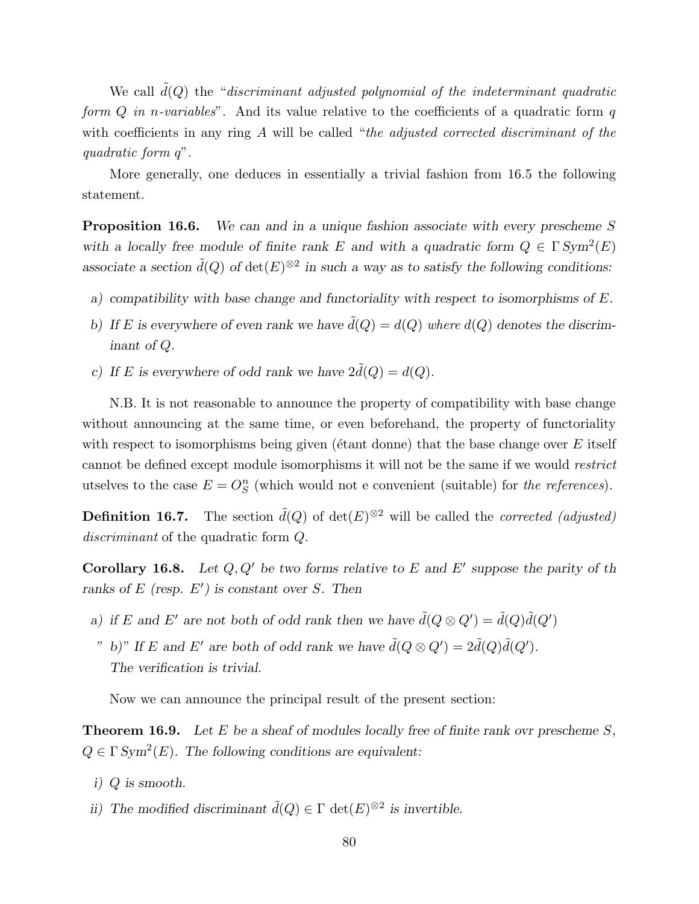We call $\tilde{d}(Q)$ the "*discriminant adjusted polynomial of the indeterminant quadratic form $Q$ in $n$-variables*". And its value relative to the coefficients of a quadratic form $q$ with coefficients in any ring $A$ will be called "*the adjusted corrected discriminant of the quadratic form $q$*".

More generally, one deduces in essentially a trivial fashion from 16.5 the following statement.

**Proposition 16.6.** *We can and in a unique fashion associate with every prescheme $S$ with a locally free module of finite rank $E$ and with a quadratic form $Q \in \Gamma\, Sym^2(E)$ associate a section $\tilde{d}(Q)$ of $\det(E)^{\otimes 2}$ in such a way as to satisfy the following conditions:*

- *a) compatibility with base change and functoriality with respect to isomorphisms of $E$.*
- *b) If $E$ is everywhere of even rank we have $\tilde{d}(Q) = d(Q)$ where $d(Q)$ denotes the discriminant of $Q$.*
- *c) If $E$ is everywhere of odd rank we have $2\tilde{d}(Q) = d(Q)$.*

N.B. It is not reasonable to announce the property of compatibility with base change without announcing at the same time, or even beforehand, the property of functoriality with respect to isomorphisms being given (étant donne) that the base change over $E$ itself cannot be defined except module isomorphisms it will not be the same if we would *restrict* utselves to the case $E = O_S^n$ (which would not e convenient (suitable) for *the references*).

**Definition 16.7.** The section $\tilde{d}(Q)$ of $\det(E)^{\otimes 2}$ will be called the *corrected (adjusted) discriminant* of the quadratic form $Q$.

**Corollary 16.8.** *Let $Q, Q'$ be two forms relative to $E$ and $E'$ suppose the parity of th ranks of $E$ (resp. $E'$) is constant over $S$. Then*

- *a) if $E$ and $E'$ are not both of odd rank then we have $\tilde{d}(Q \otimes Q') = \tilde{d}(Q)\tilde{d}(Q')$*
- *" b)" If $E$ and $E'$ are both of odd rank we have $\tilde{d}(Q \otimes Q') = 2\tilde{d}(Q)\tilde{d}(Q')$.*
  *The verification is trivial.*

Now we can announce the principal result of the present section:

**Theorem 16.9.** *Let $E$ be a sheaf of modules locally free of finite rank ovr prescheme $S$, $Q \in \Gamma\, Sym^2(E)$. The following conditions are equivalent:*

- *i) $Q$ is smooth.*
- *ii) The modified discriminant $\tilde{d}(Q) \in \Gamma\, \det(E)^{\otimes 2}$ is invertible.*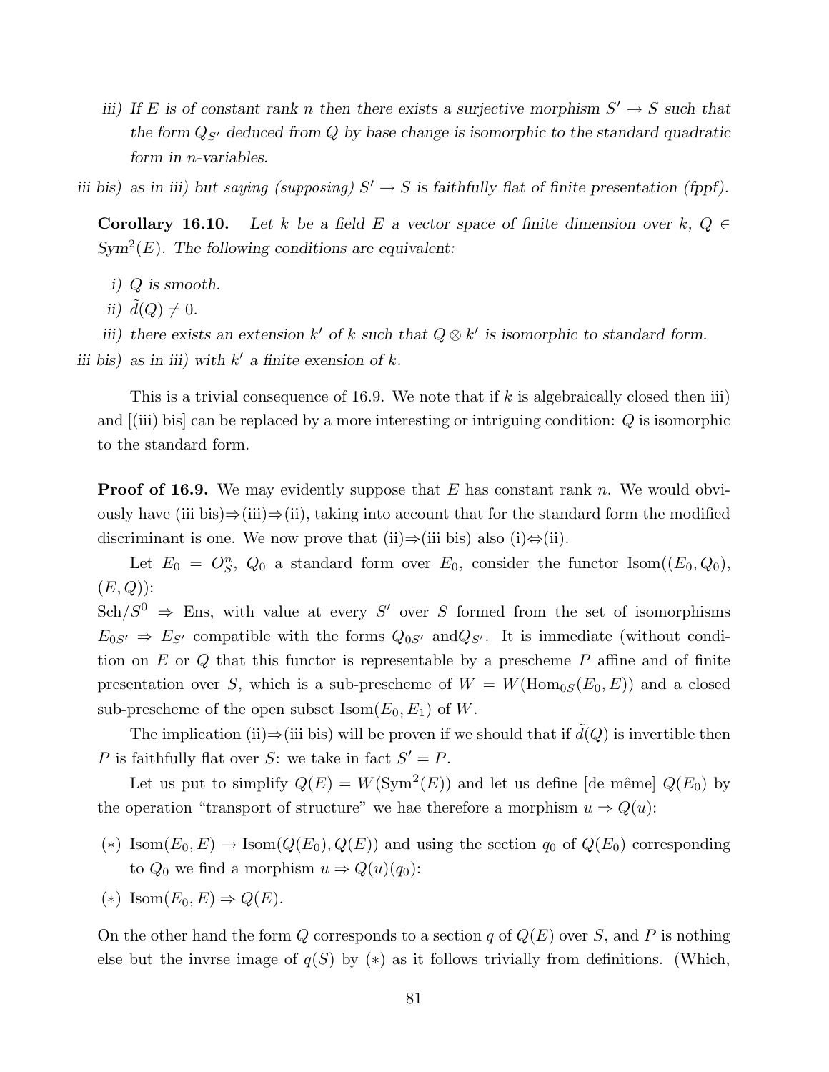iii) *If $E$ is of constant rank $n$ then there exists a surjective morphism $S' \to S$ such that the form $Q_{S'}$ deduced from $Q$ by base change is isomorphic to the standard quadratic form in $n$-variables.*

iii bis) *as in iii) but saying (supposing) $S' \to S$ is faithfully flat of finite presentation (fppf).*

**Corollary 16.10.** *Let $k$ be a field $E$ a vector space of finite dimension over $k$, $Q \in Sym^2(E)$. The following conditions are equivalent:*

i) *$Q$ is smooth.*

ii) *$\tilde{d}(Q) \neq 0$.*

iii) *there exists an extension $k'$ of $k$ such that $Q \otimes k'$ is isomorphic to standard form.*

iii bis) *as in iii) with $k'$ a finite exension of $k$.*

This is a trivial consequence of 16.9. We note that if $k$ is algebraically closed then iii) and [(iii) bis] can be replaced by a more interesting or intriguing condition: $Q$ is isomorphic to the standard form.

**Proof of 16.9.** We may evidently suppose that $E$ has constant rank $n$. We would obviously have (iii bis)⇒(iii)⇒(ii), taking into account that for the standard form the modified discriminant is one. We now prove that (ii)⇒(iii bis) also (i)⇔(ii).

Let $E_0 = O_S^n$, $Q_0$ a standard form over $E_0$, consider the functor $\mathrm{Isom}((E_0, Q_0), (E, Q))$:
$\mathrm{Sch}/S^0 \Rightarrow \mathrm{Ens}$, with value at every $S'$ over $S$ formed from the set of isomorphisms $E_{0S'} \Rightarrow E_{S'}$ compatible with the forms $Q_{0S'}$ and$Q_{S'}$. It is immediate (without condition on $E$ or $Q$ that this functor is representable by a prescheme $P$ affine and of finite presentation over $S$, which is a sub-prescheme of $W = W(\mathrm{Hom}_{0S}(E_0, E))$ and a closed sub-prescheme of the open subset $\mathrm{Isom}(E_0, E_1)$ of $W$.

The implication (ii)⇒(iii bis) will be proven if we should that if $\tilde{d}(Q)$ is invertible then $P$ is faithfully flat over $S$: we take in fact $S' = P$.

Let us put to simplify $Q(E) = W(\mathrm{Sym}^2(E))$ and let us define [de même] $Q(E_0)$ by the operation "transport of structure" we hae therefore a morphism $u \Rightarrow Q(u)$:

($*$) $\mathrm{Isom}(E_0, E) \to \mathrm{Isom}(Q(E_0), Q(E))$ and using the section $q_0$ of $Q(E_0)$ corresponding to $Q_0$ we find a morphism $u \Rightarrow Q(u)(q_0)$:

($*$) $\mathrm{Isom}(E_0, E) \Rightarrow Q(E)$.

On the other hand the form $Q$ corresponds to a section $q$ of $Q(E)$ over $S$, and $P$ is nothing else but the invrse image of $q(S)$ by ($*$) as it follows trivially from definitions. (Which,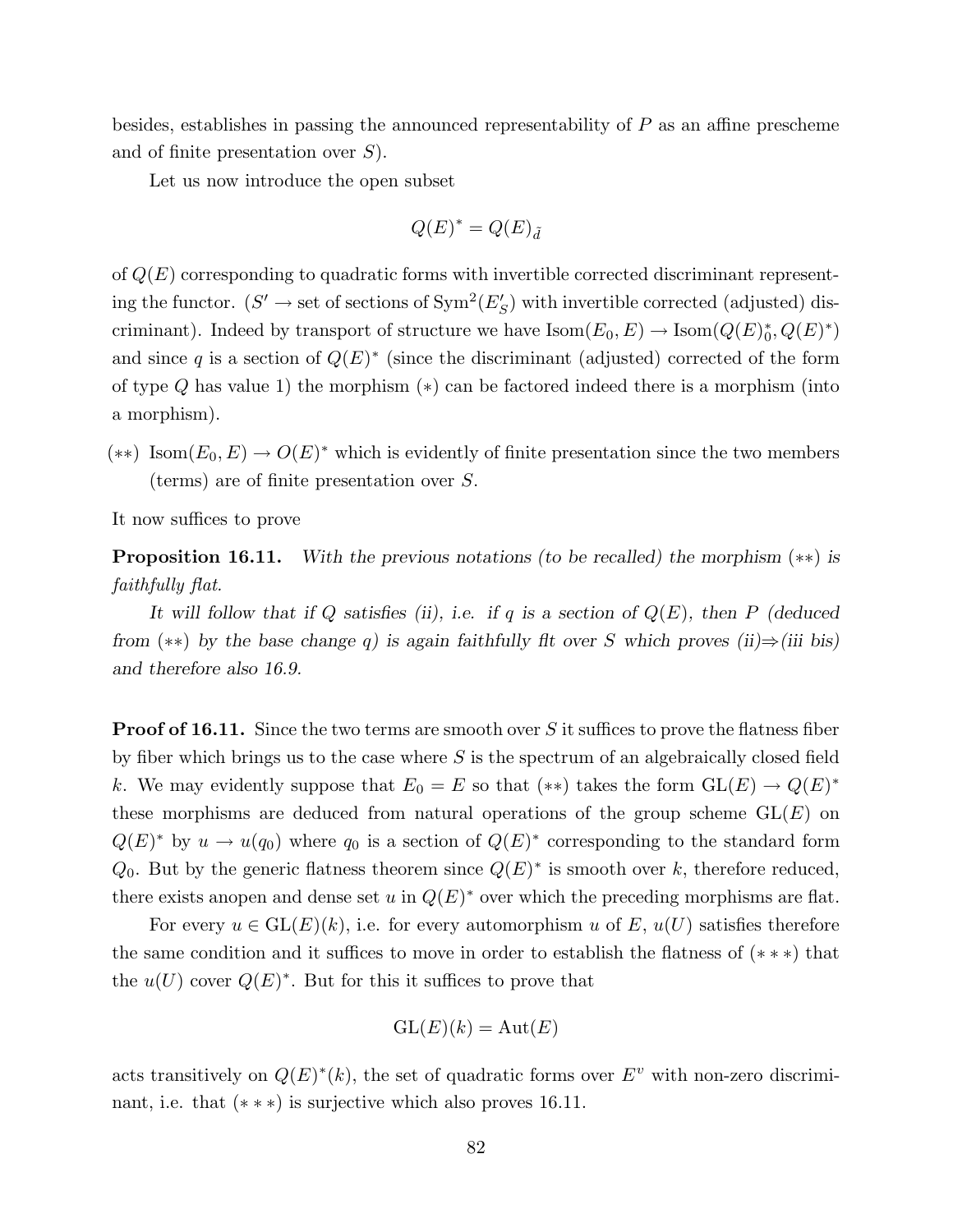besides, establishes in passing the announced representability of $P$ as an affine prescheme and of finite presentation over $S$).

Let us now introduce the open subset

$$Q(E)^* = Q(E)_{\tilde{d}}$$

of $Q(E)$ corresponding to quadratic forms with invertible corrected discriminant representing the functor. ($S' \to$ set of sections of $\mathrm{Sym}^2(E'_S)$ with invertible corrected (adjusted) discriminant). Indeed by transport of structure we have $\mathrm{Isom}(E_0, E) \to \mathrm{Isom}(Q(E)_0^*, Q(E)^*)$ and since $q$ is a section of $Q(E)^*$ (since the discriminant (adjusted) corrected of the form of type $Q$ has value 1) the morphism $(*)$ can be factored indeed there is a morphism (into a morphism).

$(**)$ $\mathrm{Isom}(E_0, E) \to O(E)^*$ which is evidently of finite presentation since the two members (terms) are of finite presentation over $S$.

It now suffices to prove

**Proposition 16.11.** *With the previous notations (to be recalled) the morphism $(**)$ is faithfully flat.*

*It will follow that if $Q$ satisfies (ii), i.e. if $q$ is a section of $Q(E)$, then $P$ (deduced from $(**)$ by the base change $q$) is again faithfully flt over $S$ which proves (ii)$\Rightarrow$(iii bis) and therefore also 16.9.*

**Proof of 16.11.** Since the two terms are smooth over $S$ it suffices to prove the flatness fiber by fiber which brings us to the case where $S$ is the spectrum of an algebraically closed field $k$. We may evidently suppose that $E_0 = E$ so that $(**)$ takes the form $\mathrm{GL}(E) \to Q(E)^*$ these morphisms are deduced from natural operations of the group scheme $\mathrm{GL}(E)$ on $Q(E)^*$ by $u \to u(q_0)$ where $q_0$ is a section of $Q(E)^*$ corresponding to the standard form $Q_0$. But by the generic flatness theorem since $Q(E)^*$ is smooth over $k$, therefore reduced, there exists anopen and dense set $u$ in $Q(E)^*$ over which the preceding morphisms are flat.

For every $u \in \mathrm{GL}(E)(k)$, i.e. for every automorphism $u$ of $E$, $u(U)$ satisfies therefore the same condition and it suffices to move in order to establish the flatness of $(***)$ that the $u(U)$ cover $Q(E)^*$. But for this it suffices to prove that

$$\mathrm{GL}(E)(k) = \mathrm{Aut}(E)$$

acts transitively on $Q(E)^*(k)$, the set of quadratic forms over $E^v$ with non-zero discriminant, i.e. that $(***)$ is surjective which also proves 16.11.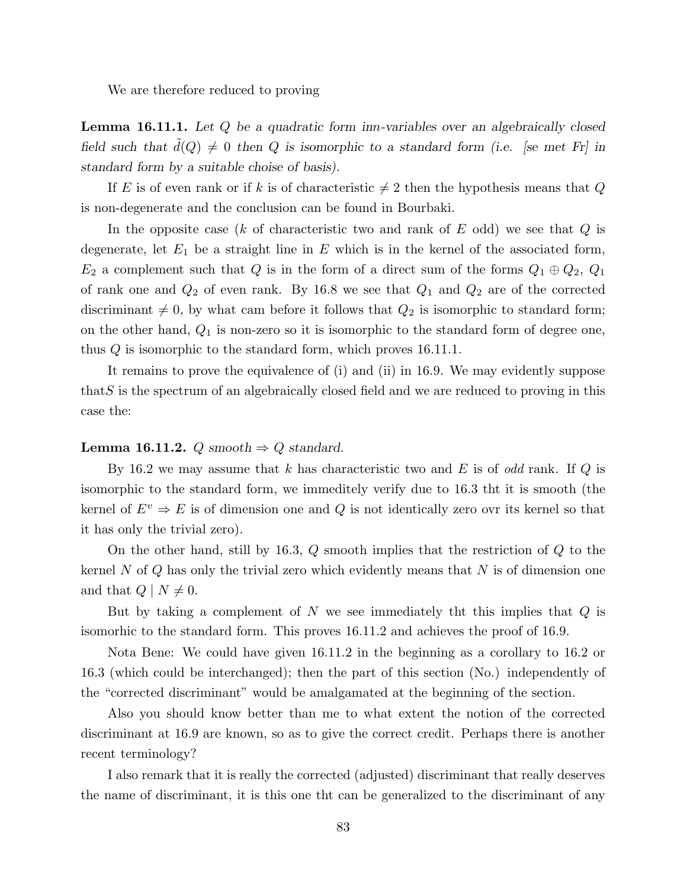We are therefore reduced to proving

**Lemma 16.11.1.** *Let $Q$ be a quadratic form inn-variables over an algebraically closed field such that $\tilde{d}(Q) \neq 0$ then $Q$ is isomorphic to a standard form (i.e. [se met Fr] in standard form by a suitable choise of basis).*

If $E$ is of even rank or if $k$ is of characteristic $\neq 2$ then the hypothesis means that $Q$ is non-degenerate and the conclusion can be found in Bourbaki.

In the opposite case ($k$ of characteristic two and rank of $E$ odd) we see that $Q$ is degenerate, let $E_1$ be a straight line in $E$ which is in the kernel of the associated form, $E_2$ a complement such that $Q$ is in the form of a direct sum of the forms $Q_1 \oplus Q_2$, $Q_1$ of rank one and $Q_2$ of even rank. By 16.8 we see that $Q_1$ and $Q_2$ are of the corrected discriminant $\neq 0$, by what cam before it follows that $Q_2$ is isomorphic to standard form; on the other hand, $Q_1$ is non-zero so it is isomorphic to the standard form of degree one, thus $Q$ is isomorphic to the standard form, which proves 16.11.1.

It remains to prove the equivalence of (i) and (ii) in 16.9. We may evidently suppose that$S$ is the spectrum of an algebraically closed field and we are reduced to proving in this case the:

**Lemma 16.11.2.** *$Q$ smooth $\Rightarrow$ $Q$ standard.*

By 16.2 we may assume that $k$ has characteristic two and $E$ is of *odd* rank. If $Q$ is isomorphic to the standard form, we immeditely verify due to 16.3 tht it is smooth (the kernel of $E^v \Rightarrow E$ is of dimension one and $Q$ is not identically zero ovr its kernel so that it has only the trivial zero).

On the other hand, still by 16.3, $Q$ smooth implies that the restriction of $Q$ to the kernel $N$ of $Q$ has only the trivial zero which evidently means that $N$ is of dimension one and that $Q \mid N \neq 0$.

But by taking a complement of $N$ we see immediately tht this implies that $Q$ is isomorhic to the standard form. This proves 16.11.2 and achieves the proof of 16.9.

Nota Bene: We could have given 16.11.2 in the beginning as a corollary to 16.2 or 16.3 (which could be interchanged); then the part of this section (No.) independently of the "corrected discriminant" would be amalgamated at the beginning of the section.

Also you should know better than me to what extent the notion of the corrected discriminant at 16.9 are known, so as to give the correct credit. Perhaps there is another recent terminology?

I also remark that it is really the corrected (adjusted) discriminant that really deserves the name of discriminant, it is this one tht can be generalized to the discriminant of any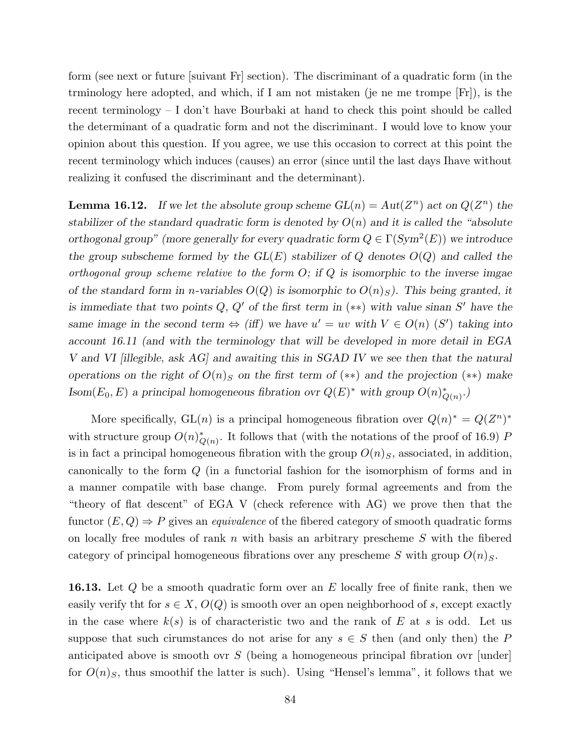form (see next or future [suivant Fr] section). The discriminant of a quadratic form (in the trminology here adopted, and which, if I am not mistaken (je ne me trompe [Fr]), is the recent terminology – I don't have Bourbaki at hand to check this point should be called the determinant of a quadratic form and not the discriminant. I would love to know your opinion about this question. If you agree, we use this occasion to correct at this point the recent terminology which induces (causes) an error (since until the last days Ihave without realizing it confused the discriminant and the determinant).

**Lemma 16.12.** *If we let the absolute group scheme $GL(n) = Aut(Z^n)$ act on $Q(Z^n)$ the stabilizer of the standard quadratic form is denoted by $O(n)$ and it is called the "absolute orthogonal group" (more generally for every quadratic form $Q \in \Gamma(Sym^2(E))$ we introduce the group subscheme formed by the $GL(E)$ stabilizer of $Q$ denotes $O(Q)$ and called the orthogonal group scheme relative to the form $O$; if $Q$ is isomorphic to the inverse imgae of the standard form in $n$-variables $O(Q)$ is isomorphic to $O(n)_S$). This being granted, it is immediate that two points $Q$, $Q'$ of the first term in $(**)$ with value sinan $S'$ have the same image in the second term $\Leftrightarrow$ (iff) we have $u' = uv$ with $V \in O(n)$ $(S')$ taking into account 16.11 (and with the terminology that will be developed in more detail in EGA V and VI [illegible, ask AG] and awaiting this in SGAD IV we see then that the natural operations on the right of $O(n)_S$ on the first term of $(**)$ and the projection $(**)$ make $Isom(E_0, E)$ a principal homogeneous fibration ovr $Q(E)^*$ with group $O(n)^*_{Q(n)}$.)*

More specifically, $\mathrm{GL}(n)$ is a principal homogeneous fibration over $Q(n)^* = Q(Z^n)^*$ with structure group $O(n)^*_{Q(n)}$. It follows that (with the notations of the proof of 16.9) $P$ is in fact a principal homogeneous fibration with the group $O(n)_S$, associated, in addition, canonically to the form $Q$ (in a functorial fashion for the isomorphism of forms and in a manner compatile with base change. From purely formal agreements and from the "theory of flat descent" of EGA V (check reference with AG) we prove then that the functor $(E, Q) \Rightarrow P$ gives an *equivalence* of the fibered category of smooth quadratic forms on locally free modules of rank $n$ with basis an arbitrary prescheme $S$ with the fibered category of principal homogeneous fibrations over any prescheme $S$ with group $O(n)_S$.

**16.13.** Let $Q$ be a smooth quadratic form over an $E$ locally free of finite rank, then we easily verify tht for $s \in X$, $O(Q)$ is smooth over an open neighborhood of $s$, except exactly in the case where $k(s)$ is of characteristic two and the rank of $E$ at $s$ is odd. Let us suppose that such cirumstances do not arise for any $s \in S$ then (and only then) the $P$ anticipated above is smooth ovr $S$ (being a homogeneous principal fibration ovr [under] for $O(n)_S$, thus smoothif the latter is such). Using "Hensel's lemma", it follows that we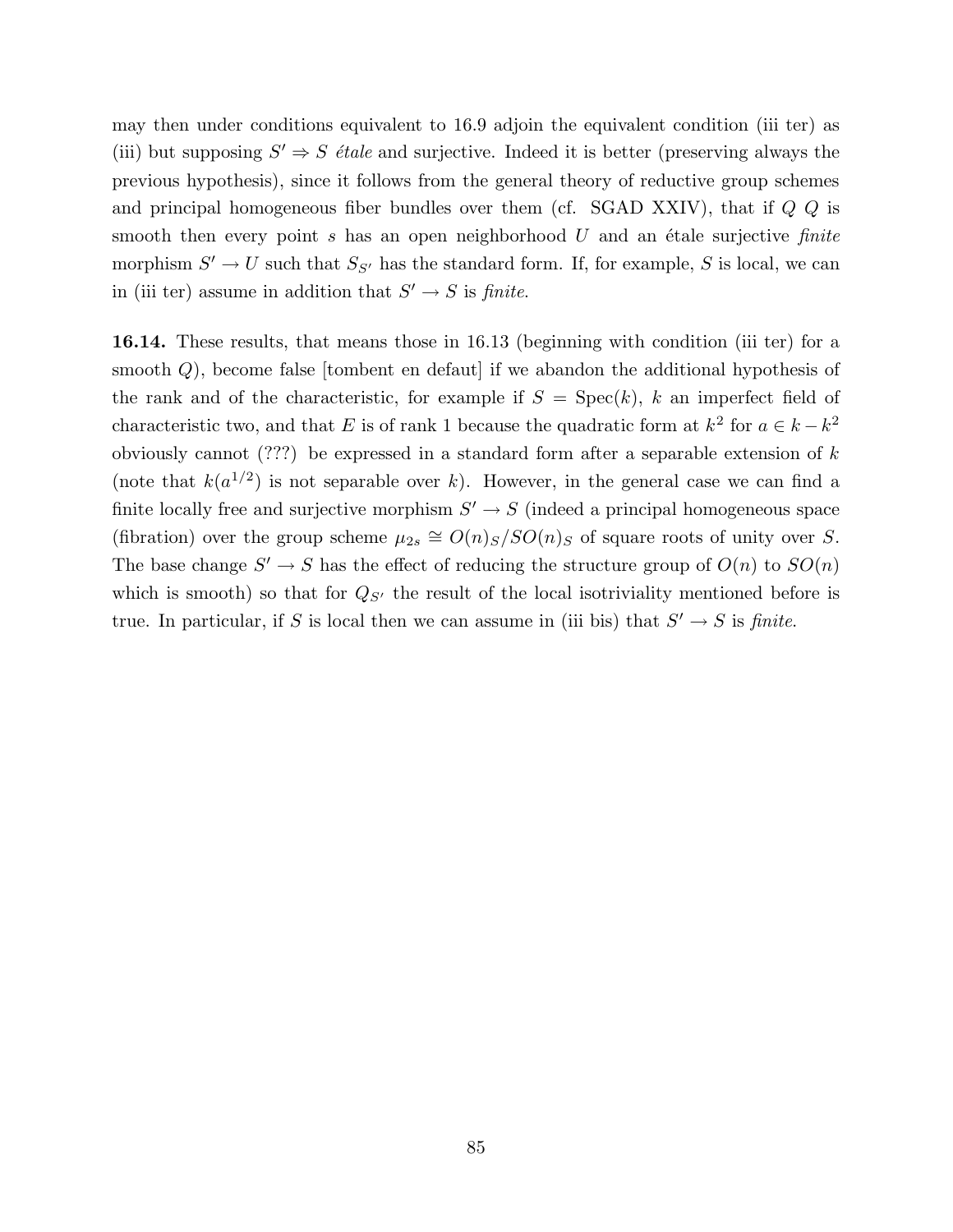may then under conditions equivalent to 16.9 adjoin the equivalent condition (iii ter) as (iii) but supposing $S' \Rightarrow S$ *étale* and surjective. Indeed it is better (preserving always the previous hypothesis), since it follows from the general theory of reductive group schemes and principal homogeneous fiber bundles over them (cf. SGAD XXIV), that if $Q$ $Q$ is smooth then every point $s$ has an open neighborhood $U$ and an étale surjective *finite* morphism $S' \to U$ such that $S_{S'}$ has the standard form. If, for example, $S$ is local, we can in (iii ter) assume in addition that $S' \to S$ is *finite*.

**16.14.** These results, that means those in 16.13 (beginning with condition (iii ter) for a smooth $Q$), become false [tombent en defaut] if we abandon the additional hypothesis of the rank and of the characteristic, for example if $S = \mathrm{Spec}(k)$, $k$ an imperfect field of characteristic two, and that $E$ is of rank 1 because the quadratic form at $k^2$ for $a \in k - k^2$ obviously cannot (???) be expressed in a standard form after a separable extension of $k$ (note that $k(a^{1/2})$ is not separable over $k$). However, in the general case we can find a finite locally free and surjective morphism $S' \to S$ (indeed a principal homogeneous space (fibration) over the group scheme $\mu_{2s} \cong O(n)_S/SO(n)_S$ of square roots of unity over $S$. The base change $S' \to S$ has the effect of reducing the structure group of $O(n)$ to $SO(n)$ which is smooth) so that for $Q_{S'}$ the result of the local isotriviality mentioned before is true. In particular, if $S$ is local then we can assume in (iii bis) that $S' \to S$ is *finite*.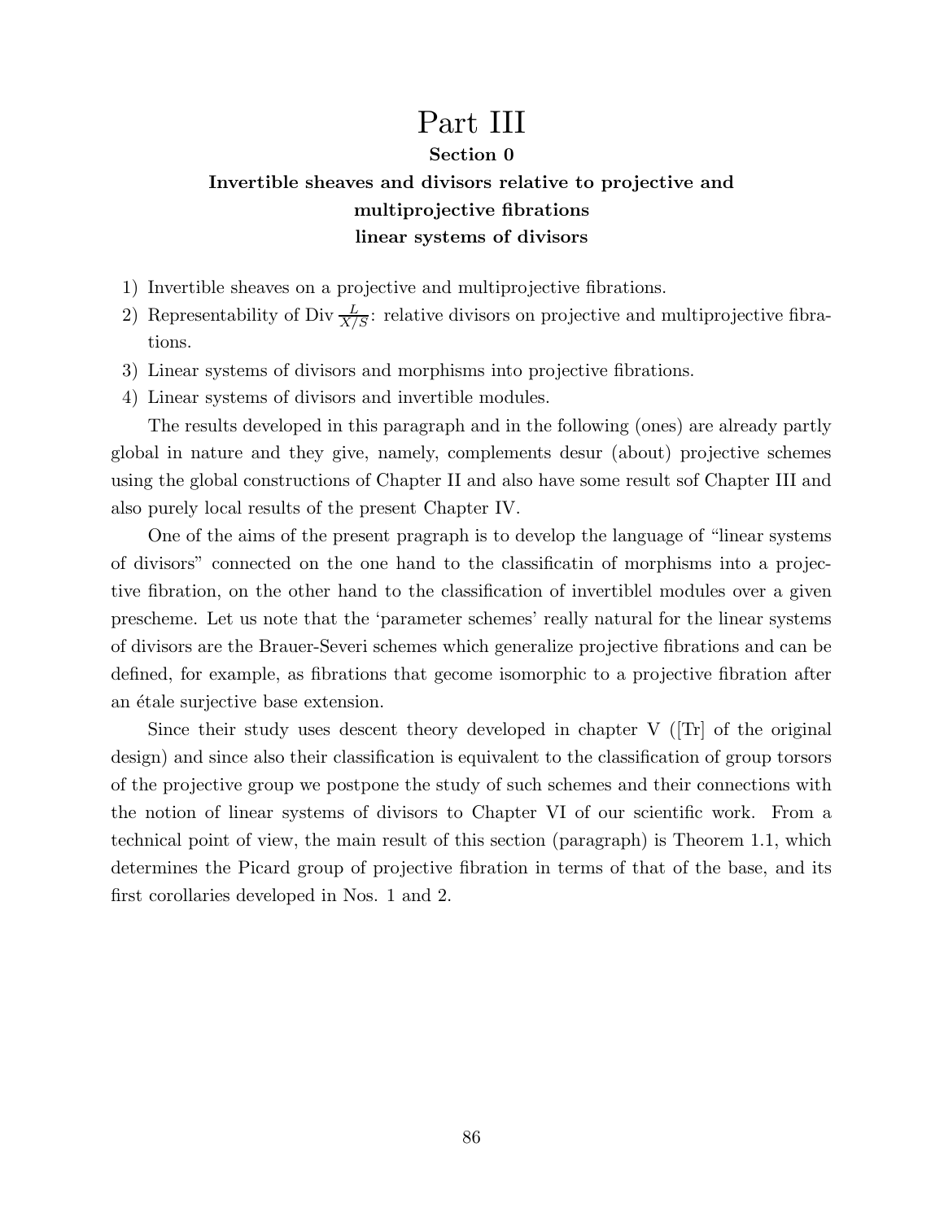# Part III

## Section 0

### Invertible sheaves and divisors relative to projective and multiprojective fibrations linear systems of divisors

1) Invertible sheaves on a projective and multiprojective fibrations.
2) Representability of Div $\frac{L}{X/S}$: relative divisors on projective and multiprojective fibrations.
3) Linear systems of divisors and morphisms into projective fibrations.
4) Linear systems of divisors and invertible modules.

The results developed in this paragraph and in the following (ones) are already partly global in nature and they give, namely, complements desur (about) projective schemes using the global constructions of Chapter II and also have some result sof Chapter III and also purely local results of the present Chapter IV.

One of the aims of the present pragraph is to develop the language of "linear systems of divisors" connected on the one hand to the classificatin of morphisms into a projective fibration, on the other hand to the classification of invertiblel modules over a given prescheme. Let us note that the 'parameter schemes' really natural for the linear systems of divisors are the Brauer-Severi schemes which generalize projective fibrations and can be defined, for example, as fibrations that gecome isomorphic to a projective fibration after an étale surjective base extension.

Since their study uses descent theory developed in chapter V ([Tr] of the original design) and since also their classification is equivalent to the classification of group torsors of the projective group we postpone the study of such schemes and their connections with the notion of linear systems of divisors to Chapter VI of our scientific work. From a technical point of view, the main result of this section (paragraph) is Theorem 1.1, which determines the Picard group of projective fibration in terms of that of the base, and its first corollaries developed in Nos. 1 and 2.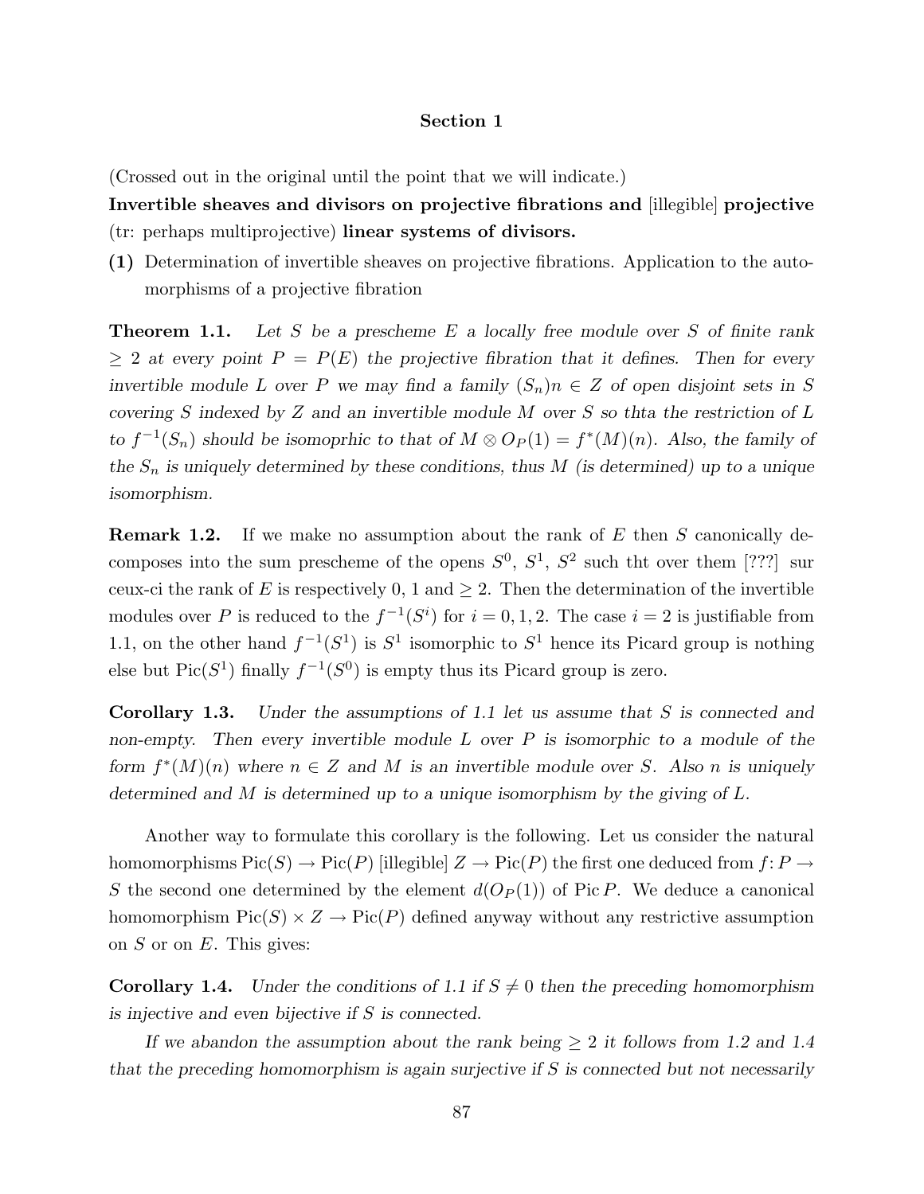**Section 1**

(Crossed out in the original until the point that we will indicate.)

**Invertible sheaves and divisors on projective fibrations and** [illegible] **projective** (tr: perhaps multiprojective) **linear systems of divisors.**

**(1)** Determination of invertible sheaves on projective fibrations. Application to the automorphisms of a projective fibration

**Theorem 1.1.** *Let $S$ be a prescheme $E$ a locally free module over $S$ of finite rank $\geq 2$ at every point $P = P(E)$ the projective fibration that it defines. Then for every invertible module $L$ over $P$ we may find a family $(S_n)n \in Z$ of open disjoint sets in $S$ covering $S$ indexed by $Z$ and an invertible module $M$ over $S$ so thta the restriction of $L$ to $f^{-1}(S_n)$ should be isomoprhic to that of $M \otimes O_P(1) = f^*(M)(n)$. Also, the family of the $S_n$ is uniquely determined by these conditions, thus $M$ (is determined) up to a unique isomorphism.*

**Remark 1.2.** If we make no assumption about the rank of $E$ then $S$ canonically decomposes into the sum prescheme of the opens $S^0$, $S^1$, $S^2$ such tht over them [???] sur ceux-ci the rank of $E$ is respectively 0, 1 and $\geq 2$. Then the determination of the invertible modules over $P$ is reduced to the $f^{-1}(S^i)$ for $i = 0, 1, 2$. The case $i = 2$ is justifiable from 1.1, on the other hand $f^{-1}(S^1)$ is $S^1$ isomorphic to $S^1$ hence its Picard group is nothing else but $\operatorname{Pic}(S^1)$ finally $f^{-1}(S^0)$ is empty thus its Picard group is zero.

**Corollary 1.3.** *Under the assumptions of 1.1 let us assume that $S$ is connected and non-empty. Then every invertible module $L$ over $P$ is isomorphic to a module of the form $f^*(M)(n)$ where $n \in Z$ and $M$ is an invertible module over $S$. Also $n$ is uniquely determined and $M$ is determined up to a unique isomorphism by the giving of $L$.*

Another way to formulate this corollary is the following. Let us consider the natural homomorphisms $\operatorname{Pic}(S) \to \operatorname{Pic}(P)$ [illegible] $Z \to \operatorname{Pic}(P)$ the first one deduced from $f\colon P \to S$ the second one determined by the element $d(O_P(1))$ of $\operatorname{Pic} P$. We deduce a canonical homomorphism $\operatorname{Pic}(S) \times Z \to \operatorname{Pic}(P)$ defined anyway without any restrictive assumption on $S$ or on $E$. This gives:

**Corollary 1.4.** *Under the conditions of 1.1 if $S \neq 0$ then the preceding homomorphism is injective and even bijective if $S$ is connected.*

*If we abandon the assumption about the rank being $\geq 2$ it follows from 1.2 and 1.4 that the preceding homomorphism is again surjective if $S$ is connected but not necessarily*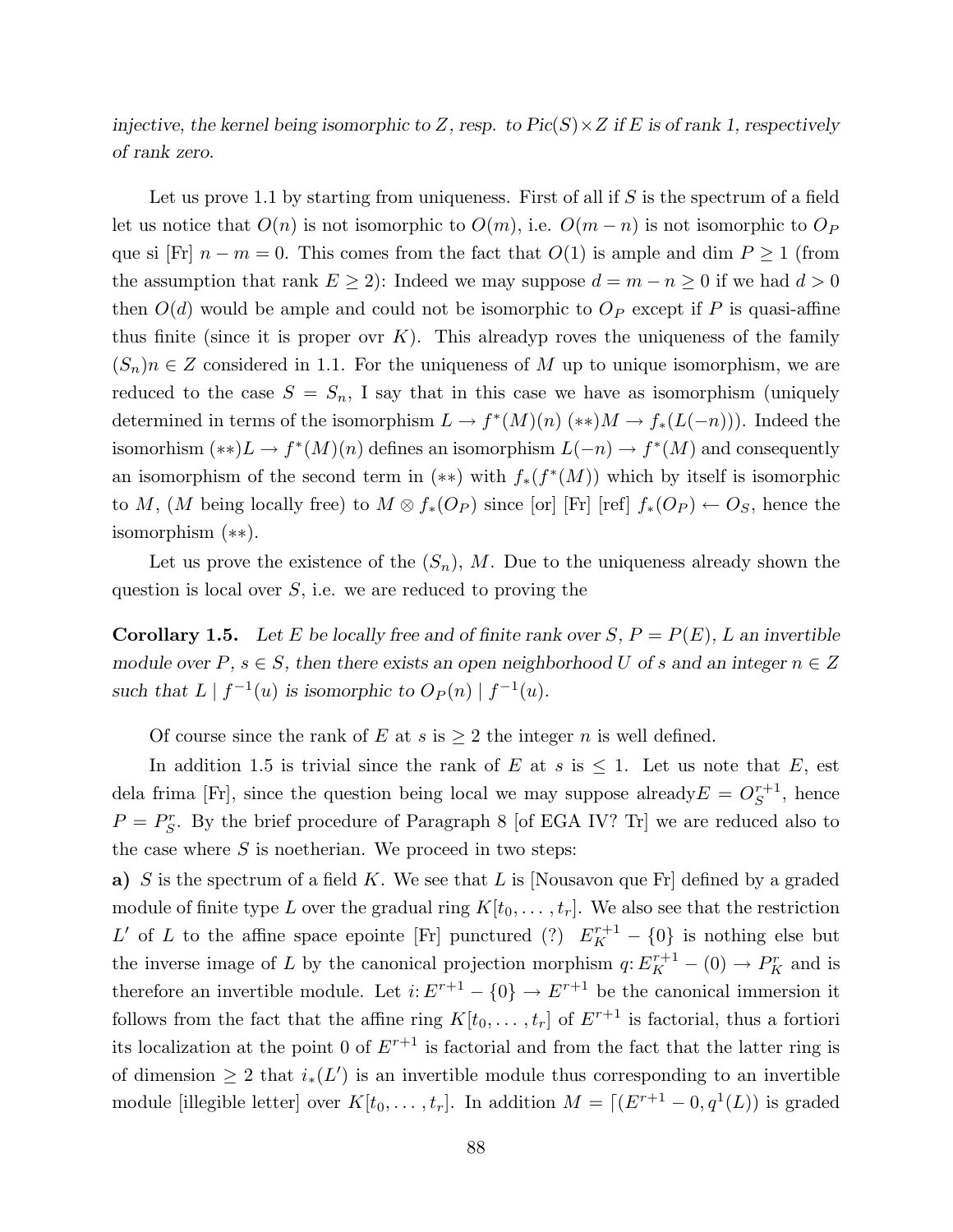*injective, the kernel being isomorphic to $Z$, resp. to $Pic(S) \times Z$ if $E$ is of rank 1, respectively of rank zero.*

Let us prove 1.1 by starting from uniqueness. First of all if $S$ is the spectrum of a field let us notice that $O(n)$ is not isomorphic to $O(m)$, i.e. $O(m-n)$ is not isomorphic to $O_P$ que si [Fr] $n - m = 0$. This comes from the fact that $O(1)$ is ample and dim $P \geq 1$ (from the assumption that rank $E \geq 2$): Indeed we may suppose $d = m - n \geq 0$ if we had $d > 0$ then $O(d)$ would be ample and could not be isomorphic to $O_P$ except if $P$ is quasi-affine thus finite (since it is proper ovr $K$). This alreadyp roves the uniqueness of the family $(S_n)n \in Z$ considered in 1.1. For the uniqueness of $M$ up to unique isomorphism, we are reduced to the case $S = S_n$, I say that in this case we have as isomorphism (uniquely determined in terms of the isomorphism $L \to f^*(M)(n)$ $(**)M \to f_*(L(-n))$). Indeed the isomorhism $(**)L \to f^*(M)(n)$ defines an isomorphism $L(-n) \to f^*(M)$ and consequently an isomorphism of the second term in $(**)$ with $f_*(f^*(M))$ which by itself is isomorphic to $M$, ($M$ being locally free) to $M \otimes f_*(O_P)$ since [or] [Fr] [ref] $f_*(O_P) \leftarrow O_S$, hence the isomorphism $(**)$.

Let us prove the existence of the $(S_n)$, $M$. Due to the uniqueness already shown the question is local over $S$, i.e. we are reduced to proving the

**Corollary 1.5.** *Let $E$ be locally free and of finite rank over $S$, $P = P(E)$, $L$ an invertible module over $P$, $s \in S$, then there exists an open neighborhood $U$ of $s$ and an integer $n \in Z$ such that $L \mid f^{-1}(u)$ is isomorphic to $O_P(n) \mid f^{-1}(u)$.*

Of course since the rank of $E$ at $s$ is $\geq 2$ the integer $n$ is well defined.

In addition 1.5 is trivial since the rank of $E$ at $s$ is $\leq 1$. Let us note that $E$, est dela frima [Fr], since the question being local we may suppose already$E = O_S^{r+1}$, hence $P = P_S^r$. By the brief procedure of Paragraph 8 [of EGA IV? Tr] we are reduced also to the case where $S$ is noetherian. We proceed in two steps:

**a)** $S$ is the spectrum of a field $K$. We see that $L$ is [Nousavon que Fr] defined by a graded module of finite type $L$ over the gradual ring $K[t_0, \ldots, t_r]$. We also see that the restriction $L'$ of $L$ to the affine space epointe [Fr] punctured (?) $E_K^{r+1} - \{0\}$ is nothing else but the inverse image of $L$ by the canonical projection morphism $q \colon E_K^{r+1} - (0) \to P_K^r$ and is therefore an invertible module. Let $i \colon E^{r+1} - \{0\} \to E^{r+1}$ be the canonical immersion it follows from the fact that the affine ring $K[t_0, \ldots, t_r]$ of $E^{r+1}$ is factorial, thus a fortiori its localization at the point 0 of $E^{r+1}$ is factorial and from the fact that the latter ring is of dimension $\geq 2$ that $i_*(L')$ is an invertible module thus corresponding to an invertible module [illegible letter] over $K[t_0, \ldots, t_r]$. In addition $M = \lceil (E^{r+1} - 0, q^1(L))$ is graded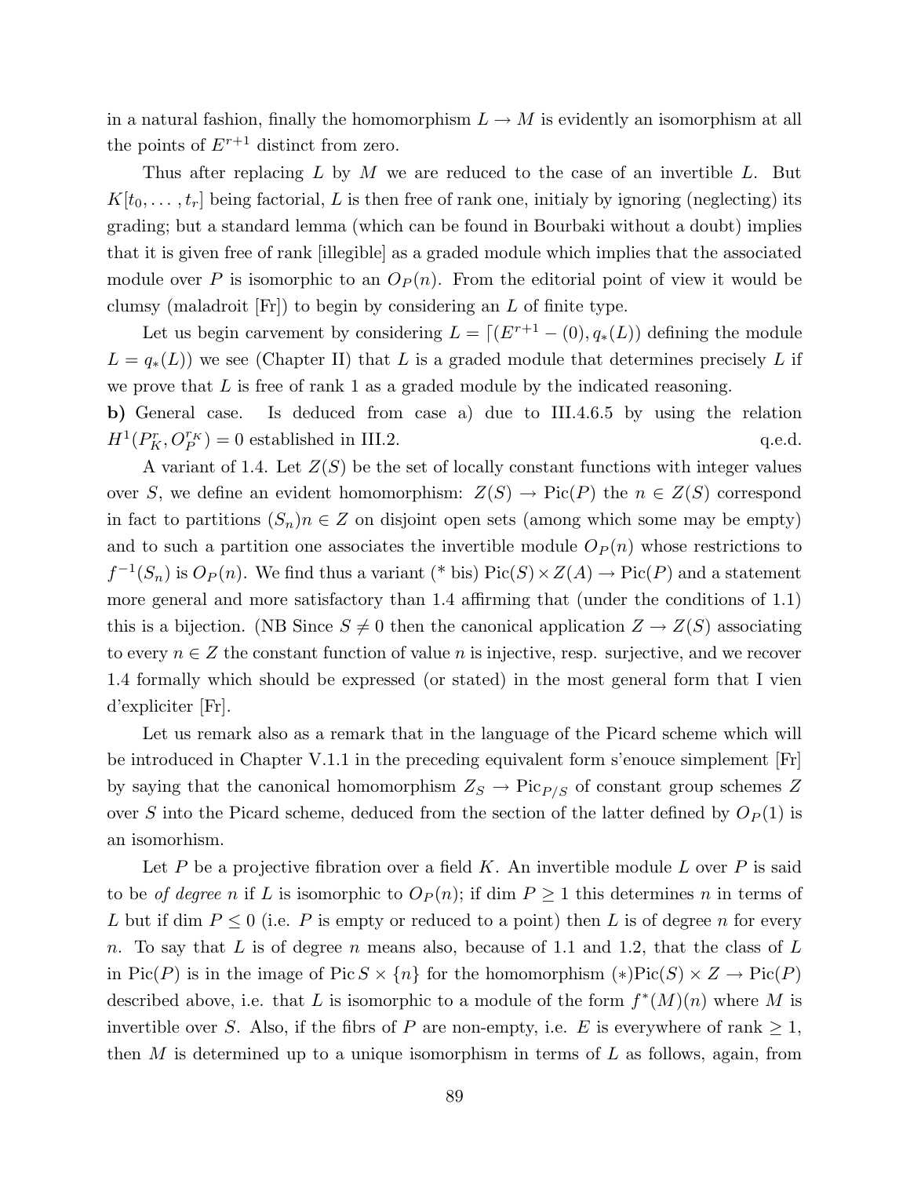in a natural fashion, finally the homomorphism $L \to M$ is evidently an isomorphism at all the points of $E^{r+1}$ distinct from zero.

Thus after replacing $L$ by $M$ we are reduced to the case of an invertible $L$. But $K[t_0, \ldots, t_r]$ being factorial, $L$ is then free of rank one, initialy by ignoring (neglecting) its grading; but a standard lemma (which can be found in Bourbaki without a doubt) implies that it is given free of rank [illegible] as a graded module which implies that the associated module over $P$ is isomorphic to an $O_P(n)$. From the editorial point of view it would be clumsy (maladroit [Fr]) to begin by considering an $L$ of finite type.

Let us begin carvement by considering $L = \lceil(E^{r+1} - (0), q_*(L))$ defining the module $L = q_*(L))$ we see (Chapter II) that $L$ is a graded module that determines precisely $L$ if we prove that $L$ is free of rank 1 as a graded module by the indicated reasoning.

**b)** General case. Is deduced from case a) due to III.4.6.5 by using the relation $H^1(P^r_K, O_P^{r_K}) = 0$ established in III.2. q.e.d.

A variant of 1.4. Let $Z(S)$ be the set of locally constant functions with integer values over $S$, we define an evident homomorphism: $Z(S) \to \mathrm{Pic}(P)$ the $n \in Z(S)$ correspond in fact to partitions $(S_n)n \in Z$ on disjoint open sets (among which some may be empty) and to such a partition one associates the invertible module $O_P(n)$ whose restrictions to $f^{-1}(S_n)$ is $O_P(n)$. We find thus a variant (* bis) $\mathrm{Pic}(S) \times Z(A) \to \mathrm{Pic}(P)$ and a statement more general and more satisfactory than 1.4 affirming that (under the conditions of 1.1) this is a bijection. (NB Since $S \neq 0$ then the canonical application $Z \to Z(S)$ associating to every $n \in Z$ the constant function of value $n$ is injective, resp. surjective, and we recover 1.4 formally which should be expressed (or stated) in the most general form that I vien d'expliciter [Fr].

Let us remark also as a remark that in the language of the Picard scheme which will be introduced in Chapter V.1.1 in the preceding equivalent form s'enouce simplement [Fr] by saying that the canonical homomorphism $Z_S \to \mathrm{Pic}_{P/S}$ of constant group schemes $Z$ over $S$ into the Picard scheme, deduced from the section of the latter defined by $O_P(1)$ is an isomorhism.

Let $P$ be a projective fibration over a field $K$. An invertible module $L$ over $P$ is said to be *of degree n* if $L$ is isomorphic to $O_P(n)$; if $\dim P \geq 1$ this determines $n$ in terms of $L$ but if $\dim P \leq 0$ (i.e. $P$ is empty or reduced to a point) then $L$ is of degree $n$ for every $n$. To say that $L$ is of degree $n$ means also, because of 1.1 and 1.2, that the class of $L$ in $\mathrm{Pic}(P)$ is in the image of $\mathrm{Pic}\, S \times \{n\}$ for the homomorphism $(*)\mathrm{Pic}(S) \times Z \to \mathrm{Pic}(P)$ described above, i.e. that $L$ is isomorphic to a module of the form $f^*(M)(n)$ where $M$ is invertible over $S$. Also, if the fibrs of $P$ are non-empty, i.e. $E$ is everywhere of rank $\geq 1$, then $M$ is determined up to a unique isomorphism in terms of $L$ as follows, again, from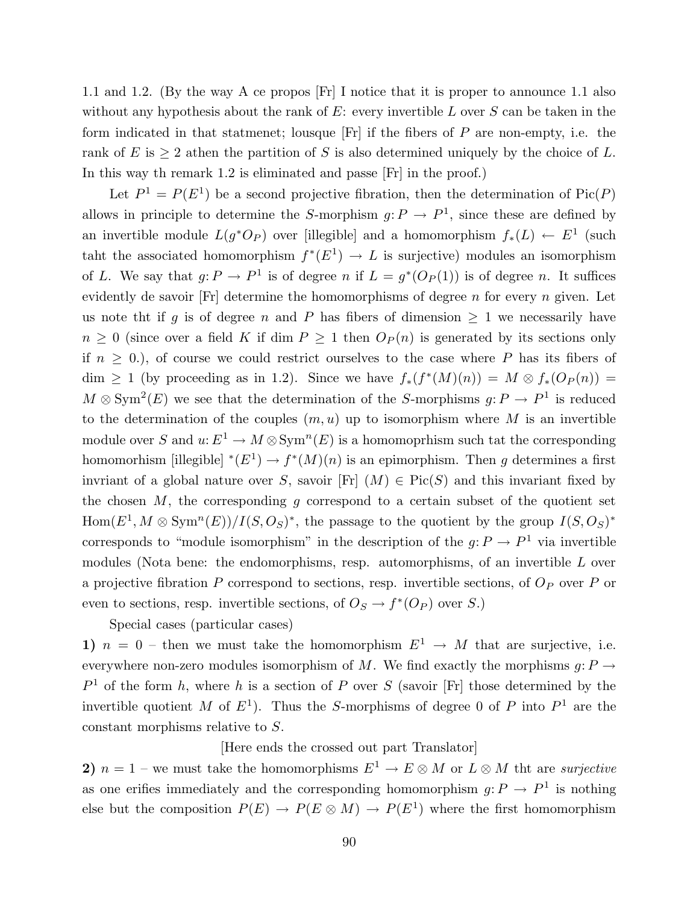1.1 and 1.2. (By the way A ce propos [Fr] I notice that it is proper to announce 1.1 also without any hypothesis about the rank of $E$: every invertible $L$ over $S$ can be taken in the form indicated in that statmenet; lousque [Fr] if the fibers of $P$ are non-empty, i.e. the rank of $E$ is $\geq 2$ athen the partition of $S$ is also determined uniquely by the choice of $L$. In this way th remark 1.2 is eliminated and passe [Fr] in the proof.)

Let $P^1 = P(E^1)$ be a second projective fibration, then the determination of $\mathrm{Pic}(P)$ allows in principle to determine the $S$-morphism $g\colon P \to P^1$, since these are defined by an invertible module $L(g^*O_P)$ over [illegible] and a homomorphism $f_*(L) \leftarrow E^1$ (such taht the associated homomorphism $f^*(E^1) \to L$ is surjective) modules an isomorphism of $L$. We say that $g\colon P \to P^1$ is of degree $n$ if $L = g^*(O_P(1))$ is of degree $n$. It suffices evidently de savoir [Fr] determine the homomorphisms of degree $n$ for every $n$ given. Let us note tht if $g$ is of degree $n$ and $P$ has fibers of dimension $\geq 1$ we necessarily have $n \geq 0$ (since over a field $K$ if $\dim P \geq 1$ then $O_P(n)$ is generated by its sections only if $n \geq 0$.), of course we could restrict ourselves to the case where $P$ has its fibers of $\dim \geq 1$ (by proceeding as in 1.2). Since we have $f_*(f^*(M)(n)) = M \otimes f_*(O_P(n)) = M \otimes \mathrm{Sym}^2(E)$ we see that the determination of the $S$-morphisms $g\colon P \to P^1$ is reduced to the determination of the couples $(m, u)$ up to isomorphism where $M$ is an invertible module over $S$ and $u\colon E^1 \to M \otimes \mathrm{Sym}^n(E)$ is a homomoprhism such tat the corresponding homomorhism [illegible] $^*(E^1) \to f^*(M)(n)$ is an epimorphism. Then $g$ determines a first invriant of a global nature over $S$, savoir [Fr] $(M) \in \mathrm{Pic}(S)$ and this invariant fixed by the chosen $M$, the corresponding $g$ correspond to a certain subset of the quotient set $\mathrm{Hom}(E^1, M \otimes \mathrm{Sym}^n(E))/I(S, O_S)^*$, the passage to the quotient by the group $I(S, O_S)^*$ corresponds to "module isomorphism" in the description of the $g\colon P \to P^1$ via invertible modules (Nota bene: the endomorphisms, resp. automorphisms, of an invertible $L$ over a projective fibration $P$ correspond to sections, resp. invertible sections, of $O_P$ over $P$ or even to sections, resp. invertible sections, of $O_S \to f^*(O_P)$ over $S$.)

Special cases (particular cases)

**1)** $n = 0$ – then we must take the homomorphism $E^1 \to M$ that are surjective, i.e. everywhere non-zero modules isomorphism of $M$. We find exactly the morphisms $g\colon P \to P^1$ of the form $h$, where $h$ is a section of $P$ over $S$ (savoir [Fr] those determined by the invertible quotient $M$ of $E^1$). Thus the $S$-morphisms of degree 0 of $P$ into $P^1$ are the constant morphisms relative to $S$.

[Here ends the crossed out part Translator]

**2)** $n = 1$ – we must take the homomorphisms $E^1 \to E \otimes M$ or $L \otimes M$ tht are *surjective* as one erifies immediately and the corresponding homomorphism $g\colon P \to P^1$ is nothing else but the composition $P(E) \to P(E \otimes M) \to P(E^1)$ where the first homomorphism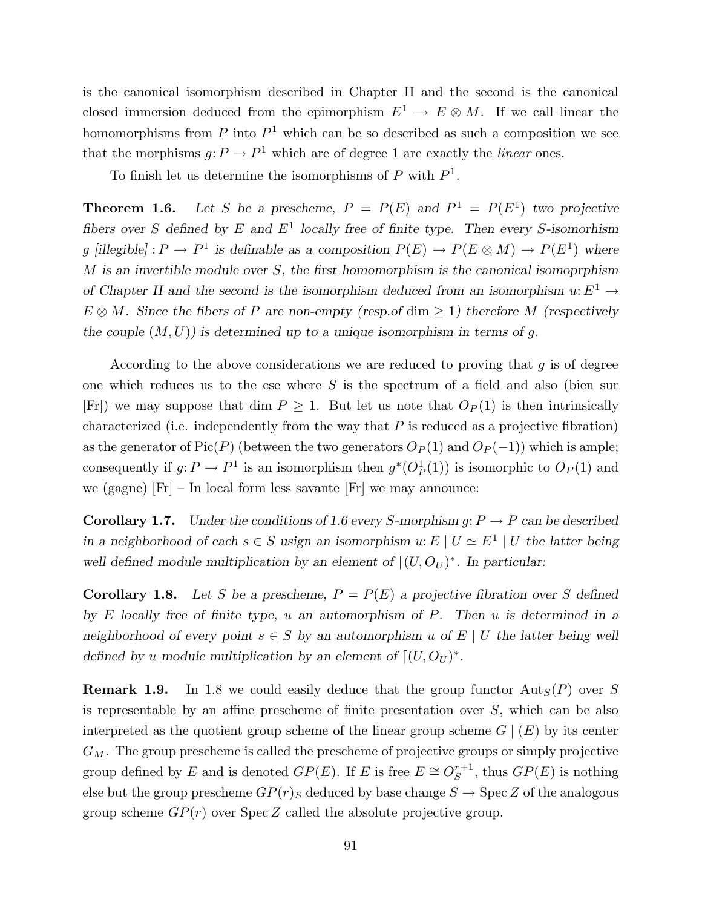is the canonical isomorphism described in Chapter II and the second is the canonical closed immersion deduced from the epimorphism $E^1 \to E \otimes M$. If we call linear the homomorphisms from $P$ into $P^1$ which can be so described as such a composition we see that the morphisms $g\colon P \to P^1$ which are of degree 1 are exactly the *linear* ones.

To finish let us determine the isomorphisms of $P$ with $P^1$.

**Theorem 1.6.** *Let $S$ be a prescheme, $P = P(E)$ and $P^1 = P(E^1)$ two projective fibers over $S$ defined by $E$ and $E^1$ locally free of finite type. Then every $S$-isomorhism $g$ [illegible] $: P \to P^1$ is definable as a composition $P(E) \to P(E \otimes M) \to P(E^1)$ where $M$ is an invertible module over $S$, the first homomorphism is the canonical isomoprphism of Chapter II and the second is the isomorphism deduced from an isomorphism $u\colon E^1 \to E \otimes M$. Since the fibers of $P$ are non-empty (resp.of $\dim \geq 1$) therefore $M$ (respectively the couple $(M, U)$) is determined up to a unique isomorphism in terms of $g$.*

According to the above considerations we are reduced to proving that $g$ is of degree one which reduces us to the cse where $S$ is the spectrum of a field and also (bien sur [Fr]) we may suppose that $\dim P \geq 1$. But let us note that $O_P(1)$ is then intrinsically characterized (i.e. independently from the way that $P$ is reduced as a projective fibration) as the generator of $\operatorname{Pic}(P)$ (between the two generators $O_P(1)$ and $O_P(-1)$) which is ample; consequently if $g\colon P \to P^1$ is an isomorphism then $g^*(O_P^1(1))$ is isomorphic to $O_P(1)$ and we (gagne) [Fr] – In local form less savante [Fr] we may announce:

**Corollary 1.7.** *Under the conditions of 1.6 every $S$-morphism $g\colon P \to P$ can be described in a neighborhood of each $s \in S$ usign an isomorphism $u\colon E \mid U \simeq E^1 \mid U$ the latter being well defined module multiplication by an element of $\lceil(U, O_U)^*$. In particular:*

**Corollary 1.8.** *Let $S$ be a prescheme, $P = P(E)$ a projective fibration over $S$ defined by $E$ locally free of finite type, $u$ an automorphism of $P$. Then $u$ is determined in a neighborhood of every point $s \in S$ by an automorphism $u$ of $E \mid U$ the latter being well defined by $u$ module multiplication by an element of $\lceil(U, O_U)^*$.*

**Remark 1.9.** In 1.8 we could easily deduce that the group functor $\operatorname{Aut}_S(P)$ over $S$ is representable by an affine prescheme of finite presentation over $S$, which can be also interpreted as the quotient group scheme of the linear group scheme $G \mid (E)$ by its center $G_M$. The group prescheme is called the prescheme of projective groups or simply projective group defined by $E$ and is denoted $GP(E)$. If $E$ is free $E \cong O_S^{r+1}$, thus $GP(E)$ is nothing else but the group prescheme $GP(r)_S$ deduced by base change $S \to \operatorname{Spec} Z$ of the analogous group scheme $GP(r)$ over $\operatorname{Spec} Z$ called the absolute projective group.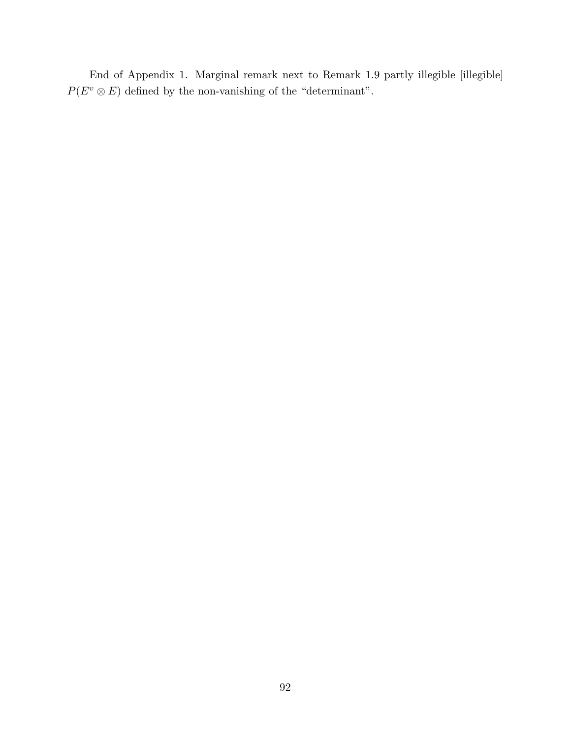End of Appendix 1. Marginal remark next to Remark 1.9 partly illegible [illegible] $P(E^v \otimes E)$ defined by the non-vanishing of the "determinant".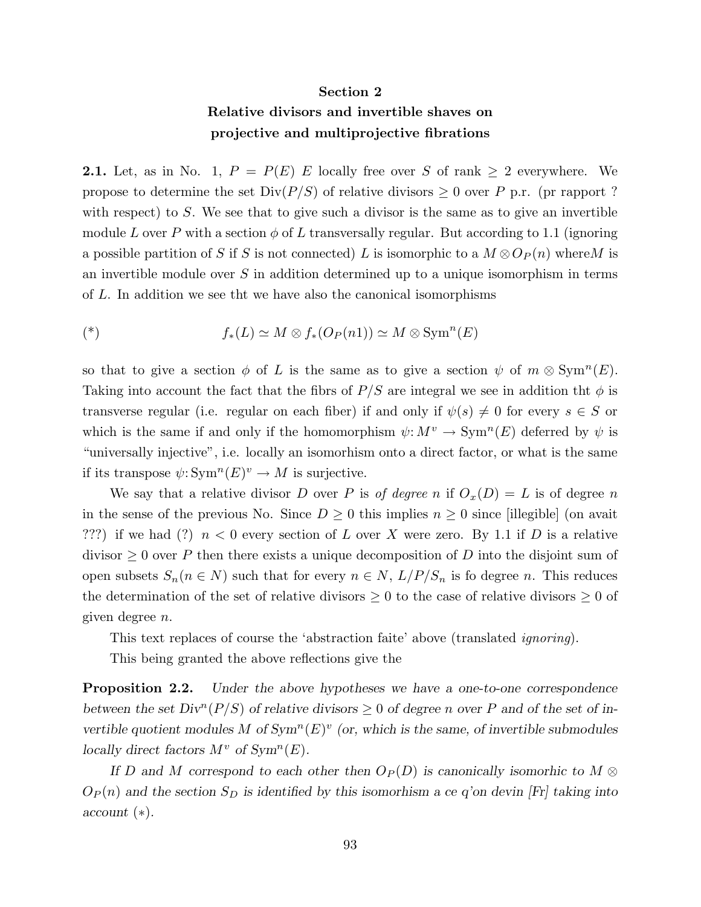## Section 2
## Relative divisors and invertible shaves on projective and multiprojective fibrations

**2.1.** Let, as in No. 1, $P = P(E)$ $E$ locally free over $S$ of rank $\geq 2$ everywhere. We propose to determine the set $\mathrm{Div}(P/S)$ of relative divisors $\geq 0$ over $P$ p.r. (pr rapport ? with respect) to $S$. We see that to give such a divisor is the same as to give an invertible module $L$ over $P$ with a section $\phi$ of $L$ transversally regular. But according to 1.1 (ignoring a possible partition of $S$ if $S$ is not connected) $L$ is isomorphic to a $M \otimes O_P(n)$ where$M$ is an invertible module over $S$ in addition determined up to a unique isomorphism in terms of $L$. In addition we see tht we have also the canonical isomorphisms

$$(*) \qquad f_*(L) \simeq M \otimes f_*(O_P(n1)) \simeq M \otimes \mathrm{Sym}^n(E)$$

so that to give a section $\phi$ of $L$ is the same as to give a section $\psi$ of $m \otimes \mathrm{Sym}^n(E)$. Taking into account the fact that the fibrs of $P/S$ are integral we see in addition tht $\phi$ is transverse regular (i.e. regular on each fiber) if and only if $\psi(s) \neq 0$ for every $s \in S$ or which is the same if and only if the homomorphism $\psi \colon M^v \to \mathrm{Sym}^n(E)$ deferred by $\psi$ is "universally injective", i.e. locally an isomorhism onto a direct factor, or what is the same if its transpose $\psi \colon \mathrm{Sym}^n(E)^v \to M$ is surjective.

We say that a relative divisor $D$ over $P$ is *of degree* $n$ if $O_x(D) = L$ is of degree $n$ in the sense of the previous No. Since $D \geq 0$ this implies $n \geq 0$ since [illegible] (on avait ???) if we had (?) $n < 0$ every section of $L$ over $X$ were zero. By 1.1 if $D$ is a relative divisor $\geq 0$ over $P$ then there exists a unique decomposition of $D$ into the disjoint sum of open subsets $S_n (n \in N)$ such that for every $n \in N$, $L/P/S_n$ is fo degree $n$. This reduces the determination of the set of relative divisors $\geq 0$ to the case of relative divisors $\geq 0$ of given degree $n$.

This text replaces of course the 'abstraction faite' above (translated *ignoring*).

This being granted the above reflections give the

**Proposition 2.2.** *Under the above hypotheses we have a one-to-one correspondence between the set $\mathrm{Div}^n(P/S)$ of relative divisors $\geq 0$ of degree $n$ over $P$ and of the set of invertible quotient modules $M$ of $\mathrm{Sym}^n(E)^v$ (or, which is the same, of invertible submodules locally direct factors $M^v$ of $\mathrm{Sym}^n(E)$.*

*If $D$ and $M$ correspond to each other then $O_P(D)$ is canonically isomorhic to $M \otimes O_P(n)$ and the section $S_D$ is identified by this isomorhism a ce q'on devin [Fr] taking into account $(*)$.*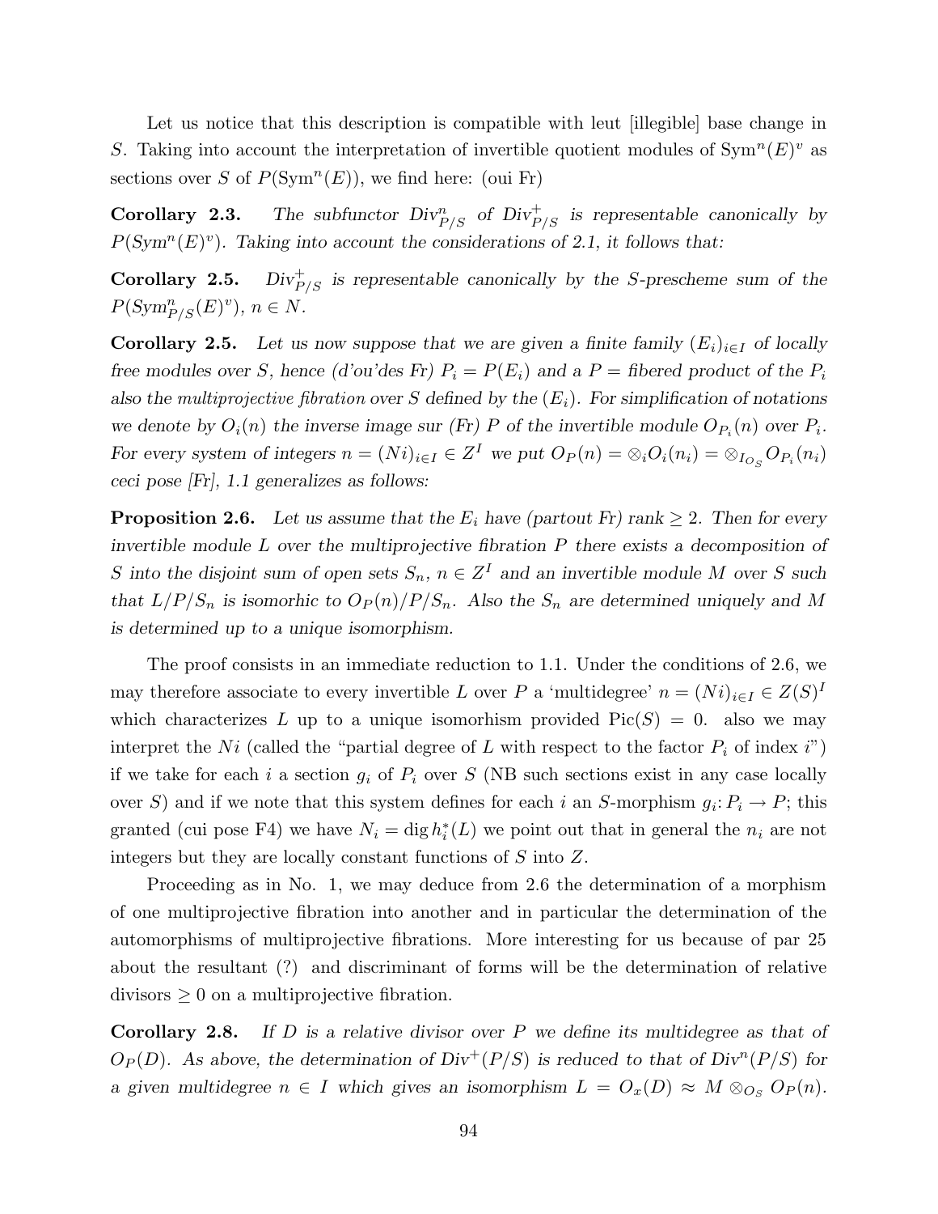Let us notice that this description is compatible with leut [illegible] base change in $S$. Taking into account the interpretation of invertible quotient modules of $\mathrm{Sym}^n(E)^v$ as sections over $S$ of $P(\mathrm{Sym}^n(E))$, we find here: (oui Fr)

**Corollary 2.3.** *The subfunctor $Div^n_{P/S}$ of $Div^+_{P/S}$ is representable canonically by $P(Sym^n(E)^v)$. Taking into account the considerations of 2.1, it follows that:*

**Corollary 2.5.** *$Div^+_{P/S}$ is representable canonically by the $S$-prescheme sum of the $P(Sym^n_{P/S}(E)^v)$, $n \in N$.*

**Corollary 2.5.** *Let us now suppose that we are given a finite family $(E_i)_{i \in I}$ of locally free modules over $S$, hence (d'ou'des Fr) $P_i = P(E_i)$ and a $P =$ fibered product of the $P_i$ also the multiprojective fibration over $S$ defined by the $(E_i)$. For simplification of notations we denote by $O_i(n)$ the inverse image sur (Fr) $P$ of the invertible module $O_{P_i}(n)$ over $P_i$. For every system of integers $n = (Ni)_{i \in I} \in Z^I$ we put $O_P(n) = \otimes_i O_i(n_i) = \otimes_{I_{O_S}} O_{P_i}(n_i)$ ceci pose [Fr], 1.1 generalizes as follows:*

**Proposition 2.6.** *Let us assume that the $E_i$ have (partout Fr) rank $\geq 2$. Then for every invertible module $L$ over the multiprojective fibration $P$ there exists a decomposition of $S$ into the disjoint sum of open sets $S_n$, $n \in Z^I$ and an invertible module $M$ over $S$ such that $L/P/S_n$ is isomorhic to $O_P(n)/P/S_n$. Also the $S_n$ are determined uniquely and $M$ is determined up to a unique isomorphism.*

The proof consists in an immediate reduction to 1.1. Under the conditions of 2.6, we may therefore associate to every invertible $L$ over $P$ a 'multidegree' $n = (Ni)_{i \in I} \in Z(S)^I$ which characterizes $L$ up to a unique isomorhism provided $\mathrm{Pic}(S) = 0$. also we may interpret the $Ni$ (called the "partial degree of $L$ with respect to the factor $P_i$ of index $i$") if we take for each $i$ a section $g_i$ of $P_i$ over $S$ (NB such sections exist in any case locally over $S$) and if we note that this system defines for each $i$ an $S$-morphism $g_i \colon P_i \to P$; this granted (cui pose F4) we have $N_i = \mathrm{dig}\, h_i^*(L)$ we point out that in general the $n_i$ are not integers but they are locally constant functions of $S$ into $Z$.

Proceeding as in No. 1, we may deduce from 2.6 the determination of a morphism of one multiprojective fibration into another and in particular the determination of the automorphisms of multiprojective fibrations. More interesting for us because of par 25 about the resultant (?) and discriminant of forms will be the determination of relative divisors $\geq 0$ on a multiprojective fibration.

**Corollary 2.8.** *If $D$ is a relative divisor over $P$ we define its multidegree as that of $O_P(D)$. As above, the determination of $\mathrm{Div}^+(P/S)$ is reduced to that of $\mathrm{Div}^n(P/S)$ for a given multidegree $n \in I$ which gives an isomorphism $L = O_x(D) \approx M \otimes_{O_S} O_P(n)$.*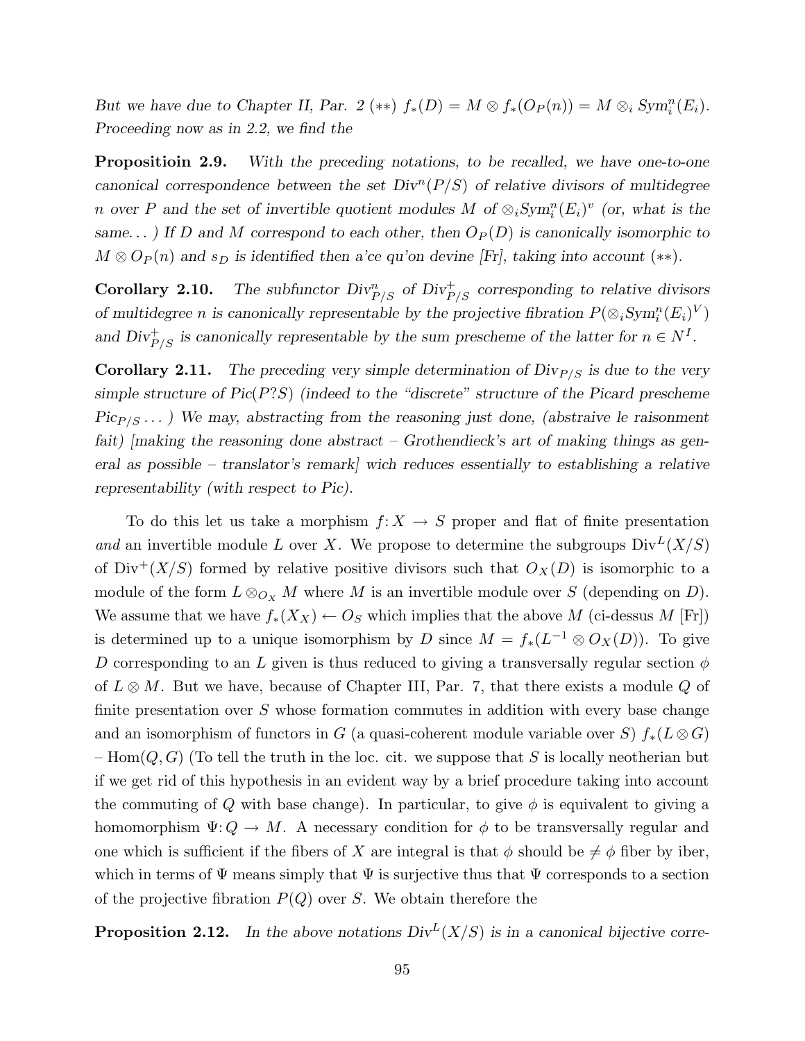*But we have due to Chapter II, Par. 2 (∗∗) $f_*(D) = M \otimes f_*(O_P(n)) = M \otimes_i Sym_i^n(E_i)$. Proceeding now as in 2.2, we find the*

**Propositioin 2.9.** *With the preceding notations, to be recalled, we have one-to-one canonical correspondence between the set $Div^n(P/S)$ of relative divisors of multidegree $n$ over $P$ and the set of invertible quotient modules $M$ of $\otimes_i Sym_i^n(E_i)^v$ (or, what is the same. . . ) If $D$ and $M$ correspond to each other, then $O_P(D)$ is canonically isomorphic to $M \otimes O_P(n)$ and $s_D$ is identified then a'ce qu'on devine [Fr], taking into account (∗∗).*

**Corollary 2.10.** *The subfunctor $Div^n_{P/S}$ of $Div^+_{P/S}$ corresponding to relative divisors of multidegree $n$ is canonically representable by the projective fibration $P(\otimes_i Sym_i^n(E_i)^V)$ and $Div^+_{P/S}$ is canonically representable by the sum prescheme of the latter for $n \in N^I$.*

**Corollary 2.11.** *The preceding very simple determination of $Div_{P/S}$ is due to the very simple structure of Pic(P?S) (indeed to the "discrete" structure of the Picard prescheme $Pic_{P/S}$ . . . ) We may, abstracting from the reasoning just done, (abstraive le raisonment fait) [making the reasoning done abstract – Grothendieck's art of making things as general as possible – translator's remark] wich reduces essentially to establishing a relative representability (with respect to Pic).*

To do this let us take a morphism $f: X \to S$ proper and flat of finite presentation *and* an invertible module $L$ over $X$. We propose to determine the subgroups $\mathrm{Div}^L(X/S)$ of $\mathrm{Div}^+(X/S)$ formed by relative positive divisors such that $O_X(D)$ is isomorphic to a module of the form $L \otimes_{O_X} M$ where $M$ is an invertible module over $S$ (depending on $D$). We assume that we have $f_*(X_X) \leftarrow O_S$ which implies that the above $M$ (ci-dessus $M$ [Fr]) is determined up to a unique isomorphism by $D$ since $M = f_*(L^{-1} \otimes O_X(D))$. To give $D$ corresponding to an $L$ given is thus reduced to giving a transversally regular section $\phi$ of $L \otimes M$. But we have, because of Chapter III, Par. 7, that there exists a module $Q$ of finite presentation over $S$ whose formation commutes in addition with every base change and an isomorphism of functors in $G$ (a quasi-coherent module variable over $S$) $f_*(L \otimes G)$ – $\mathrm{Hom}(Q, G)$ (To tell the truth in the loc. cit. we suppose that $S$ is locally neotherian but if we get rid of this hypothesis in an evident way by a brief procedure taking into account the commuting of $Q$ with base change). In particular, to give $\phi$ is equivalent to giving a homomorphism $\Psi: Q \to M$. A necessary condition for $\phi$ to be transversally regular and one which is sufficient if the fibers of $X$ are integral is that $\phi$ should be $\neq \phi$ fiber by iber, which in terms of $\Psi$ means simply that $\Psi$ is surjective thus that $\Psi$ corresponds to a section of the projective fibration $P(Q)$ over $S$. We obtain therefore the

**Proposition 2.12.** *In the above notations $Div^L(X/S)$ is in a canonical bijective corre-*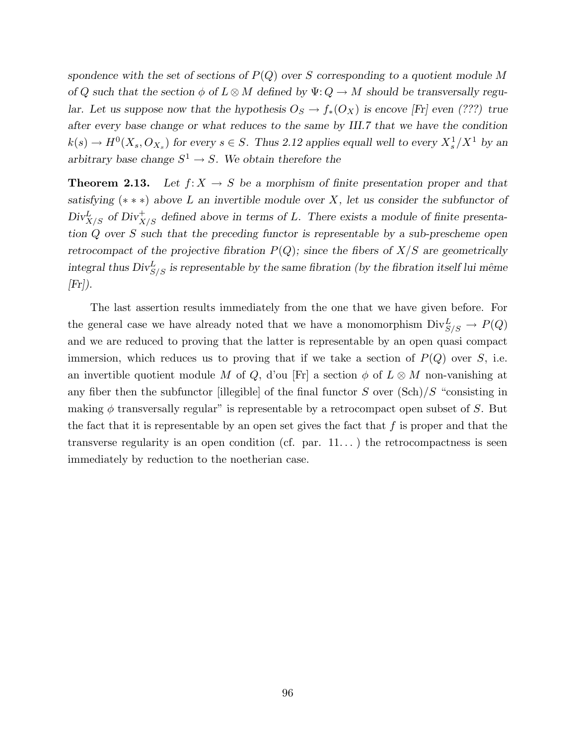*spondence with the set of sections of $P(Q)$ over $S$ corresponding to a quotient module $M$ of $Q$ such that the section $\phi$ of $L \otimes M$ defined by $\Psi\colon Q \to M$ should be transversally regular. Let us suppose now that the hypothesis $O_S \to f_*(O_X)$ is encove [Fr] even (???) true after every base change or what reduces to the same by III.7 that we have the condition $k(s) \to H^0(X_s, O_{X_s})$ for every $s \in S$. Thus 2.12 applies equall well to every $X^1_s/X^1$ by an arbitrary base change $S^1 \to S$. We obtain therefore the*

**Theorem 2.13.** *Let $f\colon X \to S$ be a morphism of finite presentation proper and that satisfying $(***)$ above $L$ an invertible module over $X$, let us consider the subfunctor of $\mathrm{Div}^L_{X/S}$ of $\mathrm{Div}^+_{X/S}$ defined above in terms of $L$. There exists a module of finite presentation $Q$ over $S$ such that the preceding functor is representable by a sub-prescheme open retrocompact of the projective fibration $P(Q)$; since the fibers of $X/S$ are geometrically integral thus $\mathrm{Div}^L_{S/S}$ is representable by the same fibration (by the fibration itself lui même [Fr]).*

The last assertion results immediately from the one that we have given before. For the general case we have already noted that we have a monomorphism $\mathrm{Div}^L_{S/S} \to P(Q)$ and we are reduced to proving that the latter is representable by an open quasi compact immersion, which reduces us to proving that if we take a section of $P(Q)$ over $S$, i.e. an invertible quotient module $M$ of $Q$, d'ou [Fr] a section $\phi$ of $L \otimes M$ non-vanishing at any fiber then the subfunctor [illegible] of the final functor $S$ over $(\mathrm{Sch})/S$ "consisting in making $\phi$ transversally regular" is representable by a retrocompact open subset of $S$. But the fact that it is representable by an open set gives the fact that $f$ is proper and that the transverse regularity is an open condition (cf. par. 11. . . ) the retrocompactness is seen immediately by reduction to the noetherian case.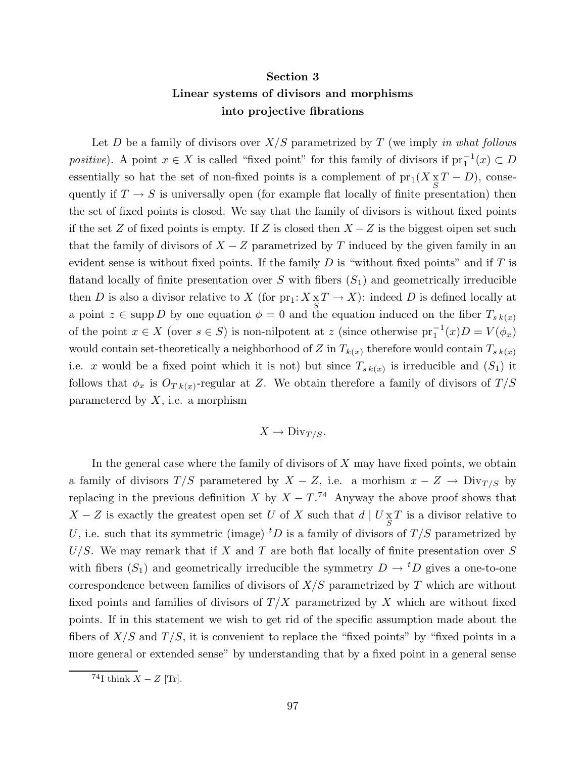**Section 3**
**Linear systems of divisors and morphisms into projective fibrations**

Let $D$ be a family of divisors over $X/S$ parametrized by $T$ (we imply *in what follows positive*). A point $x \in X$ is called "fixed point" for this family of divisors if $\mathrm{pr}_1^{-1}(x) \subset D$ essentially so hat the set of non-fixed points is a complement of $\mathrm{pr}_1(X \underset{S}{\times} T - D)$, consequently if $T \to S$ is universally open (for example flat locally of finite presentation) then the set of fixed points is closed. We say that the family of divisors is without fixed points if the set $Z$ of fixed points is empty. If $Z$ is closed then $X - Z$ is the biggest oipen set such that the family of divisors of $X - Z$ parametrized by $T$ induced by the given family in an evident sense is without fixed points. If the family $D$ is "without fixed points" and if $T$ is flatand locally of finite presentation over $S$ with fibers $(S_1)$ and geometrically irreducible then $D$ is also a divisor relative to $X$ (for $\mathrm{pr}_1 \colon X \underset{S}{\times} T \to X$): indeed $D$ is defined locally at a point $z \in \operatorname{supp} D$ by one equation $\phi = 0$ and the equation induced on the fiber $T_{s\,k(x)}$ of the point $x \in X$ (over $s \in S$) is non-nilpotent at $z$ (since otherwise $\mathrm{pr}_1^{-1}(x)D = V(\phi_x)$ would contain set-theoretically a neighborhood of $Z$ in $T_{k(x)}$ therefore would contain $T_{s\,k(x)}$ i.e. $x$ would be a fixed point which it is not) but since $T_{s\,k(x)}$ is irreducible and $(S_1)$ it follows that $\phi_x$ is $O_{T\,k(x)}$-regular at $Z$. We obtain therefore a family of divisors of $T/S$ parametered by $X$, i.e. a morphism

$$X \to \mathrm{Div}_{T/S}.$$

In the general case where the family of divisors of $X$ may have fixed points, we obtain a family of divisors $T/S$ parametered by $X - Z$, i.e. a morhism $x - Z \to \mathrm{Div}_{T/S}$ by replacing in the previous definition $X$ by $X - T$.[74] Anyway the above proof shows that $X - Z$ is exactly the greatest open set $U$ of $X$ such that $d \mid U \underset{S}{\times} T$ is a divisor relative to $U$, i.e. such that its symmetric (image) ${}^tD$ is a family of divisors of $T/S$ parametrized by $U/S$. We may remark that if $X$ and $T$ are both flat locally of finite presentation over $S$ with fibers $(S_1)$ and geometrically irreducible the symmetry $D \to {}^tD$ gives a one-to-one correspondence between families of divisors of $X/S$ parametrized by $T$ which are without fixed points and families of divisors of $T/X$ parametrized by $X$ which are without fixed points. If in this statement we wish to get rid of the specific assumption made about the fibers of $X/S$ and $T/S$, it is convenient to replace the "fixed points" by "fixed points in a more general or extended sense" by understanding that by a fixed point in a general sense

[74] I think $X - Z$ [Tr].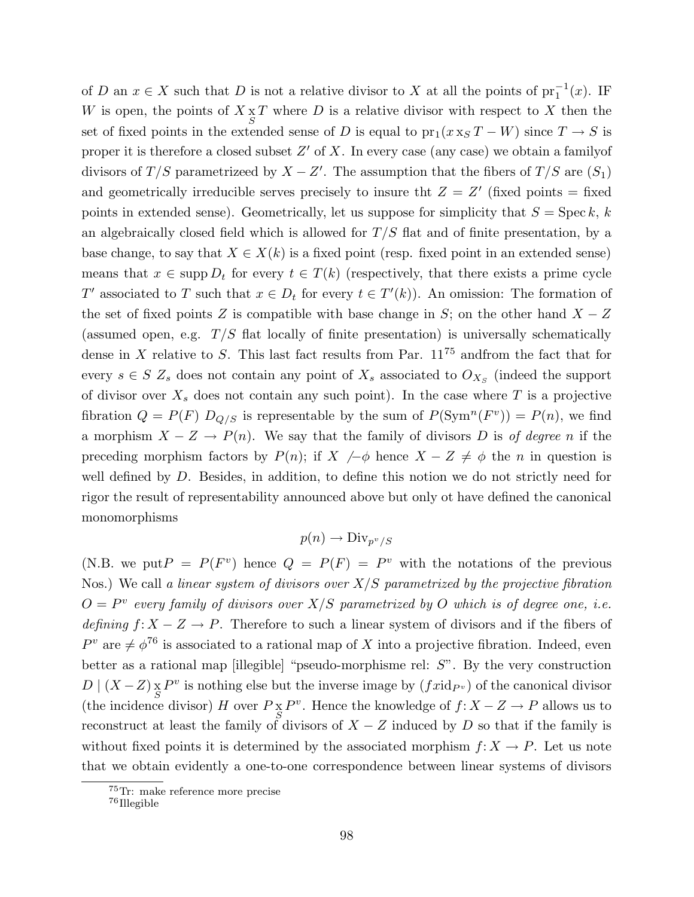of $D$ an $x \in X$ such that $D$ is not a relative divisor to $X$ at all the points of $\mathrm{pr}_1^{-1}(x)$. IF $W$ is open, the points of $X \underset{S}{\mathrm{x}} T$ where $D$ is a relative divisor with respect to $X$ then the set of fixed points in the extended sense of $D$ is equal to $\mathrm{pr}_1(x \,\mathrm{x}_S\, T - W)$ since $T \to S$ is proper it is therefore a closed subset $Z'$ of $X$. In every case (any case) we obtain a familyof divisors of $T/S$ parametrizeed by $X - Z'$. The assumption that the fibers of $T/S$ are $(S_1)$ and geometrically irreducible serves precisely to insure tht $Z = Z'$ (fixed points = fixed points in extended sense). Geometrically, let us suppose for simplicity that $S = \operatorname{Spec} k$, $k$ an algebraically closed field which is allowed for $T/S$ flat and of finite presentation, by a base change, to say that $X \in X(k)$ is a fixed point (resp. fixed point in an extended sense) means that $x \in \operatorname{supp} D_t$ for every $t \in T(k)$ (respectively, that there exists a prime cycle $T'$ associated to $T$ such that $x \in D_t$ for every $t \in T'(k)$). An omission: The formation of the set of fixed points $Z$ is compatible with base change in $S$; on the other hand $X - Z$ (assumed open, e.g. $T/S$ flat locally of finite presentation) is universally schematically dense in $X$ relative to $S$. This last fact results from Par. 11[75] andfrom the fact that for every $s \in S$ $Z_s$ does not contain any point of $X_s$ associated to $O_{X_S}$ (indeed the support of divisor over $X_s$ does not contain any such point). In the case where $T$ is a projective fibration $Q = P(F)$ $D_{Q/S}$ is representable by the sum of $P(\mathrm{Sym}^n(F^v)) = P(n)$, we find a morphism $X - Z \to P(n)$. We say that the family of divisors $D$ is *of degree $n$* if the preceding morphism factors by $P(n)$; if $X \not= \phi$ hence $X - Z \neq \phi$ the $n$ in question is well defined by $D$. Besides, in addition, to define this notion we do not strictly need for rigor the result of representability announced above but only ot have defined the canonical monomorphisms

$$p(n) \to \mathrm{Div}_{p^v/S}$$

(N.B. we put$P = P(F^v)$ hence $Q = P(F) = P^v$ with the notations of the previous Nos.) We call *a linear system of divisors over $X/S$ parametrized by the projective fibration $O = P^v$ every family of divisors over $X/S$ parametrized by $O$ which is of degree one, i.e. defining $f\colon X - Z \to P$.* Therefore to such a linear system of divisors and if the fibers of $P^v$ are $\neq \phi$[76] is associated to a rational map of $X$ into a projective fibration. Indeed, even better as a rational map [illegible] "pseudo-morphisme rel: $S$". By the very construction $D \mid (X - Z) \underset{S}{\mathrm{x}} P^v$ is nothing else but the inverse image by $(f x \mathrm{id}_{P^v})$ of the canonical divisor (the incidence divisor) $H$ over $P \underset{S}{\mathrm{x}} P^v$. Hence the knowledge of $f\colon X - Z \to P$ allows us to reconstruct at least the family of divisors of $X - Z$ induced by $D$ so that if the family is without fixed points it is determined by the associated morphism $f\colon X \to P$. Let us note that we obtain evidently a one-to-one correspondence between linear systems of divisors

---

[75] Tr: make reference more precise

[76] Illegible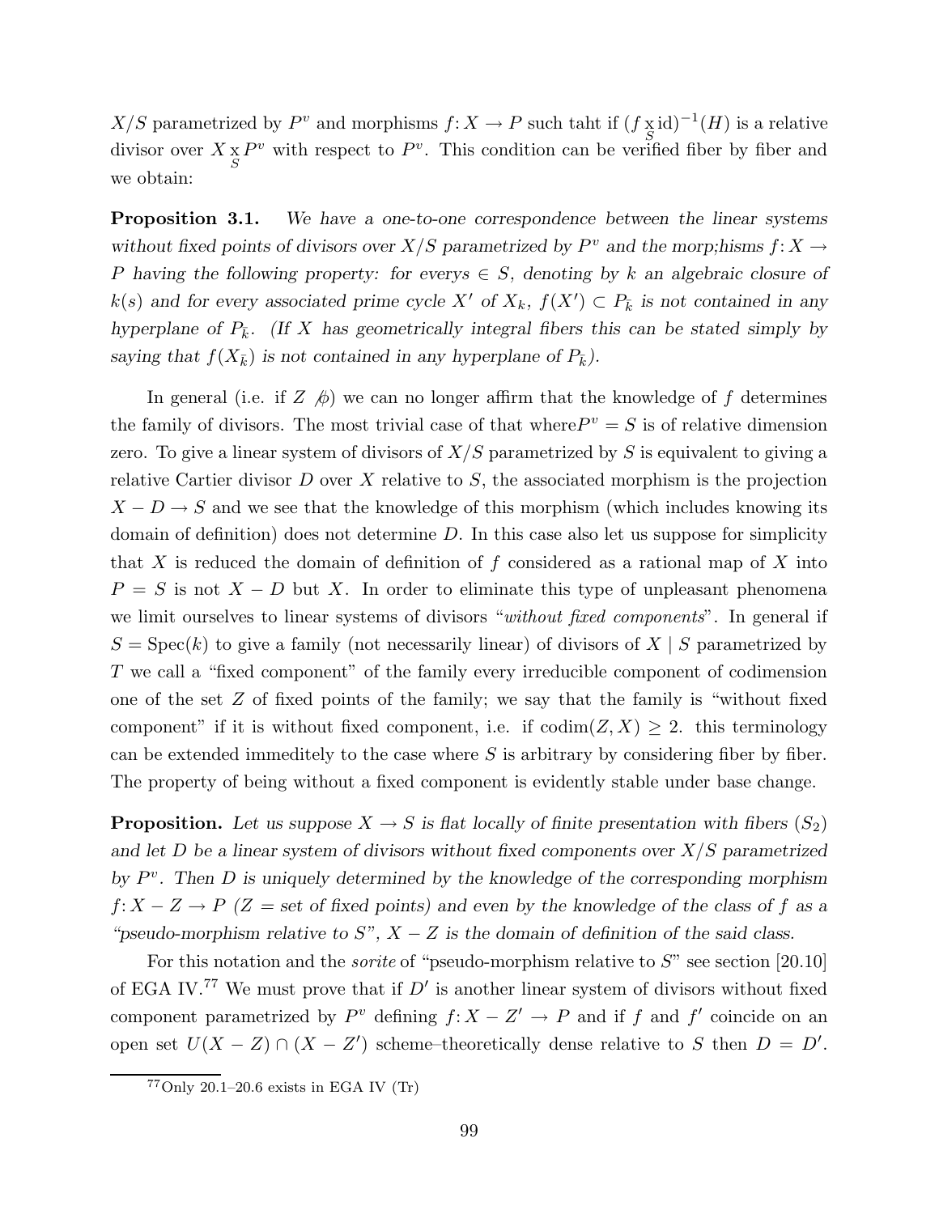$X/S$ parametrized by $P^v$ and morphisms $f: X \to P$ such taht if $(f \underset{S}{\times} \mathrm{id})^{-1}(H)$ is a relative divisor over $X \underset{S}{\times} P^v$ with respect to $P^v$. This condition can be verified fiber by fiber and we obtain:

**Proposition 3.1.** *We have a one-to-one correspondence between the linear systems without fixed points of divisors over $X/S$ parametrized by $P^v$ and the morp;hisms $f: X \to P$ having the following property: for everys $\in S$, denoting by $k$ an algebraic closure of $k(s)$ and for every associated prime cycle $X'$ of $X_k$, $f(X') \subset P_{\bar{k}}$ is not contained in any hyperplane of $P_{\bar{k}}$. (If $X$ has geometrically integral fibers this can be stated simply by saying that $f(X_{\bar{k}})$ is not contained in any hyperplane of $P_{\bar{k}}$).*

In general (i.e. if $Z \not\phi$) we can no longer affirm that the knowledge of $f$ determines the family of divisors. The most trivial case of that where$P^v = S$ is of relative dimension zero. To give a linear system of divisors of $X/S$ parametrized by $S$ is equivalent to giving a relative Cartier divisor $D$ over $X$ relative to $S$, the associated morphism is the projection $X - D \to S$ and we see that the knowledge of this morphism (which includes knowing its domain of definition) does not determine $D$. In this case also let us suppose for simplicity that $X$ is reduced the domain of definition of $f$ considered as a rational map of $X$ into $P = S$ is not $X - D$ but $X$. In order to eliminate this type of unpleasant phenomena we limit ourselves to linear systems of divisors "*without fixed components*". In general if $S = \mathrm{Spec}(k)$ to give a family (not necessarily linear) of divisors of $X \mid S$ parametrized by $T$ we call a "fixed component" of the family every irreducible component of codimension one of the set $Z$ of fixed points of the family; we say that the family is "without fixed component" if it is without fixed component, i.e. if $\mathrm{codim}(Z, X) \geq 2$. this terminology can be extended immeditely to the case where $S$ is arbitrary by considering fiber by fiber. The property of being without a fixed component is evidently stable under base change.

**Proposition.** *Let us suppose $X \to S$ is flat locally of finite presentation with fibers $(S_2)$ and let $D$ be a linear system of divisors without fixed components over $X/S$ parametrized by $P^v$. Then $D$ is uniquely determined by the knowledge of the corresponding morphism $f: X - Z \to P$ ($Z$ = set of fixed points) and even by the knowledge of the class of $f$ as a "pseudo-morphism relative to $S$", $X - Z$ is the domain of definition of the said class.*

For this notation and the *sorite* of "pseudo-morphism relative to $S$" see section [20.10] of EGA IV.[77] We must prove that if $D'$ is another linear system of divisors without fixed component parametrized by $P^v$ defining $f: X - Z' \to P$ and if $f$ and $f'$ coincide on an open set $U(X - Z) \cap (X - Z')$ scheme–theoretically dense relative to $S$ then $D = D'$.

[77] Only 20.1–20.6 exists in EGA IV (Tr)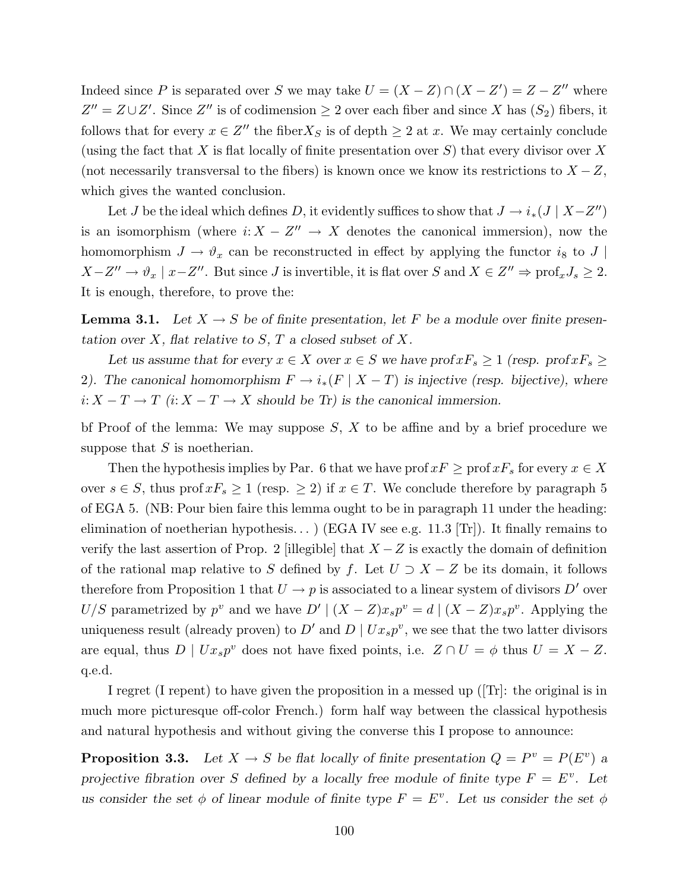Indeed since $P$ is separated over $S$ we may take $U = (X - Z) \cap (X - Z') = Z - Z''$ where $Z'' = Z \cup Z'$. Since $Z''$ is of codimension $\geq 2$ over each fiber and since $X$ has $(S_2)$ fibers, it follows that for every $x \in Z''$ the fiber$X_S$ is of depth $\geq 2$ at $x$. We may certainly conclude (using the fact that $X$ is flat locally of finite presentation over $S$) that every divisor over $X$ (not necessarily transversal to the fibers) is known once we know its restrictions to $X - Z$, which gives the wanted conclusion.

Let $J$ be the ideal which defines $D$, it evidently suffices to show that $J \to i_*(J \mid X - Z'')$ is an isomorphism (where $i: X - Z'' \to X$ denotes the canonical immersion), now the homomorphism $J \to \vartheta_x$ can be reconstructed in effect by applying the functor $i_8$ to $J \mid X - Z'' \to \vartheta_x \mid x - Z''$. But since $J$ is invertible, it is flat over $S$ and $X \in Z'' \Rightarrow \text{prof}_x J_s \geq 2$. It is enough, therefore, to prove the:

**Lemma 3.1.** *Let $X \to S$ be of finite presentation, let $F$ be a module over finite presentation over $X$, flat relative to $S$, $T$ a closed subset of $X$.*

*Let us assume that for every $x \in X$ over $x \in S$ we have $\text{prof}\, x F_s \geq 1$ (resp. $\text{prof}\, x F_s \geq 2$). The canonical homomorphism $F \to i_*(F \mid X - T)$ is injective (resp. bijective), where $i: X - T \to T$ ($i: X - T \to X$ should be Tr) is the canonical immersion.*

bf Proof of the lemma: We may suppose $S$, $X$ to be affine and by a brief procedure we suppose that $S$ is noetherian.

Then the hypothesis implies by Par. 6 that we have $\text{prof}\, x F \geq \text{prof}\, x F_s$ for every $x \in X$ over $s \in S$, thus $\text{prof}\, x F_s \geq 1$ (resp. $\geq 2$) if $x \in T$. We conclude therefore by paragraph 5 of EGA 5. (NB: Pour bien faire this lemma ought to be in paragraph 11 under the heading: elimination of noetherian hypothesis. . . ) (EGA IV see e.g. 11.3 [Tr]). It finally remains to verify the last assertion of Prop. 2 [illegible] that $X - Z$ is exactly the domain of definition of the rational map relative to $S$ defined by $f$. Let $U \supset X - Z$ be its domain, it follows therefore from Proposition 1 that $U \to p$ is associated to a linear system of divisors $D'$ over $U/S$ parametrized by $p^v$ and we have $D' \mid (X - Z) x_s p^v = d \mid (X - Z) x_s p^v$. Applying the uniqueness result (already proven) to $D'$ and $D \mid U x_s p^v$, we see that the two latter divisors are equal, thus $D \mid U x_s p^v$ does not have fixed points, i.e. $Z \cap U = \phi$ thus $U = X - Z$. q.e.d.

I regret (I repent) to have given the proposition in a messed up ([Tr]: the original is in much more picturesque off-color French.) form half way between the classical hypothesis and natural hypothesis and without giving the converse this I propose to announce:

**Proposition 3.3.** *Let $X \to S$ be flat locally of finite presentation $Q = P^v = P(E^v)$ a projective fibration over $S$ defined by a locally free module of finite type $F = E^v$. Let us consider the set $\phi$ of linear module of finite type $F = E^v$. Let us consider the set $\phi$*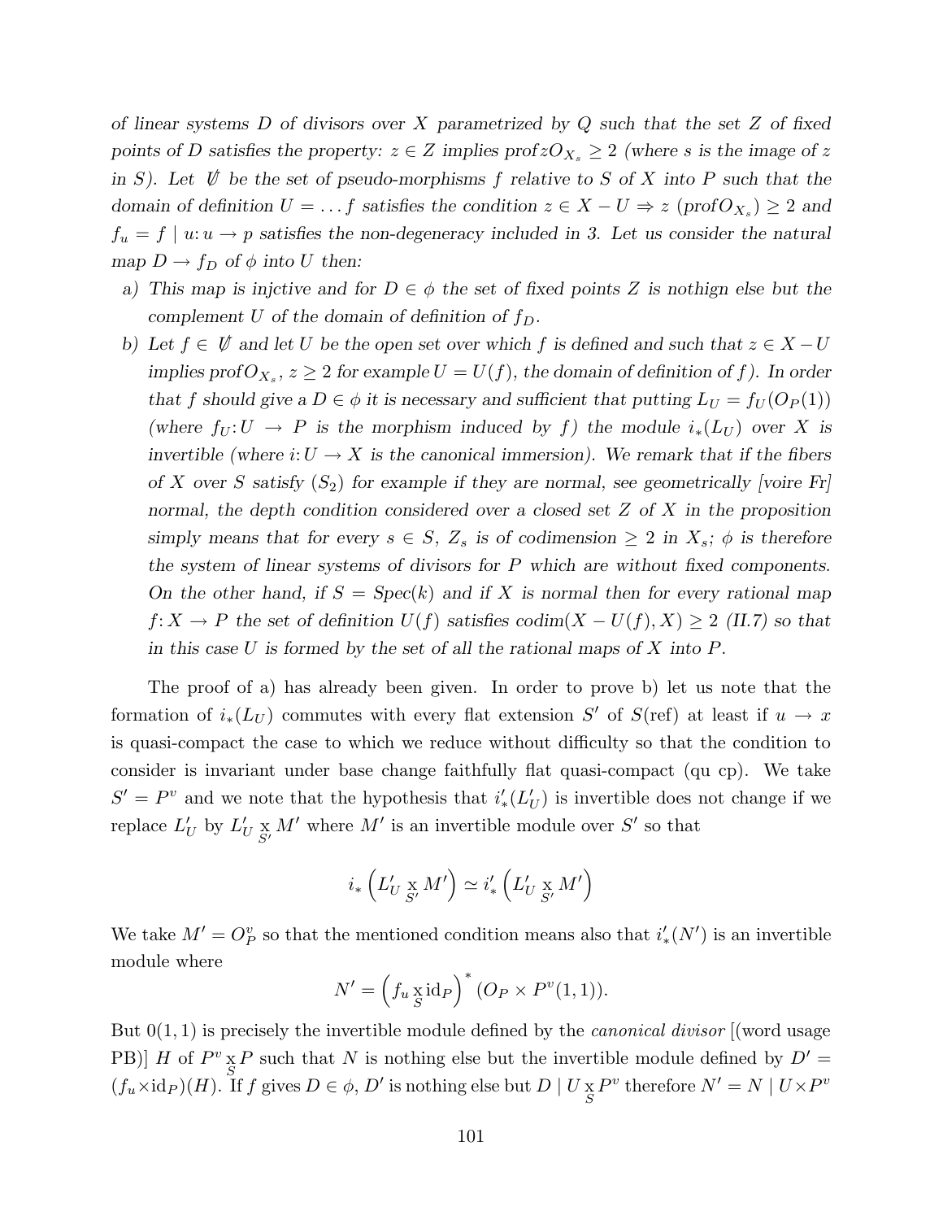*of linear systems $D$ of divisors over $X$ parametrized by $Q$ such that the set $Z$ of fixed points of $D$ satisfies the property: $z \in Z$ implies prof$zO_{X_s} \geq 2$ (where $s$ is the image of $z$ in $S$). Let $\not{U}$ be the set of pseudo-morphisms $f$ relative to $S$ of $X$ into $P$ such that the domain of definition $U = \dots f$ satisfies the condition $z \in X - U \Rightarrow z$ (prof$O_{X_s}$) $\geq 2$ and $f_u = f \mid u \colon u \to p$ satisfies the non-degeneracy included in 3. Let us consider the natural map $D \to f_D$ of $\phi$ into $U$ then:*

- a) *This map is injctive and for $D \in \phi$ the set of fixed points $Z$ is nothign else but the complement $U$ of the domain of definition of $f_D$.*
- b) *Let $f \in \not{U}$ and let $U$ be the open set over which $f$ is defined and such that $z \in X - U$ implies prof$O_{X_s}$, $z \geq 2$ for example $U = U(f)$, the domain of definition of $f$). In order that $f$ should give a $D \in \phi$ it is necessary and sufficient that putting $L_U = f_U(O_P(1))$ (where $f_U \colon U \to P$ is the morphism induced by $f$) the module $i_*(L_U)$ over $X$ is invertible (where $i \colon U \to X$ is the canonical immersion). We remark that if the fibers of $X$ over $S$ satisfy $(S_2)$ for example if they are normal, see geometrically [voire Fr] normal, the depth condition considered over a closed set $Z$ of $X$ in the proposition simply means that for every $s \in S$, $Z_s$ is of codimension $\geq 2$ in $X_s$; $\phi$ is therefore the system of linear systems of divisors for $P$ which are without fixed components. On the other hand, if $S = Spec(k)$ and if $X$ is normal then for every rational map $f \colon X \to P$ the set of definition $U(f)$ satisfies codim$(X - U(f), X) \geq 2$ (II.7) so that in this case $U$ is formed by the set of all the rational maps of $X$ into $P$.*

The proof of a) has already been given. In order to prove b) let us note that the formation of $i_*(L_U)$ commutes with every flat extension $S'$ of $S$(ref) at least if $u \to x$ is quasi-compact the case to which we reduce without difficulty so that the condition to consider is invariant under base change faithfully flat quasi-compact (qu cp). We take $S' = P^v$ and we note that the hypothesis that $i'_*(L'_U)$ is invertible does not change if we replace $L'_U$ by $L'_U \underset{S'}{\times} M'$ where $M'$ is an invertible module over $S'$ so that

$$i_* \left( L'_U \underset{S'}{\times} M' \right) \simeq i'_* \left( L'_U \underset{S'}{\times} M' \right)$$

We take $M' = O^v_P$ so that the mentioned condition means also that $i'_*(N')$ is an invertible module where

$$N' = \left( f_u \underset{S}{\times} \mathrm{id}_P \right)^* (O_P \times P^v(1,1)).$$

But $0(1,1)$ is precisely the invertible module defined by the *canonical divisor* [(word usage PB)] $H$ of $P^v \underset{S}{\times} P$ such that $N$ is nothing else but the invertible module defined by $D' = (f_u \times \mathrm{id}_P)(H)$. If $f$ gives $D \in \phi$, $D'$ is nothing else but $D \mid U \underset{S}{\times} P^v$ therefore $N' = N \mid U \times P^v$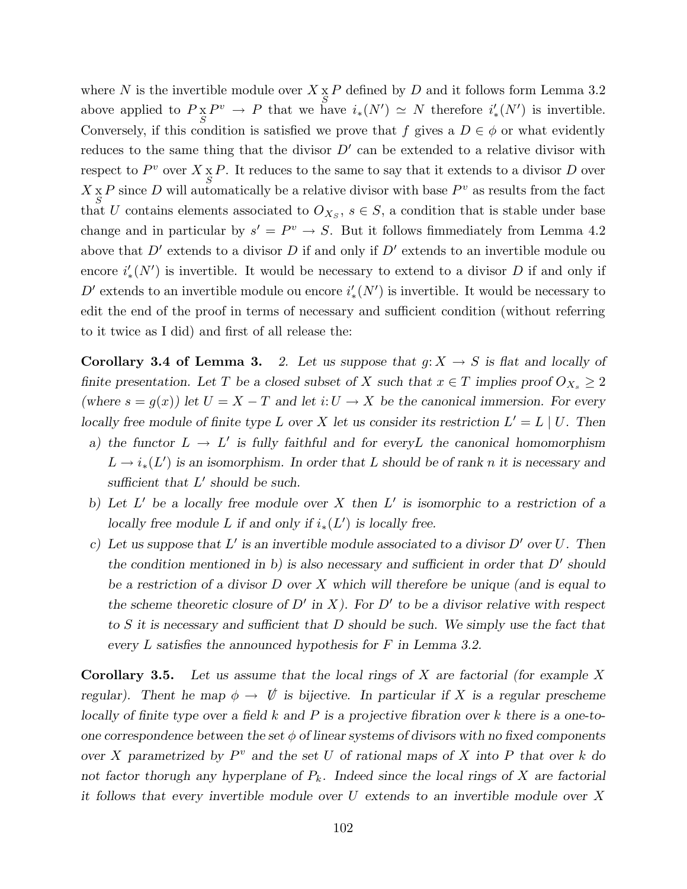where $N$ is the invertible module over $X \underset{S}{\times} P$ defined by $D$ and it follows form Lemma 3.2 above applied to $P \underset{S}{\times} P^v \to P$ that we have $i_*(N') \simeq N$ therefore $i'_*(N')$ is invertible. Conversely, if this condition is satisfied we prove that $f$ gives a $D \in \phi$ or what evidently reduces to the same thing that the divisor $D'$ can be extended to a relative divisor with respect to $P^v$ over $X \underset{S}{\times} P$. It reduces to the same to say that it extends to a divisor $D$ over $X \underset{S}{\times} P$ since $D$ will automatically be a relative divisor with base $P^v$ as results from the fact that $U$ contains elements associated to $O_{X_S}$, $s \in S$, a condition that is stable under base change and in particular by $s' = P^v \to S$. But it follows fimmediately from Lemma 4.2 above that $D'$ extends to a divisor $D$ if and only if $D'$ extends to an invertible module ou encore $i'_*(N')$ is invertible. It would be necessary to extend to a divisor $D$ if and only if $D'$ extends to an invertible module ou encore $i'_*(N')$ is invertible. It would be necessary to edit the end of the proof in terms of necessary and sufficient condition (without referring to it twice as I did) and first of all release the:

**Corollary 3.4 of Lemma 3.** *2. Let us suppose that $g\colon X \to S$ is flat and locally of finite presentation. Let $T$ be a closed subset of $X$ such that $x \in T$ implies proof $O_{X_s} \geq 2$ (where $s = g(x)$) let $U = X - T$ and let $i\colon U \to X$ be the canonical immersion. For every locally free module of finite type $L$ over $X$ let us consider its restriction $L' = L \mid U$. Then*

a) *the functor $L \to L'$ is fully faithful and for everyL the canonical homomorphism $L \to i_*(L')$ is an isomorphism. In order that $L$ should be of rank $n$ it is necessary and sufficient that $L'$ should be such.*
b) *Let $L'$ be a locally free module over $X$ then $L'$ is isomorphic to a restriction of a locally free module $L$ if and only if $i_*(L')$ is locally free.*
c) *Let us suppose that $L'$ is an invertible module associated to a divisor $D'$ over $U$. Then the condition mentioned in b) is also necessary and sufficient in order that $D'$ should be a restriction of a divisor $D$ over $X$ which will therefore be unique (and is equal to the scheme theoretic closure of $D'$ in $X$). For $D'$ to be a divisor relative with respect to $S$ it is necessary and sufficient that $D$ should be such. We simply use the fact that every $L$ satisfies the announced hypothesis for $F$ in Lemma 3.2.*

**Corollary 3.5.** *Let us assume that the local rings of $X$ are factorial (for example $X$ regular). Thent he map $\phi \to \not{U}$ is bijective. In particular if $X$ is a regular prescheme locally of finite type over a field $k$ and $P$ is a projective fibration over $k$ there is a one-to-one correspondence between the set $\phi$ of linear systems of divisors with no fixed components over $X$ parametrized by $P^v$ and the set $U$ of rational maps of $X$ into $P$ that over $k$ do not factor thorugh any hyperplane of $P_k$. Indeed since the local rings of $X$ are factorial it follows that every invertible module over $U$ extends to an invertible module over $X$*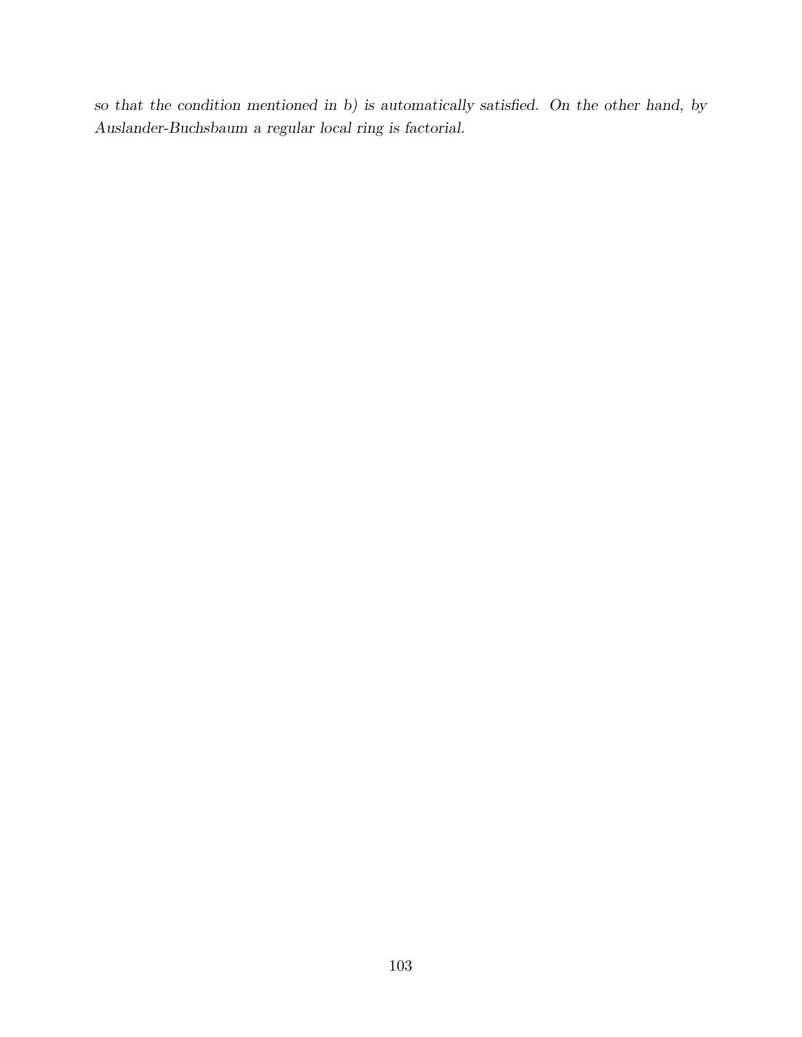*so that the condition mentioned in b) is automatically satisfied. On the other hand, by Auslander-Buchsbaum a regular local ring is factorial.*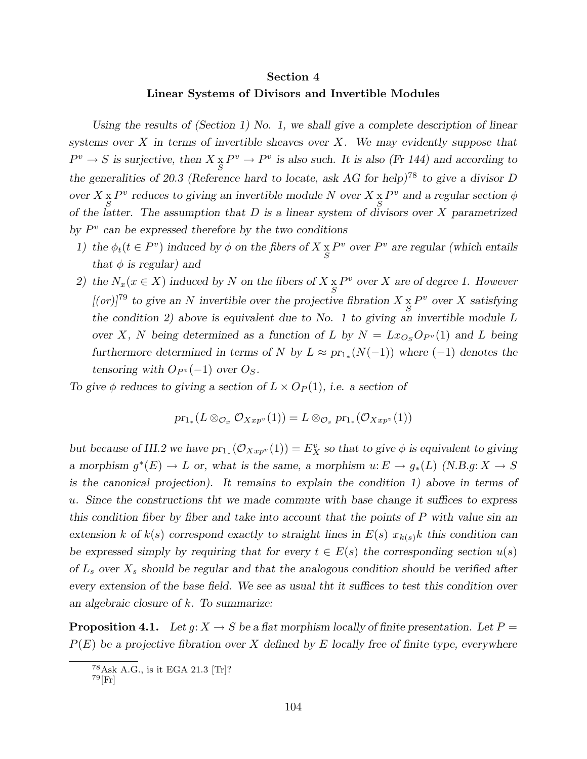## Section 4
## Linear Systems of Divisors and Invertible Modules

*Using the results of (Section 1) No. 1, we shall give a complete description of linear systems over $X$ in terms of invertible sheaves over $X$. We may evidently suppose that $P^v \to S$ is surjective, then $X \underset{S}{\times} P^v \to P^v$ is also such. It is also (Fr 144) and according to the generalities of 20.3 (Reference hard to locate, ask AG for help)*[78] *to give a divisor $D$ over $X \underset{S}{\times} P^v$ reduces to giving an invertible module $N$ over $X \underset{S}{\times} P^v$ and a regular section $\phi$ of the latter. The assumption that $D$ is a linear system of divisors over $X$ parametrized by $P^v$ can be expressed therefore by the two conditions*

1) *the $\phi_t (t \in P^v)$ induced by $\phi$ on the fibers of $X \underset{S}{\times} P^v$ over $P^v$ are regular (which entails that $\phi$ is regular) and*
2) *the $N_x (x \in X)$ induced by $N$ on the fibers of $X \underset{S}{\times} P^v$ over $X$ are of degree 1. However [(or)]*[79] *to give an $N$ invertible over the projective fibration $X \underset{S}{\times} P^v$ over $X$ satisfying the condition 2) above is equivalent due to No. 1 to giving an invertible module $L$ over $X$, $N$ being determined as a function of $L$ by $N = L x_{O_S} O_{P^v}(1)$ and $L$ being furthermore determined in terms of $N$ by $L \approx \mathrm{pr}_{1_*}(N(-1))$ where $(-1)$ denotes the tensoring with $O_{P^v}(-1)$ over $O_S$.*

*To give $\phi$ reduces to giving a section of $L \times O_P(1)$, i.e. a section of*

$$\mathrm{pr}_{1_*}(L \otimes_{\mathcal{O}_x} \mathcal{O}_{Xxp^v}(1)) = L \otimes_{\mathcal{O}_s} \mathrm{pr}_{1_*}(\mathcal{O}_{Xxp^v}(1))$$

*but because of III.2 we have $\mathrm{pr}_{1_*}(\mathcal{O}_{Xxp^v}(1)) = E^v_X$ so that to give $\phi$ is equivalent to giving a morphism $g^*(E) \to L$ or, what is the same, a morphism $u \colon E \to g_*(L)$ (N.B.$g \colon X \to S$ is the canonical projection). It remains to explain the condition 1) above in terms of $u$. Since the constructions tht we made commute with base change it suffices to express this condition fiber by fiber and take into account that the points of $P$ with value sin an extension $k$ of $k(s)$ correspond exactly to straight lines in $E(s)\ x_{k(s)} k$ this condition can be expressed simply by requiring that for every $t \in E(s)$ the corresponding section $u(s)$ of $L_s$ over $X_s$ should be regular and that the analogous condition should be verified after every extension of the base field. We see as usual tht it suffices to test this condition over an algebraic closure of $k$. To summarize:*

**Proposition 4.1.** *Let $g \colon X \to S$ be a flat morphism locally of finite presentation. Let $P = P(E)$ be a projective fibration over $X$ defined by $E$ locally free of finite type, everywhere*

[78] Ask A.G., is it EGA 21.3 [Tr]?

[79] [Fr]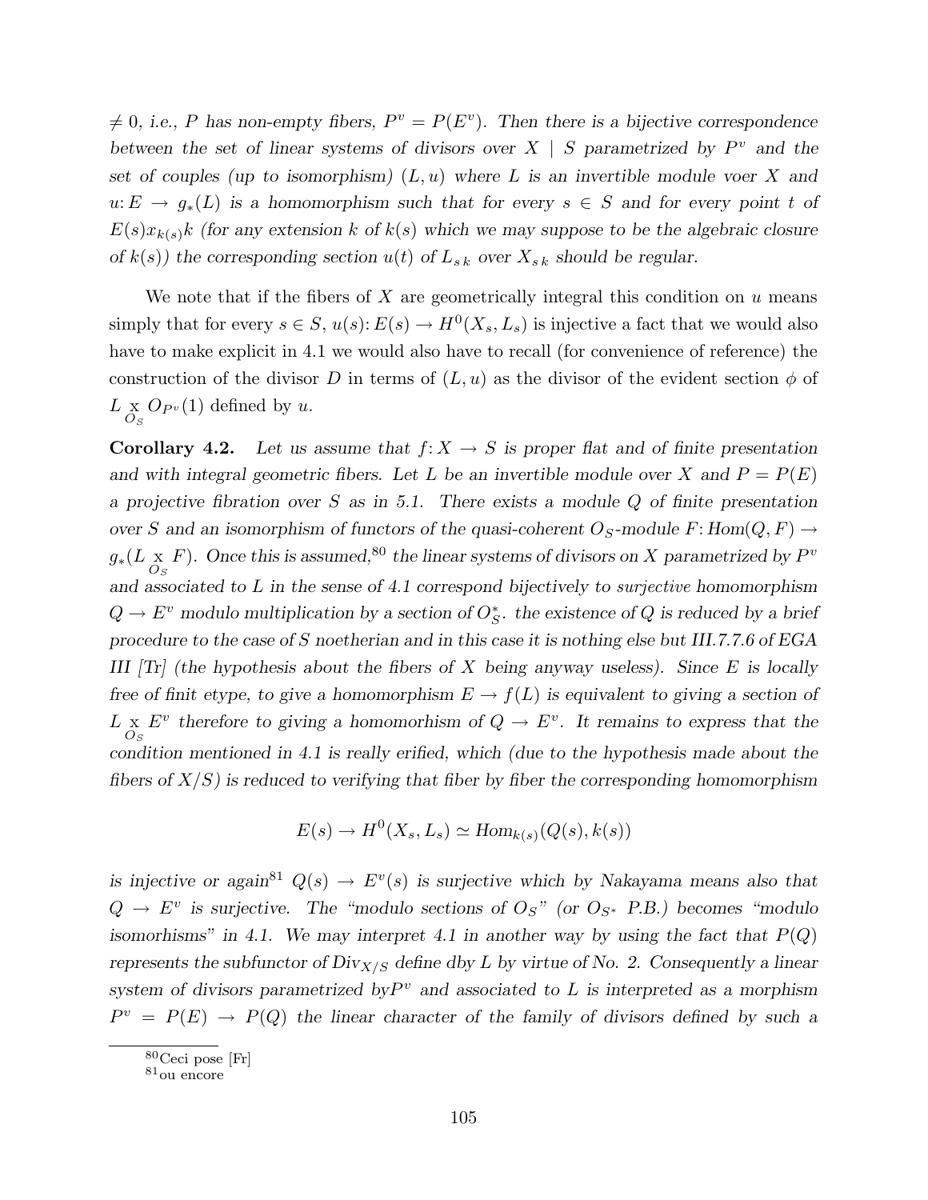*$\neq 0$, i.e., $P$ has non-empty fibers, $P^v = P(E^v)$. Then there is a bijective correspondence between the set of linear systems of divisors over $X \mid S$ parametrized by $P^v$ and the set of couples (up to isomorphism) $(L, u)$ where $L$ is an invertible module voer $X$ and $u: E \to g_*(L)$ is a homomorphism such that for every $s \in S$ and for every point $t$ of $E(s)x_{k(s)}k$ (for any extension $k$ of $k(s)$ which we may suppose to be the algebraic closure of $k(s)$) the corresponding section $u(t)$ of $L_{s\,k}$ over $X_{s\,k}$ should be regular.*

We note that if the fibers of $X$ are geometrically integral this condition on $u$ means simply that for every $s \in S$, $u(s): E(s) \to H^0(X_s, L_s)$ is injective a fact that we would also have to make explicit in 4.1 we would also have to recall (for convenience of reference) the construction of the divisor $D$ in terms of $(L, u)$ as the divisor of the evident section $\phi$ of $L \underset{O_S}{\times} O_{P^v}(1)$ defined by $u$.

**Corollary 4.2.** *Let us assume that $f: X \to S$ is proper flat and of finite presentation and with integral geometric fibers. Let $L$ be an invertible module over $X$ and $P = P(E)$ a projective fibration over $S$ as in 5.1. There exists a module $Q$ of finite presentation over $S$ and an isomorphism of functors of the quasi-coherent $O_S$-module $F$: $Hom(Q, F) \to g_*(L \underset{O_S}{\times} F)$. Once this is assumed,[80] the linear systems of divisors on $X$ parametrized by $P^v$ and associated to $L$ in the sense of 4.1 correspond bijectively to* surjective *homomorphism $Q \to E^v$ modulo multiplication by a section of $O_S^*$. the existence of $Q$ is reduced by a brief procedure to the case of $S$ noetherian and in this case it is nothing else but III.7.7.6 of EGA III [Tr] (the hypothesis about the fibers of $X$ being anyway useless). Since $E$ is locally free of finit etype, to give a homomorphism $E \to f(L)$ is equivalent to giving a section of $L \underset{O_S}{\times} E^v$ therefore to giving a homomorhism of $Q \to E^v$. It remains to express that the condition mentioned in 4.1 is really erified, which (due to the hypothesis made about the fibers of $X/S$) is reduced to verifying that fiber by fiber the corresponding homomorphism*

$$E(s) \to H^0(X_s, L_s) \simeq Hom_{k(s)}(Q(s), k(s))$$

*is injective or again[81] $Q(s) \to E^v(s)$ is surjective which by Nakayama means also that $Q \to E^v$ is surjective. The "modulo sections of $O_S$" (or $O_{S^*}$ P.B.) becomes "modulo isomorhisms" in 4.1. We may interpret 4.1 in another way by using the fact that $P(Q)$ represents the subfunctor of $Div_{X/S}$ define dby $L$ by virtue of No. 2. Consequently a linear system of divisors parametrized by$P^v$ and associated to $L$ is interpreted as a morphism $P^v = P(E) \to P(Q)$ the linear character of the family of divisors defined by such a*

[80] Ceci pose [Fr]

[81] ou encore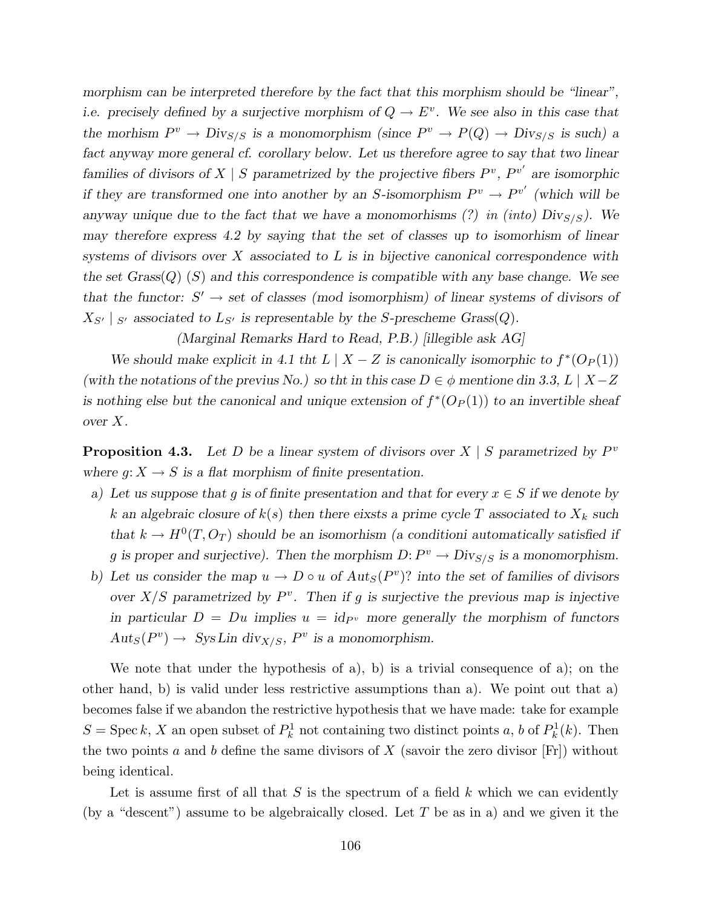*morphism can be interpreted therefore by the fact that this morphism should be "linear", i.e. precisely defined by a surjective morphism of $Q \to E^v$. We see also in this case that the morhism $P^v \to \mathrm{Div}_{S/S}$ is a monomorphism (since $P^v \to P(Q) \to \mathrm{Div}_{S/S}$ is such) a fact anyway more general cf. corollary below. Let us therefore agree to say that two linear families of divisors of $X \mid S$ parametrized by the projective fibers $P^v$, $P^{v'}$ are isomorphic if they are transformed one into another by an S-isomorphism $P^v \to P^{v'}$ (which will be anyway unique due to the fact that we have a monomorhisms (?) in (into) $\mathrm{Div}_{S/S}$). We may therefore express 4.2 by saying that the set of classes up to isomorhism of linear systems of divisors over X associated to L is in bijective canonical correspondence with the set Grass(Q) (S) and this correspondence is compatible with any base change. We see that the functor: $S' \to$ set of classes (mod isomorphism) of linear systems of divisors of $X_{S'} \mid_{S'}$ associated to $L_{S'}$ is representable by the S-prescheme Grass(Q).*

*(Marginal Remarks Hard to Read, P.B.) [illegible ask AG]*

*We should make explicit in 4.1 tht $L \mid X - Z$ is canonically isomorphic to $f^*(O_P(1))$ (with the notations of the previus No.) so tht in this case $D \in \phi$ mentione din 3.3, $L \mid X-Z$ is nothing else but the canonical and unique extension of $f^*(O_P(1))$ to an invertible sheaf over X.*

**Proposition 4.3.** *Let D be a linear system of divisors over $X \mid S$ parametrized by $P^v$ where $g\colon X \to S$ is a flat morphism of finite presentation.*

- *a) Let us suppose that g is of finite presentation and that for every $x \in S$ if we denote by k an algebraic closure of $k(s)$ then there eixsts a prime cycle T associated to $X_k$ such that $k \to H^0(T, O_T)$ should be an isomorhism (a conditioni automatically satisfied if g is proper and surjective). Then the morphism $D\colon P^v \to \mathrm{Div}_{S/S}$ is a monomorphism.*
- *b) Let us consider the map $u \to D \circ u$ of $Aut_S(P^v)$? into the set of families of divisors over $X/S$ parametrized by $P^v$. Then if g is surjective the previous map is injective in particular $D = Du$ implies $u = id_{P^v}$ more generally the morphism of functors $Aut_S(P^v) \to$ Sys Lin $div_{X/S}$, $P^v$ is a monomorphism.*

We note that under the hypothesis of a), b) is a trivial consequence of a); on the other hand, b) is valid under less restrictive assumptions than a). We point out that a) becomes false if we abandon the restrictive hypothesis that we have made: take for example $S = \operatorname{Spec} k$, X an open subset of $P^1_k$ not containing two distinct points a, b of $P^1_k(k)$. Then the two points a and b define the same divisors of X (savoir the zero divisor [Fr]) without being identical.

Let is assume first of all that S is the spectrum of a field k which we can evidently (by a "descent") assume to be algebraically closed. Let T be as in a) and we given it the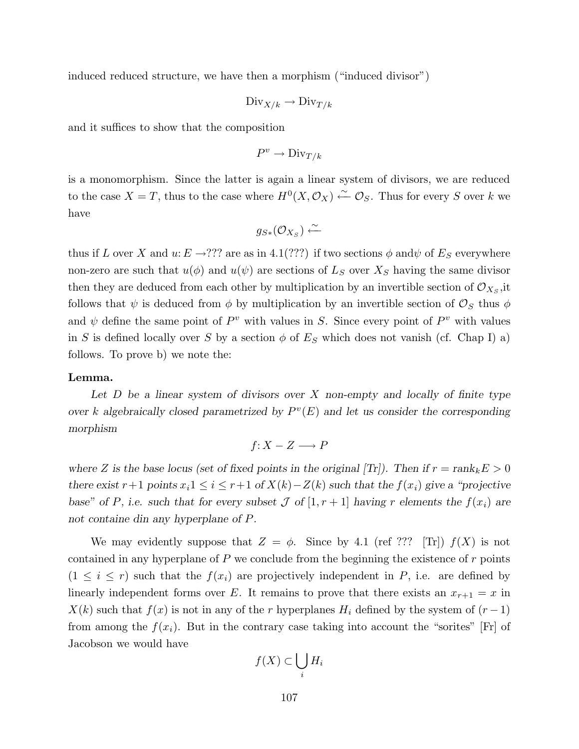induced reduced structure, we have then a morphism ("induced divisor")

$$\mathrm{Div}_{X/k} \to \mathrm{Div}_{T/k}$$

and it suffices to show that the composition

$$P^v \to \mathrm{Div}_{T/k}$$

is a monomorphism. Since the latter is again a linear system of divisors, we are reduced to the case $X = T$, thus to the case where $H^0(X, \mathcal{O}_X) \xleftarrow{\sim} \mathcal{O}_S$. Thus for every $S$ over $k$ we have

$$g_{S*}(\mathcal{O}_{X_S}) \xleftarrow{\sim}$$

thus if $L$ over $X$ and $u\colon E \to ???$ are as in 4.1(???) if two sections $\phi$ and$\psi$ of $E_S$ everywhere non-zero are such that $u(\phi)$ and $u(\psi)$ are sections of $L_S$ over $X_S$ having the same divisor then they are deduced from each other by multiplication by an invertible section of $\mathcal{O}_{X_S}$,it follows that $\psi$ is deduced from $\phi$ by multiplication by an invertible section of $\mathcal{O}_S$ thus $\phi$ and $\psi$ define the same point of $P^v$ with values in $S$. Since every point of $P^v$ with values in $S$ is defined locally over $S$ by a section $\phi$ of $E_S$ which does not vanish (cf. Chap I) a) follows. To prove b) we note the:

**Lemma.**

*Let $D$ be a linear system of divisors over $X$ non-empty and locally of finite type over $k$ algebraically closed parametrized by $P^v(E)$ and let us consider the corresponding morphism*

$$f\colon X - Z \longrightarrow P$$

*where $Z$ is the base locus (set of fixed points in the original [Tr]). Then if $r = \mathrm{rank}_k E > 0$ there exist $r+1$ points $x_i 1 \leq i \leq r+1$ of $X(k) - Z(k)$ such that the $f(x_i)$ give a "projective base" of $P$, i.e. such that for every subset $\mathcal{J}$ of $[1, r+1]$ having $r$ elements the $f(x_i)$ are not containe din any hyperplane of $P$.*

We may evidently suppose that $Z = \phi$. Since by 4.1 (ref ??? [Tr]) $f(X)$ is not contained in any hyperplane of $P$ we conclude from the beginning the existence of $r$ points $(1 \leq i \leq r)$ such that the $f(x_i)$ are projectively independent in $P$, i.e. are defined by linearly independent forms over $E$. It remains to prove that there exists an $x_{r+1} = x$ in $X(k)$ such that $f(x)$ is not in any of the $r$ hyperplanes $H_i$ defined by the system of $(r-1)$ from among the $f(x_i)$. But in the contrary case taking into account the "sorites" [Fr] of Jacobson we would have

$$f(X) \subset \bigcup_i H_i$$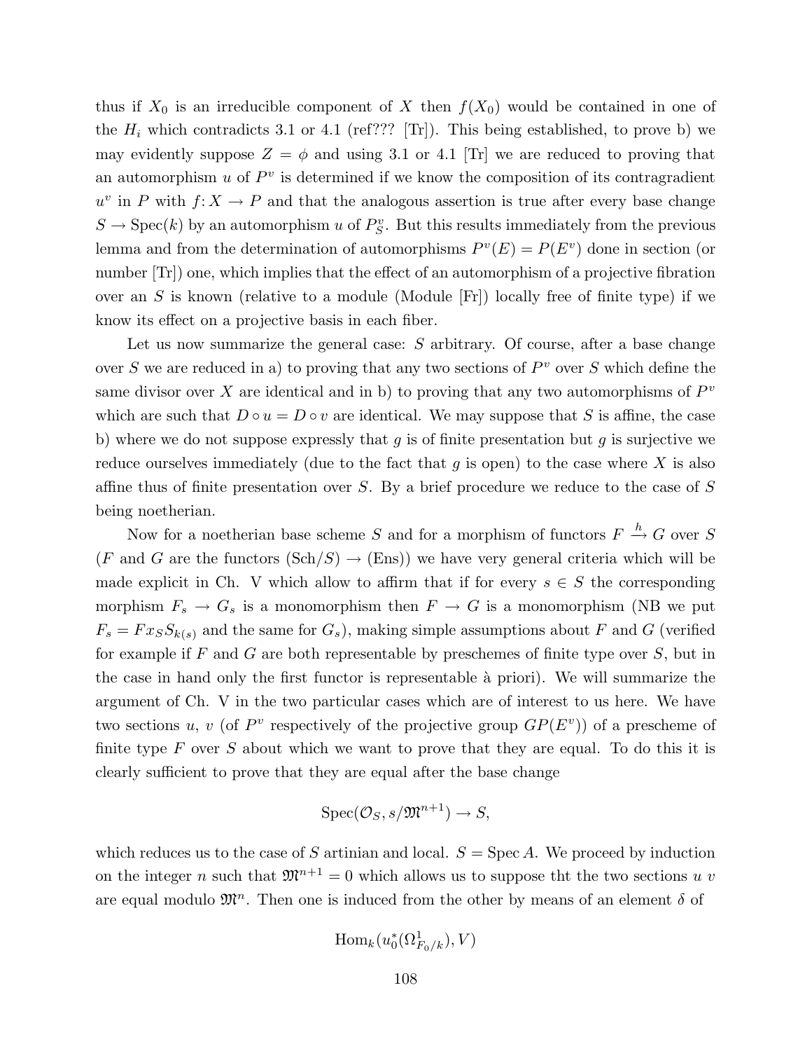thus if $X_0$ is an irreducible component of $X$ then $f(X_0)$ would be contained in one of the $H_i$ which contradicts 3.1 or 4.1 (ref??? [Tr]). This being established, to prove b) we may evidently suppose $Z = \phi$ and using 3.1 or 4.1 [Tr] we are reduced to proving that an automorphism $u$ of $P^v$ is determined if we know the composition of its contragradient $u^v$ in $P$ with $f\colon X \to P$ and that the analogous assertion is true after every base change $S \to \mathrm{Spec}(k)$ by an automorphism $u$ of $P^v_S$. But this results immediately from the previous lemma and from the determination of automorphisms $P^v(E) = P(E^v)$ done in section (or number [Tr]) one, which implies that the effect of an automorphism of a projective fibration over an $S$ is known (relative to a module (Module [Fr]) locally free of finite type) if we know its effect on a projective basis in each fiber.

Let us now summarize the general case: $S$ arbitrary. Of course, after a base change over $S$ we are reduced in a) to proving that any two sections of $P^v$ over $S$ which define the same divisor over $X$ are identical and in b) to proving that any two automorphisms of $P^v$ which are such that $D \circ u = D \circ v$ are identical. We may suppose that $S$ is affine, the case b) where we do not suppose expressly that $g$ is of finite presentation but $g$ is surjective we reduce ourselves immediately (due to the fact that $g$ is open) to the case where $X$ is also affine thus of finite presentation over $S$. By a brief procedure we reduce to the case of $S$ being noetherian.

Now for a noetherian base scheme $S$ and for a morphism of functors $F \xrightarrow{h} G$ over $S$ ($F$ and $G$ are the functors $(\mathrm{Sch}/S) \to (\mathrm{Ens})$) we have very general criteria which will be made explicit in Ch. V which allow to affirm that if for every $s \in S$ the corresponding morphism $F_s \to G_s$ is a monomorphism then $F \to G$ is a monomorphism (NB we put $F_s = Fx_S S_{k(s)}$ and the same for $G_s$), making simple assumptions about $F$ and $G$ (verified for example if $F$ and $G$ are both representable by preschemes of finite type over $S$, but in the case in hand only the first functor is representable à priori). We will summarize the argument of Ch. V in the two particular cases which are of interest to us here. We have two sections $u$, $v$ (of $P^v$ respectively of the projective group $GP(E^v)$) of a prescheme of finite type $F$ over $S$ about which we want to prove that they are equal. To do this it is clearly sufficient to prove that they are equal after the base change

$$\mathrm{Spec}(\mathcal{O}_S, s/\mathfrak{M}^{n+1}) \to S,$$

which reduces us to the case of $S$ artinian and local. $S = \mathrm{Spec}\, A$. We proceed by induction on the integer $n$ such that $\mathfrak{M}^{n+1} = 0$ which allows us to suppose tht the two sections $u$ $v$ are equal modulo $\mathfrak{M}^n$. Then one is induced from the other by means of an element $\delta$ of

$$\mathrm{Hom}_k(u_0^*(\Omega^1_{F_0/k}), V)$$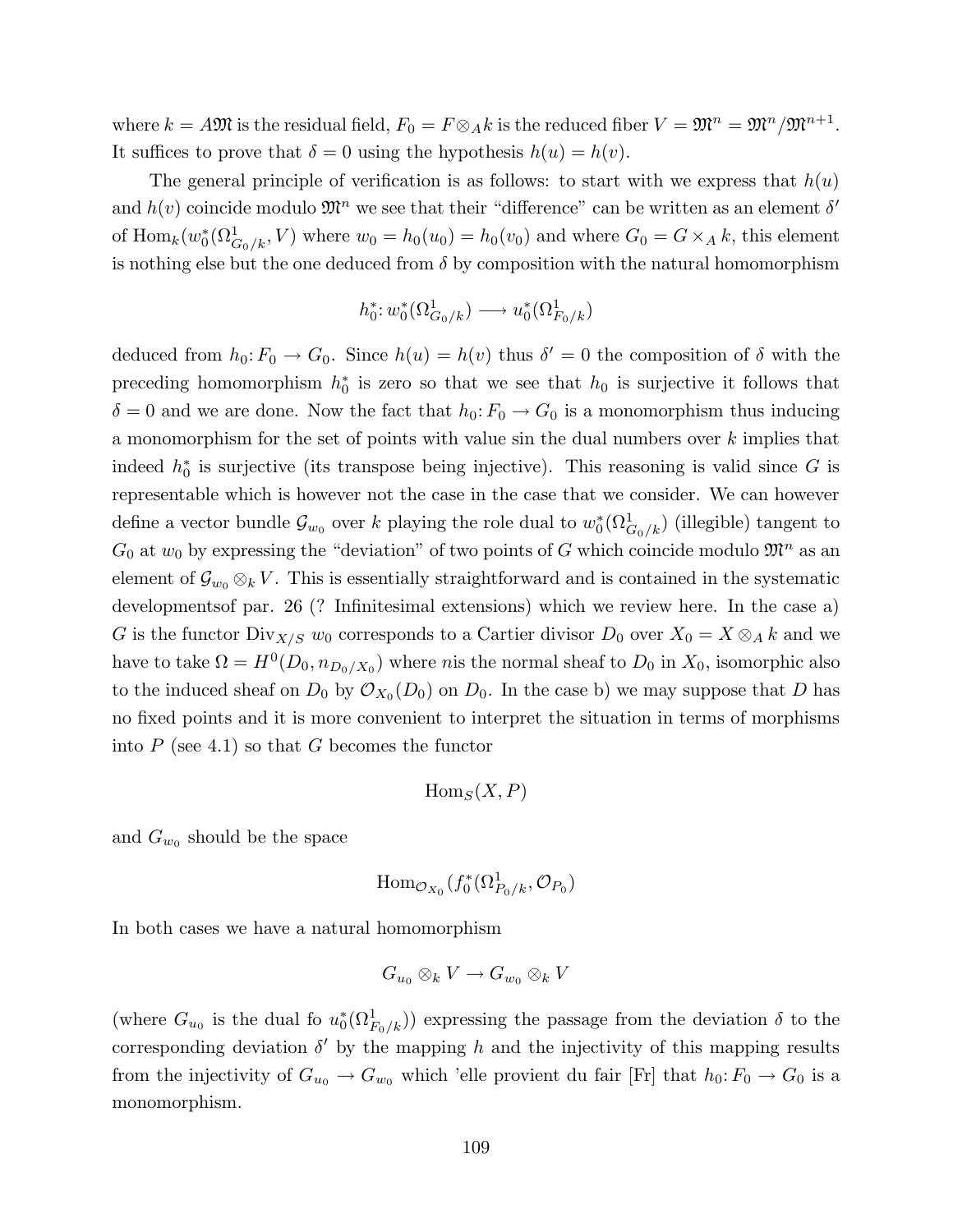where $k = A\mathfrak{M}$ is the residual field, $F_0 = F \otimes_A k$ is the reduced fiber $V = \mathfrak{M}^n = \mathfrak{M}^n/\mathfrak{M}^{n+1}$. It suffices to prove that $\delta = 0$ using the hypothesis $h(u) = h(v)$.

The general principle of verification is as follows: to start with we express that $h(u)$ and $h(v)$ coincide modulo $\mathfrak{M}^n$ we see that their "difference" can be written as an element $\delta'$ of $\mathrm{Hom}_k(w_0^*(\Omega^1_{G_0/k}, V)$ where $w_0 = h_0(u_0) = h_0(v_0)$ and where $G_0 = G \times_A k$, this element is nothing else but the one deduced from $\delta$ by composition with the natural homomorphism

$$h_0^*\colon w_0^*(\Omega^1_{G_0/k}) \longrightarrow u_0^*(\Omega^1_{F_0/k})$$

deduced from $h_0\colon F_0 \to G_0$. Since $h(u) = h(v)$ thus $\delta' = 0$ the composition of $\delta$ with the preceding homomorphism $h_0^*$ is zero so that we see that $h_0$ is surjective it follows that $\delta = 0$ and we are done. Now the fact that $h_0\colon F_0 \to G_0$ is a monomorphism thus inducing a monomorphism for the set of points with value sin the dual numbers over $k$ implies that indeed $h_0^*$ is surjective (its transpose being injective). This reasoning is valid since $G$ is representable which is however not the case in the case that we consider. We can however define a vector bundle $\mathcal{G}_{w_0}$ over $k$ playing the role dual to $w_0^*(\Omega^1_{G_0/k})$ (illegible) tangent to $G_0$ at $w_0$ by expressing the "deviation" of two points of $G$ which coincide modulo $\mathfrak{M}^n$ as an element of $\mathcal{G}_{w_0} \otimes_k V$. This is essentially straightforward and is contained in the systematic developmentsof par. 26 (? Infinitesimal extensions) which we review here. In the case a) $G$ is the functor $\mathrm{Div}_{X/S}$ $w_0$ corresponds to a Cartier divisor $D_0$ over $X_0 = X \otimes_A k$ and we have to take $\Omega = H^0(D_0, n_{D_0/X_0})$ where $n$is the normal sheaf to $D_0$ in $X_0$, isomorphic also to the induced sheaf on $D_0$ by $\mathcal{O}_{X_0}(D_0)$ on $D_0$. In the case b) we may suppose that $D$ has no fixed points and it is more convenient to interpret the situation in terms of morphisms into $P$ (see 4.1) so that $G$ becomes the functor

$$\mathrm{Hom}_S(X, P)$$

and $G_{w_0}$ should be the space

$$\mathrm{Hom}_{\mathcal{O}_{X_0}}(f_0^*(\Omega^1_{P_0/k}, \mathcal{O}_{P_0})$$

In both cases we have a natural homomorphism

$$G_{u_0} \otimes_k V \to G_{w_0} \otimes_k V$$

(where $G_{u_0}$ is the dual fo $u_0^*(\Omega^1_{F_0/k})$) expressing the passage from the deviation $\delta$ to the corresponding deviation $\delta'$ by the mapping $h$ and the injectivity of this mapping results from the injectivity of $G_{u_0} \to G_{w_0}$ which 'elle provient du fair [Fr] that $h_0\colon F_0 \to G_0$ is a monomorphism.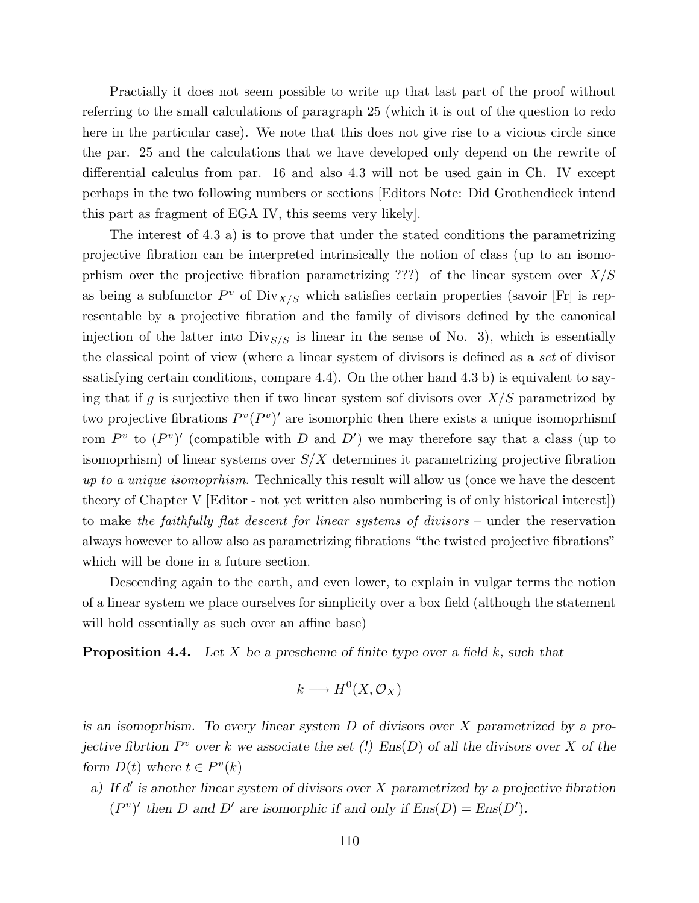Practially it does not seem possible to write up that last part of the proof without referring to the small calculations of paragraph 25 (which it is out of the question to redo here in the particular case). We note that this does not give rise to a vicious circle since the par. 25 and the calculations that we have developed only depend on the rewrite of differential calculus from par. 16 and also 4.3 will not be used gain in Ch. IV except perhaps in the two following numbers or sections [Editors Note: Did Grothendieck intend this part as fragment of EGA IV, this seems very likely].

The interest of 4.3 a) is to prove that under the stated conditions the parametrizing projective fibration can be interpreted intrinsically the notion of class (up to an isomoprhism over the projective fibration parametrizing ???) of the linear system over $X/S$ as being a subfunctor $P^v$ of $\mathrm{Div}_{X/S}$ which satisfies certain properties (savoir [Fr] is representable by a projective fibration and the family of divisors defined by the canonical injection of the latter into $\mathrm{Div}_{S/S}$ is linear in the sense of No. 3), which is essentially the classical point of view (where a linear system of divisors is defined as a *set* of divisor ssatisfying certain conditions, compare 4.4). On the other hand 4.3 b) is equivalent to saying that if $g$ is surjective then if two linear system sof divisors over $X/S$ parametrized by two projective fibrations $P^v(P^v)'$ are isomorphic then there exists a unique isomoprhismf rom $P^v$ to $(P^v)'$ (compatible with $D$ and $D'$) we may therefore say that a class (up to isomoprhism) of linear systems over $S/X$ determines it parametrizing projective fibration *up to a unique isomoprhism*. Technically this result will allow us (once we have the descent theory of Chapter V [Editor - not yet written also numbering is of only historical interest]) to make *the faithfully flat descent for linear systems of divisors* – under the reservation always however to allow also as parametrizing fibrations "the twisted projective fibrations" which will be done in a future section.

Descending again to the earth, and even lower, to explain in vulgar terms the notion of a linear system we place ourselves for simplicity over a box field (although the statement will hold essentially as such over an affine base)

**Proposition 4.4.** *Let $X$ be a prescheme of finite type over a field $k$, such that*

$$k \longrightarrow H^0(X, \mathcal{O}_X)$$

*is an isomoprhism. To every linear system $D$ of divisors over $X$ parametrized by a projective fibrtion $P^v$ over $k$ we associate the set (!) $\mathrm{Ens}(D)$ of all the divisors over $X$ of the form $D(t)$ where $t \in P^v(k)$*

a) *If $d'$ is another linear system of divisors over $X$ parametrized by a projective fibration $(P^v)'$ then $D$ and $D'$ are isomorphic if and only if $\mathrm{Ens}(D) = \mathrm{Ens}(D')$.*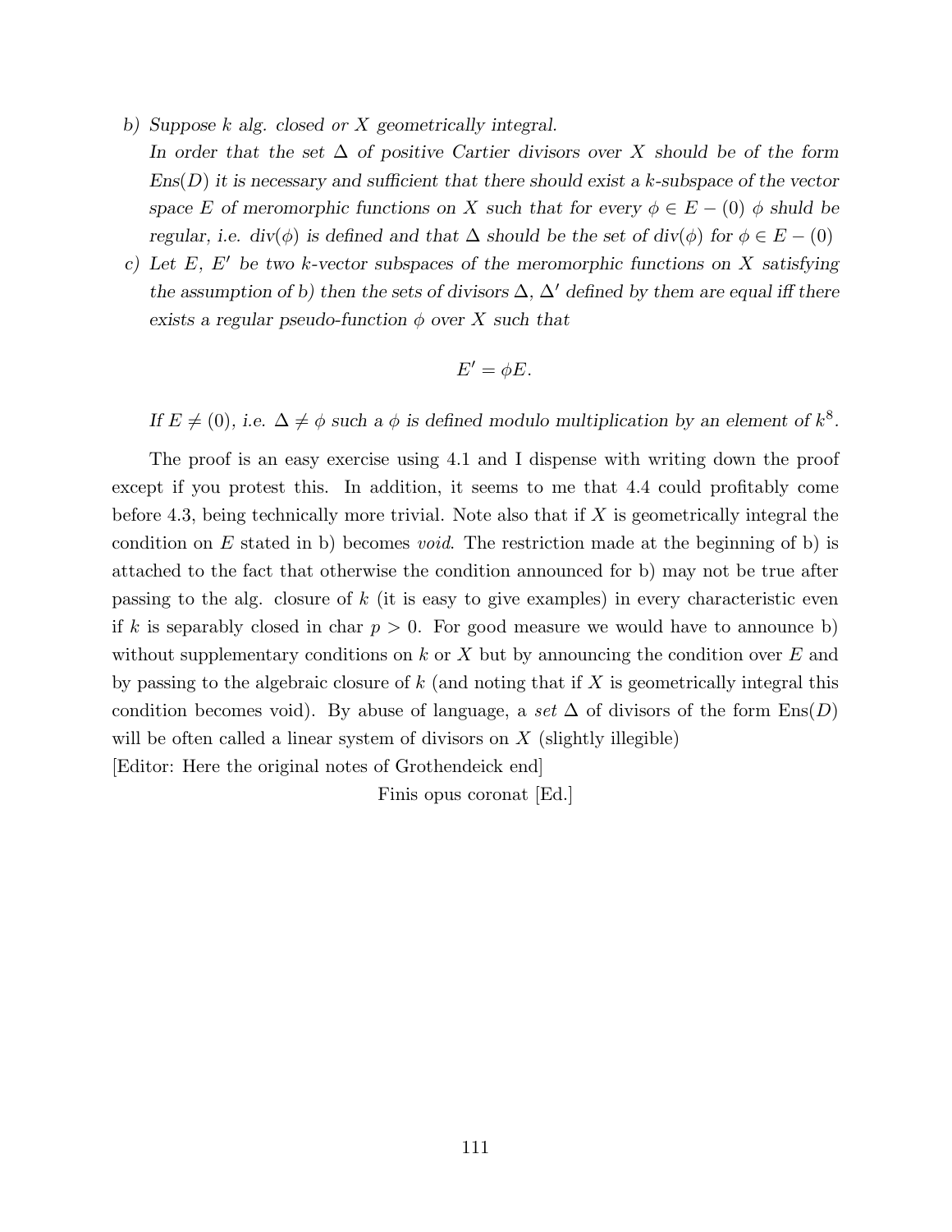b) *Suppose $k$ alg. closed or $X$ geometrically integral.*

*In order that the set $\Delta$ of positive Cartier divisors over $X$ should be of the form Ens($D$) it is necessary and sufficient that there should exist a $k$-subspace of the vector space $E$ of meromorphic functions on $X$ such that for every $\phi \in E - (0)$ $\phi$ shuld be regular, i.e. div($\phi$) is defined and that $\Delta$ should be the set of div($\phi$) for $\phi \in E - (0)$*

c) *Let $E$, $E'$ be two $k$-vector subspaces of the meromorphic functions on $X$ satisfying the assumption of b) then the sets of divisors $\Delta$, $\Delta'$ defined by them are equal iff there exists a regular pseudo-function $\phi$ over $X$ such that*

$$E' = \phi E.$$

*If $E \neq (0)$, i.e. $\Delta \neq \phi$ such a $\phi$ is defined modulo multiplication by an element of $k^8$.*

The proof is an easy exercise using 4.1 and I dispense with writing down the proof except if you protest this. In addition, it seems to me that 4.4 could profitably come before 4.3, being technically more trivial. Note also that if $X$ is geometrically integral the condition on $E$ stated in b) becomes *void*. The restriction made at the beginning of b) is attached to the fact that otherwise the condition announced for b) may not be true after passing to the alg. closure of $k$ (it is easy to give examples) in every characteristic even if $k$ is separably closed in char $p > 0$. For good measure we would have to announce b) without supplementary conditions on $k$ or $X$ but by announcing the condition over $E$ and by passing to the algebraic closure of $k$ (and noting that if $X$ is geometrically integral this condition becomes void). By abuse of language, a *set* $\Delta$ of divisors of the form Ens($D$) will be often called a linear system of divisors on $X$ (slightly illegible)

[Editor: Here the original notes of Grothendeick end]

Finis opus coronat [Ed.]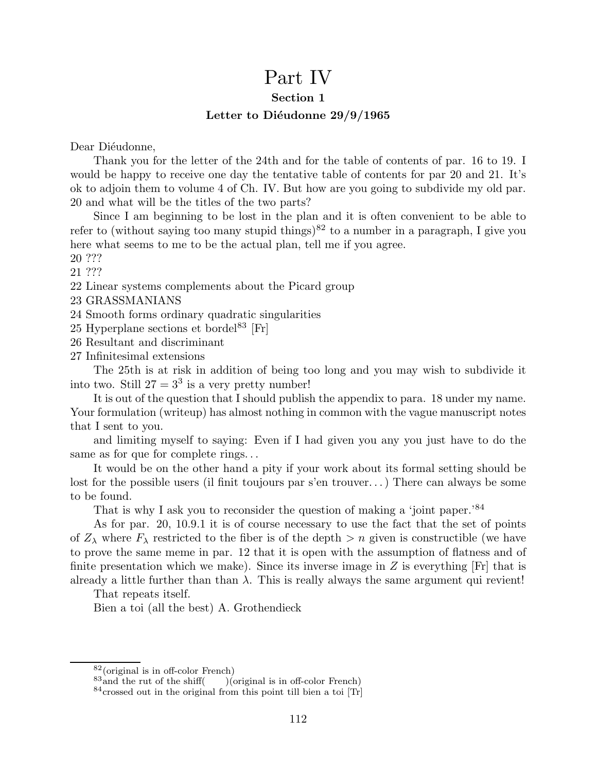# Part IV

## Section 1

### Letter to Diéudonne 29/9/1965

Dear Diéudonne,

Thank you for the letter of the 24th and for the table of contents of par. 16 to 19. I would be happy to receive one day the tentative table of contents for par 20 and 21. It's ok to adjoin them to volume 4 of Ch. IV. But how are you going to subdivide my old par. 20 and what will be the titles of the two parts?

Since I am beginning to be lost in the plan and it is often convenient to be able to refer to (without saying too many stupid things)[82] to a number in a paragraph, I give you here what seems to me to be the actual plan, tell me if you agree.

20 ???
21 ???
22 Linear systems complements about the Picard group
23 GRASSMANIANS
24 Smooth forms ordinary quadratic singularities
25 Hyperplane sections et bordel[83] [Fr]
26 Resultant and discriminant
27 Infinitesimal extensions

The 25th is at risk in addition of being too long and you may wish to subdivide it into two. Still $27 = 3^3$ is a very pretty number!

It is out of the question that I should publish the appendix to para. 18 under my name. Your formulation (writeup) has almost nothing in common with the vague manuscript notes that I sent to you.

and limiting myself to saying: Even if I had given you any you just have to do the same as for que for complete rings. . .

It would be on the other hand a pity if your work about its formal setting should be lost for the possible users (il finit toujours par s'en trouver. . . ) There can always be some to be found.

That is why I ask you to reconsider the question of making a 'joint paper.'[84]

As for par. 20, 10.9.1 it is of course necessary to use the fact that the set of points of $Z_\lambda$ where $F_\lambda$ restricted to the fiber is of the depth $> n$ given is constructible (we have to prove the same meme in par. 12 that it is open with the assumption of flatness and of finite presentation which we make). Since its inverse image in $Z$ is everything [Fr] that is already a little further than than $\lambda$. This is really always the same argument qui revient!

That repeats itself.

Bien a toi (all the best) A. Grothendieck

---

[82](original is in off-color French)

[83]and the rut of the shiff( )(original is in off-color French)

[84]crossed out in the original from this point till bien a toi [Tr]